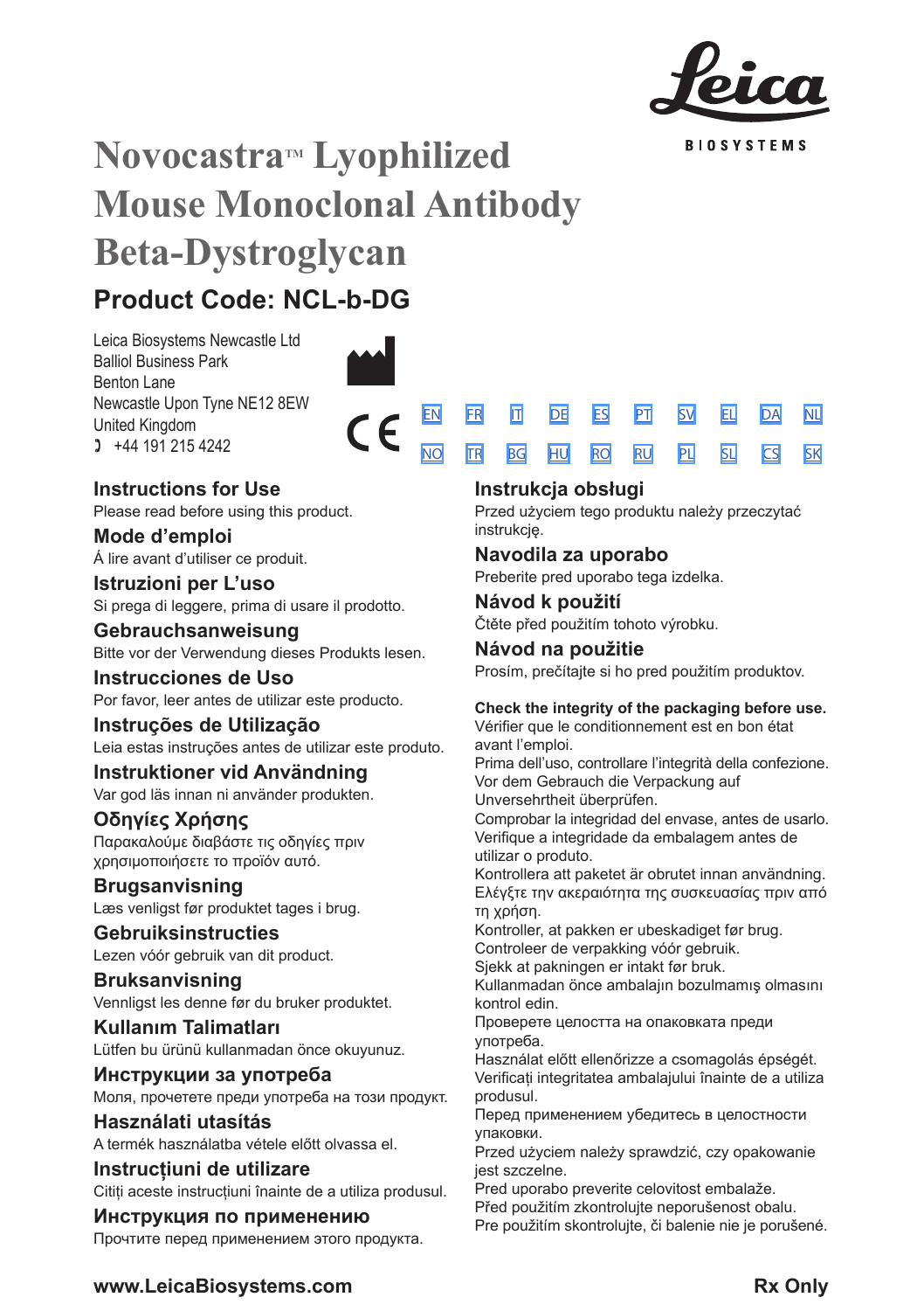# Novocastra™ Lyophilized Mouse Monoclonal Antibody Beta-Dystroglycan

## Product Code: NCL-b-DG

Leica Biosystems Newcastle Ltd
Balliol Business Park
Benton Lane
Newcastle Upon Tyne NE12 8EW
United Kingdom
+44 191 215 4242

EN FR IT DE ES PT SV EL DA NL
NO TR BG HU RO RU PL SL CS SK

### Instructions for Use
Please read before using this product.

### Mode d'emploi
Á lire avant d'utiliser ce produit.

### Istruzioni per L'uso
Si prega di leggere, prima di usare il prodotto.

### Gebrauchsanweisung
Bitte vor der Verwendung dieses Produkts lesen.

### Instrucciones de Uso
Por favor, leer antes de utilizar este producto.

### Instruções de Utilização
Leia estas instruções antes de utilizar este produto.

### Instruktioner vid Användning
Var god läs innan ni använder produkten.

### Οδηγίες Χρήσης
Παρακαλούμε διαβάστε τις οδηγίες πριν χρησιμοποιήσετε το προϊόν αυτό.

### Brugsanvisning
Læs venligst før produktet tages i brug.

### Gebruiksinstructies
Lezen vóór gebruik van dit product.

### Bruksanvisning
Vennligst les denne før du bruker produktet.

### Kullanım Talimatları
Lütfen bu ürünü kullanmadan önce okuyunuz.

### Инструкции за употреба
Моля, прочетете преди употреба на този продукт.

### Használati utasítás
A termék használatba vétele előtt olvassa el.

### Instrucțiuni de utilizare
Citiți aceste instrucțiuni înainte de a utiliza produsul.

### Инструкция по применению
Прочтите перед применением этого продукта.

### Instrukcja obsługi
Przed użyciem tego produktu należy przeczytać instrukcję.

### Navodila za uporabo
Preberite pred uporabo tega izdelka.

### Návod k použití
Čtěte před použitím tohoto výrobku.

### Návod na použitie
Prosím, prečítajte si ho pred použitím produktov.

**Check the integrity of the packaging before use.**
Vérifier que le conditionnement est en bon état avant l'emploi.
Prima dell'uso, controllare l'integrità della confezione.
Vor dem Gebrauch die Verpackung auf Unversehrtheit überprüfen.
Comprobar la integridad del envase, antes de usarlo.
Verifique a integridade da embalagem antes de utilizar o produto.
Kontrollera att paketet är obrutet innan användning.
Ελέγξτε την ακεραιότητα της συσκευασίας πριν από τη χρήση.
Kontroller, at pakken er ubeskadiget før brug.
Controleer de verpakking vóór gebruik.
Sjekk at pakningen er intakt før bruk.
Kullanmadan önce ambalajın bozulmamış olmasını kontrol edin.
Проверете целостта на опаковката преди употреба.
Használat előtt ellenőrizze a csomagolás épségét.
Verificați integritatea ambalajului înainte de a utiliza produsul.
Перед применением убедитесь в целостности упаковки.
Przed użyciem należy sprawdzić, czy opakowanie jest szczelne.
Pred uporabo preverite celovitost embalaže.
Před použitím zkontrolujte neporušenost obalu.
Pre použitím skontrolujte, či balenie nie je porušené.

**www.LeicaBiosystems.com**

**Rx Only**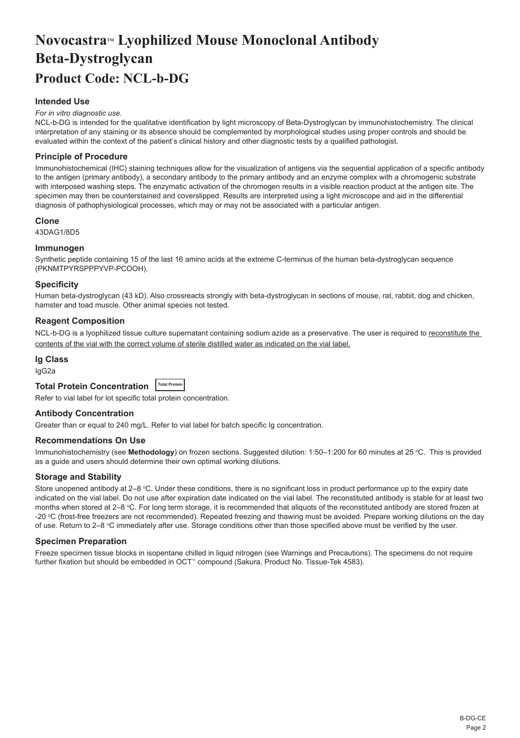# Novocastra™ Lyophilized Mouse Monoclonal Antibody Beta-Dystroglycan

## Product Code: NCL-b-DG

### Intended Use

*For in vitro diagnostic use.*

NCL-b-DG is intended for the qualitative identification by light microscopy of Beta-Dystroglycan by immunohistochemistry. The clinical interpretation of any staining or its absence should be complemented by morphological studies using proper controls and should be evaluated within the context of the patient's clinical history and other diagnostic tests by a qualified pathologist.

### Principle of Procedure

Immunohistochemical (IHC) staining techniques allow for the visualization of antigens via the sequential application of a specific antibody to the antigen (primary antibody), a secondary antibody to the primary antibody and an enzyme complex with a chromogenic substrate with interposed washing steps. The enzymatic activation of the chromogen results in a visible reaction product at the antigen site. The specimen may then be counterstained and coverslipped. Results are interpreted using a light microscope and aid in the differential diagnosis of pathophysiological processes, which may or may not be associated with a particular antigen.

### Clone

43DAG1/8D5

### Immunogen

Synthetic peptide containing 15 of the last 16 amino acids at the extreme C-terminus of the human beta-dystroglycan sequence (PKNMTPYRSPPPYVP-PCOOH).

### Specificity

Human beta-dystroglycan (43 kD). Also crossreacts strongly with beta-dystroglycan in sections of mouse, rat, rabbit, dog and chicken, hamster and toad muscle. Other animal species not tested.

### Reagent Composition

NCL-b-DG is a lyophilized tissue culture supernatant containing sodium azide as a preservative. The user is required to reconstitute the contents of the vial with the correct volume of sterile distilled water as indicated on the vial label.

### Ig Class

IgG2a

### Total Protein Concentration Total Protein

Refer to vial label for lot specific total protein concentration.

### Antibody Concentration

Greater than or equal to 240 mg/L. Refer to vial label for batch specific Ig concentration.

### Recommendations On Use

Immunohistochemistry (see **Methodology**) on frozen sections. Suggested dilution: 1:50–1:200 for 60 minutes at 25 °C. This is provided as a guide and users should determine their own optimal working dilutions.

### Storage and Stability

Store unopened antibody at 2–8 °C. Under these conditions, there is no significant loss in product performance up to the expiry date indicated on the vial label. Do not use after expiration date indicated on the vial label. The reconstituted antibody is stable for at least two months when stored at 2–8 °C. For long term storage, it is recommended that aliquots of the reconstituted antibody are stored frozen at -20 °C (frost-free freezers are not recommended). Repeated freezing and thawing must be avoided. Prepare working dilutions on the day of use. Return to 2–8 °C immediately after use. Storage conditions other than those specified above must be verified by the user.

### Specimen Preparation

Freeze specimen tissue blocks in isopentane chilled in liquid nitrogen (see Warnings and Precautions). The specimens do not require further fixation but should be embedded in OCT™ compound (Sakura, Product No. Tissue-Tek 4583).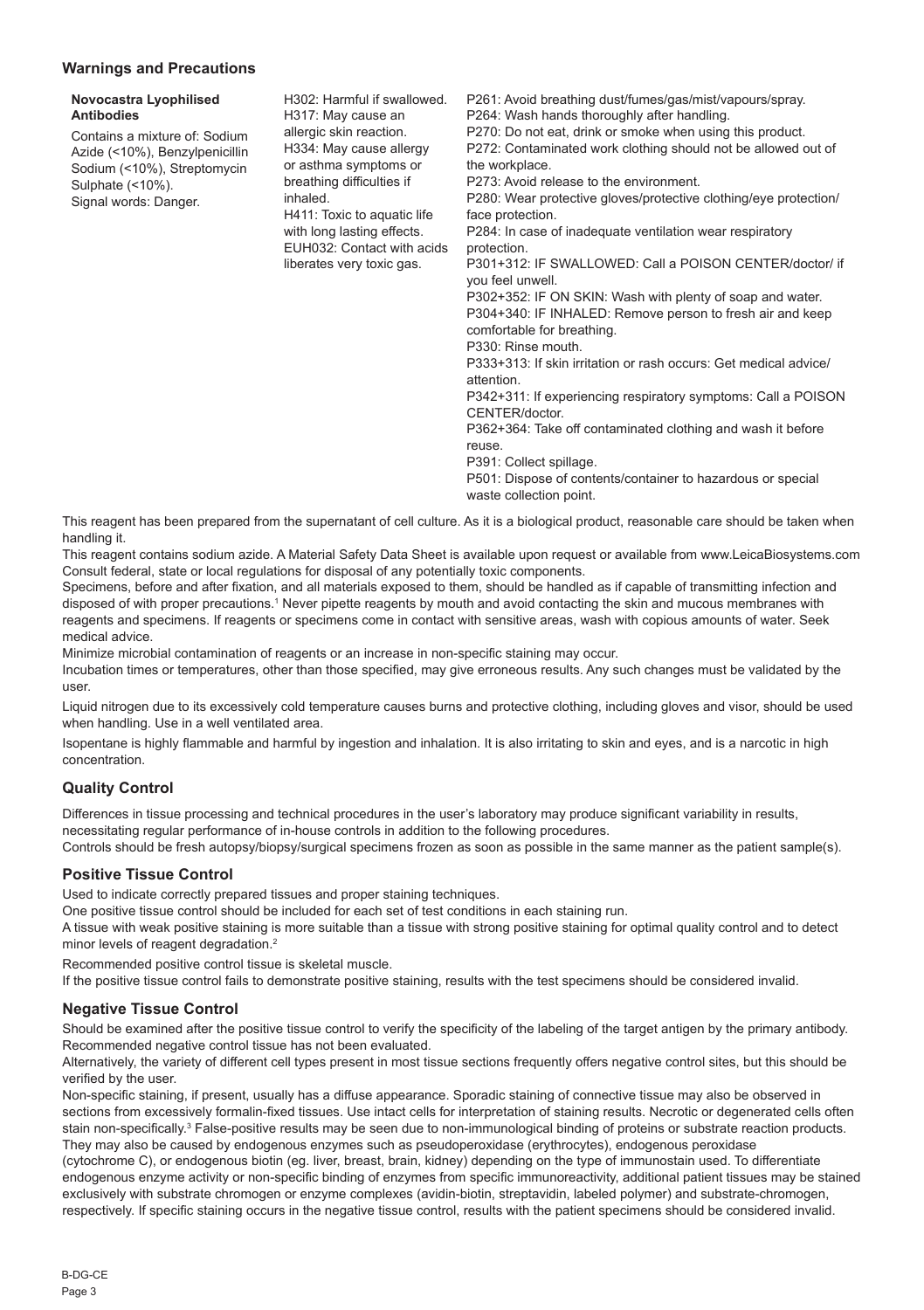## Warnings and Precautions

| **Novocastra Lyophilised Antibodies** Contains a mixture of: Sodium Azide (<10%), Benzylpenicillin Sodium (<10%), Streptomycin Sulphate (<10%). Signal words: Danger. | H302: Harmful if swallowed. H317: May cause an allergic skin reaction. H334: May cause allergy or asthma symptoms or breathing difficulties if inhaled. H411: Toxic to aquatic life with long lasting effects. EUH032: Contact with acids liberates very toxic gas. | P261: Avoid breathing dust/fumes/gas/mist/vapours/spray. P264: Wash hands thoroughly after handling. P270: Do not eat, drink or smoke when using this product. P272: Contaminated work clothing should not be allowed out of the workplace. P273: Avoid release to the environment. P280: Wear protective gloves/protective clothing/eye protection/ face protection. P284: In case of inadequate ventilation wear respiratory protection. P301+312: IF SWALLOWED: Call a POISON CENTER/doctor/ if you feel unwell. P302+352: IF ON SKIN: Wash with plenty of soap and water. P304+340: IF INHALED: Remove person to fresh air and keep comfortable for breathing. P330: Rinse mouth. P333+313: If skin irritation or rash occurs: Get medical advice/ attention. P342+311: If experiencing respiratory symptoms: Call a POISON CENTER/doctor. P362+364: Take off contaminated clothing and wash it before reuse. P391: Collect spillage. P501: Dispose of contents/container to hazardous or special waste collection point. |
|---|---|---|

This reagent has been prepared from the supernatant of cell culture. As it is a biological product, reasonable care should be taken when handling it.

This reagent contains sodium azide. A Material Safety Data Sheet is available upon request or available from www.LeicaBiosystems.com

Consult federal, state or local regulations for disposal of any potentially toxic components.

Specimens, before and after fixation, and all materials exposed to them, should be handled as if capable of transmitting infection and disposed of with proper precautions.[1] Never pipette reagents by mouth and avoid contacting the skin and mucous membranes with reagents and specimens. If reagents or specimens come in contact with sensitive areas, wash with copious amounts of water. Seek medical advice.

Minimize microbial contamination of reagents or an increase in non-specific staining may occur.

Incubation times or temperatures, other than those specified, may give erroneous results. Any such changes must be validated by the user.

Liquid nitrogen due to its excessively cold temperature causes burns and protective clothing, including gloves and visor, should be used when handling. Use in a well ventilated area.

Isopentane is highly flammable and harmful by ingestion and inhalation. It is also irritating to skin and eyes, and is a narcotic in high concentration.

## Quality Control

Differences in tissue processing and technical procedures in the user's laboratory may produce significant variability in results, necessitating regular performance of in-house controls in addition to the following procedures.

Controls should be fresh autopsy/biopsy/surgical specimens frozen as soon as possible in the same manner as the patient sample(s).

## Positive Tissue Control

Used to indicate correctly prepared tissues and proper staining techniques.

One positive tissue control should be included for each set of test conditions in each staining run.

A tissue with weak positive staining is more suitable than a tissue with strong positive staining for optimal quality control and to detect minor levels of reagent degradation.[2]

Recommended positive control tissue is skeletal muscle.

If the positive tissue control fails to demonstrate positive staining, results with the test specimens should be considered invalid.

## Negative Tissue Control

Should be examined after the positive tissue control to verify the specificity of the labeling of the target antigen by the primary antibody.

Recommended negative control tissue has not been evaluated.

Alternatively, the variety of different cell types present in most tissue sections frequently offers negative control sites, but this should be verified by the user.

Non-specific staining, if present, usually has a diffuse appearance. Sporadic staining of connective tissue may also be observed in sections from excessively formalin-fixed tissues. Use intact cells for interpretation of staining results. Necrotic or degenerated cells often stain non-specifically.[3] False-positive results may be seen due to non-immunological binding of proteins or substrate reaction products. They may also be caused by endogenous enzymes such as pseudoperoxidase (erythrocytes), endogenous peroxidase (cytochrome C), or endogenous biotin (eg. liver, breast, brain, kidney) depending on the type of immunostain used. To differentiate endogenous enzyme activity or non-specific binding of enzymes from specific immunoreactivity, additional patient tissues may be stained exclusively with substrate chromogen or enzyme complexes (avidin-biotin, streptavidin, labeled polymer) and substrate-chromogen, respectively. If specific staining occurs in the negative tissue control, results with the patient specimens should be considered invalid.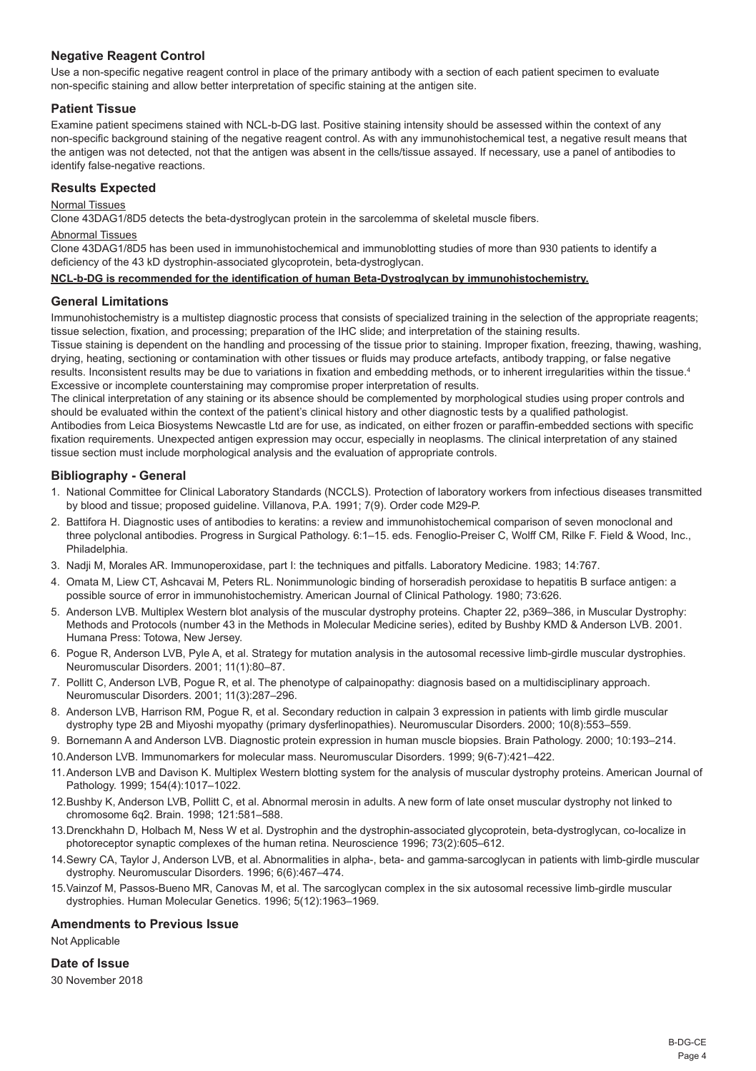## Negative Reagent Control

Use a non-specific negative reagent control in place of the primary antibody with a section of each patient specimen to evaluate non-specific staining and allow better interpretation of specific staining at the antigen site.

## Patient Tissue

Examine patient specimens stained with NCL-b-DG last. Positive staining intensity should be assessed within the context of any non-specific background staining of the negative reagent control. As with any immunohistochemical test, a negative result means that the antigen was not detected, not that the antigen was absent in the cells/tissue assayed. If necessary, use a panel of antibodies to identify false-negative reactions.

## Results Expected

Normal Tissues

Clone 43DAG1/8D5 detects the beta-dystroglycan protein in the sarcolemma of skeletal muscle fibers.

Abnormal Tissues

Clone 43DAG1/8D5 has been used in immunohistochemical and immunoblotting studies of more than 930 patients to identify a deficiency of the 43 kD dystrophin-associated glycoprotein, beta-dystroglycan.

**NCL-b-DG is recommended for the identification of human Beta-Dystroglycan by immunohistochemistry.**

## General Limitations

Immunohistochemistry is a multistep diagnostic process that consists of specialized training in the selection of the appropriate reagents; tissue selection, fixation, and processing; preparation of the IHC slide; and interpretation of the staining results.

Tissue staining is dependent on the handling and processing of the tissue prior to staining. Improper fixation, freezing, thawing, washing, drying, heating, sectioning or contamination with other tissues or fluids may produce artefacts, antibody trapping, or false negative results. Inconsistent results may be due to variations in fixation and embedding methods, or to inherent irregularities within the tissue.[4]

Excessive or incomplete counterstaining may compromise proper interpretation of results.

The clinical interpretation of any staining or its absence should be complemented by morphological studies using proper controls and should be evaluated within the context of the patient's clinical history and other diagnostic tests by a qualified pathologist.

Antibodies from Leica Biosystems Newcastle Ltd are for use, as indicated, on either frozen or paraffin-embedded sections with specific fixation requirements. Unexpected antigen expression may occur, especially in neoplasms. The clinical interpretation of any stained tissue section must include morphological analysis and the evaluation of appropriate controls.

## Bibliography - General

1. National Committee for Clinical Laboratory Standards (NCCLS). Protection of laboratory workers from infectious diseases transmitted by blood and tissue; proposed guideline. Villanova, P.A. 1991; 7(9). Order code M29-P.
2. Battifora H. Diagnostic uses of antibodies to keratins: a review and immunohistochemical comparison of seven monoclonal and three polyclonal antibodies. Progress in Surgical Pathology. 6:1–15. eds. Fenoglio-Preiser C, Wolff CM, Rilke F. Field & Wood, Inc., Philadelphia.
3. Nadji M, Morales AR. Immunoperoxidase, part I: the techniques and pitfalls. Laboratory Medicine. 1983; 14:767.
4. Omata M, Liew CT, Ashcavai M, Peters RL. Nonimmunologic binding of horseradish peroxidase to hepatitis B surface antigen: a possible source of error in immunohistochemistry. American Journal of Clinical Pathology. 1980; 73:626.
5. Anderson LVB. Multiplex Western blot analysis of the muscular dystrophy proteins. Chapter 22, p369–386, in Muscular Dystrophy: Methods and Protocols (number 43 in the Methods in Molecular Medicine series), edited by Bushby KMD & Anderson LVB. 2001. Humana Press: Totowa, New Jersey.
6. Pogue R, Anderson LVB, Pyle A, et al. Strategy for mutation analysis in the autosomal recessive limb-girdle muscular dystrophies. Neuromuscular Disorders. 2001; 11(1):80–87.
7. Pollitt C, Anderson LVB, Pogue R, et al. The phenotype of calpainopathy: diagnosis based on a multidisciplinary approach. Neuromuscular Disorders. 2001; 11(3):287–296.
8. Anderson LVB, Harrison RM, Pogue R, et al. Secondary reduction in calpain 3 expression in patients with limb girdle muscular dystrophy type 2B and Miyoshi myopathy (primary dysferlinopathies). Neuromuscular Disorders. 2000; 10(8):553–559.
9. Bornemann A and Anderson LVB. Diagnostic protein expression in human muscle biopsies. Brain Pathology. 2000; 10:193–214.
10. Anderson LVB. Immunomarkers for molecular mass. Neuromuscular Disorders. 1999; 9(6-7):421–422.
11. Anderson LVB and Davison K. Multiplex Western blotting system for the analysis of muscular dystrophy proteins. American Journal of Pathology. 1999; 154(4):1017–1022.
12. Bushby K, Anderson LVB, Pollitt C, et al. Abnormal merosin in adults. A new form of late onset muscular dystrophy not linked to chromosome 6q2. Brain. 1998; 121:581–588.
13. Drenckhahn D, Holbach M, Ness W et al. Dystrophin and the dystrophin-associated glycoprotein, beta-dystroglycan, co-localize in photoreceptor synaptic complexes of the human retina. Neuroscience 1996; 73(2):605–612.
14. Sewry CA, Taylor J, Anderson LVB, et al. Abnormalities in alpha-, beta- and gamma-sarcoglycan in patients with limb-girdle muscular dystrophy. Neuromuscular Disorders. 1996; 6(6):467–474.
15. Vainzof M, Passos-Bueno MR, Canovas M, et al. The sarcoglycan complex in the six autosomal recessive limb-girdle muscular dystrophies. Human Molecular Genetics. 1996; 5(12):1963–1969.

## Amendments to Previous Issue

Not Applicable

## Date of Issue

30 November 2018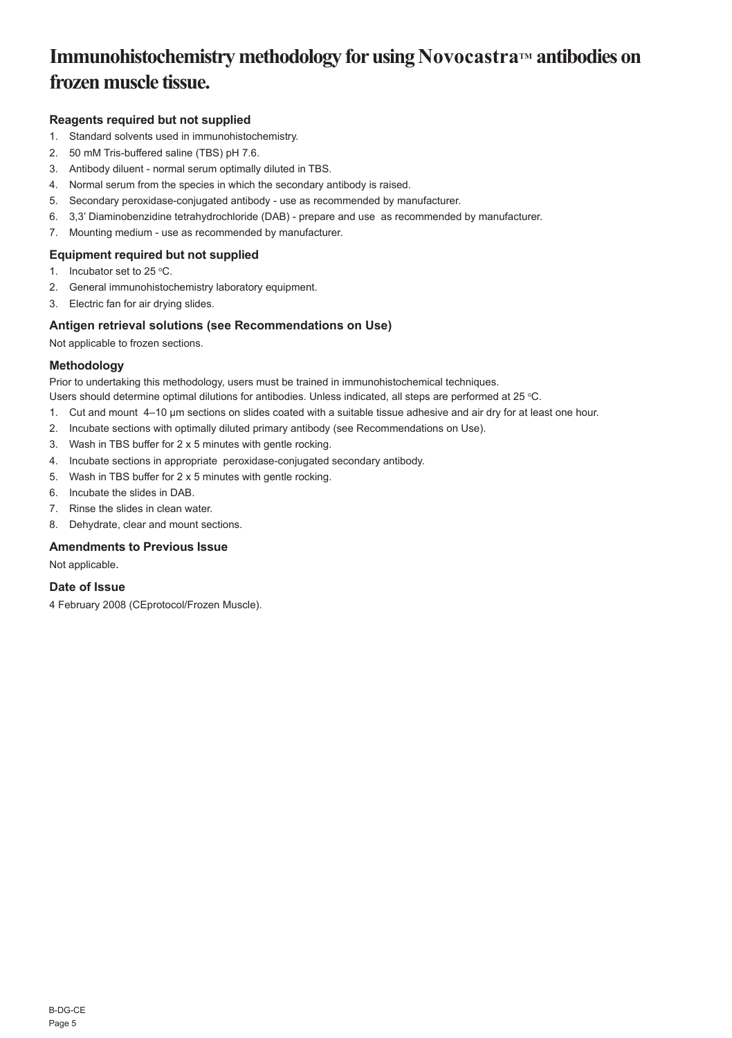# Immunohistochemistry methodology for using Novocastra™ antibodies on frozen muscle tissue.

### Reagents required but not supplied

1. Standard solvents used in immunohistochemistry.
2. 50 mM Tris-buffered saline (TBS) pH 7.6.
3. Antibody diluent - normal serum optimally diluted in TBS.
4. Normal serum from the species in which the secondary antibody is raised.
5. Secondary peroxidase-conjugated antibody - use as recommended by manufacturer.
6. 3,3' Diaminobenzidine tetrahydrochloride (DAB) - prepare and use as recommended by manufacturer.
7. Mounting medium - use as recommended by manufacturer.

### Equipment required but not supplied

1. Incubator set to 25 °C.
2. General immunohistochemistry laboratory equipment.
3. Electric fan for air drying slides.

### Antigen retrieval solutions (see Recommendations on Use)

Not applicable to frozen sections.

### Methodology

Prior to undertaking this methodology, users must be trained in immunohistochemical techniques.
Users should determine optimal dilutions for antibodies. Unless indicated, all steps are performed at 25 °C.

1. Cut and mount 4–10 µm sections on slides coated with a suitable tissue adhesive and air dry for at least one hour.
2. Incubate sections with optimally diluted primary antibody (see Recommendations on Use).
3. Wash in TBS buffer for 2 x 5 minutes with gentle rocking.
4. Incubate sections in appropriate peroxidase-conjugated secondary antibody.
5. Wash in TBS buffer for 2 x 5 minutes with gentle rocking.
6. Incubate the slides in DAB.
7. Rinse the slides in clean water.
8. Dehydrate, clear and mount sections.

### Amendments to Previous Issue

Not applicable.

### Date of Issue

4 February 2008 (CEprotocol/Frozen Muscle).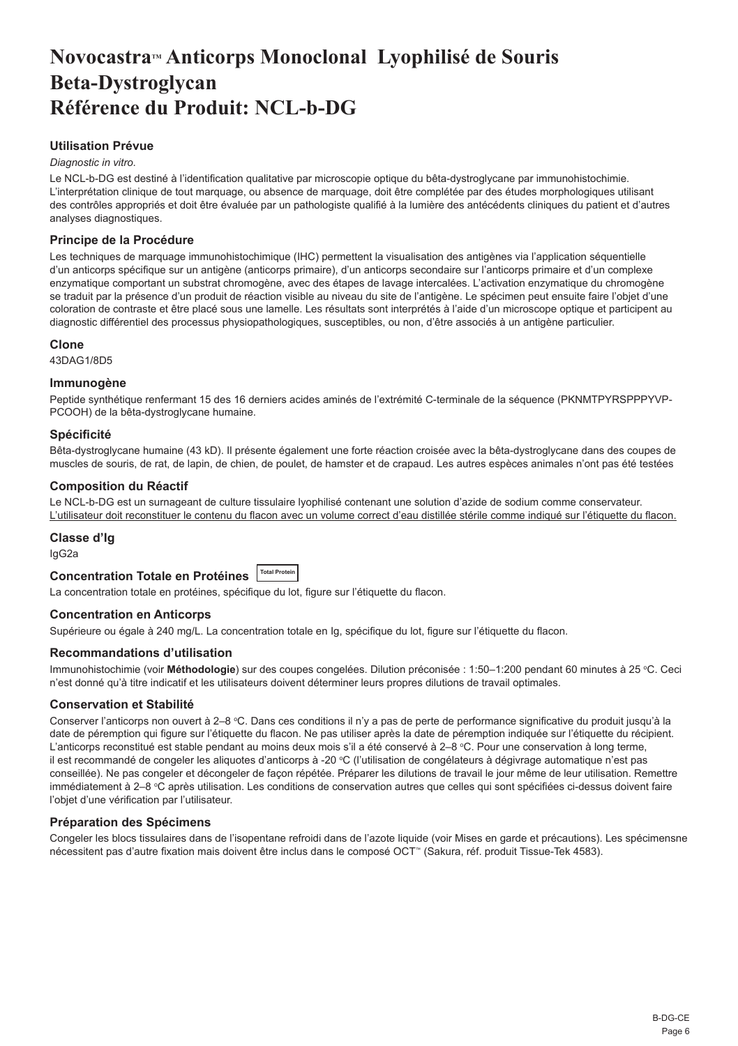# Novocastra™ Anticorps Monoclonal Lyophilisé de Souris Beta-Dystroglycan
# Référence du Produit: NCL-b-DG

### Utilisation Prévue

*Diagnostic in vitro*.

Le NCL-b-DG est destiné à l'identification qualitative par microscopie optique du bêta-dystroglycane par immunohistochimie. L'interprétation clinique de tout marquage, ou absence de marquage, doit être complétée par des études morphologiques utilisant des contrôles appropriés et doit être évaluée par un pathologiste qualifié à la lumière des antécédents cliniques du patient et d'autres analyses diagnostiques.

### Principe de la Procédure

Les techniques de marquage immunohistochimique (IHC) permettent la visualisation des antigènes via l'application séquentielle d'un anticorps spécifique sur un antigène (anticorps primaire), d'un anticorps secondaire sur l'anticorps primaire et d'un complexe enzymatique comportant un substrat chromogène, avec des étapes de lavage intercalées. L'activation enzymatique du chromogène se traduit par la présence d'un produit de réaction visible au niveau du site de l'antigène. Le spécimen peut ensuite faire l'objet d'une coloration de contraste et être placé sous une lamelle. Les résultats sont interprétés à l'aide d'un microscope optique et participent au diagnostic différentiel des processus physiopathologiques, susceptibles, ou non, d'être associés à un antigène particulier.

### Clone

43DAG1/8D5

### Immunogène

Peptide synthétique renfermant 15 des 16 derniers acides aminés de l'extrémité C-terminale de la séquence (PKNMTPYRSPPPYVP-PCOOH) de la bêta-dystroglycane humaine.

### Spécificité

Bêta-dystroglycane humaine (43 kD). Il présente également une forte réaction croisée avec la bêta-dystroglycane dans des coupes de muscles de souris, de rat, de lapin, de chien, de poulet, de hamster et de crapaud. Les autres espèces animales n'ont pas été testées

### Composition du Réactif

Le NCL-b-DG est un surnageant de culture tissulaire lyophilisé contenant une solution d'azide de sodium comme conservateur. <u>L'utilisateur doit reconstituer le contenu du flacon avec un volume correct d'eau distillée stérile comme indiqué sur l'étiquette du flacon.</u>

### Classe d'Ig

IgG2a

### Concentration Totale en Protéines Total Protein

La concentration totale en protéines, spécifique du lot, figure sur l'étiquette du flacon.

### Concentration en Anticorps

Supérieure ou égale à 240 mg/L. La concentration totale en Ig, spécifique du lot, figure sur l'étiquette du flacon.

### Recommandations d'utilisation

Immunohistochimie (voir **Méthodologie**) sur des coupes congelées. Dilution préconisée : 1:50–1:200 pendant 60 minutes à 25 °C. Ceci n'est donné qu'à titre indicatif et les utilisateurs doivent déterminer leurs propres dilutions de travail optimales.

### Conservation et Stabilité

Conserver l'anticorps non ouvert à 2–8 °C. Dans ces conditions il n'y a pas de perte de performance significative du produit jusqu'à la date de péremption qui figure sur l'étiquette du flacon. Ne pas utiliser après la date de péremption indiquée sur l'étiquette du récipient. L'anticorps reconstitué est stable pendant au moins deux mois s'il a été conservé à 2–8 °C. Pour une conservation à long terme, il est recommandé de congeler les aliquotes d'anticorps à -20 °C (l'utilisation de congélateurs à dégivrage automatique n'est pas conseillée). Ne pas congeler et décongeler de façon répétée. Préparer les dilutions de travail le jour même de leur utilisation. Remettre immédiatement à 2–8 °C après utilisation. Les conditions de conservation autres que celles qui sont spécifiées ci-dessus doivent faire l'objet d'une vérification par l'utilisateur.

### Préparation des Spécimens

Congeler les blocs tissulaires dans de l'isopentane refroidi dans de l'azote liquide (voir Mises en garde et précautions). Les spécimensne nécessitent pas d'autre fixation mais doivent être inclus dans le composé OCT™ (Sakura, réf. produit Tissue-Tek 4583).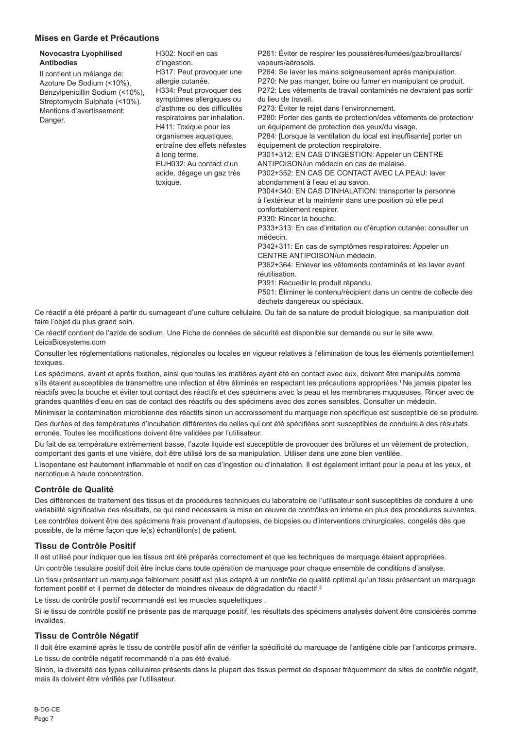## Mises en Garde et Précautions

| | | |
|---|---|---|
| **Novocastra Lyophilised Antibodies**<br>Il contient un mélange de: Azoture De Sodium (<10%), Benzylpenicillin Sodium (<10%), Streptomycin Sulphate (<10%).<br>Mentions d'avertissement: Danger. | H302: Nocif en cas d'ingestion.<br>H317: Peut provoquer une allergie cutanée.<br>H334: Peut provoquer des symptômes allergiques ou d'asthme ou des difficultés respiratoires par inhalation.<br>H411: Toxique pour les organismes aquatiques, entraîne des effets néfastes à long terme.<br>EUH032: Au contact d'un acide, dégage un gaz très toxique. | P261: Éviter de respirer les poussières/fumées/gaz/brouillards/vapeurs/aérosols.<br>P264: Se laver les mains soigneusement après manipulation.<br>P270: Ne pas manger, boire ou fumer en manipulant ce produit.<br>P272: Les vêtements de travail contaminés ne devraient pas sortir du lieu de travail.<br>P273: Éviter le rejet dans l'environnement.<br>P280: Porter des gants de protection/des vêtements de protection/un équipement de protection des yeux/du visage.<br>P284: [Lorsque la ventilation du local est insuffisante] porter un équipement de protection respiratoire.<br>P301+312: EN CAS D'INGESTION: Appeler un CENTRE ANTIPOISON/un médecin en cas de malaise.<br>P302+352: EN CAS DE CONTACT AVEC LA PEAU: laver abondamment à l'eau et au savon.<br>P304+340: EN CAS D'INHALATION: transporter la personne à l'extérieur et la maintenir dans une position où elle peut confortablement respirer.<br>P330: Rincer la bouche.<br>P333+313: En cas d'irritation ou d'éruption cutanée: consulter un médecin.<br>P342+311: En cas de symptômes respiratoires: Appeler un CENTRE ANTIPOISON/un médecin.<br>P362+364: Enlever les vêtements contaminés et les laver avant réutilisation.<br>P391: Recueillir le produit répandu.<br>P501: Éliminer le contenu/récipient dans un centre de collecte des déchets dangereux ou spéciaux. |

Ce réactif a été préparé à partir du surnageant d'une culture cellulaire. Du fait de sa nature de produit biologique, sa manipulation doit faire l'objet du plus grand soin.

Ce réactif contient de l'azide de sodium. Une Fiche de données de sécurité est disponible sur demande ou sur le site www.LeicaBiosystems.com

Consulter les réglementations nationales, régionales ou locales en vigueur relatives à l'élimination de tous les éléments potentiellement toxiques.

Les spécimens, avant et après fixation, ainsi que toutes les matières ayant été en contact avec eux, doivent être manipulés comme s'ils étaient susceptibles de transmettre une infection et être éliminés en respectant les précautions appropriées.[1] Ne jamais pipeter les réactifs avec la bouche et éviter tout contact des réactifs et des spécimens avec la peau et les membranes muqueuses. Rincer avec de grandes quantités d'eau en cas de contact des réactifs ou des spécimens avec des zones sensibles. Consulter un médecin.

Minimiser la contamination microbienne des réactifs sinon un accroissement du marquage non spécifique est susceptible de se produire.

Des durées et des températures d'incubation différentes de celles qui ont été spécifiées sont susceptibles de conduire à des résultats erronés. Toutes les modifications doivent être validées par l'utilisateur.

Du fait de sa température extrêmement basse, l'azote liquide est susceptible de provoquer des brûlures et un vêtement de protection, comportant des gants et une visière, doit être utilisé lors de sa manipulation. Utiliser dans une zone bien ventilée.

L'isopentane est hautement inflammable et nocif en cas d'ingestion ou d'inhalation. Il est également irritant pour la peau et les yeux, et narcotique à haute concentration.

## Contrôle de Qualité

Des différences de traitement des tissus et de procédures techniques du laboratoire de l'utilisateur sont susceptibles de conduire à une variabilité significative des résultats, ce qui rend nécessaire la mise en œuvre de contrôles en interne en plus des procédures suivantes.

Les contrôles doivent être des spécimens frais provenant d'autopsies, de biopsies ou d'interventions chirurgicales, congelés dès que possible, de la même façon que le(s) échantillon(s) de patient.

## Tissu de Contrôle Positif

Il est utilisé pour indiquer que les tissus ont été préparés correctement et que les techniques de marquage étaient appropriées.

Un contrôle tissulaire positif doit être inclus dans toute opération de marquage pour chaque ensemble de conditions d'analyse.

Un tissu présentant un marquage faiblement positif est plus adapté à un contrôle de qualité optimal qu'un tissu présentant un marquage fortement positif et il permet de détecter de moindres niveaux de dégradation du réactif.[2]

Le tissu de contrôle positif recommandé est les muscles squelettiques .

Si le tissu de contrôle positif ne présente pas de marquage positif, les résultats des spécimens analysés doivent être considérés comme invalides.

## Tissu de Contrôle Négatif

Il doit être examiné après le tissu de contrôle positif afin de vérifier la spécificité du marquage de l'antigène cible par l'anticorps primaire.

Le tissu de contrôle négatif recommandé n'a pas été évalué.

Sinon, la diversité des types cellulaires présents dans la plupart des tissus permet de disposer fréquemment de sites de contrôle négatif, mais ils doivent être vérifiés par l'utilisateur.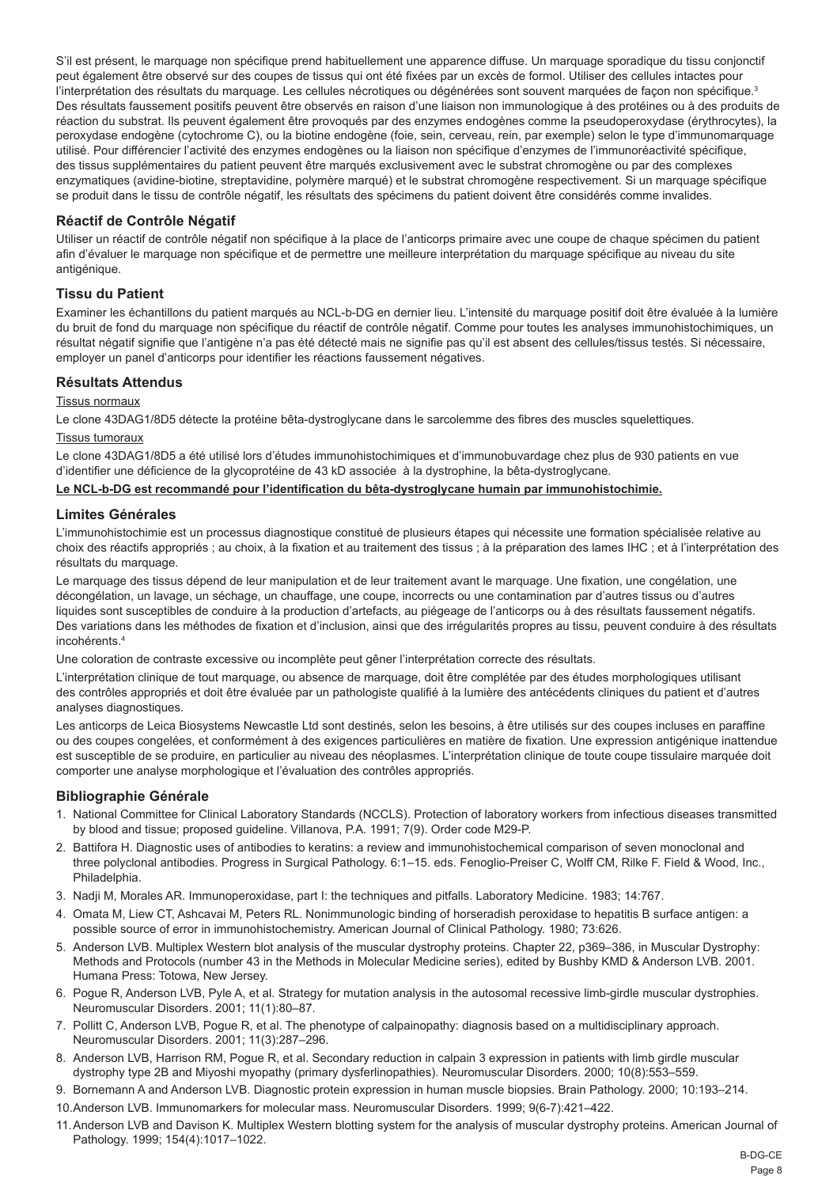S'il est présent, le marquage non spécifique prend habituellement une apparence diffuse. Un marquage sporadique du tissu conjonctif peut également être observé sur des coupes de tissus qui ont été fixées par un excès de formol. Utiliser des cellules intactes pour l'interprétation des résultats du marquage. Les cellules nécrotiques ou dégénérées sont souvent marquées de façon non spécifique.[3] Des résultats faussement positifs peuvent être observés en raison d'une liaison non immunologique à des protéines ou à des produits de réaction du substrat. Ils peuvent également être provoqués par des enzymes endogènes comme la pseudoperoxydase (érythrocytes), la peroxydase endogène (cytochrome C), ou la biotine endogène (foie, sein, cerveau, rein, par exemple) selon le type d'immunomarquage utilisé. Pour différencier l'activité des enzymes endogènes ou la liaison non spécifique d'enzymes de l'immunoréactivité spécifique, des tissus supplémentaires du patient peuvent être marqués exclusivement avec le substrat chromogène ou par des complexes enzymatiques (avidine-biotine, streptavidine, polymère marqué) et le substrat chromogène respectivement. Si un marquage spécifique se produit dans le tissu de contrôle négatif, les résultats des spécimens du patient doivent être considérés comme invalides.

## Réactif de Contrôle Négatif

Utiliser un réactif de contrôle négatif non spécifique à la place de l'anticorps primaire avec une coupe de chaque spécimen du patient afin d'évaluer le marquage non spécifique et de permettre une meilleure interprétation du marquage spécifique au niveau du site antigénique.

## Tissu du Patient

Examiner les échantillons du patient marqués au NCL-b-DG en dernier lieu. L'intensité du marquage positif doit être évaluée à la lumière du bruit de fond du marquage non spécifique du réactif de contrôle négatif. Comme pour toutes les analyses immunohistochimiques, un résultat négatif signifie que l'antigène n'a pas été détecté mais ne signifie pas qu'il est absent des cellules/tissus testés. Si nécessaire, employer un panel d'anticorps pour identifier les réactions faussement négatives.

## Résultats Attendus

Tissus normaux

Le clone 43DAG1/8D5 détecte la protéine bêta-dystroglycane dans le sarcolemme des fibres des muscles squelettiques.

Tissus tumoraux

Le clone 43DAG1/8D5 a été utilisé lors d'études immunohistochimiques et d'immunobuvardage chez plus de 930 patients en vue d'identifier une déficience de la glycoprotéine de 43 kD associée à la dystrophine, la bêta-dystroglycane.

**Le NCL-b-DG est recommandé pour l'identification du bêta-dystroglycane humain par immunohistochimie.**

## Limites Générales

L'immunohistochimie est un processus diagnostique constitué de plusieurs étapes qui nécessite une formation spécialisée relative au choix des réactifs appropriés ; au choix, à la fixation et au traitement des tissus ; à la préparation des lames IHC ; et à l'interprétation des résultats du marquage.

Le marquage des tissus dépend de leur manipulation et de leur traitement avant le marquage. Une fixation, une congélation, une décongélation, un lavage, un séchage, un chauffage, une coupe, incorrects ou une contamination par d'autres tissus ou d'autres liquides sont susceptibles de conduire à la production d'artefacts, au piégeage de l'anticorps ou à des résultats faussement négatifs. Des variations dans les méthodes de fixation et d'inclusion, ainsi que des irrégularités propres au tissu, peuvent conduire à des résultats incohérents.[4]

Une coloration de contraste excessive ou incomplète peut gêner l'interprétation correcte des résultats.

L'interprétation clinique de tout marquage, ou absence de marquage, doit être complétée par des études morphologiques utilisant des contrôles appropriés et doit être évaluée par un pathologiste qualifié à la lumière des antécédents cliniques du patient et d'autres analyses diagnostiques.

Les anticorps de Leica Biosystems Newcastle Ltd sont destinés, selon les besoins, à être utilisés sur des coupes incluses en paraffine ou des coupes congelées, et conformément à des exigences particulières en matière de fixation. Une expression antigénique inattendue est susceptible de se produire, en particulier au niveau des néoplasmes. L'interprétation clinique de toute coupe tissulaire marquée doit comporter une analyse morphologique et l'évaluation des contrôles appropriés.

## Bibliographie Générale

1. National Committee for Clinical Laboratory Standards (NCCLS). Protection of laboratory workers from infectious diseases transmitted by blood and tissue; proposed guideline. Villanova, P.A. 1991; 7(9). Order code M29-P.
2. Battifora H. Diagnostic uses of antibodies to keratins: a review and immunohistochemical comparison of seven monoclonal and three polyclonal antibodies. Progress in Surgical Pathology. 6:1–15. eds. Fenoglio-Preiser C, Wolff CM, Rilke F. Field & Wood, Inc., Philadelphia.
3. Nadji M, Morales AR. Immunoperoxidase, part I: the techniques and pitfalls. Laboratory Medicine. 1983; 14:767.
4. Omata M, Liew CT, Ashcavai M, Peters RL. Nonimmunologic binding of horseradish peroxidase to hepatitis B surface antigen: a possible source of error in immunohistochemistry. American Journal of Clinical Pathology. 1980; 73:626.
5. Anderson LVB. Multiplex Western blot analysis of the muscular dystrophy proteins. Chapter 22, p369–386, in Muscular Dystrophy: Methods and Protocols (number 43 in the Methods in Molecular Medicine series), edited by Bushby KMD & Anderson LVB. 2001. Humana Press: Totowa, New Jersey.
6. Pogue R, Anderson LVB, Pyle A, et al. Strategy for mutation analysis in the autosomal recessive limb-girdle muscular dystrophies. Neuromuscular Disorders. 2001; 11(1):80–87.
7. Pollitt C, Anderson LVB, Pogue R, et al. The phenotype of calpainopathy: diagnosis based on a multidisciplinary approach. Neuromuscular Disorders. 2001; 11(3):287–296.
8. Anderson LVB, Harrison RM, Pogue R, et al. Secondary reduction in calpain 3 expression in patients with limb girdle muscular dystrophy type 2B and Miyoshi myopathy (primary dysferlinopathies). Neuromuscular Disorders. 2000; 10(8):553–559.
9. Bornemann A and Anderson LVB. Diagnostic protein expression in human muscle biopsies. Brain Pathology. 2000; 10:193–214.
10. Anderson LVB. Immunomarkers for molecular mass. Neuromuscular Disorders. 1999; 9(6-7):421–422.
11. Anderson LVB and Davison K. Multiplex Western blotting system for the analysis of muscular dystrophy proteins. American Journal of Pathology. 1999; 154(4):1017–1022.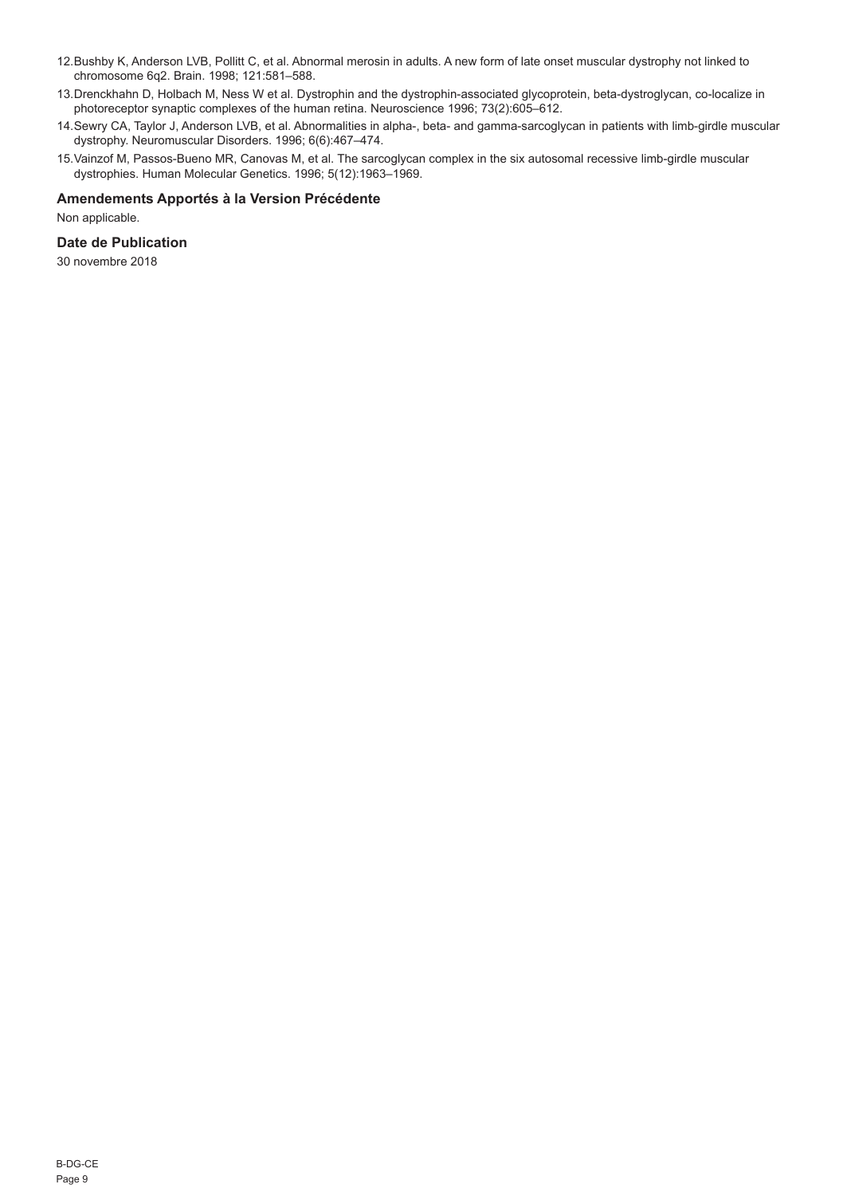12. Bushby K, Anderson LVB, Pollitt C, et al. Abnormal merosin in adults. A new form of late onset muscular dystrophy not linked to chromosome 6q2. Brain. 1998; 121:581–588.
13. Drenckhahn D, Holbach M, Ness W et al. Dystrophin and the dystrophin-associated glycoprotein, beta-dystroglycan, co-localize in photoreceptor synaptic complexes of the human retina. Neuroscience 1996; 73(2):605–612.
14. Sewry CA, Taylor J, Anderson LVB, et al. Abnormalities in alpha-, beta- and gamma-sarcoglycan in patients with limb-girdle muscular dystrophy. Neuromuscular Disorders. 1996; 6(6):467–474.
15. Vainzof M, Passos-Bueno MR, Canovas M, et al. The sarcoglycan complex in the six autosomal recessive limb-girdle muscular dystrophies. Human Molecular Genetics. 1996; 5(12):1963–1969.

### Amendements Apportés à la Version Précédente

Non applicable.

### Date de Publication

30 novembre 2018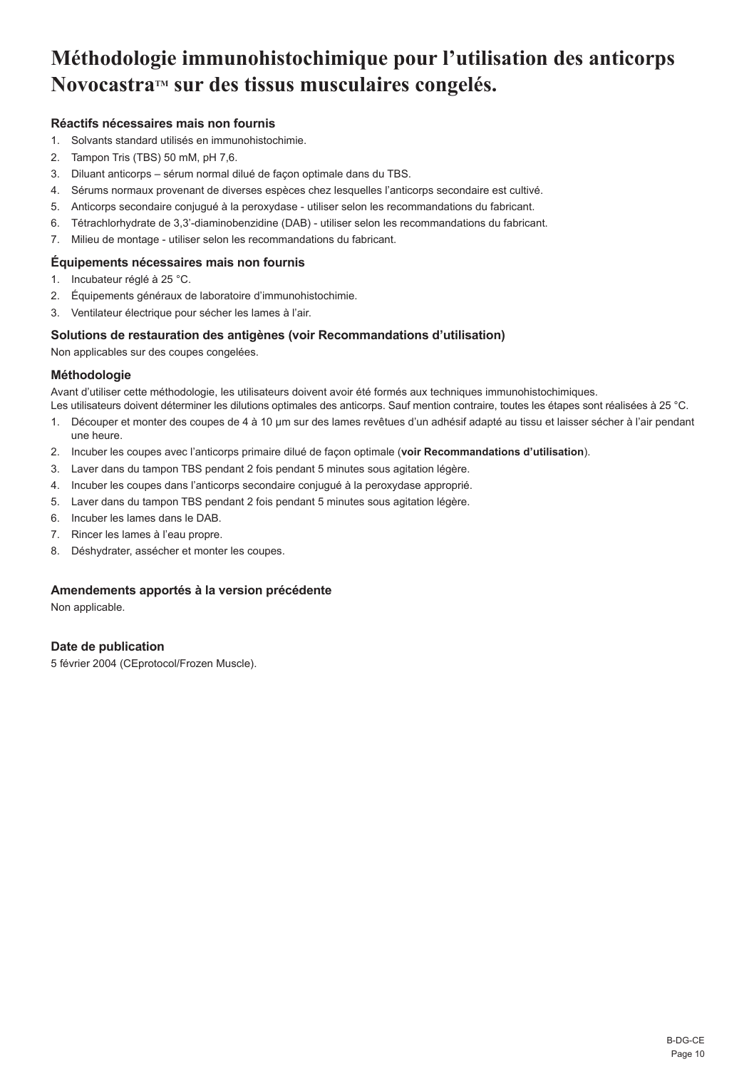# Méthodologie immunohistochimique pour l'utilisation des anticorps Novocastra™ sur des tissus musculaires congelés.

### Réactifs nécessaires mais non fournis

1. Solvants standard utilisés en immunohistochimie.
2. Tampon Tris (TBS) 50 mM, pH 7,6.
3. Diluant anticorps – sérum normal dilué de façon optimale dans du TBS.
4. Sérums normaux provenant de diverses espèces chez lesquelles l'anticorps secondaire est cultivé.
5. Anticorps secondaire conjugué à la peroxydase - utiliser selon les recommandations du fabricant.
6. Tétrachlorhydrate de 3,3'-diaminobenzidine (DAB) - utiliser selon les recommandations du fabricant.
7. Milieu de montage - utiliser selon les recommandations du fabricant.

### Équipements nécessaires mais non fournis

1. Incubateur réglé à 25 °C.
2. Équipements généraux de laboratoire d'immunohistochimie.
3. Ventilateur électrique pour sécher les lames à l'air.

### Solutions de restauration des antigènes (voir Recommandations d'utilisation)

Non applicables sur des coupes congelées.

### Méthodologie

Avant d'utiliser cette méthodologie, les utilisateurs doivent avoir été formés aux techniques immunohistochimiques.
Les utilisateurs doivent déterminer les dilutions optimales des anticorps. Sauf mention contraire, toutes les étapes sont réalisées à 25 °C.

1. Découper et monter des coupes de 4 à 10 µm sur des lames revêtues d'un adhésif adapté au tissu et laisser sécher à l'air pendant une heure.
2. Incuber les coupes avec l'anticorps primaire dilué de façon optimale (**voir Recommandations d'utilisation**).
3. Laver dans du tampon TBS pendant 2 fois pendant 5 minutes sous agitation légère.
4. Incuber les coupes dans l'anticorps secondaire conjugué à la peroxydase approprié.
5. Laver dans du tampon TBS pendant 2 fois pendant 5 minutes sous agitation légère.
6. Incuber les lames dans le DAB.
7. Rincer les lames à l'eau propre.
8. Déshydrater, assécher et monter les coupes.

### Amendements apportés à la version précédente

Non applicable.

### Date de publication

5 février 2004 (CEprotocol/Frozen Muscle).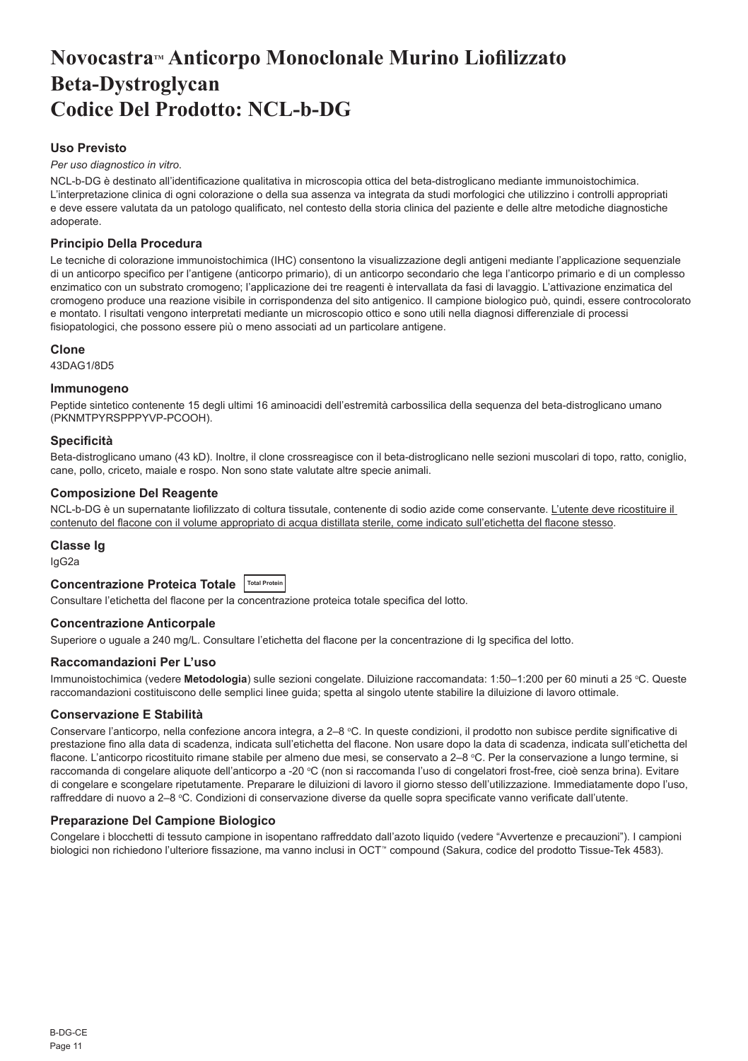# Novocastra™ Anticorpo Monoclonale Murino Liofilizzato Beta-Dystroglycan Codice Del Prodotto: NCL-b-DG

### Uso Previsto

*Per uso diagnostico in vitro.*

NCL-b-DG è destinato all'identificazione qualitativa in microscopia ottica del beta-distroglicano mediante immunoistochimica. L'interpretazione clinica di ogni colorazione o della sua assenza va integrata da studi morfologici che utilizzino i controlli appropriati e deve essere valutata da un patologo qualificato, nel contesto della storia clinica del paziente e delle altre metodiche diagnostiche adoperate.

### Principio Della Procedura

Le tecniche di colorazione immunoistochimica (IHC) consentono la visualizzazione degli antigeni mediante l'applicazione sequenziale di un anticorpo specifico per l'antigene (anticorpo primario), di un anticorpo secondario che lega l'anticorpo primario e di un complesso enzimatico con un substrato cromogeno; l'applicazione dei tre reagenti è intervallata da fasi di lavaggio. L'attivazione enzimatica del cromogeno produce una reazione visibile in corrispondenza del sito antigenico. Il campione biologico può, quindi, essere controcolorato e montato. I risultati vengono interpretati mediante un microscopio ottico e sono utili nella diagnosi differenziale di processi fisiopatologici, che possono essere più o meno associati ad un particolare antigene.

### Clone

43DAG1/8D5

### Immunogeno

Peptide sintetico contenente 15 degli ultimi 16 aminoacidi dell'estremità carbossilica della sequenza del beta-distroglicano umano (PKNMTPYRSPPPYVP-PCOOH).

### Specificità

Beta-distroglicano umano (43 kD). Inoltre, il clone crossreagisce con il beta-distroglicano nelle sezioni muscolari di topo, ratto, coniglio, cane, pollo, criceto, maiale e rospo. Non sono state valutate altre specie animali.

### Composizione Del Reagente

NCL-b-DG è un supernatante liofilizzato di coltura tissutale, contenente di sodio azide come conservante. L'utente deve ricostituire il contenuto del flacone con il volume appropriato di acqua distillata sterile, come indicato sull'etichetta del flacone stesso.

### Classe Ig

IgG2a

### Concentrazione Proteica Totale  Total Protein

Consultare l'etichetta del flacone per la concentrazione proteica totale specifica del lotto.

### Concentrazione Anticorpale

Superiore o uguale a 240 mg/L. Consultare l'etichetta del flacone per la concentrazione di Ig specifica del lotto.

### Raccomandazioni Per L'uso

Immunoistochimica (vedere **Metodologia**) sulle sezioni congelate. Diluizione raccomandata: 1:50–1:200 per 60 minuti a 25 °C. Queste raccomandazioni costituiscono delle semplici linee guida; spetta al singolo utente stabilire la diluizione di lavoro ottimale.

### Conservazione E Stabilità

Conservare l'anticorpo, nella confezione ancora integra, a 2–8 °C. In queste condizioni, il prodotto non subisce perdite significative di prestazione fino alla data di scadenza, indicata sull'etichetta del flacone. Non usare dopo la data di scadenza, indicata sull'etichetta del flacone. L'anticorpo ricostituito rimane stabile per almeno due mesi, se conservato a 2–8 °C. Per la conservazione a lungo termine, si raccomanda di congelare aliquote dell'anticorpo a -20 °C (non si raccomanda l'uso di congelatori frost-free, cioè senza brina). Evitare di congelare e scongelare ripetutamente. Preparare le diluizioni di lavoro il giorno stesso dell'utilizzazione. Immediatamente dopo l'uso, raffreddare di nuovo a 2–8 °C. Condizioni di conservazione diverse da quelle sopra specificate vanno verificate dall'utente.

### Preparazione Del Campione Biologico

Congelare i blocchetti di tessuto campione in isopentano raffreddato dall'azoto liquido (vedere "Avvertenze e precauzioni"). I campioni biologici non richiedono l'ulteriore fissazione, ma vanno inclusi in OCT™ compound (Sakura, codice del prodotto Tissue-Tek 4583).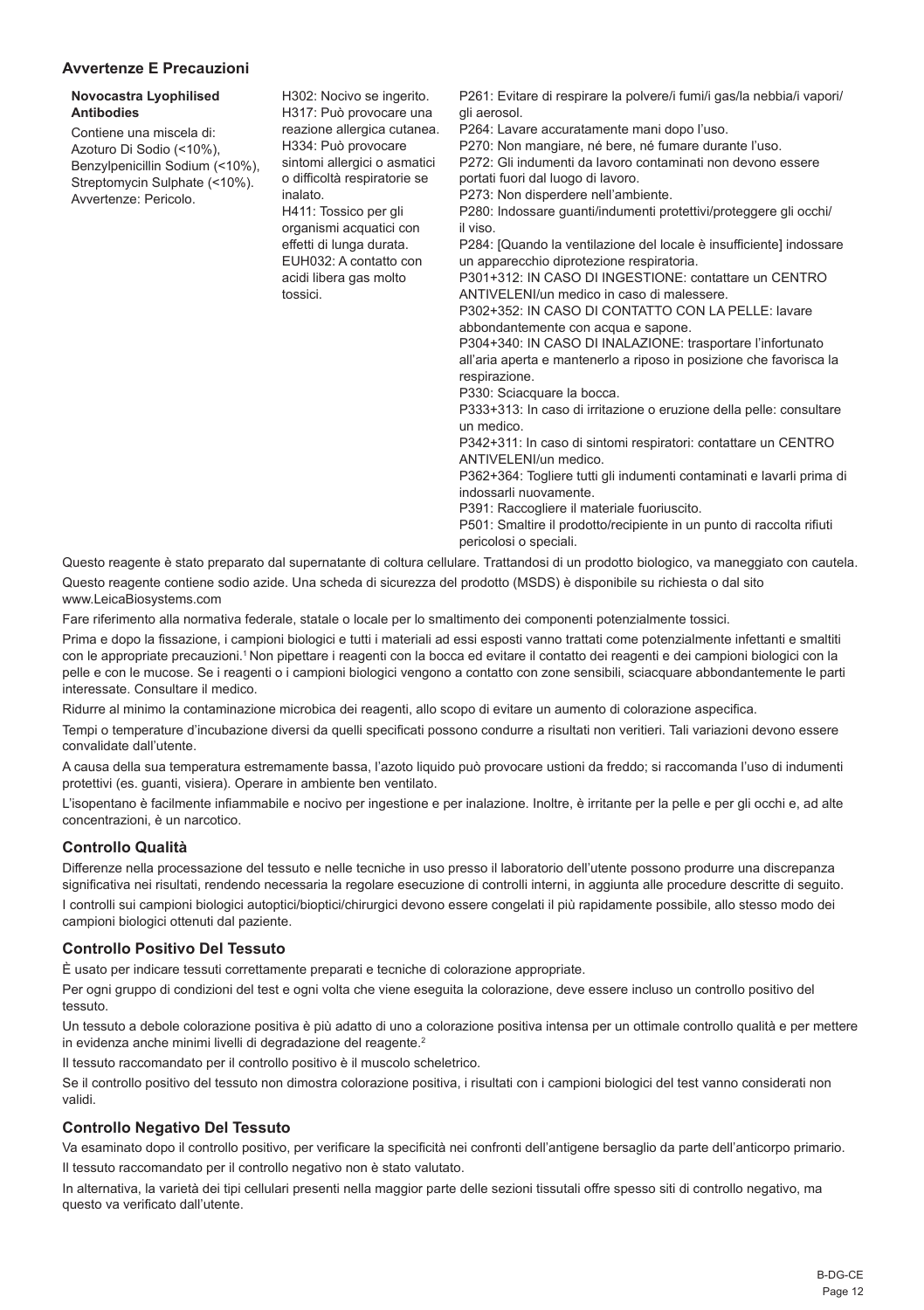## Avvertenze E Precauzioni

| **Novocastra Lyophilised Antibodies** Contiene una miscela di: Azoturo Di Sodio (<10%), Benzylpenicillin Sodium (<10%), Streptomycin Sulphate (<10%). Avvertenze: Pericolo. | H302: Nocivo se ingerito. H317: Può provocare una reazione allergica cutanea. H334: Può provocare sintomi allergici o asmatici o difficoltà respiratorie se inalato. H411: Tossico per gli organismi acquatici con effetti di lunga durata. EUH032: A contatto con acidi libera gas molto tossici. | P261: Evitare di respirare la polvere/i fumi/i gas/la nebbia/i vapori/gli aerosol. P264: Lavare accuratamente mani dopo l'uso. P270: Non mangiare, né bere, né fumare durante l'uso. P272: Gli indumenti da lavoro contaminati non devono essere portati fuori dal luogo di lavoro. P273: Non disperdere nell'ambiente. P280: Indossare guanti/indumenti protettivi/proteggere gli occhi/il viso. P284: [Quando la ventilazione del locale è insufficiente] indossare un apparecchio diprotezione respiratoria. P301+312: IN CASO DI INGESTIONE: contattare un CENTRO ANTIVELENI/un medico in caso di malessere. P302+352: IN CASO DI CONTATTO CON LA PELLE: lavare abbondantemente con acqua e sapone. P304+340: IN CASO DI INALAZIONE: trasportare l'infortunato all'aria aperta e mantenerlo a riposo in posizione che favorisca la respirazione. P330: Sciacquare la bocca. P333+313: In caso di irritazione o eruzione della pelle: consultare un medico. P342+311: In caso di sintomi respiratori: contattare un CENTRO ANTIVELENI/un medico. P362+364: Togliere tutti gli indumenti contaminati e lavarli prima di indossarli nuovamente. P391: Raccogliere il materiale fuoriuscito. P501: Smaltire il prodotto/recipiente in un punto di raccolta rifiuti pericolosi o speciali. |
|---|---|---|

Questo reagente è stato preparato dal supernatante di coltura cellulare. Trattandosi di un prodotto biologico, va maneggiato con cautela.

Questo reagente contiene sodio azide. Una scheda di sicurezza del prodotto (MSDS) è disponibile su richiesta o dal sito www.LeicaBiosystems.com

Fare riferimento alla normativa federale, statale o locale per lo smaltimento dei componenti potenzialmente tossici.

Prima e dopo la fissazione, i campioni biologici e tutti i materiali ad essi esposti vanno trattati come potenzialmente infettanti e smaltiti con le appropriate precauzioni.[1] Non pipettare i reagenti con la bocca ed evitare il contatto dei reagenti e dei campioni biologici con la pelle e con le mucose. Se i reagenti o i campioni biologici vengono a contatto con zone sensibili, sciacquare abbondantemente le parti interessate. Consultare il medico.

Ridurre al minimo la contaminazione microbica dei reagenti, allo scopo di evitare un aumento di colorazione aspecifica.

Tempi o temperature d'incubazione diversi da quelli specificati possono condurre a risultati non veritieri. Tali variazioni devono essere convalidate dall'utente.

A causa della sua temperatura estremamente bassa, l'azoto liquido può provocare ustioni da freddo; si raccomanda l'uso di indumenti protettivi (es. guanti, visiera). Operare in ambiente ben ventilato.

L'isopentano è facilmente infiammabile e nocivo per ingestione e per inalazione. Inoltre, è irritante per la pelle e per gli occhi e, ad alte concentrazioni, è un narcotico.

## Controllo Qualità

Differenze nella processazione del tessuto e nelle tecniche in uso presso il laboratorio dell'utente possono produrre una discrepanza significativa nei risultati, rendendo necessaria la regolare esecuzione di controlli interni, in aggiunta alle procedure descritte di seguito.

I controlli sui campioni biologici autoptici/bioptici/chirurgici devono essere congelati il più rapidamente possibile, allo stesso modo dei campioni biologici ottenuti dal paziente.

## Controllo Positivo Del Tessuto

È usato per indicare tessuti correttamente preparati e tecniche di colorazione appropriate.

Per ogni gruppo di condizioni del test e ogni volta che viene eseguita la colorazione, deve essere incluso un controllo positivo del tessuto.

Un tessuto a debole colorazione positiva è più adatto di uno a colorazione positiva intensa per un ottimale controllo qualità e per mettere in evidenza anche minimi livelli di degradazione del reagente.[2]

Il tessuto raccomandato per il controllo positivo è il muscolo scheletrico.

Se il controllo positivo del tessuto non dimostra colorazione positiva, i risultati con i campioni biologici del test vanno considerati non validi.

## Controllo Negativo Del Tessuto

Va esaminato dopo il controllo positivo, per verificare la specificità nei confronti dell'antigene bersaglio da parte dell'anticorpo primario.

Il tessuto raccomandato per il controllo negativo non è stato valutato.

In alternativa, la varietà dei tipi cellulari presenti nella maggior parte delle sezioni tissutali offre spesso siti di controllo negativo, ma questo va verificato dall'utente.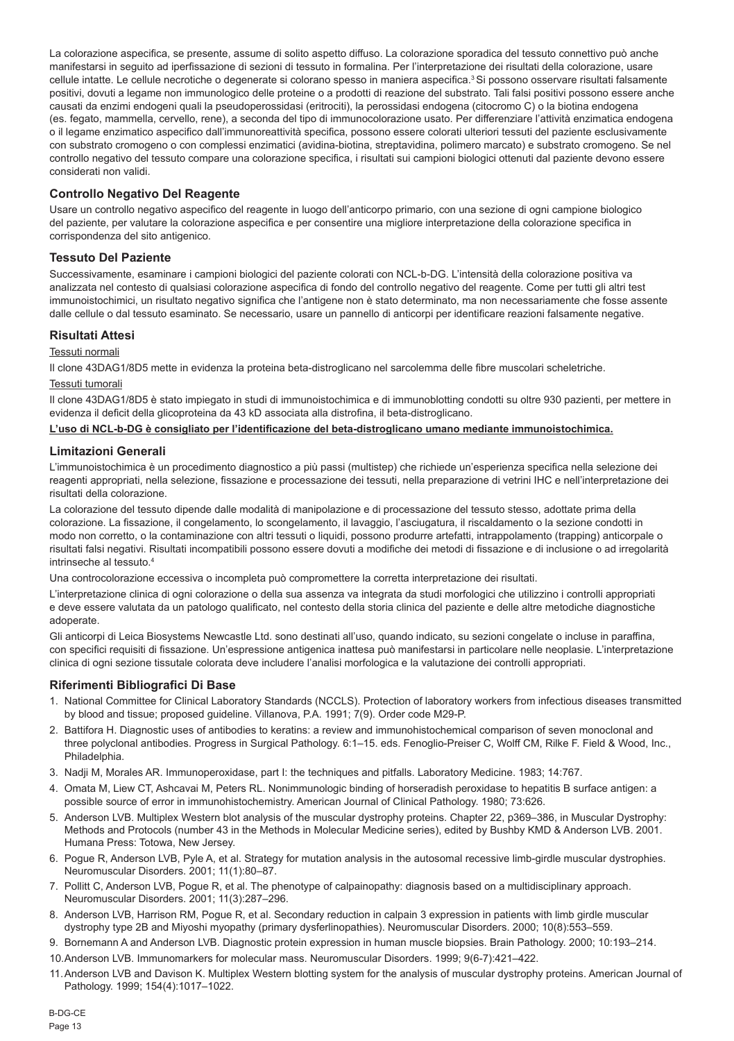La colorazione aspecifica, se presente, assume di solito aspetto diffuso. La colorazione sporadica del tessuto connettivo può anche manifestarsi in seguito ad iperfissazione di sezioni di tessuto in formalina. Per l'interpretazione dei risultati della colorazione, usare cellule intatte. Le cellule necrotiche o degenerate si colorano spesso in maniera aspecifica.[3] Si possono osservare risultati falsamente positivi, dovuti a legame non immunologico delle proteine o a prodotti di reazione del substrato. Tali falsi positivi possono essere anche causati da enzimi endogeni quali la pseudoperossidasi (eritrociti), la perossidasi endogena (citocromo C) o la biotina endogena (es. fegato, mammella, cervello, rene), a seconda del tipo di immunocolorazione usato. Per differenziare l'attività enzimatica endogena o il legame enzimatico aspecifico dall'immunoreattività specifica, possono essere colorati ulteriori tessuti del paziente esclusivamente con substrato cromogeno o con complessi enzimatici (avidina-biotina, streptavidina, polimero marcato) e substrato cromogeno. Se nel controllo negativo del tessuto compare una colorazione specifica, i risultati sui campioni biologici ottenuti dal paziente devono essere considerati non validi.

## Controllo Negativo Del Reagente

Usare un controllo negativo aspecifico del reagente in luogo dell'anticorpo primario, con una sezione di ogni campione biologico del paziente, per valutare la colorazione aspecifica e per consentire una migliore interpretazione della colorazione specifica in corrispondenza del sito antigenico.

## Tessuto Del Paziente

Successivamente, esaminare i campioni biologici del paziente colorati con NCL-b-DG. L'intensità della colorazione positiva va analizzata nel contesto di qualsiasi colorazione aspecifica di fondo del controllo negativo del reagente. Come per tutti gli altri test immunoistochimici, un risultato negativo significa che l'antigene non è stato determinato, ma non necessariamente che fosse assente dalle cellule o dal tessuto esaminato. Se necessario, usare un pannello di anticorpi per identificare reazioni falsamente negative.

## Risultati Attesi

Tessuti normali

Il clone 43DAG1/8D5 mette in evidenza la proteina beta-distroglicano nel sarcolemma delle fibre muscolari scheletriche.

Tessuti tumorali

Il clone 43DAG1/8D5 è stato impiegato in studi di immunoistochimica e di immunoblotting condotti su oltre 930 pazienti, per mettere in evidenza il deficit della glicoproteina da 43 kD associata alla distrofina, il beta-distroglicano.

**L'uso di NCL-b-DG è consigliato per l'identificazione del beta-distroglicano umano mediante immunoistochimica.**

## Limitazioni Generali

L'immunoistochimica è un procedimento diagnostico a più passi (multistep) che richiede un'esperienza specifica nella selezione dei reagenti appropriati, nella selezione, fissazione e processazione dei tessuti, nella preparazione di vetrini IHC e nell'interpretazione dei risultati della colorazione.

La colorazione del tessuto dipende dalle modalità di manipolazione e di processazione del tessuto stesso, adottate prima della colorazione. La fissazione, il congelamento, lo scongelamento, il lavaggio, l'asciugatura, il riscaldamento o la sezione condotti in modo non corretto, o la contaminazione con altri tessuti o liquidi, possono produrre artefatti, intrappolamento (trapping) anticorpale o risultati falsi negativi. Risultati incompatibili possono essere dovuti a modifiche dei metodi di fissazione e di inclusione o ad irregolarità intrinseche al tessuto.[4]

Una controcolorazione eccessiva o incompleta può compromettere la corretta interpretazione dei risultati.

L'interpretazione clinica di ogni colorazione o della sua assenza va integrata da studi morfologici che utilizzino i controlli appropriati e deve essere valutata da un patologo qualificato, nel contesto della storia clinica del paziente e delle altre metodiche diagnostiche adoperate.

Gli anticorpi di Leica Biosystems Newcastle Ltd. sono destinati all'uso, quando indicato, su sezioni congelate o incluse in paraffina, con specifici requisiti di fissazione. Un'espressione antigenica inattesa può manifestarsi in particolare nelle neoplasie. L'interpretazione clinica di ogni sezione tissutale colorata deve includere l'analisi morfologica e la valutazione dei controlli appropriati.

## Riferimenti Bibliografici Di Base

1. National Committee for Clinical Laboratory Standards (NCCLS). Protection of laboratory workers from infectious diseases transmitted by blood and tissue; proposed guideline. Villanova, P.A. 1991; 7(9). Order code M29-P.
2. Battifora H. Diagnostic uses of antibodies to keratins: a review and immunohistochemical comparison of seven monoclonal and three polyclonal antibodies. Progress in Surgical Pathology. 6:1–15. eds. Fenoglio-Preiser C, Wolff CM, Rilke F. Field & Wood, Inc., Philadelphia.
3. Nadji M, Morales AR. Immunoperoxidase, part I: the techniques and pitfalls. Laboratory Medicine. 1983; 14:767.
4. Omata M, Liew CT, Ashcavai M, Peters RL. Nonimmunologic binding of horseradish peroxidase to hepatitis B surface antigen: a possible source of error in immunohistochemistry. American Journal of Clinical Pathology. 1980; 73:626.
5. Anderson LVB. Multiplex Western blot analysis of the muscular dystrophy proteins. Chapter 22, p369–386, in Muscular Dystrophy: Methods and Protocols (number 43 in the Methods in Molecular Medicine series), edited by Bushby KMD & Anderson LVB. 2001. Humana Press: Totowa, New Jersey.
6. Pogue R, Anderson LVB, Pyle A, et al. Strategy for mutation analysis in the autosomal recessive limb-girdle muscular dystrophies. Neuromuscular Disorders. 2001; 11(1):80–87.
7. Pollitt C, Anderson LVB, Pogue R, et al. The phenotype of calpainopathy: diagnosis based on a multidisciplinary approach. Neuromuscular Disorders. 2001; 11(3):287–296.
8. Anderson LVB, Harrison RM, Pogue R, et al. Secondary reduction in calpain 3 expression in patients with limb girdle muscular dystrophy type 2B and Miyoshi myopathy (primary dysferlinopathies). Neuromuscular Disorders. 2000; 10(8):553–559.
9. Bornemann A and Anderson LVB. Diagnostic protein expression in human muscle biopsies. Brain Pathology. 2000; 10:193–214.
10. Anderson LVB. Immunomarkers for molecular mass. Neuromuscular Disorders. 1999; 9(6-7):421–422.
11. Anderson LVB and Davison K. Multiplex Western blotting system for the analysis of muscular dystrophy proteins. American Journal of Pathology. 1999; 154(4):1017–1022.

B-DG-CE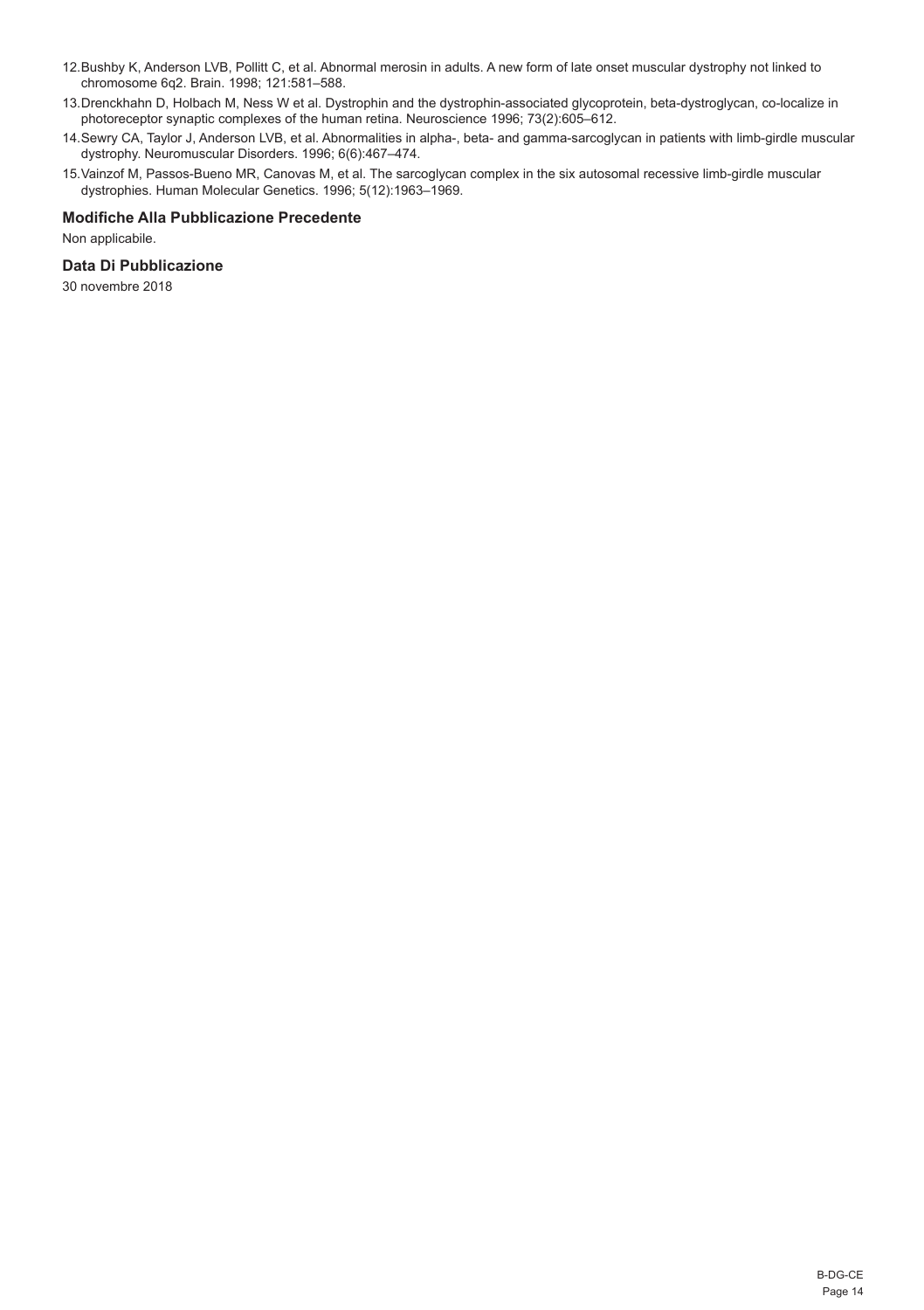12. Bushby K, Anderson LVB, Pollitt C, et al. Abnormal merosin in adults. A new form of late onset muscular dystrophy not linked to chromosome 6q2. Brain. 1998; 121:581–588.
13. Drenckhahn D, Holbach M, Ness W et al. Dystrophin and the dystrophin-associated glycoprotein, beta-dystroglycan, co-localize in photoreceptor synaptic complexes of the human retina. Neuroscience 1996; 73(2):605–612.
14. Sewry CA, Taylor J, Anderson LVB, et al. Abnormalities in alpha-, beta- and gamma-sarcoglycan in patients with limb-girdle muscular dystrophy. Neuromuscular Disorders. 1996; 6(6):467–474.
15. Vainzof M, Passos-Bueno MR, Canovas M, et al. The sarcoglycan complex in the six autosomal recessive limb-girdle muscular dystrophies. Human Molecular Genetics. 1996; 5(12):1963–1969.

### Modifiche Alla Pubblicazione Precedente

Non applicabile.

### Data Di Pubblicazione

30 novembre 2018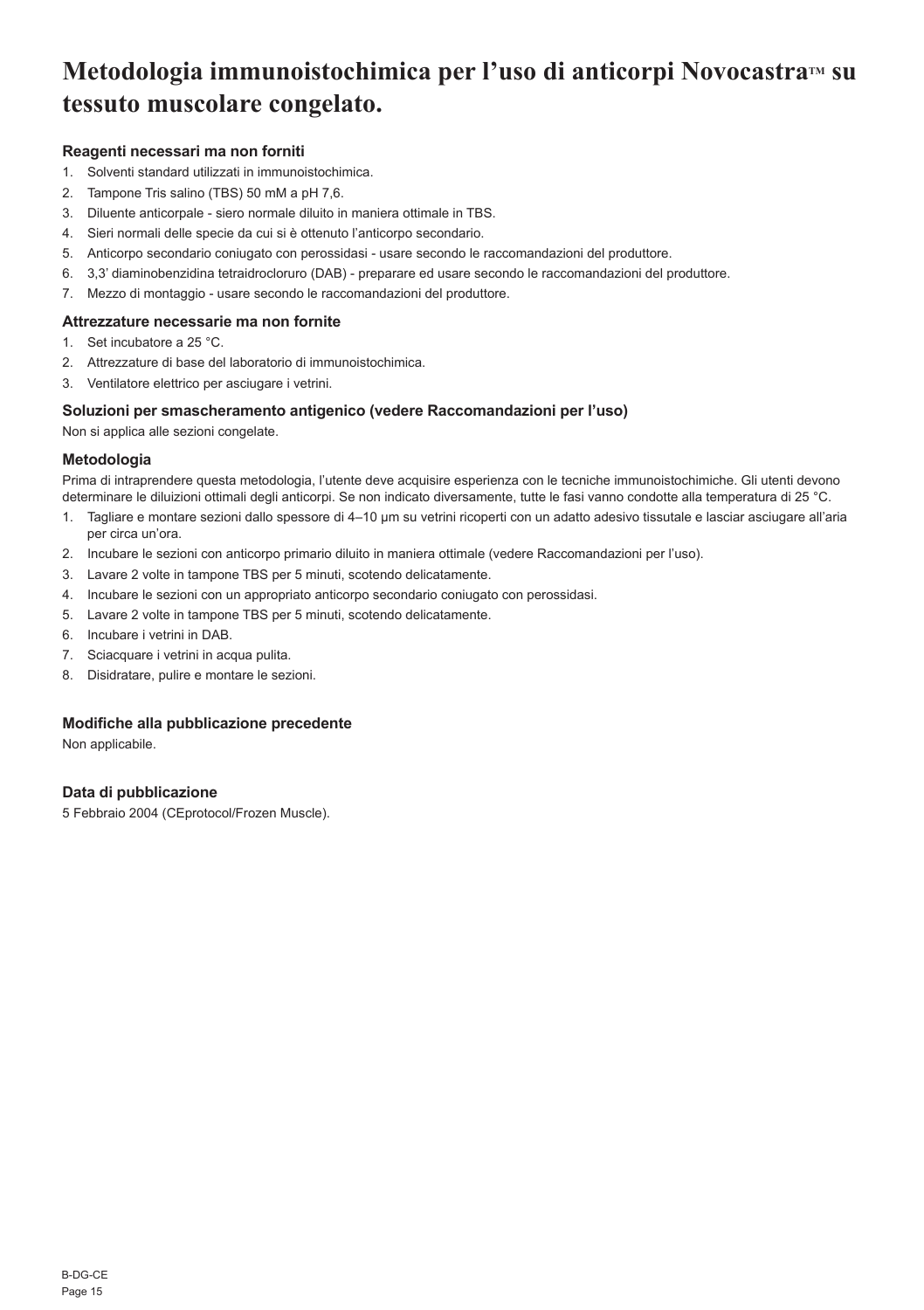# Metodologia immunoistochimica per l'uso di anticorpi Novocastra™ su tessuto muscolare congelato.

### Reagenti necessari ma non forniti

1. Solventi standard utilizzati in immunoistochimica.
2. Tampone Tris salino (TBS) 50 mM a pH 7,6.
3. Diluente anticorpale - siero normale diluito in maniera ottimale in TBS.
4. Sieri normali delle specie da cui si è ottenuto l'anticorpo secondario.
5. Anticorpo secondario coniugato con perossidasi - usare secondo le raccomandazioni del produttore.
6. 3,3' diaminobenzidina tetraidrocloruro (DAB) - preparare ed usare secondo le raccomandazioni del produttore.
7. Mezzo di montaggio - usare secondo le raccomandazioni del produttore.

### Attrezzature necessarie ma non fornite

1. Set incubatore a 25 °C.
2. Attrezzature di base del laboratorio di immunoistochimica.
3. Ventilatore elettrico per asciugare i vetrini.

### Soluzioni per smascheramento antigenico (vedere Raccomandazioni per l'uso)

Non si applica alle sezioni congelate.

### Metodologia

Prima di intraprendere questa metodologia, l'utente deve acquisire esperienza con le tecniche immunoistochimiche. Gli utenti devono determinare le diluizioni ottimali degli anticorpi. Se non indicato diversamente, tutte le fasi vanno condotte alla temperatura di 25 °C.

1. Tagliare e montare sezioni dallo spessore di 4–10 µm su vetrini ricoperti con un adatto adesivo tissutale e lasciar asciugare all'aria per circa un'ora.
2. Incubare le sezioni con anticorpo primario diluito in maniera ottimale (vedere Raccomandazioni per l'uso).
3. Lavare 2 volte in tampone TBS per 5 minuti, scotendo delicatamente.
4. Incubare le sezioni con un appropriato anticorpo secondario coniugato con perossidasi.
5. Lavare 2 volte in tampone TBS per 5 minuti, scotendo delicatamente.
6. Incubare i vetrini in DAB.
7. Sciacquare i vetrini in acqua pulita.
8. Disidratare, pulire e montare le sezioni.

### Modifiche alla pubblicazione precedente

Non applicabile.

### Data di pubblicazione

5 Febbraio 2004 (CEprotocol/Frozen Muscle).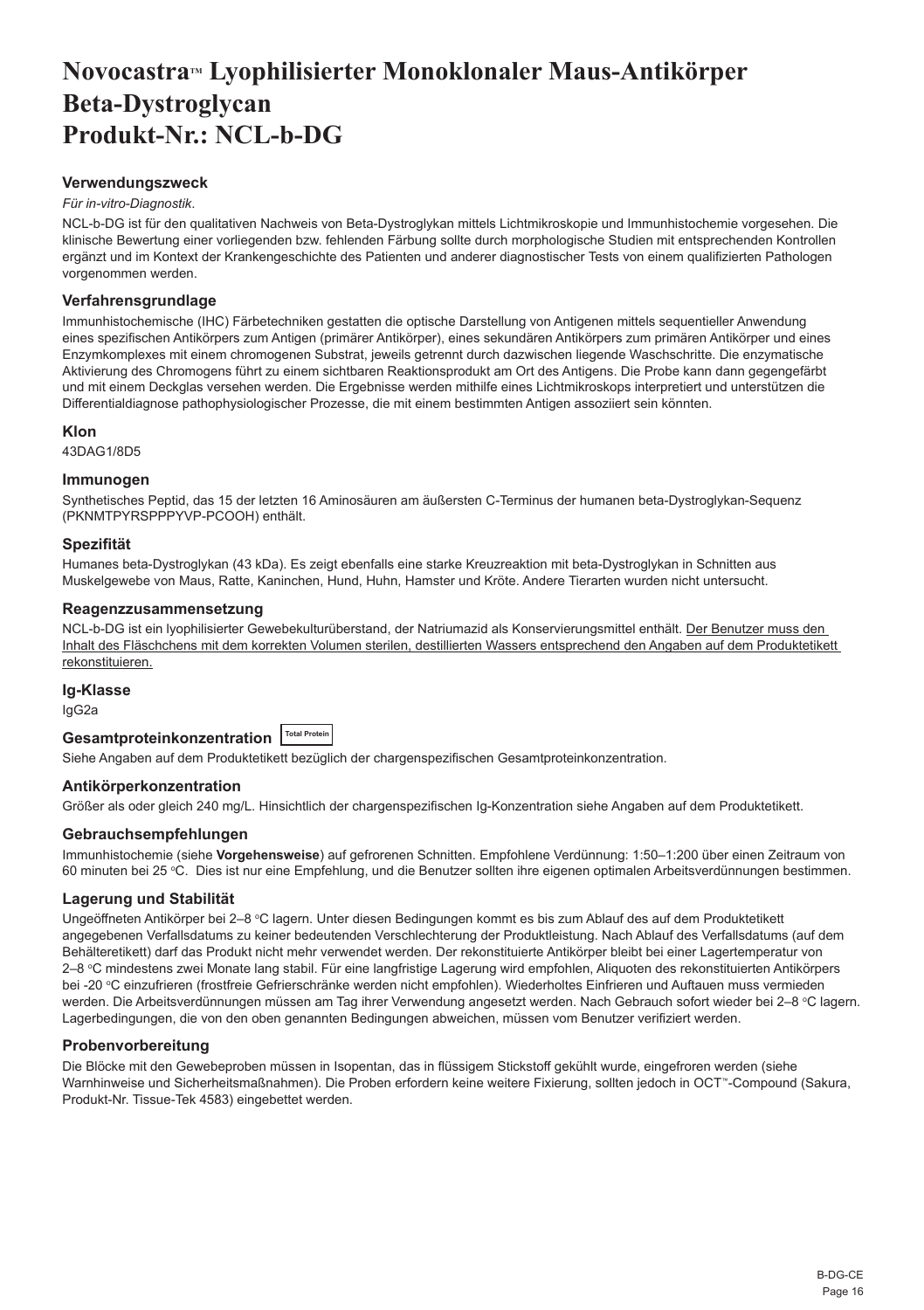# Novocastra™ Lyophilisierter Monoklonaler Maus-Antikörper Beta-Dystroglycan Produkt-Nr.: NCL-b-DG

### Verwendungszweck

*Für in-vitro-Diagnostik*.

NCL-b-DG ist für den qualitativen Nachweis von Beta-Dystroglykan mittels Lichtmikroskopie und Immunhistochemie vorgesehen. Die klinische Bewertung einer vorliegenden bzw. fehlenden Färbung sollte durch morphologische Studien mit entsprechenden Kontrollen ergänzt und im Kontext der Krankengeschichte des Patienten und anderer diagnostischer Tests von einem qualifizierten Pathologen vorgenommen werden.

### Verfahrensgrundlage

Immunhistochemische (IHC) Färbetechniken gestatten die optische Darstellung von Antigenen mittels sequentieller Anwendung eines spezifischen Antikörpers zum Antigen (primärer Antikörper), eines sekundären Antikörpers zum primären Antikörper und eines Enzymkomplexes mit einem chromogenen Substrat, jeweils getrennt durch dazwischen liegende Waschschritte. Die enzymatische Aktivierung des Chromogens führt zu einem sichtbaren Reaktionsprodukt am Ort des Antigens. Die Probe kann dann gegengefärbt und mit einem Deckglas versehen werden. Die Ergebnisse werden mithilfe eines Lichtmikroskops interpretiert und unterstützen die Differentialdiagnose pathophysiologischer Prozesse, die mit einem bestimmten Antigen assoziiert sein könnten.

### Klon

43DAG1/8D5

### Immunogen

Synthetisches Peptid, das 15 der letzten 16 Aminosäuren am äußersten C-Terminus der humanen beta-Dystroglykan-Sequenz (PKNMTPYRSPPPYVP-PCOOH) enthält.

### Spezifität

Humanes beta-Dystroglykan (43 kDa). Es zeigt ebenfalls eine starke Kreuzreaktion mit beta-Dystroglykan in Schnitten aus Muskelgewebe von Maus, Ratte, Kaninchen, Hund, Huhn, Hamster und Kröte. Andere Tierarten wurden nicht untersucht.

### Reagenzzusammensetzung

NCL-b-DG ist ein lyophilisierter Gewebekulturüberstand, der Natriumazid als Konservierungsmittel enthält. Der Benutzer muss den Inhalt des Fläschchens mit dem korrekten Volumen sterilen, destillierten Wassers entsprechend den Angaben auf dem Produktetikett rekonstituieren.

### Ig-Klasse

IgG2a

### Gesamtproteinkonzentration Total Protein

Siehe Angaben auf dem Produktetikett bezüglich der chargenspezifischen Gesamtproteinkonzentration.

### Antikörperkonzentration

Größer als oder gleich 240 mg/L. Hinsichtlich der chargenspezifischen Ig-Konzentration siehe Angaben auf dem Produktetikett.

### Gebrauchsempfehlungen

Immunhistochemie (siehe **Vorgehensweise**) auf gefrorenen Schnitten. Empfohlene Verdünnung: 1:50–1:200 über einen Zeitraum von 60 minuten bei 25 °C. Dies ist nur eine Empfehlung, und die Benutzer sollten ihre eigenen optimalen Arbeitsverdünnungen bestimmen.

### Lagerung und Stabilität

Ungeöffneten Antikörper bei 2–8 °C lagern. Unter diesen Bedingungen kommt es bis zum Ablauf des auf dem Produktetikett angegebenen Verfallsdatums zu keiner bedeutenden Verschlechterung der Produktleistung. Nach Ablauf des Verfallsdatums (auf dem Behälteretikett) darf das Produkt nicht mehr verwendet werden. Der rekonstituierte Antikörper bleibt bei einer Lagertemperatur von 2–8 °C mindestens zwei Monate lang stabil. Für eine langfristige Lagerung wird empfohlen, Aliquoten des rekonstituierten Antikörpers bei -20 °C einzufrieren (frostfreie Gefrierschränke werden nicht empfohlen). Wiederholtes Einfrieren und Auftauen muss vermieden werden. Die Arbeitsverdünnungen müssen am Tag ihrer Verwendung angesetzt werden. Nach Gebrauch sofort wieder bei 2–8 °C lagern. Lagerbedingungen, die von den oben genannten Bedingungen abweichen, müssen vom Benutzer verifiziert werden.

### Probenvorbereitung

Die Blöcke mit den Gewebeproben müssen in Isopentan, das in flüssigem Stickstoff gekühlt wurde, eingefroren werden (siehe Warnhinweise und Sicherheitsmaßnahmen). Die Proben erfordern keine weitere Fixierung, sollten jedoch in OCT™-Compound (Sakura, Produkt-Nr. Tissue-Tek 4583) eingebettet werden.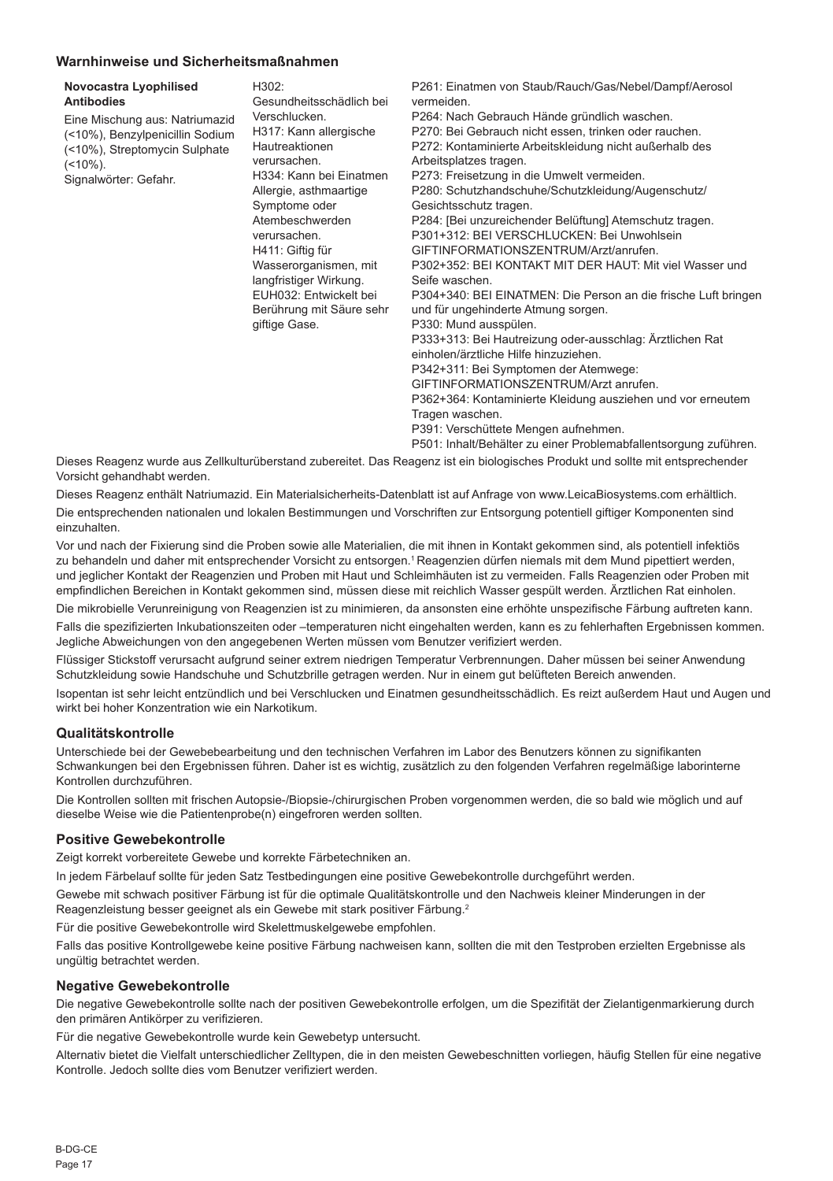## Warnhinweise und Sicherheitsmaßnahmen

| | | |
|---|---|---|
| **Novocastra Lyophilised Antibodies**<br>Eine Mischung aus: Natriumazid (<10%), Benzylpenicillin Sodium (<10%), Streptomycin Sulphate (<10%).<br>Signalwörter: Gefahr. | H302: Gesundheitsschädlich bei Verschlucken.<br>H317: Kann allergische Hautreaktionen verursachen.<br>H334: Kann bei Einatmen Allergie, asthmaartige Symptome oder Atembeschwerden verursachen.<br>H411: Giftig für Wasserorganismen, mit langfristiger Wirkung.<br>EUH032: Entwickelt bei Berührung mit Säure sehr giftige Gase. | P261: Einatmen von Staub/Rauch/Gas/Nebel/Dampf/Aerosol vermeiden.<br>P264: Nach Gebrauch Hände gründlich waschen.<br>P270: Bei Gebrauch nicht essen, trinken oder rauchen.<br>P272: Kontaminierte Arbeitskleidung nicht außerhalb des Arbeitsplatzes tragen.<br>P273: Freisetzung in die Umwelt vermeiden.<br>P280: Schutzhandschuhe/Schutzkleidung/Augenschutz/ Gesichtsschutz tragen.<br>P284: [Bei unzureichender Belüftung] Atemschutz tragen.<br>P301+312: BEI VERSCHLUCKEN: Bei Unwohlsein GIFTINFORMATIONSZENTRUM/Arzt/anrufen.<br>P302+352: BEI KONTAKT MIT DER HAUT: Mit viel Wasser und Seife waschen.<br>P304+340: BEI EINATMEN: Die Person an die frische Luft bringen und für ungehinderte Atmung sorgen.<br>P330: Mund ausspülen.<br>P333+313: Bei Hautreizung oder-ausschlag: Ärztlichen Rat einholen/ärztliche Hilfe hinzuziehen.<br>P342+311: Bei Symptomen der Atemwege: GIFTINFORMATIONSZENTRUM/Arzt anrufen.<br>P362+364: Kontaminierte Kleidung ausziehen und vor erneutem Tragen waschen.<br>P391: Verschüttete Mengen aufnehmen.<br>P501: Inhalt/Behälter zu einer Problemabfallentsorgung zuführen. |

Dieses Reagenz wurde aus Zellkulturüberstand zubereitet. Das Reagenz ist ein biologisches Produkt und sollte mit entsprechender Vorsicht gehandhabt werden.

Dieses Reagenz enthält Natriumazid. Ein Materialsicherheits-Datenblatt ist auf Anfrage von www.LeicaBiosystems.com erhältlich.

Die entsprechenden nationalen und lokalen Bestimmungen und Vorschriften zur Entsorgung potentiell giftiger Komponenten sind einzuhalten.

Vor und nach der Fixierung sind die Proben sowie alle Materialien, die mit ihnen in Kontakt gekommen sind, als potentiell infektiös zu behandeln und daher mit entsprechender Vorsicht zu entsorgen.[1] Reagenzien dürfen niemals mit dem Mund pipettiert werden, und jeglicher Kontakt der Reagenzien und Proben mit Haut und Schleimhäuten ist zu vermeiden. Falls Reagenzien oder Proben mit empfindlichen Bereichen in Kontakt gekommen sind, müssen diese mit reichlich Wasser gespült werden. Ärztlichen Rat einholen.

Die mikrobielle Verunreinigung von Reagenzien ist zu minimieren, da ansonsten eine erhöhte unspezifische Färbung auftreten kann.

Falls die spezifizierten Inkubationszeiten oder –temperaturen nicht eingehalten werden, kann es zu fehlerhaften Ergebnissen kommen. Jegliche Abweichungen von den angegebenen Werten müssen vom Benutzer verifiziert werden.

Flüssiger Stickstoff verursacht aufgrund seiner extrem niedrigen Temperatur Verbrennungen. Daher müssen bei seiner Anwendung Schutzkleidung sowie Handschuhe und Schutzbrille getragen werden. Nur in einem gut belüfteten Bereich anwenden.

Isopentan ist sehr leicht entzündlich und bei Verschlucken und Einatmen gesundheitsschädlich. Es reizt außerdem Haut und Augen und wirkt bei hoher Konzentration wie ein Narkotikum.

## Qualitätskontrolle

Unterschiede bei der Gewebebearbeitung und den technischen Verfahren im Labor des Benutzers können zu signifikanten Schwankungen bei den Ergebnissen führen. Daher ist es wichtig, zusätzlich zu den folgenden Verfahren regelmäßige laborinterne Kontrollen durchzuführen.

Die Kontrollen sollten mit frischen Autopsie-/Biopsie-/chirurgischen Proben vorgenommen werden, die so bald wie möglich und auf dieselbe Weise wie die Patientenprobe(n) eingefroren werden sollten.

## Positive Gewebekontrolle

Zeigt korrekt vorbereitete Gewebe und korrekte Färbetechniken an.

In jedem Färbelauf sollte für jeden Satz Testbedingungen eine positive Gewebekontrolle durchgeführt werden.

Gewebe mit schwach positiver Färbung ist für die optimale Qualitätskontrolle und den Nachweis kleiner Minderungen in der Reagenzleistung besser geeignet als ein Gewebe mit stark positiver Färbung.[2]

Für die positive Gewebekontrolle wird Skelettmuskelgewebe empfohlen.

Falls das positive Kontrollgewebe keine positive Färbung nachweisen kann, sollten die mit den Testproben erzielten Ergebnisse als ungültig betrachtet werden.

## Negative Gewebekontrolle

Die negative Gewebekontrolle sollte nach der positiven Gewebekontrolle erfolgen, um die Spezifität der Zielantigenmarkierung durch den primären Antikörper zu verifizieren.

Für die negative Gewebekontrolle wurde kein Gewebetyp untersucht.

Alternativ bietet die Vielfalt unterschiedlicher Zelltypen, die in den meisten Gewebeschnitten vorliegen, häufig Stellen für eine negative Kontrolle. Jedoch sollte dies vom Benutzer verifiziert werden.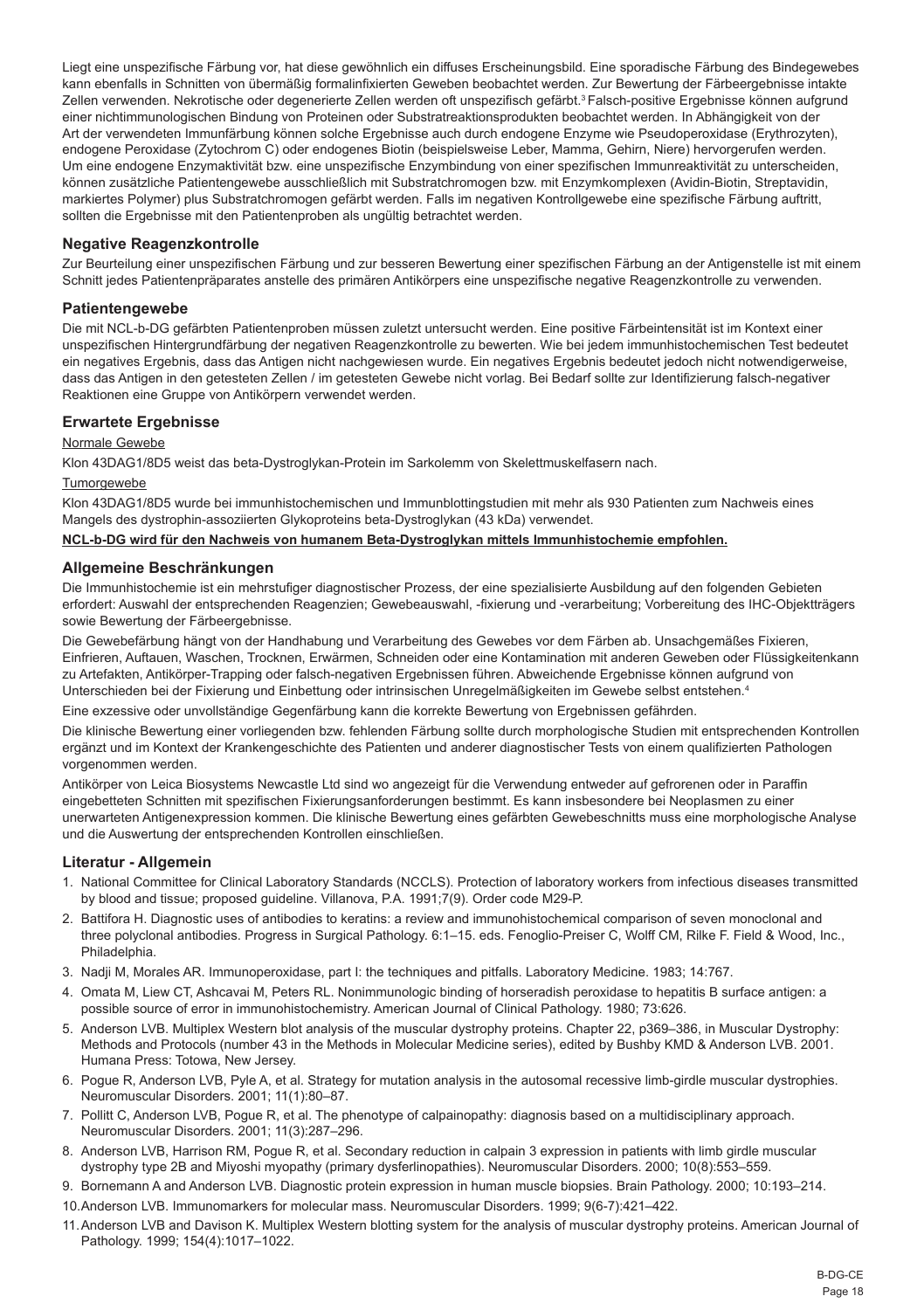Liegt eine unspezifische Färbung vor, hat diese gewöhnlich ein diffuses Erscheinungsbild. Eine sporadische Färbung des Bindegewebes kann ebenfalls in Schnitten von übermäßig formalinfixierten Geweben beobachtet werden. Zur Bewertung der Färbeergebnisse intakte Zellen verwenden. Nekrotische oder degenerierte Zellen werden oft unspezifisch gefärbt.[3] Falsch-positive Ergebnisse können aufgrund einer nichtimmunologischen Bindung von Proteinen oder Substratreaktionsprodukten beobachtet werden. In Abhängigkeit von der Art der verwendeten Immunfärbung können solche Ergebnisse auch durch endogene Enzyme wie Pseudoperoxidase (Erythrozyten), endogene Peroxidase (Zytochrom C) oder endogenes Biotin (beispielsweise Leber, Mamma, Gehirn, Niere) hervorgerufen werden. Um eine endogene Enzymaktivität bzw. eine unspezifische Enzymbindung von einer spezifischen Immunreaktivität zu unterscheiden, können zusätzliche Patientengewebe ausschließlich mit Substratchromogen bzw. mit Enzymkomplexen (Avidin-Biotin, Streptavidin, markiertes Polymer) plus Substratchromogen gefärbt werden. Falls im negativen Kontrollgewebe eine spezifische Färbung auftritt, sollten die Ergebnisse mit den Patientenproben als ungültig betrachtet werden.

## Negative Reagenzkontrolle

Zur Beurteilung einer unspezifischen Färbung und zur besseren Bewertung einer spezifischen Färbung an der Antigenstelle ist mit einem Schnitt jedes Patientenpräparates anstelle des primären Antikörpers eine unspezifische negative Reagenzkontrolle zu verwenden.

## Patientengewebe

Die mit NCL-b-DG gefärbten Patientenproben müssen zuletzt untersucht werden. Eine positive Färbeintensität ist im Kontext einer unspezifischen Hintergrundfärbung der negativen Reagenzkontrolle zu bewerten. Wie bei jedem immunhistochemischen Test bedeutet ein negatives Ergebnis, dass das Antigen nicht nachgewiesen wurde. Ein negatives Ergebnis bedeutet jedoch nicht notwendigerweise, dass das Antigen in den getesteten Zellen / im getesteten Gewebe nicht vorlag. Bei Bedarf sollte zur Identifizierung falsch-negativer Reaktionen eine Gruppe von Antikörpern verwendet werden.

## Erwartete Ergebnisse

Normale Gewebe

Klon 43DAG1/8D5 weist das beta-Dystroglykan-Protein im Sarkolemm von Skelettmuskelfasern nach.

Tumorgewebe

Klon 43DAG1/8D5 wurde bei immunhistochemischen und Immunblottingstudien mit mehr als 930 Patienten zum Nachweis eines Mangels des dystrophin-assoziierten Glykoproteins beta-Dystroglykan (43 kDa) verwendet.

**NCL-b-DG wird für den Nachweis von humanem Beta-Dystroglykan mittels Immunhistochemie empfohlen.**

## Allgemeine Beschränkungen

Die Immunhistochemie ist ein mehrstufiger diagnostischer Prozess, der eine spezialisierte Ausbildung auf den folgenden Gebieten erfordert: Auswahl der entsprechenden Reagenzien; Gewebeauswahl, -fixierung und -verarbeitung; Vorbereitung des IHC-Objektträgers sowie Bewertung der Färbeergebnisse.

Die Gewebefärbung hängt von der Handhabung und Verarbeitung des Gewebes vor dem Färben ab. Unsachgemäßes Fixieren, Einfrieren, Auftauen, Waschen, Trocknen, Erwärmen, Schneiden oder eine Kontamination mit anderen Geweben oder Flüssigkeitenkann zu Artefakten, Antikörper-Trapping oder falsch-negativen Ergebnissen führen. Abweichende Ergebnisse können aufgrund von Unterschieden bei der Fixierung und Einbettung oder intrinsischen Unregelmäßigkeiten im Gewebe selbst entstehen.[4]

Eine exzessive oder unvollständige Gegenfärbung kann die korrekte Bewertung von Ergebnissen gefährden.

Die klinische Bewertung einer vorliegenden bzw. fehlenden Färbung sollte durch morphologische Studien mit entsprechenden Kontrollen ergänzt und im Kontext der Krankengeschichte des Patienten und anderer diagnostischer Tests von einem qualifizierten Pathologen vorgenommen werden.

Antikörper von Leica Biosystems Newcastle Ltd sind wo angezeigt für die Verwendung entweder auf gefrorenen oder in Paraffin eingebetteten Schnitten mit spezifischen Fixierungsanforderungen bestimmt. Es kann insbesondere bei Neoplasmen zu einer unerwarteten Antigenexpression kommen. Die klinische Bewertung eines gefärbten Gewebeschnitts muss eine morphologische Analyse und die Auswertung der entsprechenden Kontrollen einschließen.

## Literatur - Allgemein

1. National Committee for Clinical Laboratory Standards (NCCLS). Protection of laboratory workers from infectious diseases transmitted by blood and tissue; proposed guideline. Villanova, P.A. 1991;7(9). Order code M29-P.
2. Battifora H. Diagnostic uses of antibodies to keratins: a review and immunohistochemical comparison of seven monoclonal and three polyclonal antibodies. Progress in Surgical Pathology. 6:1–15. eds. Fenoglio-Preiser C, Wolff CM, Rilke F. Field & Wood, Inc., Philadelphia.
3. Nadji M, Morales AR. Immunoperoxidase, part I: the techniques and pitfalls. Laboratory Medicine. 1983; 14:767.
4. Omata M, Liew CT, Ashcavai M, Peters RL. Nonimmunologic binding of horseradish peroxidase to hepatitis B surface antigen: a possible source of error in immunohistochemistry. American Journal of Clinical Pathology. 1980; 73:626.
5. Anderson LVB. Multiplex Western blot analysis of the muscular dystrophy proteins. Chapter 22, p369–386, in Muscular Dystrophy: Methods and Protocols (number 43 in the Methods in Molecular Medicine series), edited by Bushby KMD & Anderson LVB. 2001. Humana Press: Totowa, New Jersey.
6. Pogue R, Anderson LVB, Pyle A, et al. Strategy for mutation analysis in the autosomal recessive limb-girdle muscular dystrophies. Neuromuscular Disorders. 2001; 11(1):80–87.
7. Pollitt C, Anderson LVB, Pogue R, et al. The phenotype of calpainopathy: diagnosis based on a multidisciplinary approach. Neuromuscular Disorders. 2001; 11(3):287–296.
8. Anderson LVB, Harrison RM, Pogue R, et al. Secondary reduction in calpain 3 expression in patients with limb girdle muscular dystrophy type 2B and Miyoshi myopathy (primary dysferlinopathies). Neuromuscular Disorders. 2000; 10(8):553–559.
9. Bornemann A and Anderson LVB. Diagnostic protein expression in human muscle biopsies. Brain Pathology. 2000; 10:193–214.
10. Anderson LVB. Immunomarkers for molecular mass. Neuromuscular Disorders. 1999; 9(6-7):421–422.
11. Anderson LVB and Davison K. Multiplex Western blotting system for the analysis of muscular dystrophy proteins. American Journal of Pathology. 1999; 154(4):1017–1022.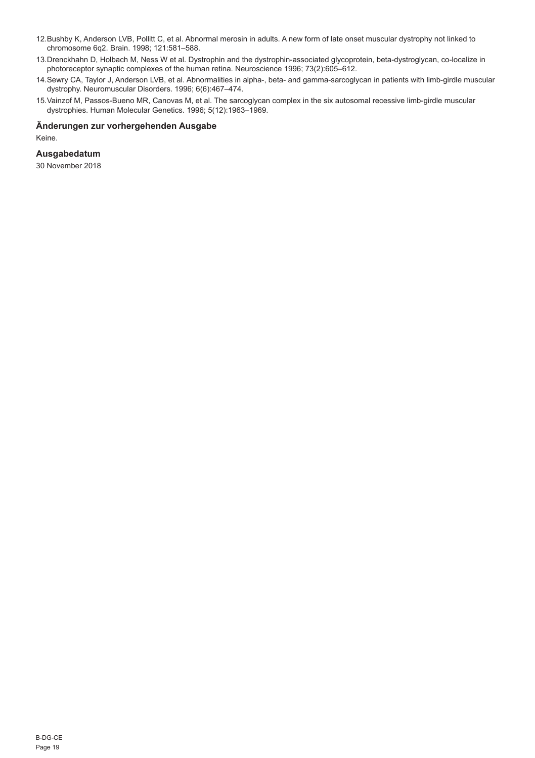12. Bushby K, Anderson LVB, Pollitt C, et al. Abnormal merosin in adults. A new form of late onset muscular dystrophy not linked to chromosome 6q2. Brain. 1998; 121:581–588.
13. Drenckhahn D, Holbach M, Ness W et al. Dystrophin and the dystrophin-associated glycoprotein, beta-dystroglycan, co-localize in photoreceptor synaptic complexes of the human retina. Neuroscience 1996; 73(2):605–612.
14. Sewry CA, Taylor J, Anderson LVB, et al. Abnormalities in alpha-, beta- and gamma-sarcoglycan in patients with limb-girdle muscular dystrophy. Neuromuscular Disorders. 1996; 6(6):467–474.
15. Vainzof M, Passos-Bueno MR, Canovas M, et al. The sarcoglycan complex in the six autosomal recessive limb-girdle muscular dystrophies. Human Molecular Genetics. 1996; 5(12):1963–1969.

### Änderungen zur vorhergehenden Ausgabe

Keine.

### Ausgabedatum

30 November 2018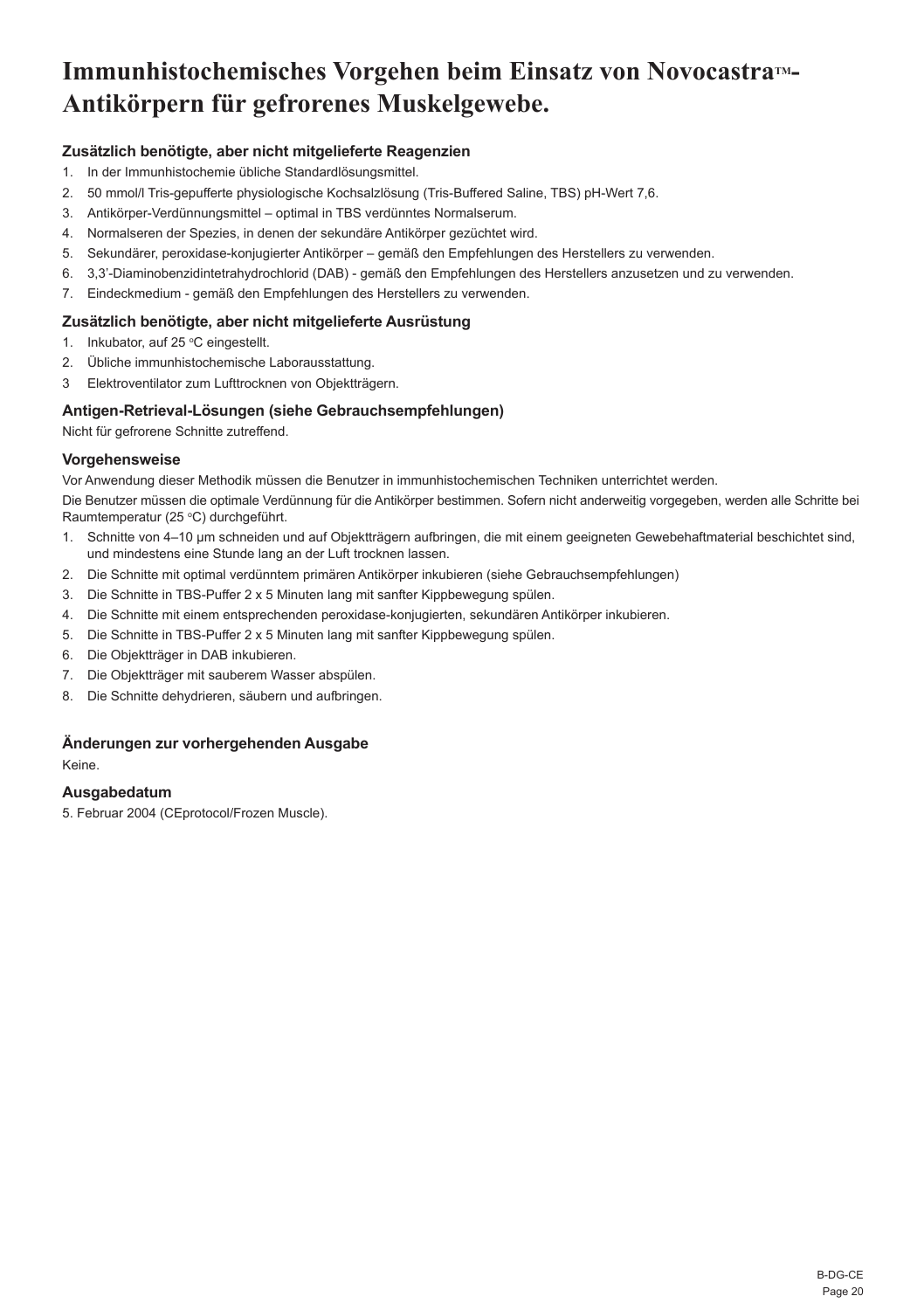# Immunhistochemisches Vorgehen beim Einsatz von Novocastra™-Antikörpern für gefrorenes Muskelgewebe.

### Zusätzlich benötigte, aber nicht mitgelieferte Reagenzien

1. In der Immunhistochemie übliche Standardlösungsmittel.
2. 50 mmol/l Tris-gepufferte physiologische Kochsalzlösung (Tris-Buffered Saline, TBS) pH-Wert 7,6.
3. Antikörper-Verdünnungsmittel – optimal in TBS verdünntes Normalserum.
4. Normalseren der Spezies, in denen der sekundäre Antikörper gezüchtet wird.
5. Sekundärer, peroxidase-konjugierter Antikörper – gemäß den Empfehlungen des Herstellers zu verwenden.
6. 3,3'-Diaminobenzidintetrahydrochlorid (DAB) - gemäß den Empfehlungen des Herstellers anzusetzen und zu verwenden.
7. Eindeckmedium - gemäß den Empfehlungen des Herstellers zu verwenden.

### Zusätzlich benötigte, aber nicht mitgelieferte Ausrüstung

1. Inkubator, auf 25 °C eingestellt.
2. Übliche immunhistochemische Laborausstattung.
3. Elektroventilator zum Lufttrocknen von Objektträgern.

### Antigen-Retrieval-Lösungen (siehe Gebrauchsempfehlungen)

Nicht für gefrorene Schnitte zutreffend.

### Vorgehensweise

Vor Anwendung dieser Methodik müssen die Benutzer in immunhistochemischen Techniken unterrichtet werden.

Die Benutzer müssen die optimale Verdünnung für die Antikörper bestimmen. Sofern nicht anderweitig vorgegeben, werden alle Schritte bei Raumtemperatur (25 °C) durchgeführt.

1. Schnitte von 4–10 µm schneiden und auf Objektträgern aufbringen, die mit einem geeigneten Gewebehaftmaterial beschichtet sind, und mindestens eine Stunde lang an der Luft trocknen lassen.
2. Die Schnitte mit optimal verdünntem primären Antikörper inkubieren (siehe Gebrauchsempfehlungen)
3. Die Schnitte in TBS-Puffer 2 x 5 Minuten lang mit sanfter Kippbewegung spülen.
4. Die Schnitte mit einem entsprechenden peroxidase-konjugierten, sekundären Antikörper inkubieren.
5. Die Schnitte in TBS-Puffer 2 x 5 Minuten lang mit sanfter Kippbewegung spülen.
6. Die Objektträger in DAB inkubieren.
7. Die Objektträger mit sauberem Wasser abspülen.
8. Die Schnitte dehydrieren, säubern und aufbringen.

### Änderungen zur vorhergehenden Ausgabe

Keine.

### Ausgabedatum

5. Februar 2004 (CEprotocol/Frozen Muscle).

B-DG-CE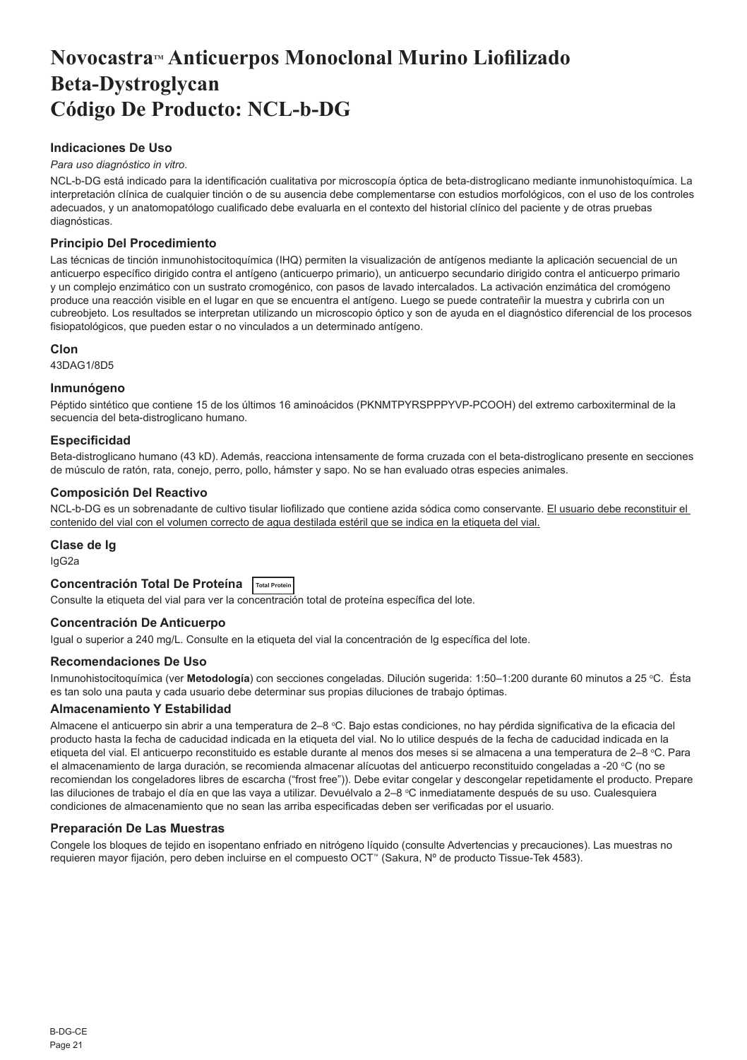# Novocastra™ Anticuerpos Monoclonal Murino Liofilizado Beta-Dystroglycan Código De Producto: NCL-b-DG

### Indicaciones De Uso

*Para uso diagnóstico in vitro*.

NCL-b-DG está indicado para la identificación cualitativa por microscopía óptica de beta-distroglicano mediante inmunohistoquímica. La interpretación clínica de cualquier tinción o de su ausencia debe complementarse con estudios morfológicos, con el uso de los controles adecuados, y un anatomopatólogo cualificado debe evaluarla en el contexto del historial clínico del paciente y de otras pruebas diagnósticas.

### Principio Del Procedimiento

Las técnicas de tinción inmunohistocitoquímica (IHQ) permiten la visualización de antígenos mediante la aplicación secuencial de un anticuerpo específico dirigido contra el antígeno (anticuerpo primario), un anticuerpo secundario dirigido contra el anticuerpo primario y un complejo enzimático con un sustrato cromogénico, con pasos de lavado intercalados. La activación enzimática del cromógeno produce una reacción visible en el lugar en que se encuentra el antígeno. Luego se puede contrateñir la muestra y cubrirla con un cubreobjeto. Los resultados se interpretan utilizando un microscopio óptico y son de ayuda en el diagnóstico diferencial de los procesos fisiopatológicos, que pueden estar o no vinculados a un determinado antígeno.

### Clon

43DAG1/8D5

### Inmunógeno

Péptido sintético que contiene 15 de los últimos 16 aminoácidos (PKNMTPYRSPPPYVP-PCOOH) del extremo carboxiterminal de la secuencia del beta-distroglicano humano.

### Especificidad

Beta-distroglicano humano (43 kD). Además, reacciona intensamente de forma cruzada con el beta-distroglicano presente en secciones de músculo de ratón, rata, conejo, perro, pollo, hámster y sapo. No se han evaluado otras especies animales.

### Composición Del Reactivo

NCL-b-DG es un sobrenadante de cultivo tisular liofilizado que contiene azida sódica como conservante. <u>El usuario debe reconstituir el contenido del vial con el volumen correcto de agua destilada estéril que se indica en la etiqueta del vial.</u>

### Clase de Ig

IgG2a

### Concentración Total De Proteína [Total Protein]

Consulte la etiqueta del vial para ver la concentración total de proteína específica del lote.

### Concentración De Anticuerpo

Igual o superior a 240 mg/L. Consulte en la etiqueta del vial la concentración de Ig específica del lote.

### Recomendaciones De Uso

Inmunohistocitoquímica (ver **Metodología**) con secciones congeladas. Dilución sugerida: 1:50–1:200 durante 60 minutos a 25 °C. Ésta es tan solo una pauta y cada usuario debe determinar sus propias diluciones de trabajo óptimas.

### Almacenamiento Y Estabilidad

Almacene el anticuerpo sin abrir a una temperatura de 2–8 °C. Bajo estas condiciones, no hay pérdida significativa de la eficacia del producto hasta la fecha de caducidad indicada en la etiqueta del vial. No lo utilice después de la fecha de caducidad indicada en la etiqueta del vial. El anticuerpo reconstituido es estable durante al menos dos meses si se almacena a una temperatura de 2–8 °C. Para el almacenamiento de larga duración, se recomienda almacenar alícuotas del anticuerpo reconstituido congeladas a -20 °C (no se recomiendan los congeladores libres de escarcha ("frost free")). Debe evitar congelar y descongelar repetidamente el producto. Prepare las diluciones de trabajo el día en que las vaya a utilizar. Devuélvalo a 2–8 °C inmediatamente después de su uso. Cualesquiera condiciones de almacenamiento que no sean las arriba especificadas deben ser verificadas por el usuario.

### Preparación De Las Muestras

Congele los bloques de tejido en isopentano enfriado en nitrógeno líquido (consulte Advertencias y precauciones). Las muestras no requieren mayor fijación, pero deben incluirse en el compuesto OCT™ (Sakura, Nº de producto Tissue-Tek 4583).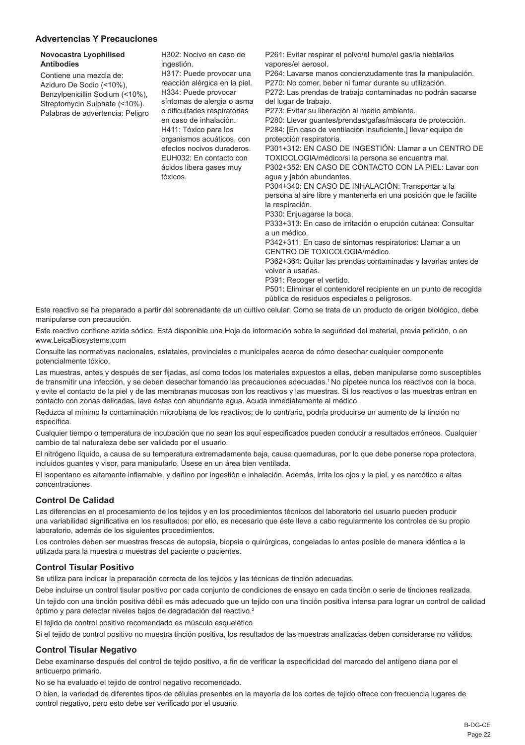## Advertencias Y Precauciones

| **Novocastra Lyophilised Antibodies**<br>Contiene una mezcla de: Aziduro De Sodio (<10%), Benzylpenicillin Sodium (<10%), Streptomycin Sulphate (<10%).<br>Palabras de advertencia: Peligro | H302: Nocivo en caso de ingestión.<br>H317: Puede provocar una reacción alérgica en la piel.<br>H334: Puede provocar síntomas de alergia o asma o dificultades respiratorias en caso de inhalación.<br>H411: Tóxico para los organismos acuáticos, con efectos nocivos duraderos.<br>EUH032: En contacto con ácidos libera gases muy tóxicos. | P261: Evitar respirar el polvo/el humo/el gas/la niebla/los vapores/el aerosol.<br>P264: Lavarse manos concienzudamente tras la manipulación.<br>P270: No comer, beber ni fumar durante su utilización.<br>P272: Las prendas de trabajo contaminadas no podrán sacarse del lugar de trabajo.<br>P273: Evitar su liberación al medio ambiente.<br>P280: Llevar guantes/prendas/gafas/máscara de protección.<br>P284: [En caso de ventilación insuficiente,] llevar equipo de protección respiratoria.<br>P301+312: EN CASO DE INGESTIÓN: Llamar a un CENTRO DE TOXICOLOGIA/médico/si la persona se encuentra mal.<br>P302+352: EN CASO DE CONTACTO CON LA PIEL: Lavar con agua y jabón abundantes.<br>P304+340: EN CASO DE INHALACIÓN: Transportar a la persona al aire libre y mantenerla en una posición que le facilite la respiración.<br>P330: Enjuagarse la boca.<br>P333+313: En caso de irritación o erupción cutánea: Consultar a un médico.<br>P342+311: En caso de síntomas respiratorios: Llamar a un CENTRO DE TOXICOLOGIA/médico.<br>P362+364: Quitar las prendas contaminadas y lavarlas antes de volver a usarlas.<br>P391: Recoger el vertido.<br>P501: Eliminar el contenido/el recipiente en un punto de recogida pública de residuos especiales o peligrosos. |
|---|---|---|

Este reactivo se ha preparado a partir del sobrenadante de un cultivo celular. Como se trata de un producto de origen biológico, debe manipularse con precaución.

Este reactivo contiene azida sódica. Está disponible una Hoja de información sobre la seguridad del material, previa petición, o en www.LeicaBiosystems.com

Consulte las normativas nacionales, estatales, provinciales o municipales acerca de cómo desechar cualquier componente potencialmente tóxico.

Las muestras, antes y después de ser fijadas, así como todos los materiales expuestos a ellas, deben manipularse como susceptibles de transmitir una infección, y se deben desechar tomando las precauciones adecuadas.[1] No pipetee nunca los reactivos con la boca, y evite el contacto de la piel y de las membranas mucosas con los reactivos y las muestras. Si los reactivos o las muestras entran en contacto con zonas delicadas, lave éstas con abundante agua. Acuda inmediatamente al médico.

Reduzca al mínimo la contaminación microbiana de los reactivos; de lo contrario, podría producirse un aumento de la tinción no específica.

Cualquier tiempo o temperatura de incubación que no sean los aquí especificados pueden conducir a resultados erróneos. Cualquier cambio de tal naturaleza debe ser validado por el usuario.

El nitrógeno líquido, a causa de su temperatura extremadamente baja, causa quemaduras, por lo que debe ponerse ropa protectora, incluidos guantes y visor, para manipularlo. Úsese en un área bien ventilada.

El isopentano es altamente inflamable, y dañino por ingestión e inhalación. Además, irrita los ojos y la piel, y es narcótico a altas concentraciones.

## Control De Calidad

Las diferencias en el procesamiento de los tejidos y en los procedimientos técnicos del laboratorio del usuario pueden producir una variabilidad significativa en los resultados; por ello, es necesario que éste lleve a cabo regularmente los controles de su propio laboratorio, además de los siguientes procedimientos.

Los controles deben ser muestras frescas de autopsia, biopsia o quirúrgicas, congeladas lo antes posible de manera idéntica a la utilizada para la muestra o muestras del paciente o pacientes.

## Control Tisular Positivo

Se utiliza para indicar la preparación correcta de los tejidos y las técnicas de tinción adecuadas.

Debe incluirse un control tisular positivo por cada conjunto de condiciones de ensayo en cada tinción o serie de tinciones realizada.

Un tejido con una tinción positiva débil es más adecuado que un tejido con una tinción positiva intensa para lograr un control de calidad óptimo y para detectar niveles bajos de degradación del reactivo.[2]

El tejido de control positivo recomendado es músculo esquelético

Si el tejido de control positivo no muestra tinción positiva, los resultados de las muestras analizadas deben considerarse no válidos.

## Control Tisular Negativo

Debe examinarse después del control de tejido positivo, a fin de verificar la especificidad del marcado del antígeno diana por el anticuerpo primario.

No se ha evaluado el tejido de control negativo recomendado.

O bien, la variedad de diferentes tipos de células presentes en la mayoría de los cortes de tejido ofrece con frecuencia lugares de control negativo, pero esto debe ser verificado por el usuario.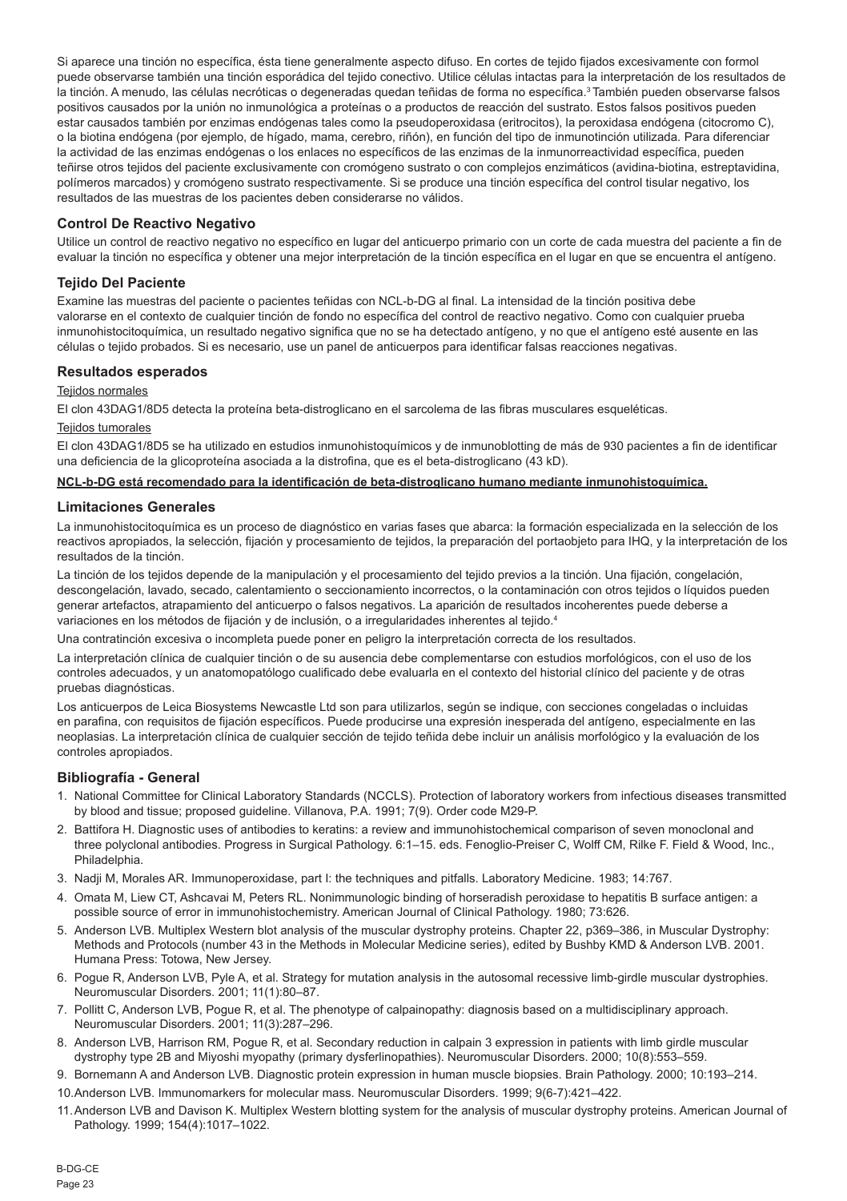Si aparece una tinción no específica, ésta tiene generalmente aspecto difuso. En cortes de tejido fijados excesivamente con formol puede observarse también una tinción esporádica del tejido conectivo. Utilice células intactas para la interpretación de los resultados de la tinción. A menudo, las células necróticas o degeneradas quedan teñidas de forma no específica.[3] También pueden observarse falsos positivos causados por la unión no inmunológica a proteínas o a productos de reacción del sustrato. Estos falsos positivos pueden estar causados también por enzimas endógenas tales como la pseudoperoxidasa (eritrocitos), la peroxidasa endógena (citocromo C), o la biotina endógena (por ejemplo, de hígado, mama, cerebro, riñón), en función del tipo de inmunotinción utilizada. Para diferenciar la actividad de las enzimas endógenas o los enlaces no específicos de las enzimas de la inmunorreactividad específica, pueden teñirse otros tejidos del paciente exclusivamente con cromógeno sustrato o con complejos enzimáticos (avidina-biotina, estreptavidina, polímeros marcados) y cromógeno sustrato respectivamente. Si se produce una tinción específica del control tisular negativo, los resultados de las muestras de los pacientes deben considerarse no válidos.

### Control De Reactivo Negativo

Utilice un control de reactivo negativo no específico en lugar del anticuerpo primario con un corte de cada muestra del paciente a fin de evaluar la tinción no específica y obtener una mejor interpretación de la tinción específica en el lugar en que se encuentra el antígeno.

### Tejido Del Paciente

Examine las muestras del paciente o pacientes teñidas con NCL-b-DG al final. La intensidad de la tinción positiva debe valorarse en el contexto de cualquier tinción de fondo no específica del control de reactivo negativo. Como con cualquier prueba inmunohistocitoquímica, un resultado negativo significa que no se ha detectado antígeno, y no que el antígeno esté ausente en las células o tejido probados. Si es necesario, use un panel de anticuerpos para identificar falsas reacciones negativas.

### Resultados esperados

Tejidos normales

El clon 43DAG1/8D5 detecta la proteína beta-distroglicano en el sarcolema de las fibras musculares esqueléticas.

Tejidos tumorales

El clon 43DAG1/8D5 se ha utilizado en estudios inmunohistoquímicos y de inmunoblotting de más de 930 pacientes a fin de identificar una deficiencia de la glicoproteína asociada a la distrofina, que es el beta-distroglicano (43 kD).

**NCL-b-DG está recomendado para la identificación de beta-distroglicano humano mediante inmunohistoquímica.**

### Limitaciones Generales

La inmunohistocitoquímica es un proceso de diagnóstico en varias fases que abarca: la formación especializada en la selección de los reactivos apropiados, la selección, fijación y procesamiento de tejidos, la preparación del portaobjeto para IHQ, y la interpretación de los resultados de la tinción.

La tinción de los tejidos depende de la manipulación y el procesamiento del tejido previos a la tinción. Una fijación, congelación, descongelación, lavado, secado, calentamiento o seccionamiento incorrectos, o la contaminación con otros tejidos o líquidos pueden generar artefactos, atrapamiento del anticuerpo o falsos negativos. La aparición de resultados incoherentes puede deberse a variaciones en los métodos de fijación y de inclusión, o a irregularidades inherentes al tejido.[4]

Una contratinción excesiva o incompleta puede poner en peligro la interpretación correcta de los resultados.

La interpretación clínica de cualquier tinción o de su ausencia debe complementarse con estudios morfológicos, con el uso de los controles adecuados, y un anatomopatólogo cualificado debe evaluarla en el contexto del historial clínico del paciente y de otras pruebas diagnósticas.

Los anticuerpos de Leica Biosystems Newcastle Ltd son para utilizarlos, según se indique, con secciones congeladas o incluidas en parafina, con requisitos de fijación específicos. Puede producirse una expresión inesperada del antígeno, especialmente en las neoplasias. La interpretación clínica de cualquier sección de tejido teñida debe incluir un análisis morfológico y la evaluación de los controles apropiados.

### Bibliografía - General

1. National Committee for Clinical Laboratory Standards (NCCLS). Protection of laboratory workers from infectious diseases transmitted by blood and tissue; proposed guideline. Villanova, P.A. 1991; 7(9). Order code M29-P.
2. Battifora H. Diagnostic uses of antibodies to keratins: a review and immunohistochemical comparison of seven monoclonal and three polyclonal antibodies. Progress in Surgical Pathology. 6:1–15. eds. Fenoglio-Preiser C, Wolff CM, Rilke F. Field & Wood, Inc., Philadelphia.
3. Nadji M, Morales AR. Immunoperoxidase, part I: the techniques and pitfalls. Laboratory Medicine. 1983; 14:767.
4. Omata M, Liew CT, Ashcavai M, Peters RL. Nonimmunologic binding of horseradish peroxidase to hepatitis B surface antigen: a possible source of error in immunohistochemistry. American Journal of Clinical Pathology. 1980; 73:626.
5. Anderson LVB. Multiplex Western blot analysis of the muscular dystrophy proteins. Chapter 22, p369–386, in Muscular Dystrophy: Methods and Protocols (number 43 in the Methods in Molecular Medicine series), edited by Bushby KMD & Anderson LVB. 2001. Humana Press: Totowa, New Jersey.
6. Pogue R, Anderson LVB, Pyle A, et al. Strategy for mutation analysis in the autosomal recessive limb-girdle muscular dystrophies. Neuromuscular Disorders. 2001; 11(1):80–87.
7. Pollitt C, Anderson LVB, Pogue R, et al. The phenotype of calpainopathy: diagnosis based on a multidisciplinary approach. Neuromuscular Disorders. 2001; 11(3):287–296.
8. Anderson LVB, Harrison RM, Pogue R, et al. Secondary reduction in calpain 3 expression in patients with limb girdle muscular dystrophy type 2B and Miyoshi myopathy (primary dysferlinopathies). Neuromuscular Disorders. 2000; 10(8):553–559.
9. Bornemann A and Anderson LVB. Diagnostic protein expression in human muscle biopsies. Brain Pathology. 2000; 10:193–214.
10. Anderson LVB. Immunomarkers for molecular mass. Neuromuscular Disorders. 1999; 9(6-7):421–422.
11. Anderson LVB and Davison K. Multiplex Western blotting system for the analysis of muscular dystrophy proteins. American Journal of Pathology. 1999; 154(4):1017–1022.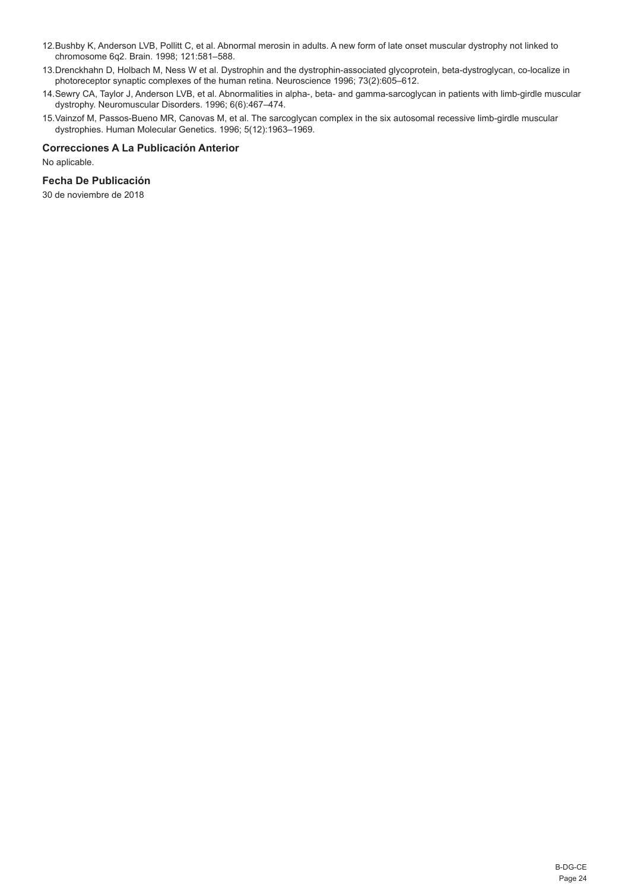12. Bushby K, Anderson LVB, Pollitt C, et al. Abnormal merosin in adults. A new form of late onset muscular dystrophy not linked to chromosome 6q2. Brain. 1998; 121:581–588.
13. Drenckhahn D, Holbach M, Ness W et al. Dystrophin and the dystrophin-associated glycoprotein, beta-dystroglycan, co-localize in photoreceptor synaptic complexes of the human retina. Neuroscience 1996; 73(2):605–612.
14. Sewry CA, Taylor J, Anderson LVB, et al. Abnormalities in alpha-, beta- and gamma-sarcoglycan in patients with limb-girdle muscular dystrophy. Neuromuscular Disorders. 1996; 6(6):467–474.
15. Vainzof M, Passos-Bueno MR, Canovas M, et al. The sarcoglycan complex in the six autosomal recessive limb-girdle muscular dystrophies. Human Molecular Genetics. 1996; 5(12):1963–1969.

### Correcciones A La Publicación Anterior

No aplicable.

### Fecha De Publicación

30 de noviembre de 2018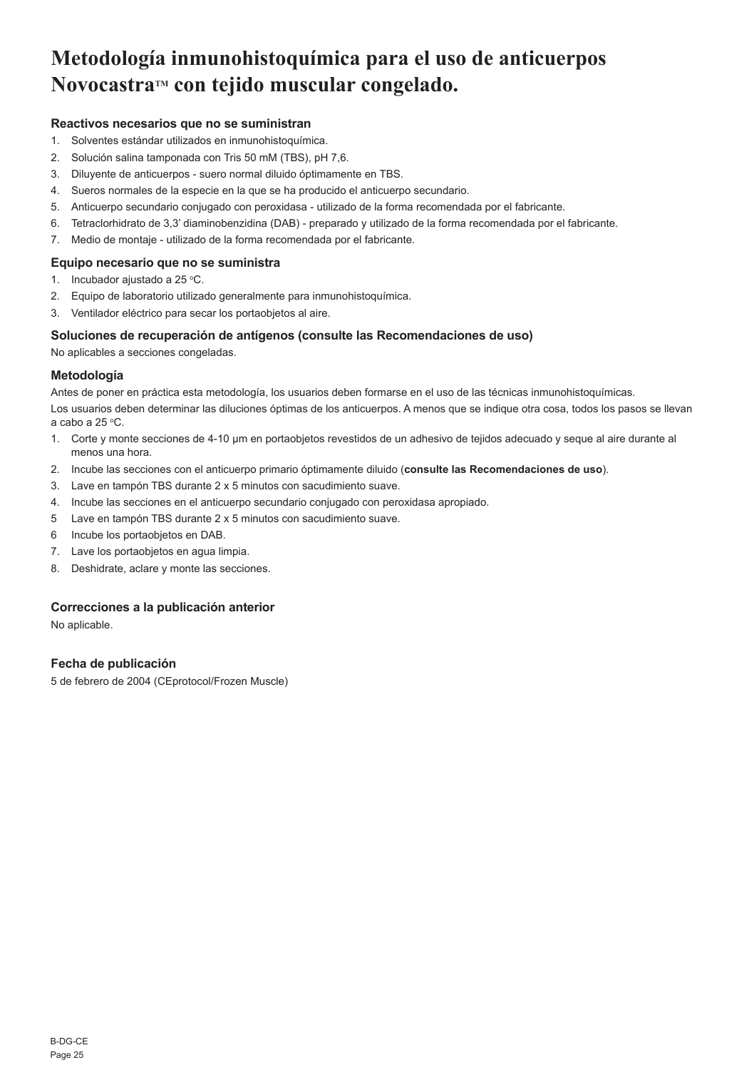# Metodología inmunohistoquímica para el uso de anticuerpos Novocastra™ con tejido muscular congelado.

### Reactivos necesarios que no se suministran

1. Solventes estándar utilizados en inmunohistoquímica.
2. Solución salina tamponada con Tris 50 mM (TBS), pH 7,6.
3. Diluyente de anticuerpos - suero normal diluido óptimamente en TBS.
4. Sueros normales de la especie en la que se ha producido el anticuerpo secundario.
5. Anticuerpo secundario conjugado con peroxidasa - utilizado de la forma recomendada por el fabricante.
6. Tetraclorhidrato de 3,3' diaminobenzidina (DAB) - preparado y utilizado de la forma recomendada por el fabricante.
7. Medio de montaje - utilizado de la forma recomendada por el fabricante.

### Equipo necesario que no se suministra

1. Incubador ajustado a 25 °C.
2. Equipo de laboratorio utilizado generalmente para inmunohistoquímica.
3. Ventilador eléctrico para secar los portaobjetos al aire.

### Soluciones de recuperación de antígenos (consulte las Recomendaciones de uso)

No aplicables a secciones congeladas.

### Metodología

Antes de poner en práctica esta metodología, los usuarios deben formarse en el uso de las técnicas inmunohistoquímicas.

Los usuarios deben determinar las diluciones óptimas de los anticuerpos. A menos que se indique otra cosa, todos los pasos se llevan a cabo a 25 °C.

1. Corte y monte secciones de 4-10 µm en portaobjetos revestidos de un adhesivo de tejidos adecuado y seque al aire durante al menos una hora.
2. Incube las secciones con el anticuerpo primario óptimamente diluido (**consulte las Recomendaciones de uso**).
3. Lave en tampón TBS durante 2 x 5 minutos con sacudimiento suave.
4. Incube las secciones en el anticuerpo secundario conjugado con peroxidasa apropiado.
5. Lave en tampón TBS durante 2 x 5 minutos con sacudimiento suave.
6. Incube los portaobjetos en DAB.
7. Lave los portaobjetos en agua limpia.
8. Deshidrate, aclare y monte las secciones.

### Correcciones a la publicación anterior

No aplicable.

### Fecha de publicación

5 de febrero de 2004 (CEprotocol/Frozen Muscle)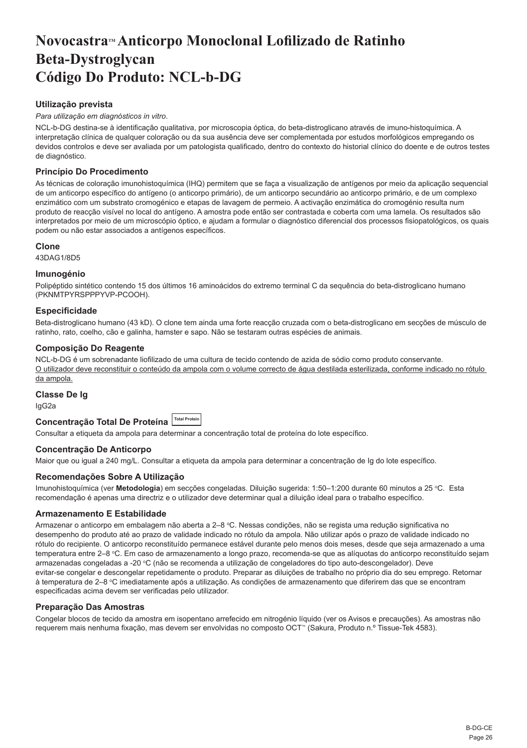# Novocastra™ Anticorpo Monoclonal Lofilizado de Ratinho Beta-Dystroglycan Código Do Produto: NCL-b-DG

### Utilização prevista

*Para utilização em diagnósticos in vitro.*

NCL-b-DG destina-se à identificação qualitativa, por microscopia óptica, do beta-distroglicano através de imuno-histoquímica. A interpretação clínica de qualquer coloração ou da sua ausência deve ser complementada por estudos morfológicos empregando os devidos controlos e deve ser avaliada por um patologista qualificado, dentro do contexto do historial clínico do doente e de outros testes de diagnóstico.

### Princípio Do Procedimento

As técnicas de coloração imunohistoquímica (IHQ) permitem que se faça a visualização de antígenos por meio da aplicação sequencial de um anticorpo específico do antígeno (o anticorpo primário), de um anticorpo secundário ao anticorpo primário, e de um complexo enzimático com um substrato cromogénico e etapas de lavagem de permeio. A activação enzimática do cromogénio resulta num produto de reacção visível no local do antígeno. A amostra pode então ser contrastada e coberta com uma lamela. Os resultados são interpretados por meio de um microscópio óptico, e ajudam a formular o diagnóstico diferencial dos processos fisiopatológicos, os quais podem ou não estar associados a antígenos específicos.

### Clone

43DAG1/8D5

### Imunogénio

Polipéptido sintético contendo 15 dos últimos 16 aminoácidos do extremo terminal C da sequência do beta-distroglicano humano (PKNMTPYRSPPPYVP-PCOOH).

### Especificidade

Beta-distroglicano humano (43 kD). O clone tem ainda uma forte reacção cruzada com o beta-distroglicano em secções de músculo de ratinho, rato, coelho, cão e galinha, hamster e sapo. Não se testaram outras espécies de animais.

### Composição Do Reagente

NCL-b-DG é um sobrenadante liofilizado de uma cultura de tecido contendo de azida de sódio como produto conservante.
<u>O utilizador deve reconstituir o conteúdo da ampola com o volume correcto de água destilada esterilizada, conforme indicado no rótulo da ampola.</u>

### Classe De Ig

IgG2a

### Concentração Total De Proteína Total Protein

Consultar a etiqueta da ampola para determinar a concentração total de proteína do lote específico.

### Concentração De Anticorpo

Maior que ou igual a 240 mg/L. Consultar a etiqueta da ampola para determinar a concentração de Ig do lote específico.

### Recomendações Sobre A Utilização

Imunohistoquímica (ver **Metodologia**) em secções congeladas. Diluição sugerida: 1:50–1:200 durante 60 minutos a 25 °C. Esta recomendação é apenas uma directriz e o utilizador deve determinar qual a diluição ideal para o trabalho específico.

### Armazenamento E Estabilidade

Armazenar o anticorpo em embalagem não aberta a 2–8 °C. Nessas condições, não se regista uma redução significativa no desempenho do produto até ao prazo de validade indicado no rótulo da ampola. Não utilizar após o prazo de validade indicado no rótulo do recipiente. O anticorpo reconstituído permanece estável durante pelo menos dois meses, desde que seja armazenado a uma temperatura entre 2–8 °C. Em caso de armazenamento a longo prazo, recomenda-se que as alíquotas do anticorpo reconstituído sejam armazenadas congeladas a -20 °C (não se recomenda a utilização de congeladores do tipo auto-descongelador). Deve evitar-se congelar e descongelar repetidamente o produto. Preparar as diluições de trabalho no próprio dia do seu emprego. Retornar à temperatura de 2–8 °C imediatamente após a utilização. As condições de armazenamento que diferirem das que se encontram especificadas acima devem ser verificadas pelo utilizador.

### Preparação Das Amostras

Congelar blocos de tecido da amostra em isopentano arrefecido em nitrogénio líquido (ver os Avisos e precauções). As amostras não requerem mais nenhuma fixação, mas devem ser envolvidas no composto OCT™ (Sakura, Produto n.º Tissue-Tek 4583).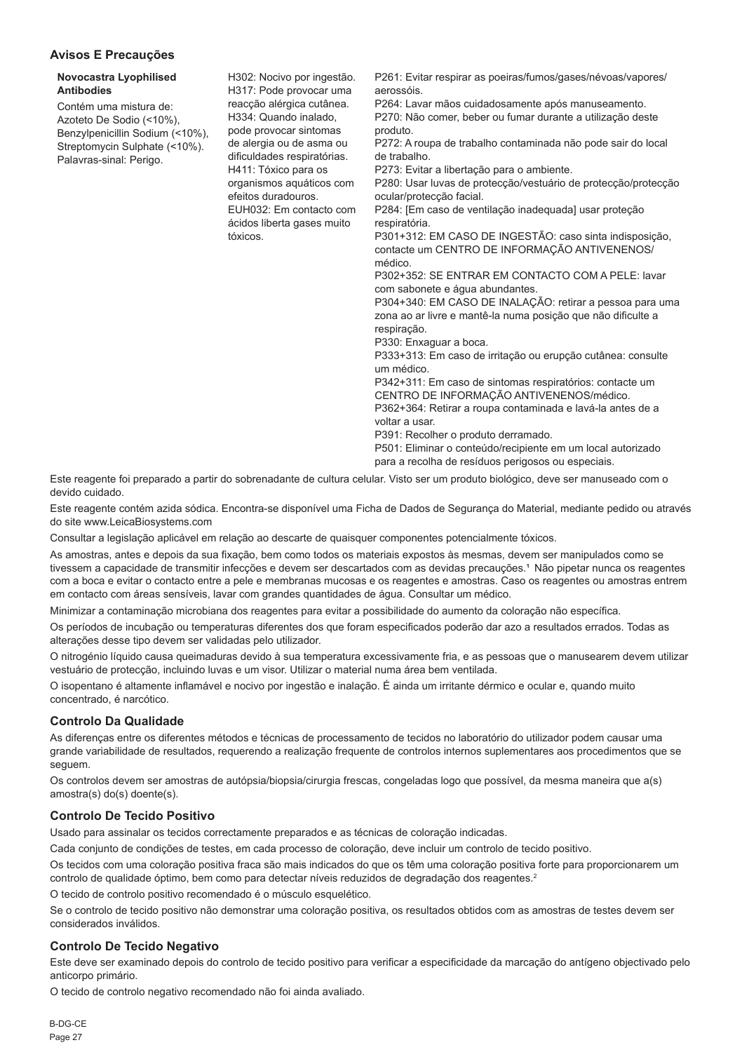## Avisos E Precauções

| Novocastra Lyophilised Antibodies | | |
|---|---|---|
| Contém uma mistura de: Azoteto De Sodio (<10%), Benzylpenicillin Sodium (<10%), Streptomycin Sulphate (<10%). Palavras-sinal: Perigo. | H302: Nocivo por ingestão. H317: Pode provocar uma reacção alérgica cutânea. H334: Quando inalado, pode provocar sintomas de alergia ou de asma ou dificuldades respiratórias. H411: Tóxico para os organismos aquáticos com efeitos duradouros. EUH032: Em contacto com ácidos liberta gases muito tóxicos. | P261: Evitar respirar as poeiras/fumos/gases/névoas/vapores/aerossóis. P264: Lavar mãos cuidadosamente após manuseamento. P270: Não comer, beber ou fumar durante a utilização deste produto. P272: A roupa de trabalho contaminada não pode sair do local de trabalho. P273: Evitar a libertação para o ambiente. P280: Usar luvas de protecção/vestuário de protecção/protecção ocular/protecção facial. P284: [Em caso de ventilação inadequada] usar proteção respiratória. P301+312: EM CASO DE INGESTÃO: caso sinta indisposição, contacte um CENTRO DE INFORMAÇÃO ANTIVENENOS/médico. P302+352: SE ENTRAR EM CONTACTO COM A PELE: lavar com sabonete e água abundantes. P304+340: EM CASO DE INALAÇÃO: retirar a pessoa para uma zona ao ar livre e mantê-la numa posição que não dificulte a respiração. P330: Enxaguar a boca. P333+313: Em caso de irritação ou erupção cutânea: consulte um médico. P342+311: Em caso de sintomas respiratórios: contacte um CENTRO DE INFORMAÇÃO ANTIVENENOS/médico. P362+364: Retirar a roupa contaminada e lavá-la antes de a voltar a usar. P391: Recolher o produto derramado. P501: Eliminar o conteúdo/recipiente em um local autorizado para a recolha de resíduos perigosos ou especiais. |

Este reagente foi preparado a partir do sobrenadante de cultura celular. Visto ser um produto biológico, deve ser manuseado com o devido cuidado.

Este reagente contém azida sódica. Encontra-se disponível uma Ficha de Dados de Segurança do Material, mediante pedido ou através do site www.LeicaBiosystems.com

Consultar a legislação aplicável em relação ao descarte de quaisquer componentes potencialmente tóxicos.

As amostras, antes e depois da sua fixação, bem como todos os materiais expostos às mesmas, devem ser manipulados como se tivessem a capacidade de transmitir infecções e devem ser descartados com as devidas precauções.[1] Não pipetar nunca os reagentes com a boca e evitar o contacto entre a pele e membranas mucosas e os reagentes e amostras. Caso os reagentes ou amostras entrem em contacto com áreas sensíveis, lavar com grandes quantidades de água. Consultar um médico.

Minimizar a contaminação microbiana dos reagentes para evitar a possibilidade do aumento da coloração não específica.

Os períodos de incubação ou temperaturas diferentes dos que foram especificados poderão dar azo a resultados errados. Todas as alterações desse tipo devem ser validadas pelo utilizador.

O nitrogénio líquido causa queimaduras devido à sua temperatura excessivamente fria, e as pessoas que o manusearem devem utilizar vestuário de protecção, incluindo luvas e um visor. Utilizar o material numa área bem ventilada.

O isopentano é altamente inflamável e nocivo por ingestão e inalação. É ainda um irritante dérmico e ocular e, quando muito concentrado, é narcótico.

## Controlo Da Qualidade

As diferenças entre os diferentes métodos e técnicas de processamento de tecidos no laboratório do utilizador podem causar uma grande variabilidade de resultados, requerendo a realização frequente de controlos internos suplementares aos procedimentos que se seguem.

Os controlos devem ser amostras de autópsia/biopsia/cirurgia frescas, congeladas logo que possível, da mesma maneira que a(s) amostra(s) do(s) doente(s).

## Controlo De Tecido Positivo

Usado para assinalar os tecidos correctamente preparados e as técnicas de coloração indicadas.

Cada conjunto de condições de testes, em cada processo de coloração, deve incluir um controlo de tecido positivo.

Os tecidos com uma coloração positiva fraca são mais indicados do que os têm uma coloração positiva forte para proporcionarem um controlo de qualidade óptimo, bem como para detectar níveis reduzidos de degradação dos reagentes.[2]

O tecido de controlo positivo recomendado é o músculo esquelético.

Se o controlo de tecido positivo não demonstrar uma coloração positiva, os resultados obtidos com as amostras de testes devem ser considerados inválidos.

## Controlo De Tecido Negativo

Este deve ser examinado depois do controlo de tecido positivo para verificar a especificidade da marcação do antígeno objectivado pelo anticorpo primário.

O tecido de controlo negativo recomendado não foi ainda avaliado.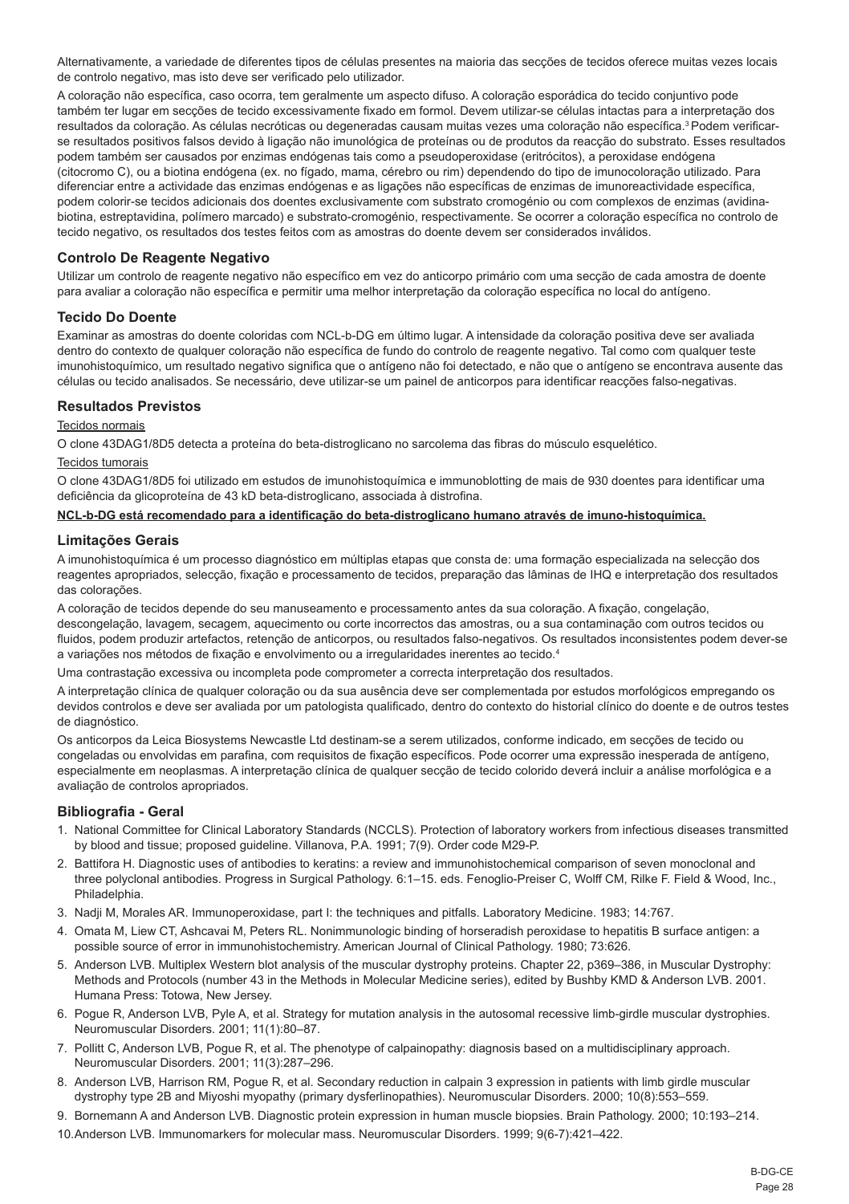Alternativamente, a variedade de diferentes tipos de células presentes na maioria das secções de tecidos oferece muitas vezes locais de controlo negativo, mas isto deve ser verificado pelo utilizador.

A coloração não específica, caso ocorra, tem geralmente um aspecto difuso. A coloração esporádica do tecido conjuntivo pode também ter lugar em secções de tecido excessivamente fixado em formol. Devem utilizar-se células intactas para a interpretação dos resultados da coloração. As células necróticas ou degeneradas causam muitas vezes uma coloração não específica.[3] Podem verificar-se resultados positivos falsos devido à ligação não imunológica de proteínas ou de produtos da reacção do substrato. Esses resultados podem também ser causados por enzimas endógenas tais como a pseudoperoxidase (eritrócitos), a peroxidase endógena (citocromo C), ou a biotina endógena (ex. no fígado, mama, cérebro ou rim) dependendo do tipo de imunocoloração utilizado. Para diferenciar entre a actividade das enzimas endógenas e as ligações não específicas de enzimas de imunoreactividade específica, podem colorir-se tecidos adicionais dos doentes exclusivamente com substrato cromogénio ou com complexos de enzimas (avidina-biotina, estreptavidina, polímero marcado) e substrato-cromogénio, respectivamente. Se ocorrer a coloração específica no controlo de tecido negativo, os resultados dos testes feitos com as amostras do doente devem ser considerados inválidos.

## Controlo De Reagente Negativo

Utilizar um controlo de reagente negativo não específico em vez do anticorpo primário com uma secção de cada amostra de doente para avaliar a coloração não específica e permitir uma melhor interpretação da coloração específica no local do antígeno.

## Tecido Do Doente

Examinar as amostras do doente coloridas com NCL-b-DG em último lugar. A intensidade da coloração positiva deve ser avaliada dentro do contexto de qualquer coloração não específica de fundo do controlo de reagente negativo. Tal como com qualquer teste imunohistoquímico, um resultado negativo significa que o antígeno não foi detectado, e não que o antígeno se encontrava ausente das células ou tecido analisados. Se necessário, deve utilizar-se um painel de anticorpos para identificar reacções falso-negativas.

## Resultados Previstos

Tecidos normais

O clone 43DAG1/8D5 detecta a proteína do beta-distroglicano no sarcolema das fibras do músculo esquelético.

Tecidos tumorais

O clone 43DAG1/8D5 foi utilizado em estudos de imunohistoquímica e immunoblotting de mais de 930 doentes para identificar uma deficiência da glicoproteína de 43 kD beta-distroglicano, associada à distrofina.

**NCL-b-DG está recomendado para a identificação do beta-distroglicano humano através de imuno-histoquímica.**

## Limitações Gerais

A imunohistoquímica é um processo diagnóstico em múltiplas etapas que consta de: uma formação especializada na selecção dos reagentes apropriados, selecção, fixação e processamento de tecidos, preparação das lâminas de IHQ e interpretação dos resultados das colorações.

A coloração de tecidos depende do seu manuseamento e processamento antes da sua coloração. A fixação, congelação, descongelação, lavagem, secagem, aquecimento ou corte incorrectos das amostras, ou a sua contaminação com outros tecidos ou fluidos, podem produzir artefactos, retenção de anticorpos, ou resultados falso-negativos. Os resultados inconsistentes podem dever-se a variações nos métodos de fixação e envolvimento ou a irregularidades inerentes ao tecido.[4]

Uma contrastação excessiva ou incompleta pode comprometer a correcta interpretação dos resultados.

A interpretação clínica de qualquer coloração ou da sua ausência deve ser complementada por estudos morfológicos empregando os devidos controlos e deve ser avaliada por um patologista qualificado, dentro do contexto do historial clínico do doente e de outros testes de diagnóstico.

Os anticorpos da Leica Biosystems Newcastle Ltd destinam-se a serem utilizados, conforme indicado, em secções de tecido ou congeladas ou envolvidas em parafina, com requisitos de fixação específicos. Pode ocorrer uma expressão inesperada de antígeno, especialmente em neoplasmas. A interpretação clínica de qualquer secção de tecido colorido deverá incluir a análise morfológica e a avaliação de controlos apropriados.

## Bibliografia - Geral

1. National Committee for Clinical Laboratory Standards (NCCLS). Protection of laboratory workers from infectious diseases transmitted by blood and tissue; proposed guideline. Villanova, P.A. 1991; 7(9). Order code M29-P.
2. Battifora H. Diagnostic uses of antibodies to keratins: a review and immunohistochemical comparison of seven monoclonal and three polyclonal antibodies. Progress in Surgical Pathology. 6:1–15. eds. Fenoglio-Preiser C, Wolff CM, Rilke F. Field & Wood, Inc., Philadelphia.
3. Nadji M, Morales AR. Immunoperoxidase, part I: the techniques and pitfalls. Laboratory Medicine. 1983; 14:767.
4. Omata M, Liew CT, Ashcavai M, Peters RL. Nonimmunologic binding of horseradish peroxidase to hepatitis B surface antigen: a possible source of error in immunohistochemistry. American Journal of Clinical Pathology. 1980; 73:626.
5. Anderson LVB. Multiplex Western blot analysis of the muscular dystrophy proteins. Chapter 22, p369–386, in Muscular Dystrophy: Methods and Protocols (number 43 in the Methods in Molecular Medicine series), edited by Bushby KMD & Anderson LVB. 2001. Humana Press: Totowa, New Jersey.
6. Pogue R, Anderson LVB, Pyle A, et al. Strategy for mutation analysis in the autosomal recessive limb-girdle muscular dystrophies. Neuromuscular Disorders. 2001; 11(1):80–87.
7. Pollitt C, Anderson LVB, Pogue R, et al. The phenotype of calpainopathy: diagnosis based on a multidisciplinary approach. Neuromuscular Disorders. 2001; 11(3):287–296.
8. Anderson LVB, Harrison RM, Pogue R, et al. Secondary reduction in calpain 3 expression in patients with limb girdle muscular dystrophy type 2B and Miyoshi myopathy (primary dysferlinopathies). Neuromuscular Disorders. 2000; 10(8):553–559.
9. Bornemann A and Anderson LVB. Diagnostic protein expression in human muscle biopsies. Brain Pathology. 2000; 10:193–214.
10. Anderson LVB. Immunomarkers for molecular mass. Neuromuscular Disorders. 1999; 9(6-7):421–422.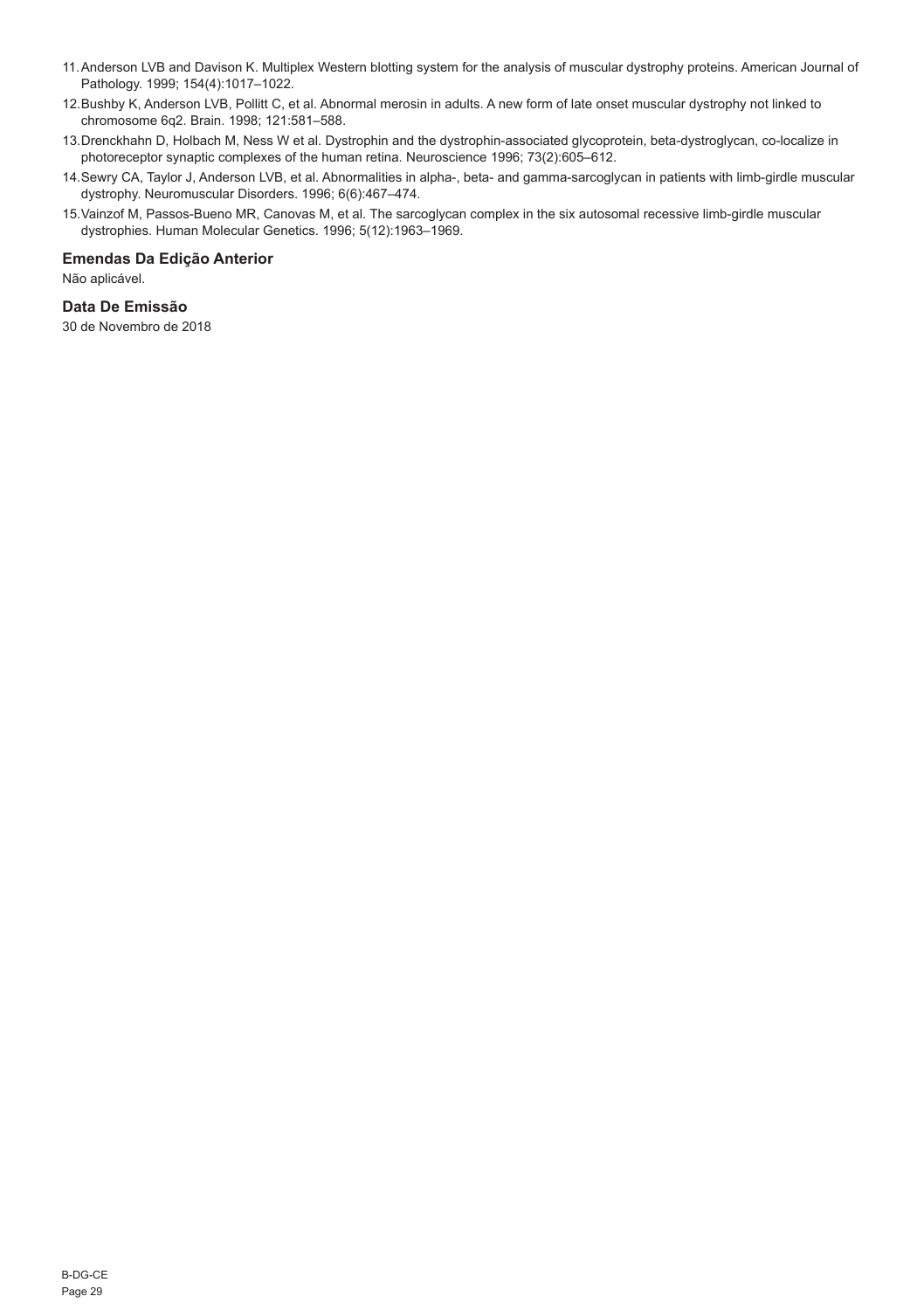11. Anderson LVB and Davison K. Multiplex Western blotting system for the analysis of muscular dystrophy proteins. American Journal of Pathology. 1999; 154(4):1017–1022.
12. Bushby K, Anderson LVB, Pollitt C, et al. Abnormal merosin in adults. A new form of late onset muscular dystrophy not linked to chromosome 6q2. Brain. 1998; 121:581–588.
13. Drenckhahn D, Holbach M, Ness W et al. Dystrophin and the dystrophin-associated glycoprotein, beta-dystroglycan, co-localize in photoreceptor synaptic complexes of the human retina. Neuroscience 1996; 73(2):605–612.
14. Sewry CA, Taylor J, Anderson LVB, et al. Abnormalities in alpha-, beta- and gamma-sarcoglycan in patients with limb-girdle muscular dystrophy. Neuromuscular Disorders. 1996; 6(6):467–474.
15. Vainzof M, Passos-Bueno MR, Canovas M, et al. The sarcoglycan complex in the six autosomal recessive limb-girdle muscular dystrophies. Human Molecular Genetics. 1996; 5(12):1963–1969.

### Emendas Da Edição Anterior

Não aplicável.

### Data De Emissão

30 de Novembro de 2018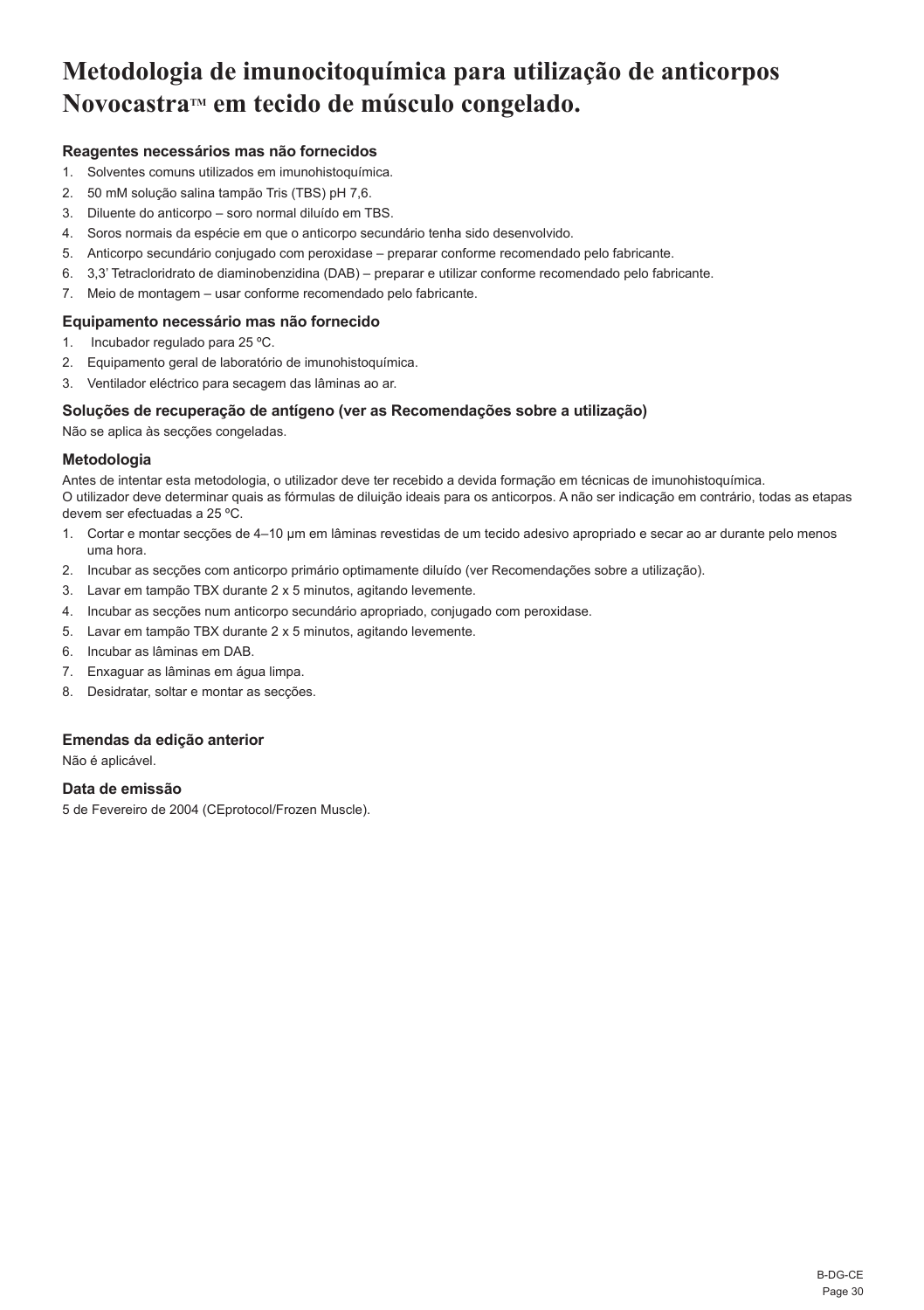# Metodologia de imunocitoquímica para utilização de anticorpos Novocastra™ em tecido de músculo congelado.

### Reagentes necessários mas não fornecidos

1. Solventes comuns utilizados em imunohistoquímica.
2. 50 mM solução salina tampão Tris (TBS) pH 7,6.
3. Diluente do anticorpo – soro normal diluído em TBS.
4. Soros normais da espécie em que o anticorpo secundário tenha sido desenvolvido.
5. Anticorpo secundário conjugado com peroxidase – preparar conforme recomendado pelo fabricante.
6. 3,3' Tetracloridrato de diaminobenzidina (DAB) – preparar e utilizar conforme recomendado pelo fabricante.
7. Meio de montagem – usar conforme recomendado pelo fabricante.

### Equipamento necessário mas não fornecido

1. Incubador regulado para 25 ºC.
2. Equipamento geral de laboratório de imunohistoquímica.
3. Ventilador eléctrico para secagem das lâminas ao ar.

### Soluções de recuperação de antígeno (ver as Recomendações sobre a utilização)

Não se aplica às secções congeladas.

### Metodologia

Antes de intentar esta metodologia, o utilizador deve ter recebido a devida formação em técnicas de imunohistoquímica.
O utilizador deve determinar quais as fórmulas de diluição ideais para os anticorpos. A não ser indicação em contrário, todas as etapas devem ser efectuadas a 25 ºC.

1. Cortar e montar secções de 4–10 µm em lâminas revestidas de um tecido adesivo apropriado e secar ao ar durante pelo menos uma hora.
2. Incubar as secções com anticorpo primário optimamente diluído (ver Recomendações sobre a utilização).
3. Lavar em tampão TBX durante 2 x 5 minutos, agitando levemente.
4. Incubar as secções num anticorpo secundário apropriado, conjugado com peroxidase.
5. Lavar em tampão TBX durante 2 x 5 minutos, agitando levemente.
6. Incubar as lâminas em DAB.
7. Enxaguar as lâminas em água limpa.
8. Desidratar, soltar e montar as secções.

### Emendas da edição anterior

Não é aplicável.

### Data de emissão

5 de Fevereiro de 2004 (CEprotocol/Frozen Muscle).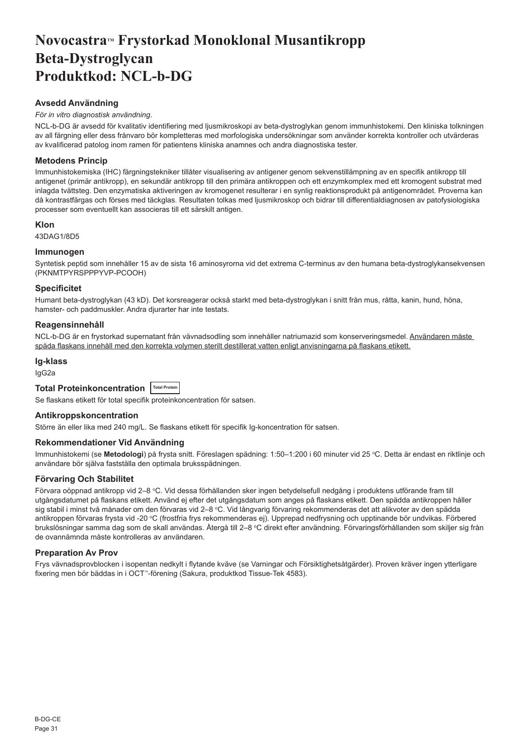# Novocastra™ Frystorkad Monoklonal Musantikropp Beta-Dystroglycan Produktkod: NCL-b-DG

### Avsedd Användning

*För in vitro diagnostisk användning.*

NCL-b-DG är avsedd för kvalitativ identifiering med ljusmikroskopi av beta-dystroglykan genom immunhistokemi. Den kliniska tolkningen av all färgning eller dess frånvaro bör kompletteras med morfologiska undersökningar som använder korrekta kontroller och utvärderas av kvalificerad patolog inom ramen för patientens kliniska anamnes och andra diagnostiska tester.

### Metodens Princip

Immunhistokemiska (IHC) färgningstekniker tillåter visualisering av antigener genom sekvenstillämpning av en specifik antikropp till antigenet (primär antikropp), en sekundär antikropp till den primära antikroppen och ett enzymkomplex med ett kromogent substrat med inlagda tvättsteg. Den enzymatiska aktiveringen av kromogenet resulterar i en synlig reaktionsprodukt på antigenområdet. Proverna kan då kontrastfärgas och förses med täckglas. Resultaten tolkas med ljusmikroskop och bidrar till differentialdiagnosen av patofysiologiska processer som eventuellt kan associeras till ett särskilt antigen.

### Klon

43DAG1/8D5

### Immunogen

Syntetisk peptid som innehåller 15 av de sista 16 aminosyrorna vid det extrema C-terminus av den humana beta-dystroglykansekvensen (PKNMTPYRSPPPYVP-PCOOH)

### Specificitet

Humant beta-dystroglykan (43 kD). Det korsreagerar också starkt med beta-dystroglykan i snitt från mus, råtta, kanin, hund, höna, hamster- och paddmuskler. Andra djurarter har inte testats.

### Reagensinnehåll

NCL-b-DG är en frystorkad supernatant från vävnadsodling som innehåller natriumazid som konserveringsmedel. Användaren måste späda flaskans innehåll med den korrekta volymen sterilt destillerat vatten enligt anvisningarna på flaskans etikett.

### Ig-klass

IgG2a

### Total Proteinkoncentration Total Protein

Se flaskans etikett för total specifik proteinkoncentration för satsen.

### Antikroppskoncentration

Större än eller lika med 240 mg/L. Se flaskans etikett för specifik Ig-koncentration för satsen.

### Rekommendationer Vid Användning

Immunhistokemi (se **Metodologi**) på frysta snitt. Föreslagen spädning: 1:50–1:200 i 60 minuter vid 25 °C. Detta är endast en riktlinje och användare bör själva fastställa den optimala bruksspädningen.

### Förvaring Och Stabilitet

Förvara oöppnad antikropp vid 2–8 °C. Vid dessa förhållanden sker ingen betydelsefull nedgång i produktens utförande fram till utgångsdatumet på flaskans etikett. Använd ej efter det utgångsdatum som anges på flaskans etikett. Den spädda antikroppen håller sig stabil i minst två månader om den förvaras vid 2–8 °C. Vid långvarig förvaring rekommenderas det att alikvoter av den spädda antikroppen förvaras frysta vid -20 °C (frostfria frys rekommenderas ej). Upprepad nedfrysning och upptinande bör undvikas. Förbered brukslösningar samma dag som de skall användas. Återgå till 2–8 °C direkt efter användning. Förvaringsförhållanden som skiljer sig från de ovannämnda måste kontrolleras av användaren.

### Preparation Av Prov

Frys vävnadsprovblocken i isopentan nedkylt i flytande kväve (se Varningar och Försiktighetsåtgärder). Proven kräver ingen ytterligare fixering men bör bäddas in i OCT™-förening (Sakura, produktkod Tissue-Tek 4583).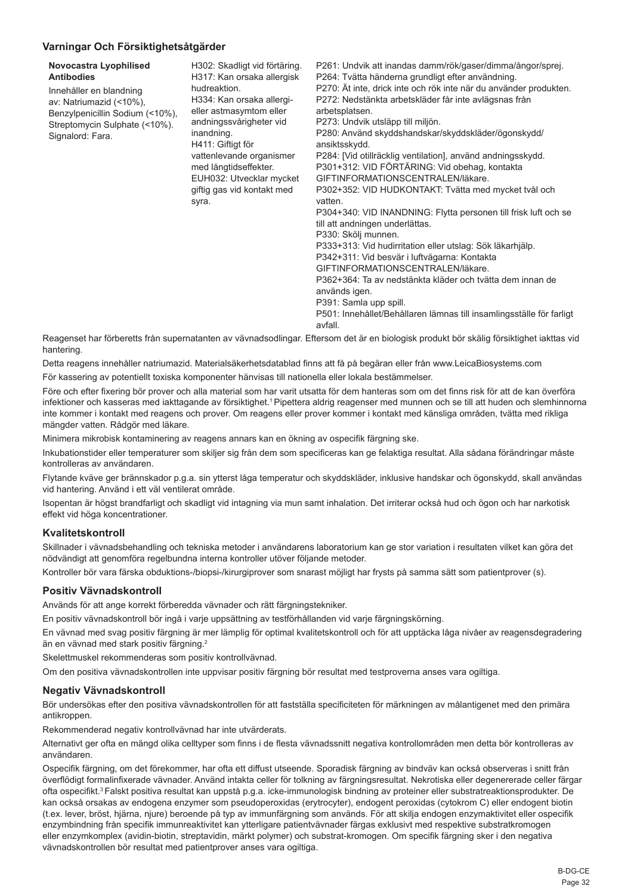## Varningar Och Försiktighetsåtgärder

| **Novocastra Lyophilised Antibodies** Innehåller en blandning av: Natriumazid (<10%), Benzylpenicillin Sodium (<10%), Streptomycin Sulphate (<10%). Signalord: Fara. | H302: Skadligt vid förtäring. H317: Kan orsaka allergisk hudreaktion. H334: Kan orsaka allergi- eller astmasymtom eller andningssvårigheter vid inandning. H411: Giftigt för vattenlevande organismer med långtidseffekter. EUH032: Utvecklar mycket giftig gas vid kontakt med syra. | P261: Undvik att inandas damm/rök/gaser/dimma/ångor/sprej. P264: Tvätta händerna grundligt efter användning. P270: Ät inte, drick inte och rök inte när du använder produkten. P272: Nedstänkta arbetskläder får inte avlägsnas från arbetsplatsen. P273: Undvik utsläpp till miljön. P280: Använd skyddshandskar/skyddskläder/ögonskydd/ansiktsskydd. P284: [Vid otillräcklig ventilation], använd andningsskydd. P301+312: VID FÖRTÄRING: Vid obehag, kontakta GIFTINFORMATIONSCENTRALEN/läkare. P302+352: VID HUDKONTAKT: Tvätta med mycket tvål och vatten. P304+340: VID INANDNING: Flytta personen till frisk luft och se till att andningen underlättas. P330: Skölj munnen. P333+313: Vid hudirritation eller utslag: Sök läkarhjälp. P342+311: Vid besvär i luftvägarna: Kontakta GIFTINFORMATIONSCENTRALEN/läkare. P362+364: Ta av nedstänkta kläder och tvätta dem innan de används igen. P391: Samla upp spill. P501: Innehållet/Behållaren lämnas till insamlingsställe för farligt avfall. |
|---|---|---|

Reagenset har förberetts från supernatanten av vävnadsodlingar. Eftersom det är en biologisk produkt bör skälig försiktighet iakttas vid hantering.

Detta reagens innehåller natriumazid. Materialsäkerhetsdatablad finns att få på begäran eller från www.LeicaBiosystems.com

För kassering av potentiellt toxiska komponenter hänvisas till nationella eller lokala bestämmelser.

Före och efter fixering bör prover och alla material som har varit utsatta för dem hanteras som om det finns risk för att de kan överföra infektioner och kasseras med iakttagande av försiktighet.[1] Pipettera aldrig reagenser med munnen och se till att huden och slemhinnorna inte kommer i kontakt med reagens och prover. Om reagens eller prover kommer i kontakt med känsliga områden, tvätta med rikliga mängder vatten. Rådgör med läkare.

Minimera mikrobisk kontaminering av reagens annars kan en ökning av ospecifik färgning ske.

Inkubationstider eller temperaturer som skiljer sig från dem som specificeras kan ge felaktiga resultat. Alla sådana förändringar måste kontrolleras av användaren.

Flytande kväve ger brännskador p.g.a. sin ytterst låga temperatur och skyddskläder, inklusive handskar och ögonskydd, skall användas vid hantering. Använd i ett väl ventilerat område.

Isopentan är högst brandfarligt och skadligt vid intagning via mun samt inhalation. Det irriterar också hud och ögon och har narkotisk effekt vid höga koncentrationer.

## Kvalitetskontroll

Skillnader i vävnadsbehandling och tekniska metoder i användarens laboratorium kan ge stor variation i resultaten vilket kan göra det nödvändigt att genomföra regelbundna interna kontroller utöver följande metoder.

Kontroller bör vara färska obduktions-/biopsi-/kirurgiprover som snarast möjligt har frysts på samma sätt som patientprover (s).

## Positiv Vävnadskontroll

Används för att ange korrekt förberedda vävnader och rätt färgningstekniker.

En positiv vävnadskontroll bör ingå i varje uppsättning av testförhållanden vid varje färgningskörning.

En vävnad med svag positiv färgning är mer lämplig för optimal kvalitetskontroll och för att upptäcka låga nivåer av reagensdegradering än en vävnad med stark positiv färgning.[2]

Skelettmuskel rekommenderas som positiv kontrollvävnad.

Om den positiva vävnadskontrollen inte uppvisar positiv färgning bör resultat med testproverna anses vara ogiltiga.

## Negativ Vävnadskontroll

Bör undersökas efter den positiva vävnadskontrollen för att fastställa specificiteten för märkningen av målantigenet med den primära antikroppen.

Rekommenderad negativ kontrollvävnad har inte utvärderats.

Alternativt ger ofta en mängd olika celltyper som finns i de flesta vävnadssnitt negativa kontrollområden men detta bör kontrolleras av användaren.

Ospecifik färgning, om det förekommer, har ofta ett diffust utseende. Sporadisk färgning av bindväv kan också observeras i snitt från överflödigt formalinfixerade vävnader. Använd intakta celler för tolkning av färgningsresultat. Nekrotiska eller degenererade celler färgar ofta ospecifikt.[3] Falskt positiva resultat kan uppstå p.g.a. icke-immunologisk bindning av proteiner eller substratreaktionsprodukter. De kan också orsakas av endogena enzymer som pseudoperoxidas (erytrocyter), endogent peroxidas (cytokrom C) eller endogent biotin (t.ex. lever, bröst, hjärna, njure) beroende på typ av immunfärgning som används. För att skilja endogen enzymaktivitet eller ospecifik enzymbindning från specifik immunreaktivitet kan ytterligare patientvävnader färgas exklusivt med respektive substratkromogen eller enzymkomplex (avidin-biotin, streptavidin, märkt polymer) och substrat-kromogen. Om specifik färgning sker i den negativa vävnadskontrollen bör resultat med patientprover anses vara ogiltiga.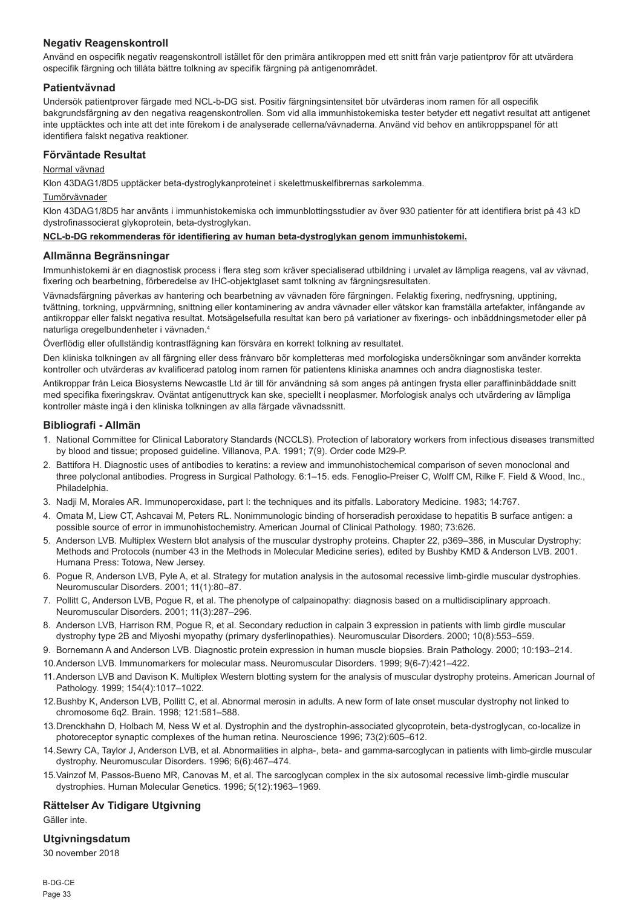### Negativ Reagenskontroll

Använd en ospecifik negativ reagenskontroll istället för den primära antikroppen med ett snitt från varje patientprov för att utvärdera ospecifik färgning och tillåta bättre tolkning av specifik färgning på antigenområdet.

### Patientvävnad

Undersök patientprover färgade med NCL-b-DG sist. Positiv färgningsintensitet bör utvärderas inom ramen för all ospecifik bakgrundsfärgning av den negativa reagenskontrollen. Som vid alla immunhistokemiska tester betyder ett negativt resultat att antigenet inte upptäcktes och inte att det inte förekom i de analyserade cellerna/vävnaderna. Använd vid behov en antikroppspanel för att identifiera falskt negativa reaktioner.

### Förväntade Resultat

Normal vävnad

Klon 43DAG1/8D5 upptäcker beta-dystroglykanproteinet i skelettmuskelfibrernas sarkolemma.

Tumörvävnader

Klon 43DAG1/8D5 har använts i immunhistokemiska och immunblottingsstudier av över 930 patienter för att identifiera brist på 43 kD dystrofinassocierat glykoprotein, beta-dystroglykan.

**NCL-b-DG rekommenderas för identifiering av human beta-dystroglykan genom immunhistokemi.**

### Allmänna Begränsningar

Immunhistokemi är en diagnostisk process i flera steg som kräver specialiserad utbildning i urvalet av lämpliga reagens, val av vävnad, fixering och bearbetning, förberedelse av IHC-objektglaset samt tolkning av färgningsresultaten.

Vävnadsfärgning påverkas av hantering och bearbetning av vävnaden före färgningen. Felaktig fixering, nedfrysning, upptining, tvättning, torkning, uppvärmning, snittning eller kontaminering av andra vävnader eller vätskor kan framställa artefakter, infångande av antikroppar eller falskt negativa resultat. Motsägelsefulla resultat kan bero på variationer av fixerings- och inbäddningsmetoder eller på naturliga oregelbundenheter i vävnaden.[4]

Överflödig eller ofullständig kontrastfägning kan försvåra en korrekt tolkning av resultatet.

Den kliniska tolkningen av all färgning eller dess frånvaro bör kompletteras med morfologiska undersökningar som använder korrekta kontroller och utvärderas av kvalificerad patolog inom ramen för patientens kliniska anamnes och andra diagnostiska tester.

Antikroppar från Leica Biosystems Newcastle Ltd är till för användning så som anges på antingen frysta eller paraffininbäddade snitt med specifika fixeringskrav. Oväntat antigenuttryck kan ske, speciellt i neoplasmer. Morfologisk analys och utvärdering av lämpliga kontroller måste ingå i den kliniska tolkningen av alla färgade vävnadssnitt.

### Bibliografi - Allmän

1. National Committee for Clinical Laboratory Standards (NCCLS). Protection of laboratory workers from infectious diseases transmitted by blood and tissue; proposed guideline. Villanova, P.A. 1991; 7(9). Order code M29-P.
2. Battifora H. Diagnostic uses of antibodies to keratins: a review and immunohistochemical comparison of seven monoclonal and three polyclonal antibodies. Progress in Surgical Pathology. 6:1–15. eds. Fenoglio-Preiser C, Wolff CM, Rilke F. Field & Wood, Inc., Philadelphia.
3. Nadji M, Morales AR. Immunoperoxidase, part I: the techniques and its pitfalls. Laboratory Medicine. 1983; 14:767.
4. Omata M, Liew CT, Ashcavai M, Peters RL. Nonimmunologic binding of horseradish peroxidase to hepatitis B surface antigen: a possible source of error in immunohistochemistry. American Journal of Clinical Pathology. 1980; 73:626.
5. Anderson LVB. Multiplex Western blot analysis of the muscular dystrophy proteins. Chapter 22, p369–386, in Muscular Dystrophy: Methods and Protocols (number 43 in the Methods in Molecular Medicine series), edited by Bushby KMD & Anderson LVB. 2001. Humana Press: Totowa, New Jersey.
6. Pogue R, Anderson LVB, Pyle A, et al. Strategy for mutation analysis in the autosomal recessive limb-girdle muscular dystrophies. Neuromuscular Disorders. 2001; 11(1):80–87.
7. Pollitt C, Anderson LVB, Pogue R, et al. The phenotype of calpainopathy: diagnosis based on a multidisciplinary approach. Neuromuscular Disorders. 2001; 11(3):287–296.
8. Anderson LVB, Harrison RM, Pogue R, et al. Secondary reduction in calpain 3 expression in patients with limb girdle muscular dystrophy type 2B and Miyoshi myopathy (primary dysferlinopathies). Neuromuscular Disorders. 2000; 10(8):553–559.
9. Bornemann A and Anderson LVB. Diagnostic protein expression in human muscle biopsies. Brain Pathology. 2000; 10:193–214.
10. Anderson LVB. Immunomarkers for molecular mass. Neuromuscular Disorders. 1999; 9(6-7):421–422.
11. Anderson LVB and Davison K. Multiplex Western blotting system for the analysis of muscular dystrophy proteins. American Journal of Pathology. 1999; 154(4):1017–1022.
12. Bushby K, Anderson LVB, Pollitt C, et al. Abnormal merosin in adults. A new form of late onset muscular dystrophy not linked to chromosome 6q2. Brain. 1998; 121:581–588.
13. Drenckhahn D, Holbach M, Ness W et al. Dystrophin and the dystrophin-associated glycoprotein, beta-dystroglycan, co-localize in photoreceptor synaptic complexes of the human retina. Neuroscience 1996; 73(2):605–612.
14. Sewry CA, Taylor J, Anderson LVB, et al. Abnormalities in alpha-, beta- and gamma-sarcoglycan in patients with limb-girdle muscular dystrophy. Neuromuscular Disorders. 1996; 6(6):467–474.
15. Vainzof M, Passos-Bueno MR, Canovas M, et al. The sarcoglycan complex in the six autosomal recessive limb-girdle muscular dystrophies. Human Molecular Genetics. 1996; 5(12):1963–1969.

### Rättelser Av Tidigare Utgivning

Gäller inte.

### Utgivningsdatum

30 november 2018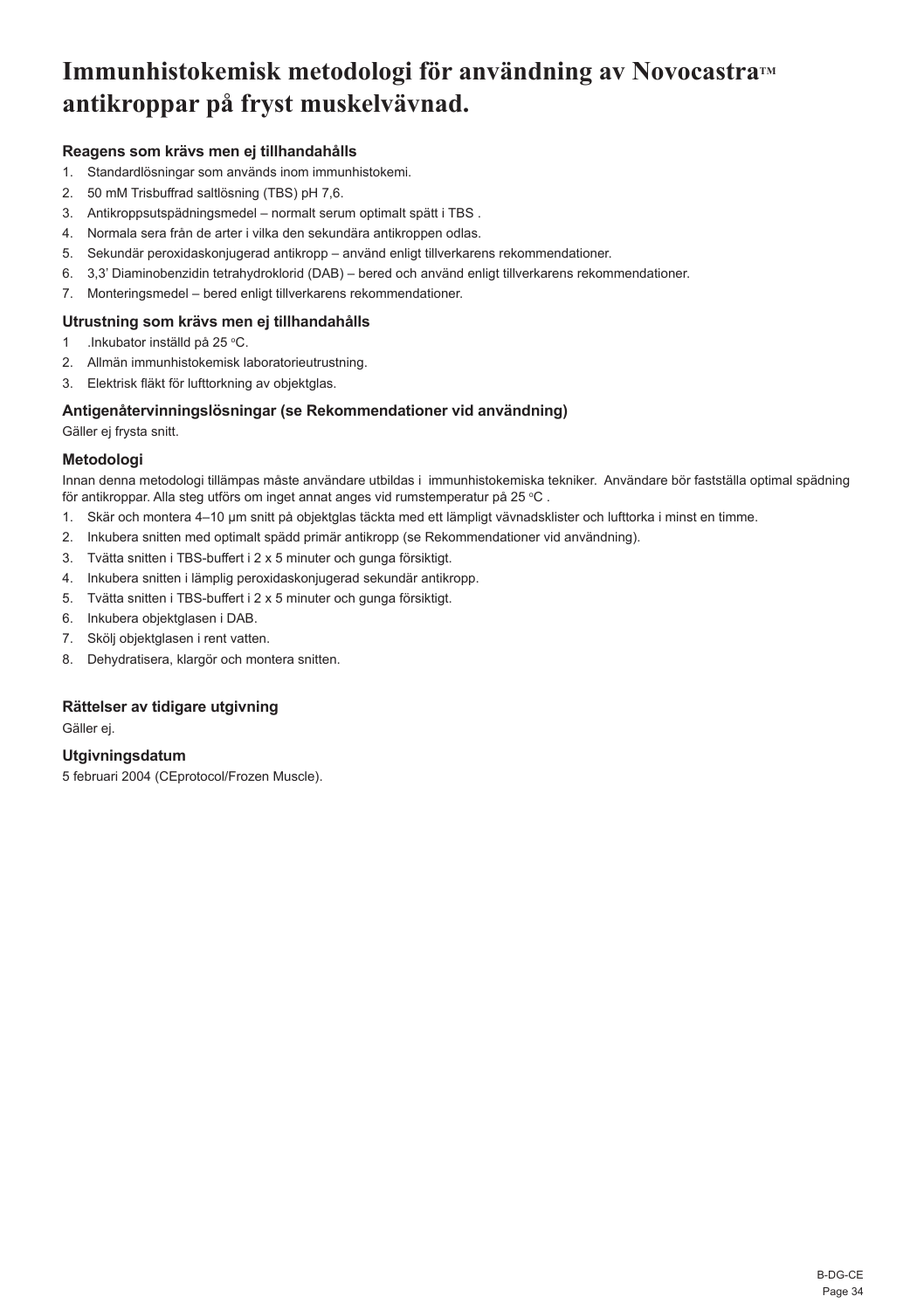# Immunhistokemisk metodologi för användning av Novocastra™ antikroppar på fryst muskelvävnad.

### Reagens som krävs men ej tillhandahålls

1. Standardlösningar som används inom immunhistokemi.
2. 50 mM Trisbuffrad saltlösning (TBS) pH 7,6.
3. Antikroppsutspädningsmedel – normalt serum optimalt spätt i TBS .
4. Normala sera från de arter i vilka den sekundära antikroppen odlas.
5. Sekundär peroxidaskonjugerad antikropp – använd enligt tillverkarens rekommendationer.
6. 3,3' Diaminobenzidin tetrahydroklorid (DAB) – bered och använd enligt tillverkarens rekommendationer.
7. Monteringsmedel – bered enligt tillverkarens rekommendationer.

### Utrustning som krävs men ej tillhandahålls

1 .Inkubator inställd på 25 °C.
2. Allmän immunhistokemisk laboratorieutrustning.
3. Elektrisk fläkt för lufttorkning av objektglas.

### Antigenåtervinningslösningar (se Rekommendationer vid användning)

Gäller ej frysta snitt.

### Metodologi

Innan denna metodologi tillämpas måste användare utbildas i immunhistokemiska tekniker. Användare bör fastställa optimal spädning för antikroppar. Alla steg utförs om inget annat anges vid rumstemperatur på 25 °C .

1. Skär och montera 4–10 µm snitt på objektglas täckta med ett lämpligt vävnadsklister och lufttorka i minst en timme.
2. Inkubera snitten med optimalt spädd primär antikropp (se Rekommendationer vid användning).
3. Tvätta snitten i TBS-buffert i 2 x 5 minuter och gunga försiktigt.
4. Inkubera snitten i lämplig peroxidaskonjugerad sekundär antikropp.
5. Tvätta snitten i TBS-buffert i 2 x 5 minuter och gunga försiktigt.
6. Inkubera objektglasen i DAB.
7. Skölj objektglasen i rent vatten.
8. Dehydratisera, klargör och montera snitten.

### Rättelser av tidigare utgivning

Gäller ej.

### Utgivningsdatum

5 februari 2004 (CEprotocol/Frozen Muscle).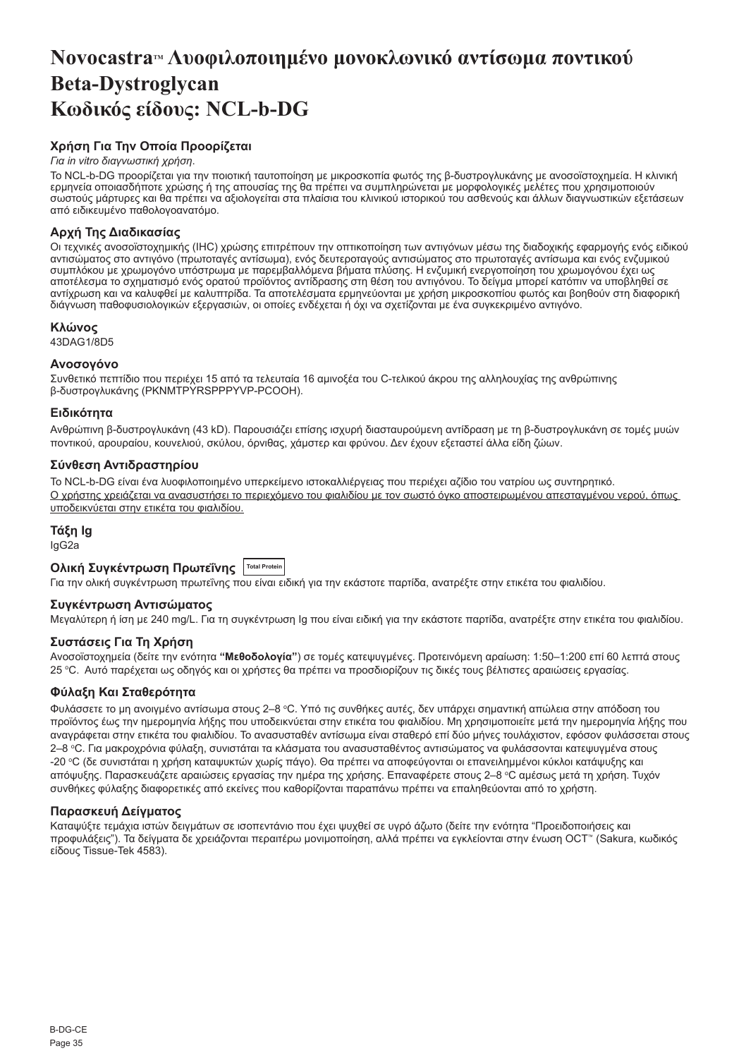# Novocastra™ Λυοφιλοποιημένο μονοκλωνικό αντίσωμα ποντικού Beta-Dystroglycan Κωδικός είδους: NCL-b-DG

## Χρήση Για Την Οποία Προορίζεται

*Για in vitro διαγνωστική χρήση.*

Το NCL-b-DG προορίζεται για την ποιοτική ταυτοποίηση με μικροσκοπία φωτός της β-δυστρογλυκάνης με ανοσοϊστοχημεία. Η κλινική ερμηνεία οποιασδήποτε χρώσης ή της απουσίας της θα πρέπει να συμπληρώνεται με μορφολογικές μελέτες που χρησιμοποιούν σωστούς μάρτυρες και θα πρέπει να αξιολογείται στα πλαίσια του κλινικού ιστορικού του ασθενούς και άλλων διαγνωστικών εξετάσεων από ειδικευμένο παθολογοανατόμο.

## Αρχή Της Διαδικασίας

Οι τεχνικές ανοσοϊστοχημικής (IHC) χρώσης επιτρέπουν την οπτικοποίηση των αντιγόνων μέσω της διαδοχικής εφαρμογής ενός ειδικού αντισώματος στο αντιγόνο (πρωτοταγές αντίσωμα), ενός δευτεροταγούς αντισώματος στο πρωτοταγές αντίσωμα και ενός ενζυμικού συμπλόκου με χρωμογόνο υπόστρωμα με παρεμβαλλόμενα βήματα πλύσης. Η ενζυμική ενεργοποίηση του χρωμογόνου έχει ως αποτέλεσμα το σχηματισμό ενός ορατού προϊόντος αντίδρασης στη θέση του αντιγόνου. Το δείγμα μπορεί κατόπιν να υποβληθεί σε αντίχρωση και να καλυφθεί με καλυπτρίδα. Τα αποτελέσματα ερμηνεύονται με χρήση μικροσκοπίου φωτός και βοηθούν στη διαφορική διάγνωση παθοφυσιολογικών εξεργασιών, οι οποίες ενδέχεται ή όχι να σχετίζονται με ένα συγκεκριμένο αντιγόνο.

## Κλώνος

43DAG1/8D5

## Ανοσογόνο

Συνθετικό πεπτίδιο που περιέχει 15 από τα τελευταία 16 αμινοξέα του C-τελικού άκρου της αλληλουχίας της ανθρώπινης β-δυστρογλυκάνης (PKNMTPYRSPPPYVP-PCOOH).

## Ειδικότητα

Ανθρώπινη β-δυστρογλυκάνη (43 kD). Παρουσιάζει επίσης ισχυρή διασταυρούμενη αντίδραση με τη β-δυστρογλυκάνη σε τομές μυών ποντικού, αρουραίου, κουνελιού, σκύλου, όρνιθας, χάμστερ και φρύνου. Δεν έχουν εξεταστεί άλλα είδη ζώων.

## Σύνθεση Αντιδραστηρίου

Το NCL-b-DG είναι ένα λυοφιλοποιημένο υπερκείμενο ιστοκαλλιέργειας που περιέχει αζίδιο του νατρίου ως συντηρητικό.
Ο χρήστης χρειάζεται να ανασυστήσει το περιεχόμενο του φιαλιδίου με τον σωστό όγκο αποστειρωμένου απεσταγμένου νερού, όπως υποδεικνύεται στην ετικέτα του φιαλιδίου.

## Τάξη Ig

IgG2a

## Ολική Συγκέντρωση Πρωτεΐνης Total Protein

Για την ολική συγκέντρωση πρωτεΐνης που είναι ειδική για την εκάστοτε παρτίδα, ανατρέξτε στην ετικέτα του φιαλιδίου.

## Συγκέντρωση Αντισώματος

Μεγαλύτερη ή ίση με 240 mg/L. Για τη συγκέντρωση Ig που είναι ειδική για την εκάστοτε παρτίδα, ανατρέξτε στην ετικέτα του φιαλιδίου.

## Συστάσεις Για Τη Χρήση

Ανοσοϊστοχημεία (δείτε την ενότητα **"Μεθοδολογία"**) σε τομές κατεψυγμένες. Προτεινόμενη αραίωση: 1:50–1:200 επί 60 λεπτά στους 25 °C. Αυτό παρέχεται ως οδηγός και οι χρήστες θα πρέπει να προσδιορίζουν τις δικές τους βέλτιστες αραιώσεις εργασίας.

## Φύλαξη Και Σταθερότητα

Φυλάσσετε το μη ανοιγμένο αντίσωμα στους 2–8 °C. Υπό τις συνθήκες αυτές, δεν υπάρχει σημαντική απώλεια στην απόδοση του προϊόντος έως την ημερομηνία λήξης που υποδεικνύεται στην ετικέτα του φιαλιδίου. Μη χρησιμοποιείτε μετά την ημερομηνία λήξης που αναγράφεται στην ετικέτα του φιαλιδίου. Το ανασυσταθέν αντίσωμα είναι σταθερό επί δύο μήνες τουλάχιστον, εφόσον φυλάσσεται στους 2–8 °C. Για μακροχρόνια φύλαξη, συνιστάται τα κλάσματα του ανασυσταθέντος αντισώματος να φυλάσσονται κατεψυγμένα στους -20 °C (δε συνιστάται η χρήση καταψυκτών χωρίς πάγο). Θα πρέπει να αποφεύγονται οι επανειλημμένοι κύκλοι κατάψυξης και απόψυξης. Παρασκευάζετε αραιώσεις εργασίας την ημέρα της χρήσης. Επαναφέρετε στους 2–8 °C αμέσως μετά τη χρήση. Τυχόν συνθήκες φύλαξης διαφορετικές από εκείνες που καθορίζονται παραπάνω πρέπει να επαληθεύονται από το χρήστη.

## Παρασκευή Δείγματος

Καταψύξτε τεμάχια ιστών δειγμάτων σε ισοπεντάνιο που έχει ψυχθεί σε υγρό άζωτο (δείτε την ενότητα "Προειδοποιήσεις και προφυλάξεις"). Τα δείγματα δε χρειάζονται περαιτέρω μονιμοποίηση, αλλά πρέπει να εγκλείονται στην ένωση OCT™ (Sakura, κωδικός είδους Tissue-Tek 4583).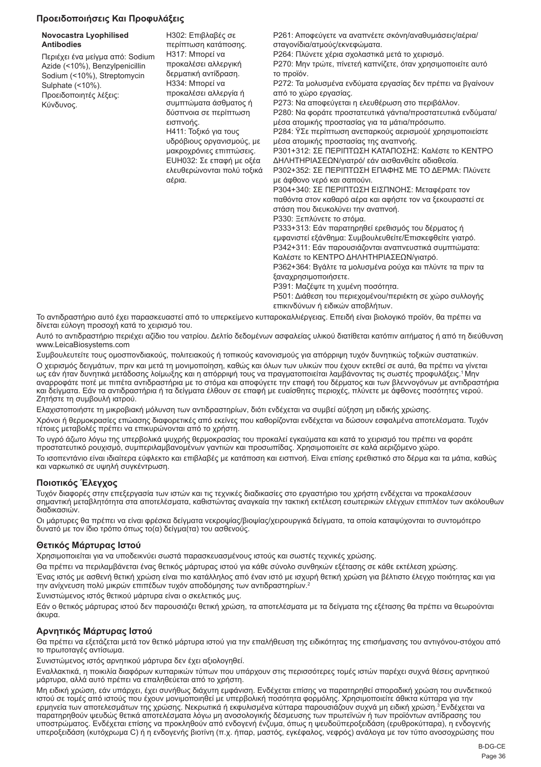## Προειδοποιήσεις Και Προφυλάξεις

| **Novocastra Lyophilised Antibodies**<br><br>Περιέχει ένα μείγμα από: Sodium Azide (<10%), Benzylpenicillin Sodium (<10%), Streptomycin Sulphate (<10%).<br>Προειδοποιητές λέξεις: Κύνδυνος. | H302: Επιβλαβές σε περίπτωση κατάποσης.<br>H317: Μπορεί να προκαλέσει αλλεργική δερματική αντίδραση.<br>H334: Μπορεί να προκαλέσει αλλεργία ή συμπτώματα άσθματος ή δύσπνοια σε περίπτωση εισπνοής.<br>H411: Τοξικό για τους υδρόβιους οργανισμούς, με μακροχρόνιες επιπτώσεις.<br>EUH032: Σε επαφή με οξέα ελευθερώνονται πολύ τοξικά αέρια. | P261: Αποφεύγετε να αναπνέετε σκόνη/αναθυμιάσεις/αέρια/σταγονίδια/ατμούς/εκνεφώματα.<br>P264: Πλύνετε χέρια σχολαστικά μετά το χειρισμό.<br>P270: Μην τρώτε, πίνετέ καπνίζετε, όταν χρησιμοποιείτε αυτό το προϊόν.<br>P272: Τα μολυσμένα ενδύματα εργασίας δεν πρέπει να βγαίνουν από το χώρο εργασίας.<br>P273: Να αποφεύγεται η ελευθέρωση στο περιβάλλον.<br>P280: Να φοράτε προστατευτικά γάντια/προστατευτικά ενδύματα/μέσα ατομικής προστασίας για τα μάτια/πρόσωπο.<br>P284: ŸΣε περίπτωση ανεπαρκούς αερισμού χρησιμοποιείστε μέσα ατομικής προστασίας της αναπνοής.<br>P301+312: ΣΕ ΠΕΡΙΠΤΩΣΗ ΚΑΤΑΠΟΣΗΣ: Καλέστε το ΚΕΝΤΡΟ ΔΗΛΗΤΗΡΙΑΣΕΩΝ/γιατρό/ εάν αισθανθείτε αδιαθεσία.<br>P302+352: ΣΕ ΠΕΡΙΠΤΩΣΗ ΕΠΑΦΗΣ ΜΕ ΤΟ ΔΕΡΜΑ: Πλύνετε με άφθονο νερό και σαπούνι.<br>P304+340: ΣΕ ΠΕΡΙΠΤΩΣΗ ΕΙΣΠΝΟΗΣ: Μεταφέρατε τον παθόντα στον καθαρό αέρα και αφήστε τον να ξεκουραστεί σε στάση που διευκολύνει την αναπνοή.<br>P330: Ξεπλύνετε το στόμα.<br>P333+313: Εάν παρατηρηθεί ερεθισμός του δέρματος ή εμφανιστεί εξάνθημα: Συμβουλευθείτε/Επισκεφθείτε γιατρό.<br>P342+311: Εάν παρουσιάζονται αναπνευστικά συμπτώματα: Καλέστε το ΚΕΝΤΡΟ ΔΗΛΗΤΗΡΙΑΣΕΩΝ/γιατρό.<br>P362+364: Βγάλτε τα μολυσμένα ρούχα και πλύντε τα πριν τα ξαναχρησιμοποιήσετε.<br>P391: Μαζέψτε τη χυμένη ποσότητα.<br>P501: Διάθεση του περιεχομένου/περιέκτη σε χώρο συλλογής επικινδύνων ή ειδικών αποβλήτων. |
|---|---|---|

Το αντιδραστήριο αυτό έχει παρασκευαστεί από το υπερκείμενο κυτταροκαλλιέργειας. Επειδή είναι βιολογικό προϊόν, θα πρέπει να δίνεται εύλογη προσοχή κατά το χειρισμό του.

Αυτό το αντιδραστήριο περιέχει αζίδιο του νατρίου. Δελτίο δεδομένων ασφαλείας υλικού διατίθεται κατόπιν αιτήματος ή από τη διεύθυνση www.LeicaBiosystems.com

Συμβουλευτείτε τους ομοσπονδιακούς, πολιτειακούς ή τοπικούς κανονισμούς για απόρριψη τυχόν δυνητικώς τοξικών συστατικών.

Ο χειρισμός δειγμάτων, πριν και μετά τη μονιμοποίηση, καθώς και όλων των υλικών που έχουν εκτεθεί σε αυτά, θα πρέπει να γίνεται ως εάν ήταν δυνητικά μετάδοσης λοίμωξης και η απόρριψή τους να πραγματοποιείται λαμβάνοντας τις σωστές προφυλάξεις.[1] Μην αναρροφάτε ποτέ με πιπέτα αντιδραστήρια με το στόμα και αποφύγετε την επαφή του δέρματος και των βλεννογόνων με αντιδραστήρια και δείγματα. Εάν τα αντιδραστήρια ή τα δείγματα έλθουν σε επαφή με ευαίσθητες περιοχές, πλύνετε με άφθονες ποσότητες νερού. Ζητήστε τη συμβουλή ιατρού.

Ελαχιστοποιήστε τη μικροβιακή μόλυνση των αντιδραστηρίων, διότι ενδέχεται να συμβεί αύξηση μη ειδικής χρώσης.

Χρόνοι ή θερμοκρασίες επώασης διαφορετικές από εκείνες που καθορίζονται ενδέχεται να δώσουν εσφαλμένα αποτελέσματα. Τυχόν τέτοιες μεταβολές πρέπει να επικυρώνονται από το χρήστη.

Το υγρό άζωτο λόγω της υπερβολικά ψυχρής θερμοκρασίας του προκαλεί εγκαύματα και κατά το χειρισμό του πρέπει να φοράτε προστατευτικό ρουχισμό, συμπεριλαμβανομένων γαντιών και προσωπίδας. Χρησιμοποιείτε σε καλά αεριζόμενο χώρο.

Το ισοπεντάνιο είναι ιδιαίτερα εύφλεκτο και επιβλαβές με κατάποση και εισπνοή. Είναι επίσης ερεθιστικό στο δέρμα και τα μάτια, καθώς και ναρκωτικό σε υψηλή συγκέντρωση.

## Ποιοτικός Έλεγχος

Τυχόν διαφορές στην επεξεργασία των ιστών και τις τεχνικές διαδικασίες στο εργαστήριο του χρήστη ενδέχεται να προκαλέσουν σημαντική μεταβλητότητα στα αποτελέσματα, καθιστώντας αναγκαία την τακτική εκτέλεση εσωτερικών ελέγχων επιπλέον των ακόλουθων διαδικασιών.

Οι μάρτυρες θα πρέπει να είναι φρέσκα δείγματα νεκροψίας/βιοψίας/χειρουργικά δείγματα, τα οποία καταψύχονται το συντομότερο δυνατό με τον ίδιο τρόπο όπως το(α) δείγμα(τα) του ασθενούς.

### Θετικός Μάρτυρας Ιστού

Χρησιμοποιείται για να υποδεικνύει σωστά παρασκευασμένους ιστούς και σωστές τεχνικές χρώσης.

Θα πρέπει να περιλαμβάνεται ένας θετικός μάρτυρας ιστού για κάθε σύνολο συνθηκών εξέτασης σε κάθε εκτέλεση χρώσης.

Ένας ιστός με ασθενή θετική χρώση είναι πιο κατάλληλος από έναν ιστό με ισχυρή θετική χρώση για βέλτιστο έλεγχο ποιότητας και για την ανίχνευση πολύ μικρών επιπέδων τυχόν αποδόμησης των αντιδραστηρίων.[2]

Συνιστώμενος ιστός θετικού μάρτυρα είναι ο σκελετικός μυς.

Εάν ο θετικός μάρτυρας ιστού δεν παρουσιάζει θετική χρώση, τα αποτελέσματα με τα δείγματα της εξέτασης θα πρέπει να θεωρούνται άκυρα.

### Αρνητικός Μάρτυρας Ιστού

Θα πρέπει να εξετάζεται μετά τον θετικό μάρτυρα ιστού για την επαλήθευση της ειδικότητας της επισήμανσης του αντιγόνου-στόχου από το πρωτοταγές αντίσωμα.

Συνιστώμενος ιστός αρνητικού μάρτυρα δεν έχει αξιολογηθεί.

Εναλλακτικά, η ποικιλία διαφόρων κυτταρικών τύπων που υπάρχουν στις περισσότερες τομές ιστών παρέχει συχνά θέσεις αρνητικού μάρτυρα, αλλά αυτό πρέπει να επαληθεύεται από το χρήστη.

Μη ειδική χρώση, εάν υπάρχει, έχει συνήθως διάχυτη εμφάνιση. Ενδέχεται επίσης να παρατηρηθεί σποραδική χρώση του συνδετικού ιστού σε τομές από ιστούς που έχουν μονιμοποιηθεί με υπερβολική ποσότητα φορμόλης. Χρησιμοποιείτε άθικτα κύτταρα για την ερμηνεία των αποτελεσμάτων της χρώσης. Νεκρωτικά ή εκφυλισμένα κύτταρα παρουσιάζουν συχνά μη ειδική χρώση.[3] Ενδέχεται να παρατηρηθούν ψευδώς θετικά αποτελέσματα λόγω μη ανοσολογικής δέσμευσης των πρωτεϊνών ή των προϊόντων αντίδρασης του υποστρώματος. Ενδέχεται επίσης να προκληθούν από ενδογενή ένζυμα, όπως η ψευδοϋπεροξειδάση (ερυθροκύτταρα), η ενδογενής υπεροξειδάση (κυτόχρωμα C) ή η ενδογενής βιοτίνη (π.χ. ήπαρ, μαστός, εγκέφαλος, νεφρός) ανάλογα με τον τύπο ανοσοχρώσης που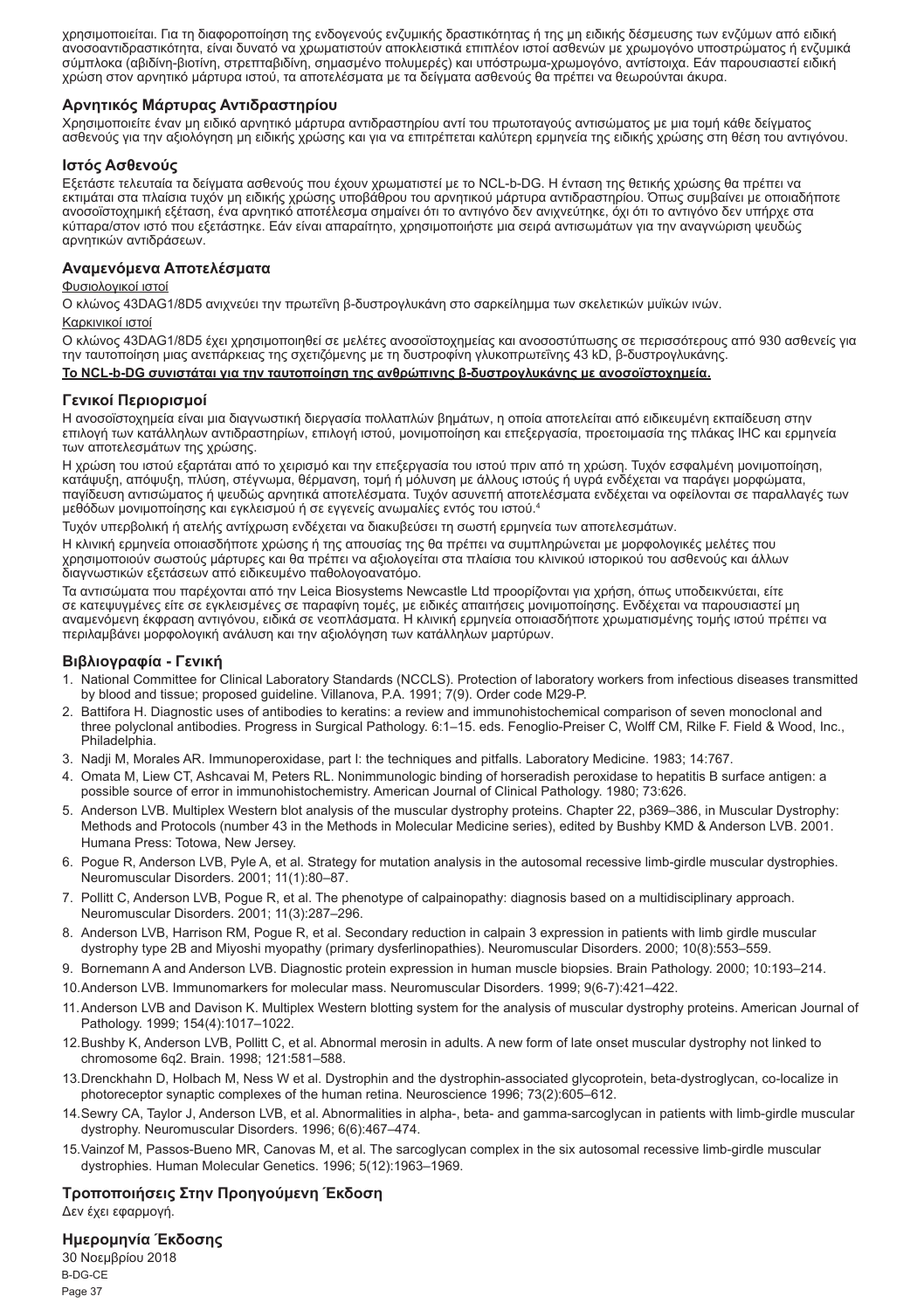χρησιμοποιείται. Για τη διαφοροποίηση της ενδογενούς ενζυμικής δραστικότητας ή της μη ειδικής δέσμευσης των ενζύμων από ειδική ανοσοαντιδραστικότητα, είναι δυνατό να χρωματιστούν αποκλειστικά επιπλέον ιστοί ασθενών με χρωμογόνο υποστρώματος ή ενζυμικά σύμπλοκα (αβιδίνη-βιοτίνη, στρεπταβιδίνη, σημασμένο πολυμερές) και υπόστρωμα-χρωμογόνο, αντίστοιχα. Εάν παρουσιαστεί ειδική χρώση στον αρνητικό μάρτυρα ιστού, τα αποτελέσματα με τα δείγματα ασθενούς θα πρέπει να θεωρούνται άκυρα.

### Αρνητικός Μάρτυρας Αντιδραστηρίου

Χρησιμοποιείτε έναν μη ειδικό αρνητικό μάρτυρα αντιδραστηρίου αντί του πρωτοταγούς αντισώματος με μια τομή κάθε δείγματος ασθενούς για την αξιολόγηση μη ειδικής χρώσης και για να επιτρέπεται καλύτερη ερμηνεία της ειδικής χρώσης στη θέση του αντιγόνου.

### Ιστός Ασθενούς

Εξετάστε τελευταία τα δείγματα ασθενούς που έχουν χρωματιστεί με το NCL-b-DG. Η ένταση της θετικής χρώσης θα πρέπει να εκτιμάται στα πλαίσια τυχόν μη ειδικής χρώσης υποβάθρου του αρνητικού μάρτυρα αντιδραστηρίου. Όπως συμβαίνει με οποιαδήποτε ανοσοϊστοχημική εξέταση, ένα αρνητικό αποτέλεσμα σημαίνει ότι το αντιγόνο δεν ανιχνεύτηκε, όχι ότι το αντιγόνο δεν υπήρχε στα κύτταρα/στον ιστό που εξετάστηκε. Εάν είναι απαραίτητο, χρησιμοποιήστε μια σειρά αντισωμάτων για την αναγνώριση ψευδώς αρνητικών αντιδράσεων.

### Αναμενόμενα Αποτελέσματα

Φυσιολογικοί ιστοί

Ο κλώνος 43DAG1/8D5 ανιχνεύει την πρωτεΐνη β-δυστρογλυκάνη στο σαρκείλημμα των σκελετικών μυϊκών ινών.

Καρκινικοί ιστοί

Ο κλώνος 43DAG1/8D5 έχει χρησιμοποιηθεί σε μελέτες ανοσοϊστοχημείας και ανοσοστύπωσης σε περισσότερους από 930 ασθενείς για την ταυτοποίηση μιας ανεπάρκειας της σχετιζόμενης με τη δυστροφίνη γλυκοπρωτεΐνης 43 kD, β-δυστρογλυκάνης.

**Το NCL-b-DG συνιστάται για την ταυτοποίηση της ανθρώπινης β-δυστρογλυκάνης με ανοσοϊστοχημεία.**

### Γενικοί Περιορισμοί

Η ανοσοϊστοχημεία είναι μια διαγνωστική διεργασία πολλαπλών βημάτων, η οποία αποτελείται από ειδικευμένη εκπαίδευση στην επιλογή των κατάλληλων αντιδραστηρίων, επιλογή ιστού, μονιμοποίηση και επεξεργασία, προετοιμασία της πλάκας IHC και ερμηνεία των αποτελεσμάτων της χρώσης.

Η χρώση του ιστού εξαρτάται από το χειρισμό και την επεξεργασία του ιστού πριν από τη χρώση. Τυχόν εσφαλμένη μονιμοποίηση, κατάψυξη, απόψυξη, πλύση, στέγνωμα, θέρμανση, τομή ή μόλυνση με άλλους ιστούς ή υγρά ενδέχεται να παράγει μορφώματα, παγίδευση αντισώματος ή ψευδώς αρνητικά αποτελέσματα. Τυχόν ασυνεπή αποτελέσματα ενδέχεται να οφείλονται σε παραλλαγές των μεθόδων μονιμοποίησης και εγκλεισμού ή σε εγγενείς ανωμαλίες εντός του ιστού.[4]

Τυχόν υπερβολική ή ατελής αντίχρωση ενδέχεται να διακυβεύσει τη σωστή ερμηνεία των αποτελεσμάτων.

Η κλινική ερμηνεία οποιασδήποτε χρώσης ή της απουσίας της θα πρέπει να συμπληρώνεται με μορφολογικές μελέτες που χρησιμοποιούν σωστούς μάρτυρες και θα πρέπει να αξιολογείται στα πλαίσια του κλινικού ιστορικού του ασθενούς και άλλων διαγνωστικών εξετάσεων από ειδικευμένο παθολογοανατόμο.

Τα αντισώματα που παρέχονται από την Leica Biosystems Newcastle Ltd προορίζονται για χρήση, όπως υποδεικνύεται, είτε σε κατεψυγμένες είτε σε εγκλεισμένες σε παραφίνη τομές, με ειδικές απαιτήσεις μονιμοποίησης. Ενδέχεται να παρουσιαστεί μη αναμενόμενη έκφραση αντιγόνου, ειδικά σε νεοπλάσματα. Η κλινική ερμηνεία οποιασδήποτε χρωματισμένης τομής ιστού πρέπει να περιλαμβάνει μορφολογική ανάλυση και την αξιολόγηση των κατάλληλων μαρτύρων.

### Βιβλιογραφία - Γενική

1. National Committee for Clinical Laboratory Standards (NCCLS). Protection of laboratory workers from infectious diseases transmitted by blood and tissue; proposed guideline. Villanova, P.A. 1991; 7(9). Order code M29-P.
2. Battifora H. Diagnostic uses of antibodies to keratins: a review and immunohistochemical comparison of seven monoclonal and three polyclonal antibodies. Progress in Surgical Pathology. 6:1–15. eds. Fenoglio-Preiser C, Wolff CM, Rilke F. Field & Wood, Inc., Philadelphia.
3. Nadji M, Morales AR. Immunoperoxidase, part I: the techniques and pitfalls. Laboratory Medicine. 1983; 14:767.
4. Omata M, Liew CT, Ashcavai M, Peters RL. Nonimmunologic binding of horseradish peroxidase to hepatitis B surface antigen: a possible source of error in immunohistochemistry. American Journal of Clinical Pathology. 1980; 73:626.
5. Anderson LVB. Multiplex Western blot analysis of the muscular dystrophy proteins. Chapter 22, p369–386, in Muscular Dystrophy: Methods and Protocols (number 43 in the Methods in Molecular Medicine series), edited by Bushby KMD & Anderson LVB. 2001. Humana Press: Totowa, New Jersey.
6. Pogue R, Anderson LVB, Pyle A, et al. Strategy for mutation analysis in the autosomal recessive limb-girdle muscular dystrophies. Neuromuscular Disorders. 2001; 11(1):80–87.
7. Pollitt C, Anderson LVB, Pogue R, et al. The phenotype of calpainopathy: diagnosis based on a multidisciplinary approach. Neuromuscular Disorders. 2001; 11(3):287–296.
8. Anderson LVB, Harrison RM, Pogue R, et al. Secondary reduction in calpain 3 expression in patients with limb girdle muscular dystrophy type 2B and Miyoshi myopathy (primary dysferlinopathies). Neuromuscular Disorders. 2000; 10(8):553–559.
9. Bornemann A and Anderson LVB. Diagnostic protein expression in human muscle biopsies. Brain Pathology. 2000; 10:193–214.
10. Anderson LVB. Immunomarkers for molecular mass. Neuromuscular Disorders. 1999; 9(6-7):421–422.
11. Anderson LVB and Davison K. Multiplex Western blotting system for the analysis of muscular dystrophy proteins. American Journal of Pathology. 1999; 154(4):1017–1022.
12. Bushby K, Anderson LVB, Pollitt C, et al. Abnormal merosin in adults. A new form of late onset muscular dystrophy not linked to chromosome 6q2. Brain. 1998; 121:581–588.
13. Drenckhahn D, Holbach M, Ness W et al. Dystrophin and the dystrophin-associated glycoprotein, beta-dystroglycan, co-localize in photoreceptor synaptic complexes of the human retina. Neuroscience 1996; 73(2):605–612.
14. Sewry CA, Taylor J, Anderson LVB, et al. Abnormalities in alpha-, beta- and gamma-sarcoglycan in patients with limb-girdle muscular dystrophy. Neuromuscular Disorders. 1996; 6(6):467–474.
15. Vainzof M, Passos-Bueno MR, Canovas M, et al. The sarcoglycan complex in the six autosomal recessive limb-girdle muscular dystrophies. Human Molecular Genetics. 1996; 5(12):1963–1969.

### Τροποποιήσεις Στην Προηγούμενη Έκδοση

Δεν έχει εφαρμογή.

### Ημερομηνία Έκδοσης

30 Νοεμβρίου 2018

B-DG-CE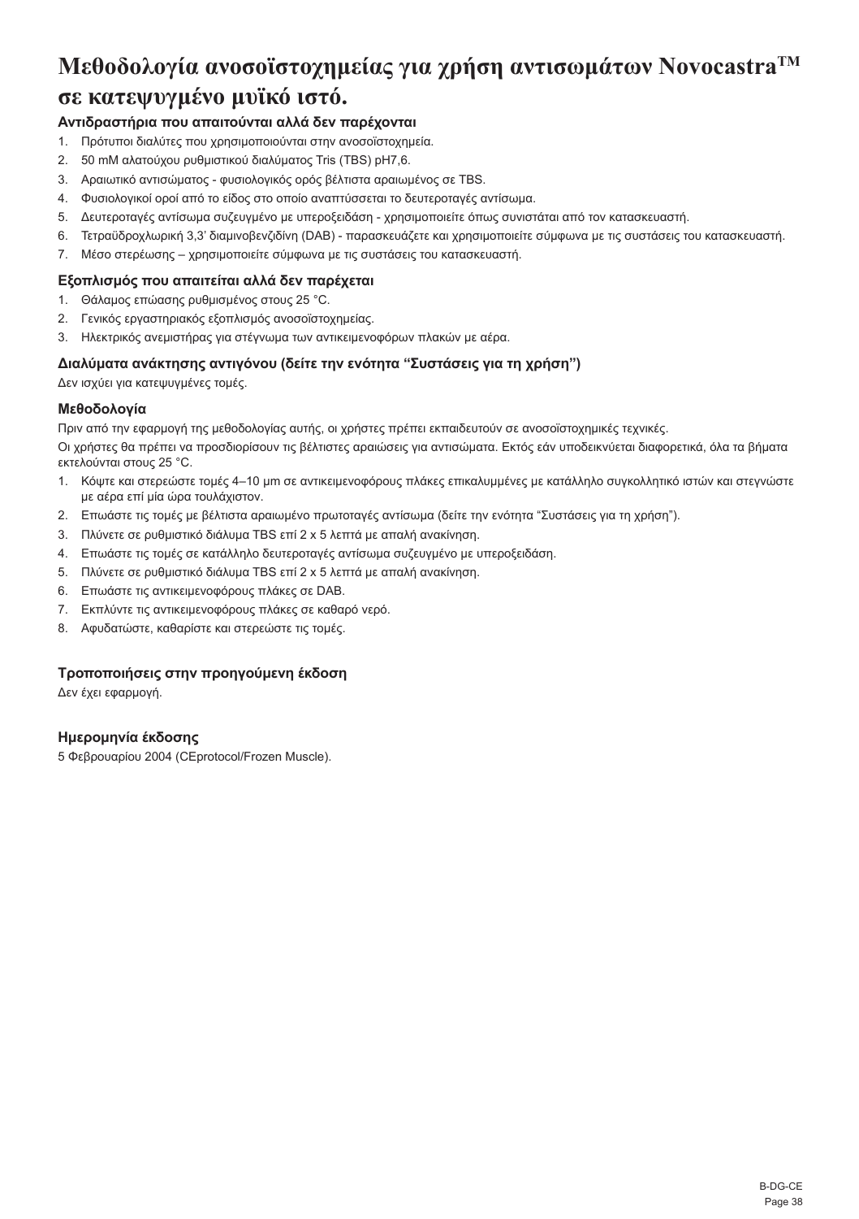# Μεθοδολογία ανοσοϊστοχημείας για χρήση αντισωμάτων Novocastra™ σε κατεψυγμένο μυϊκό ιστό.

### Αντιδραστήρια που απαιτούνται αλλά δεν παρέχονται

1. Πρότυποι διαλύτες που χρησιμοποιούνται στην ανοσοϊστοχημεία.
2. 50 mM αλατούχου ρυθμιστικού διαλύματος Tris (TBS) pH7,6.
3. Αραιωτικό αντισώματος - φυσιολογικός ορός βέλτιστα αραιωμένος σε TBS.
4. Φυσιολογικοί οροί από το είδος στο οποίο αναπτύσσεται το δευτεροταγές αντίσωμα.
5. Δευτεροταγές αντίσωμα συζευγμένο με υπεροξειδάση - χρησιμοποιείτε όπως συνιστάται από τον κατασκευαστή.
6. Τετραϋδροχλωρική 3,3' διαμινοβενζιδίνη (DAB) - παρασκευάζετε και χρησιμοποιείτε σύμφωνα με τις συστάσεις του κατασκευαστή.
7. Μέσο στερέωσης – χρησιμοποιείτε σύμφωνα με τις συστάσεις του κατασκευαστή.

### Εξοπλισμός που απαιτείται αλλά δεν παρέχεται

1. Θάλαμος επώασης ρυθμισμένος στους 25 °C.
2. Γενικός εργαστηριακός εξοπλισμός ανοσοϊστοχημείας.
3. Ηλεκτρικός ανεμιστήρας για στέγνωμα των αντικειμενοφόρων πλακών με αέρα.

### Διαλύματα ανάκτησης αντιγόνου (δείτε την ενότητα "Συστάσεις για τη χρήση")

Δεν ισχύει για κατεψυγμένες τομές.

### Μεθοδολογία

Πριν από την εφαρμογή της μεθοδολογίας αυτής, οι χρήστες πρέπει εκπαιδευτούν σε ανοσοϊστοχημικές τεχνικές.

Οι χρήστες θα πρέπει να προσδιορίσουν τις βέλτιστες αραιώσεις για αντισώματα. Εκτός εάν υποδεικνύεται διαφορετικά, όλα τα βήματα εκτελούνται στους 25 °C.

1. Κόψτε και στερεώστε τομές 4–10 μm σε αντικειμενοφόρους πλάκες επικαλυμμένες με κατάλληλο συγκολλητικό ιστών και στεγνώστε με αέρα επί μία ώρα τουλάχιστον.
2. Επωάστε τις τομές με βέλτιστα αραιωμένο πρωτοταγές αντίσωμα (δείτε την ενότητα "Συστάσεις για τη χρήση").
3. Πλύνετε σε ρυθμιστικό διάλυμα TBS επί 2 x 5 λεπτά με απαλή ανακίνηση.
4. Επωάστε τις τομές σε κατάλληλο δευτεροταγές αντίσωμα συζευγμένο με υπεροξειδάση.
5. Πλύνετε σε ρυθμιστικό διάλυμα TBS επί 2 x 5 λεπτά με απαλή ανακίνηση.
6. Επωάστε τις αντικειμενοφόρους πλάκες σε DAB.
7. Εκπλύντε τις αντικειμενοφόρους πλάκες σε καθαρό νερό.
8. Αφυδατώστε, καθαρίστε και στερεώστε τις τομές.

### Τροποποιήσεις στην προηγούμενη έκδοση

Δεν έχει εφαρμογή.

### Ημερομηνία έκδοσης

5 Φεβρουαρίου 2004 (CEprotocol/Frozen Muscle).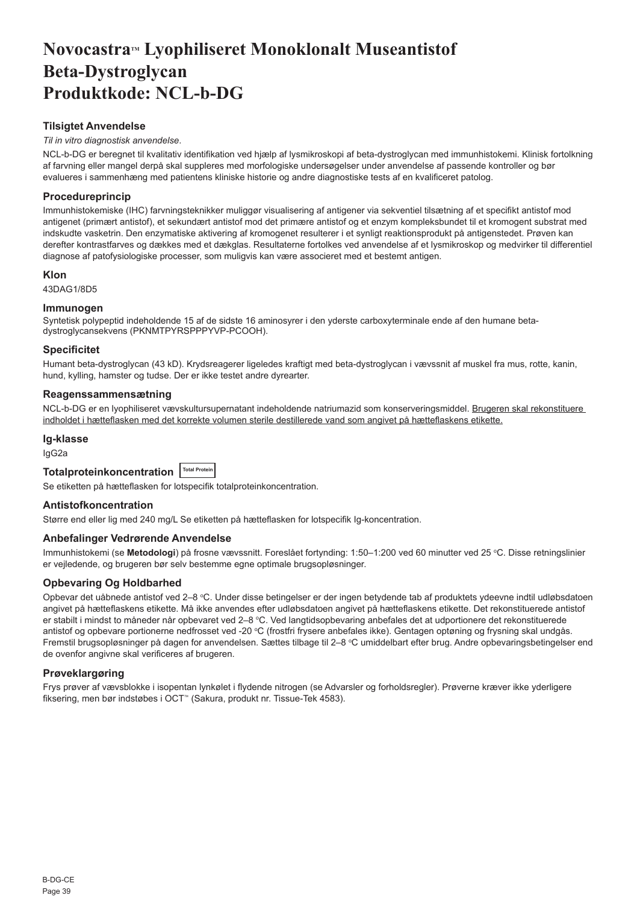# Novocastra™ Lyophiliseret Monoklonalt Museantistof Beta-Dystroglycan Produktkode: NCL-b-DG

### Tilsigtet Anvendelse

*Til in vitro diagnostisk anvendelse*.

NCL-b-DG er beregnet til kvalitativ identifikation ved hjælp af lysmikroskopi af beta-dystroglycan med immunhistokemi. Klinisk fortolkning af farvning eller mangel derpå skal suppleres med morfologiske undersøgelser under anvendelse af passende kontroller og bør evalueres i sammenhæng med patientens kliniske historie og andre diagnostiske tests af en kvalificeret patolog.

### Procedureprincip

Immunhistokemiske (IHC) farvningsteknikker muliggør visualisering af antigener via sekventiel tilsætning af et specifikt antistof mod antigenet (primært antistof), et sekundært antistof mod det primære antistof og et enzym kompleksbundet til et kromogent substrat med indskudte vasketrin. Den enzymatiske aktivering af kromogenet resulterer i et synligt reaktionsprodukt på antigenstedet. Prøven kan derefter kontrastfarves og dækkes med et dækglas. Resultaterne fortolkes ved anvendelse af et lysmikroskop og medvirker til differentiel diagnose af patofysiologiske processer, som muligvis kan være associeret med et bestemt antigen.

### Klon

43DAG1/8D5

### Immunogen

Syntetisk polypeptid indeholdende 15 af de sidste 16 aminosyrer i den yderste carboxyterminale ende af den humane beta-dystroglycansekvens (PKNMTPYRSPPPYVP-PCOOH).

### Specificitet

Humant beta-dystroglycan (43 kD). Krydsreagerer ligeledes kraftigt med beta-dystroglycan i vævssnit af muskel fra mus, rotte, kanin, hund, kylling, hamster og tudse. Der er ikke testet andre dyrearter.

### Reagenssammensætning

NCL-b-DG er en lyophiliseret vævskultursupernatant indeholdende natriumazid som konserveringsmiddel. <u>Brugeren skal rekonstituere indholdet i hætteflasken med det korrekte volumen sterile destillerede vand som angivet på hætteflaskens etikette.</u>

### Ig-klasse

IgG2a

### Totalproteinkoncentration Total Protein

Se etiketten på hætteflasken for lotspecifik totalproteinkoncentration.

### Antistofkoncentration

Større end eller lig med 240 mg/L Se etiketten på hætteflasken for lotspecifik Ig-koncentration.

### Anbefalinger Vedrørende Anvendelse

Immunhistokemi (se **Metodologi**) på frosne vævssnitt. Foreslået fortynding: 1:50–1:200 ved 60 minutter ved 25 °C. Disse retningslinier er vejledende, og brugeren bør selv bestemme egne optimale brugsopløsninger.

### Opbevaring Og Holdbarhed

Opbevar det uåbnede antistof ved 2–8 °C. Under disse betingelser er der ingen betydende tab af produktets ydeevne indtil udløbsdatoen angivet på hætteflaskens etikette. Må ikke anvendes efter udløbsdatoen angivet på hætteflaskens etikette. Det rekonstituerede antistof er stabilt i mindst to måneder når opbevaret ved 2–8 °C. Ved langtidsopbevaring anbefales det at udportionere det rekonstituerede antistof og opbevare portionerne nedfrosset ved -20 °C (frostfri frysere anbefales ikke). Gentagen optøning og frysning skal undgås. Fremstil brugsopløsninger på dagen for anvendelsen. Sættes tilbage til 2–8 °C umiddelbart efter brug. Andre opbevaringsbetingelser end de ovenfor angivne skal verificeres af brugeren.

### Prøveklargøring

Frys prøver af vævsblokke i isopentan lynkølet i flydende nitrogen (se Advarsler og forholdsregler). Prøverne kræver ikke yderligere fiksering, men bør indstøbes i OCT™ (Sakura, produkt nr. Tissue-Tek 4583).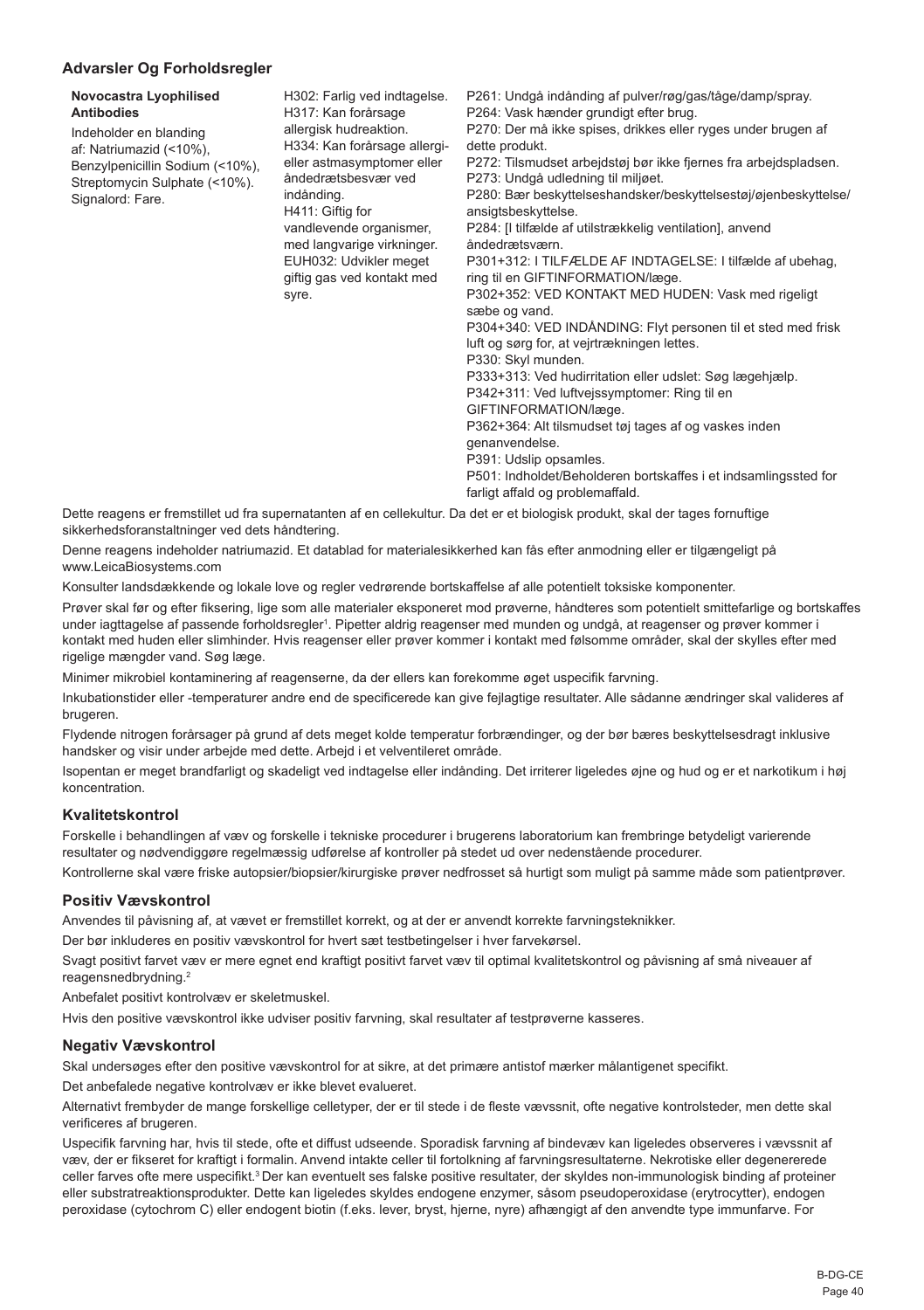## Advarsler Og Forholdsregler

| Novocastra Lyophilised Antibodies | | |
|---|---|---|
| Indeholder en blanding af: Natriumazid (<10%), Benzylpenicillin Sodium (<10%), Streptomycin Sulphate (<10%). Signalord: Fare. | H302: Farlig ved indtagelse. H317: Kan forårsage allergisk hudreaktion. H334: Kan forårsage allergi- eller astmasymptomer eller åndedrætsbesvær ved indånding. H411: Giftig for vandlevende organismer, med langvarige virkninger. EUH032: Udvikler meget giftig gas ved kontakt med syre. | P261: Undgå indånding af pulver/røg/gas/tåge/damp/spray. P264: Vask hænder grundigt efter brug. P270: Der må ikke spises, drikkes eller ryges under brugen af dette produkt. P272: Tilsmudset arbejdstøj bør ikke fjernes fra arbejdspladsen. P273: Undgå udledning til miljøet. P280: Bær beskyttelseshandsker/beskyttelsestøj/øjenbeskyttelse/ansigtsbeskyttelse. P284: [I tilfælde af utilstrækkelig ventilation], anvend åndedrætsværn. P301+312: I TILFÆLDE AF INDTAGELSE: I tilfælde af ubehag, ring til en GIFTINFORMATION/læge. P302+352: VED KONTAKT MED HUDEN: Vask med rigeligt sæbe og vand. P304+340: VED INDÅNDING: Flyt personen til et sted med frisk luft og sørg for, at vejrtrækningen lettes. P330: Skyl munden. P333+313: Ved hudirritation eller udslet: Søg lægehjælp. P342+311: Ved luftvejssymptomer: Ring til en GIFTINFORMATION/læge. P362+364: Alt tilsmudset tøj tages af og vaskes inden genanvendelse. P391: Udslip opsamles. P501: Indholdet/Beholderen bortskaffes i et indsamlingssted for farligt affald og problemaffald. |

Dette reagens er fremstillet ud fra supernatanten af en cellekultur. Da det er et biologisk produkt, skal der tages fornuftige sikkerhedsforanstaltninger ved dets håndtering.

Denne reagens indeholder natriumazid. Et datablad for materialesikkerhed kan fås efter anmodning eller er tilgængeligt på www.LeicaBiosystems.com

Konsulter landsdækkende og lokale love og regler vedrørende bortskaffelse af alle potentielt toksiske komponenter.

Prøver skal før og efter fiksering, lige som alle materialer eksponeret mod prøverne, håndteres som potentielt smittefarlige og bortskaffes under iagttagelse af passende forholdsregler[1]. Pipetter aldrig reagenser med munden og undgå, at reagenser og prøver kommer i kontakt med huden eller slimhinder. Hvis reagenser eller prøver kommer i kontakt med følsomme områder, skal der skylles efter med rigelige mængder vand. Søg læge.

Minimer mikrobiel kontaminering af reagenserne, da der ellers kan forekomme øget uspecifik farvning.

Inkubationstider eller -temperaturer andre end de specificerede kan give fejlagtige resultater. Alle sådanne ændringer skal valideres af brugeren.

Flydende nitrogen forårsager på grund af dets meget kolde temperatur forbrændinger, og der bør bæres beskyttelsesdragt inklusive handsker og visir under arbejde med dette. Arbejd i et velventileret område.

Isopentan er meget brandfarligt og skadeligt ved indtagelse eller indånding. Det irriterer ligeledes øjne og hud og er et narkotikum i høj koncentration.

## Kvalitetskontrol

Forskelle i behandlingen af væv og forskelle i tekniske procedurer i brugerens laboratorium kan frembringe betydeligt varierende resultater og nødvendiggøre regelmæssig udførelse af kontroller på stedet ud over nedenstående procedurer.

Kontrollerne skal være friske autopsier/biopsier/kirurgiske prøver nedfrosset så hurtigt som muligt på samme måde som patientprøver.

## Positiv Vævskontrol

Anvendes til påvisning af, at vævet er fremstillet korrekt, og at der er anvendt korrekte farvningsteknikker.

Der bør inkluderes en positiv vævskontrol for hvert sæt testbetingelser i hver farvekørsel.

Svagt positivt farvet væv er mere egnet end kraftigt positivt farvet væv til optimal kvalitetskontrol og påvisning af små niveauer af reagensnedbrydning.[2]

Anbefalet positivt kontrolvæv er skeletmuskel.

Hvis den positive vævskontrol ikke udviser positiv farvning, skal resultater af testprøverne kasseres.

## Negativ Vævskontrol

Skal undersøges efter den positive vævskontrol for at sikre, at det primære antistof mærker målantigenet specifikt.

Det anbefalede negative kontrolvæv er ikke blevet evalueret.

Alternativt frembyder de mange forskellige celletyper, der er til stede i de fleste vævssnit, ofte negative kontrolsteder, men dette skal verificeres af brugeren.

Uspecifik farvning har, hvis til stede, ofte et diffust udseende. Sporadisk farvning af bindevæv kan ligeledes observeres i vævssnit af væv, der er fikseret for kraftigt i formalin. Anvend intakte celler til fortolkning af farvningsresultaterne. Nekrotiske eller degenererede celler farves ofte mere uspecifikt.[3] Der kan eventuelt ses falske positive resultater, der skyldes non-immunologisk binding af proteiner eller substratreaktionsprodukter. Dette kan ligeledes skyldes endogene enzymer, såsom pseudoperoxidase (erytrocytter), endogen peroxidase (cytochrom C) eller endogent biotin (f.eks. lever, bryst, hjerne, nyre) afhængigt af den anvendte type immunfarve. For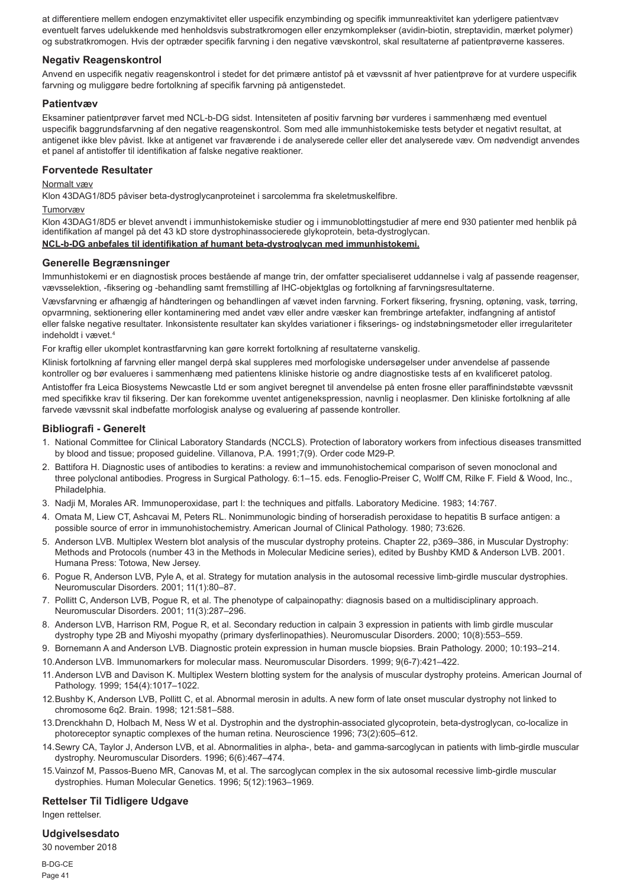at differentiere mellem endogen enzymaktivitet eller uspecifik enzymbinding og specifik immunreaktivitet kan yderligere patientvæv eventuelt farves udelukkende med henholdsvis substratkromogen eller enzymkomplekser (avidin-biotin, streptavidin, mærket polymer) og substratkromogen. Hvis der optræder specifik farvning i den negative vævskontrol, skal resultaterne af patientprøverne kasseres.

## Negativ Reagenskontrol

Anvend en uspecifik negativ reagenskontrol i stedet for det primære antistof på et vævssnit af hver patientprøve for at vurdere uspecifik farvning og muliggøre bedre fortolkning af specifik farvning på antigenstedet.

## Patientvæv

Eksaminer patientprøver farvet med NCL-b-DG sidst. Intensiteten af positiv farvning bør vurderes i sammenhæng med eventuel uspecifik baggrundsfarvning af den negative reagenskontrol. Som med alle immunhistokemiske tests betyder et negativt resultat, at antigenet ikke blev påvist. Ikke at antigenet var fraværende i de analyserede celler eller det analyserede væv. Om nødvendigt anvendes et panel af antistoffer til identifikation af falske negative reaktioner.

## Forventede Resultater

Normalt væv

Klon 43DAG1/8D5 påviser beta-dystroglycanproteinet i sarcolemma fra skeletmuskelfibre.

Tumorvæv

Klon 43DAG1/8D5 er blevet anvendt i immunhistokemiske studier og i immunoblottingstudier af mere end 930 patienter med henblik på identifikation af mangel på det 43 kD store dystrophinassocierede glykoprotein, beta-dystroglycan.

**NCL-b-DG anbefales til identifikation af humant beta-dystroglycan med immunhistokemi.**

## Generelle Begrænsninger

Immunhistokemi er en diagnostisk proces bestående af mange trin, der omfatter specialiseret uddannelse i valg af passende reagenser, vævsselektion, -fiksering og -behandling samt fremstilling af IHC-objektglas og fortolkning af farvningsresultaterne.

Vævsfarvning er afhængig af håndteringen og behandlingen af vævet inden farvning. Forkert fiksering, frysning, optøning, vask, tørring, opvarmning, sektionering eller kontaminering med andet væv eller andre væsker kan frembringe artefakter, indfangning af antistof eller falske negative resultater. Inkonsistente resultater kan skyldes variationer i fikserings- og indstøbningsmetoder eller irregulariteter indeholdt i vævet.[4]

For kraftig eller ukomplet kontrastfarvning kan gøre korrekt fortolkning af resultaterne vanskelig.

Klinisk fortolkning af farvning eller mangel derpå skal suppleres med morfologiske undersøgelser under anvendelse af passende kontroller og bør evalueres i sammenhæng med patientens kliniske historie og andre diagnostiske tests af en kvalificeret patolog.

Antistoffer fra Leica Biosystems Newcastle Ltd er som angivet beregnet til anvendelse på enten frosne eller paraffinindstøbte vævssnit med specifikke krav til fiksering. Der kan forekomme uventet antigenekspression, navnlig i neoplasmer. Den kliniske fortolkning af alle farvede vævssnit skal indbefatte morfologisk analyse og evaluering af passende kontroller.

## Bibliografi - Generelt

1. National Committee for Clinical Laboratory Standards (NCCLS). Protection of laboratory workers from infectious diseases transmitted by blood and tissue; proposed guideline. Villanova, P.A. 1991;7(9). Order code M29-P.
2. Battifora H. Diagnostic uses of antibodies to keratins: a review and immunohistochemical comparison of seven monoclonal and three polyclonal antibodies. Progress in Surgical Pathology. 6:1–15. eds. Fenoglio-Preiser C, Wolff CM, Rilke F. Field & Wood, Inc., Philadelphia.
3. Nadji M, Morales AR. Immunoperoxidase, part I: the techniques and pitfalls. Laboratory Medicine. 1983; 14:767.
4. Omata M, Liew CT, Ashcavai M, Peters RL. Nonimmunologic binding of horseradish peroxidase to hepatitis B surface antigen: a possible source of error in immunohistochemistry. American Journal of Clinical Pathology. 1980; 73:626.
5. Anderson LVB. Multiplex Western blot analysis of the muscular dystrophy proteins. Chapter 22, p369–386, in Muscular Dystrophy: Methods and Protocols (number 43 in the Methods in Molecular Medicine series), edited by Bushby KMD & Anderson LVB. 2001. Humana Press: Totowa, New Jersey.
6. Pogue R, Anderson LVB, Pyle A, et al. Strategy for mutation analysis in the autosomal recessive limb-girdle muscular dystrophies. Neuromuscular Disorders. 2001; 11(1):80–87.
7. Pollitt C, Anderson LVB, Pogue R, et al. The phenotype of calpainopathy: diagnosis based on a multidisciplinary approach. Neuromuscular Disorders. 2001; 11(3):287–296.
8. Anderson LVB, Harrison RM, Pogue R, et al. Secondary reduction in calpain 3 expression in patients with limb girdle muscular dystrophy type 2B and Miyoshi myopathy (primary dysferlinopathies). Neuromuscular Disorders. 2000; 10(8):553–559.
9. Bornemann A and Anderson LVB. Diagnostic protein expression in human muscle biopsies. Brain Pathology. 2000; 10:193–214.
10. Anderson LVB. Immunomarkers for molecular mass. Neuromuscular Disorders. 1999; 9(6-7):421–422.
11. Anderson LVB and Davison K. Multiplex Western blotting system for the analysis of muscular dystrophy proteins. American Journal of Pathology. 1999; 154(4):1017–1022.
12. Bushby K, Anderson LVB, Pollitt C, et al. Abnormal merosin in adults. A new form of late onset muscular dystrophy not linked to chromosome 6q2. Brain. 1998; 121:581–588.
13. Drenckhahn D, Holbach M, Ness W et al. Dystrophin and the dystrophin-associated glycoprotein, beta-dystroglycan, co-localize in photoreceptor synaptic complexes of the human retina. Neuroscience 1996; 73(2):605–612.
14. Sewry CA, Taylor J, Anderson LVB, et al. Abnormalities in alpha-, beta- and gamma-sarcoglycan in patients with limb-girdle muscular dystrophy. Neuromuscular Disorders. 1996; 6(6):467–474.
15. Vainzof M, Passos-Bueno MR, Canovas M, et al. The sarcoglycan complex in the six autosomal recessive limb-girdle muscular dystrophies. Human Molecular Genetics. 1996; 5(12):1963–1969.

## Rettelser Til Tidligere Udgave

Ingen rettelser.

## Udgivelsesdato

30 november 2018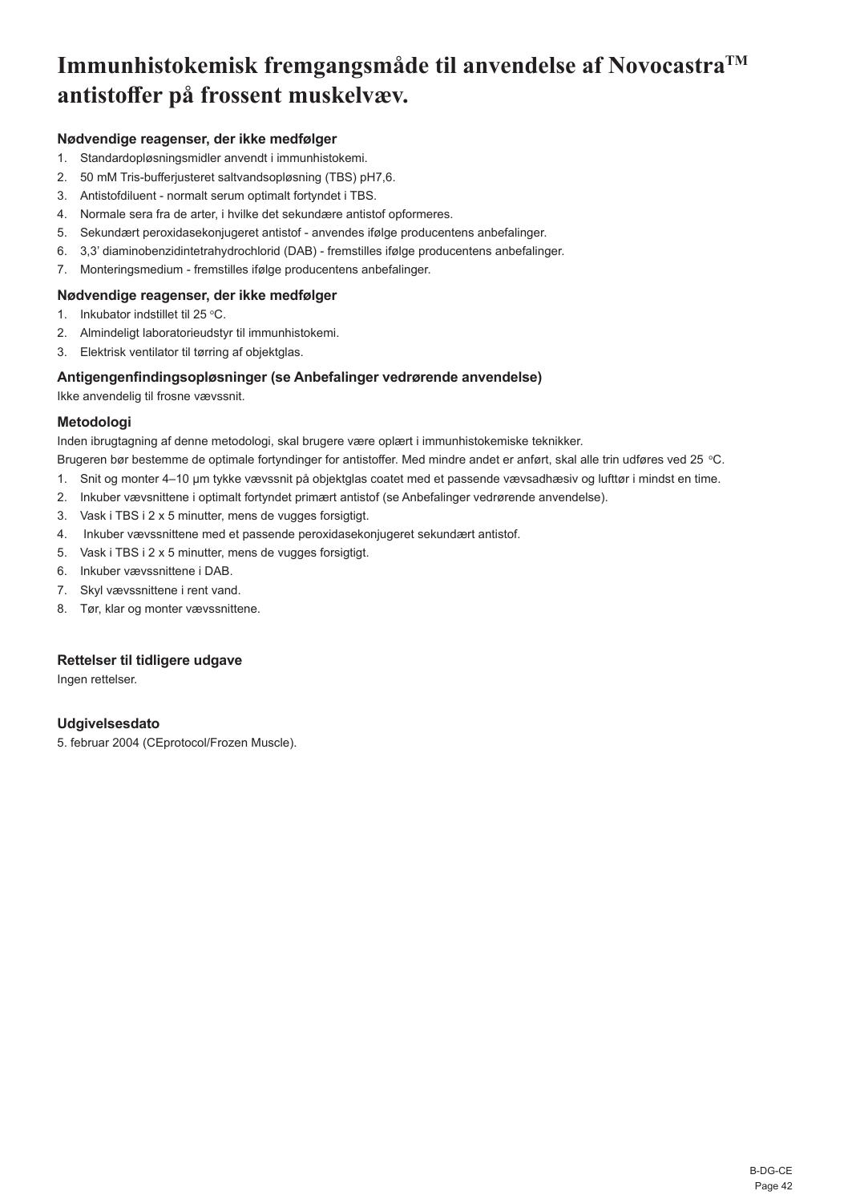# Immunhistokemisk fremgangsmåde til anvendelse af Novocastra™ antistoffer på frossent muskelvæv.

### Nødvendige reagenser, der ikke medfølger

1. Standardopløsningsmidler anvendt i immunhistokemi.
2. 50 mM Tris-bufferjusteret saltvandsopløsning (TBS) pH7,6.
3. Antistofdiluent - normalt serum optimalt fortyndet i TBS.
4. Normale sera fra de arter, i hvilke det sekundære antistof opformeres.
5. Sekundært peroxidasekonjugeret antistof - anvendes ifølge producentens anbefalinger.
6. 3,3' diaminobenzidintetrahydrochlorid (DAB) - fremstilles ifølge producentens anbefalinger.
7. Monteringsmedium - fremstilles ifølge producentens anbefalinger.

### Nødvendige reagenser, der ikke medfølger

1. Inkubator indstillet til 25 °C.
2. Almindeligt laboratorieudstyr til immunhistokemi.
3. Elektrisk ventilator til tørring af objektglas.

### Antigengenfindingsopløsninger (se Anbefalinger vedrørende anvendelse)

Ikke anvendelig til frosne vævssnit.

### Metodologi

Inden ibrugtagning af denne metodologi, skal brugere være oplært i immunhistokemiske teknikker.

Brugeren bør bestemme de optimale fortyndinger for antistoffer. Med mindre andet er anført, skal alle trin udføres ved 25 °C.

1. Snit og monter 4–10 µm tykke vævssnit på objektglas coatet med et passende vævsadhæsiv og lufttør i mindst en time.
2. Inkuber vævsnittene i optimalt fortyndet primært antistof (se Anbefalinger vedrørende anvendelse).
3. Vask i TBS i 2 x 5 minutter, mens de vugges forsigtigt.
4. Inkuber vævssnittene med et passende peroxidasekonjugeret sekundært antistof.
5. Vask i TBS i 2 x 5 minutter, mens de vugges forsigtigt.
6. Inkuber vævssnittene i DAB.
7. Skyl vævssnittene i rent vand.
8. Tør, klar og monter vævssnittene.

### Rettelser til tidligere udgave

Ingen rettelser.

### Udgivelsesdato

5. februar 2004 (CEprotocol/Frozen Muscle).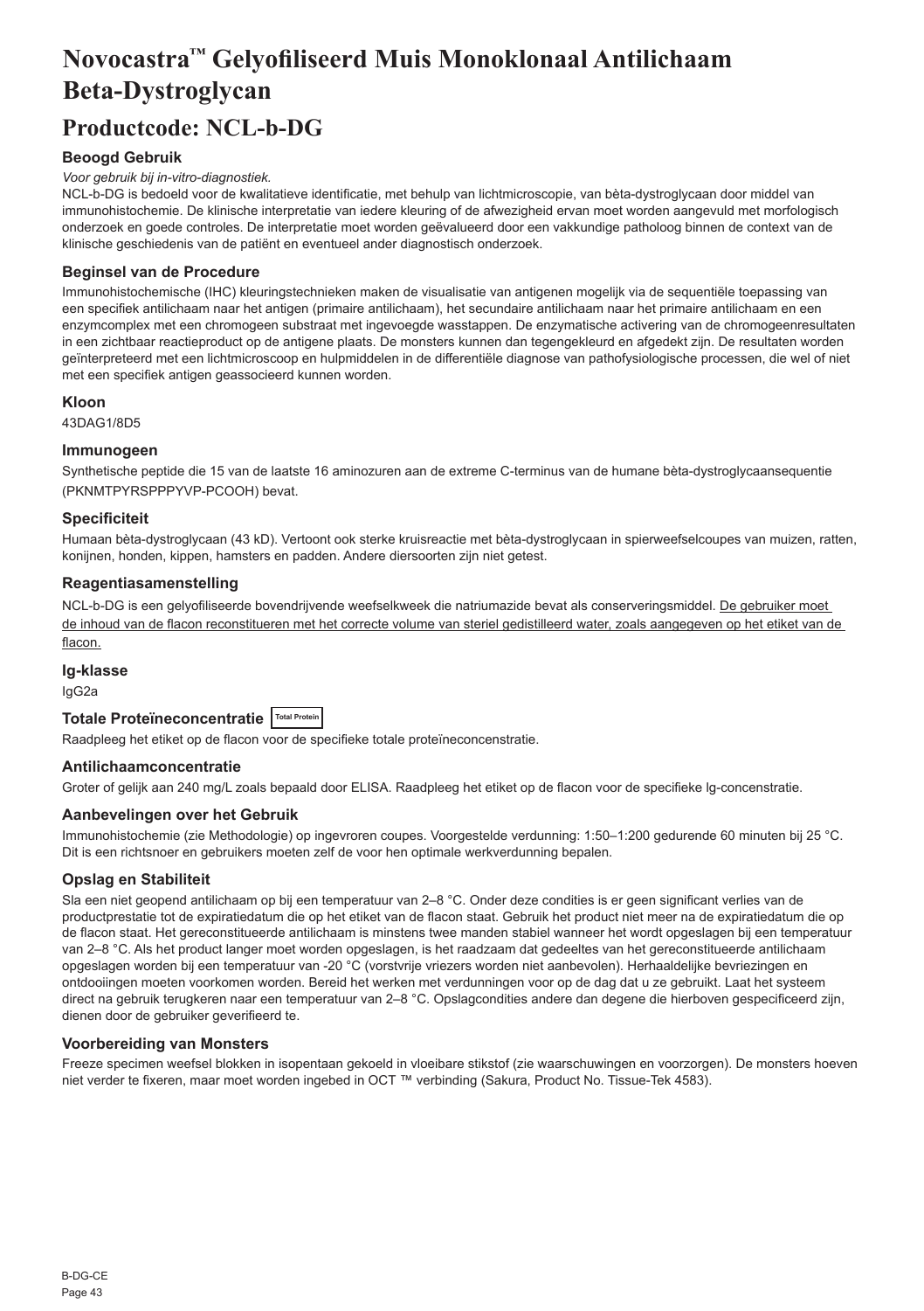# Novocastra™ Gelyofiliseerd Muis Monoklonaal Antilichaam Beta-Dystroglycan

## Productcode: NCL-b-DG

### Beoogd Gebruik

*Voor gebruik bij in-vitro-diagnostiek.*

NCL-b-DG is bedoeld voor de kwalitatieve identificatie, met behulp van lichtmicroscopie, van bèta-dystroglycaan door middel van immunohistochemie. De klinische interpretatie van iedere kleuring of de afwezigheid ervan moet worden aangevuld met morfologisch onderzoek en goede controles. De interpretatie moet worden geëvalueerd door een vakkundige patholoog binnen de context van de klinische geschiedenis van de patiënt en eventueel ander diagnostisch onderzoek.

### Beginsel van de Procedure

Immunohistochemische (IHC) kleuringstechnieken maken de visualisatie van antigenen mogelijk via de sequentiële toepassing van een specifiek antilichaam naar het antigen (primaire antilichaam), het secundaire antilichaam naar het primaire antilichaam en een enzymcomplex met een chromogeen substraat met ingevoegde wasstappen. De enzymatische activering van de chromogeenresultaten in een zichtbaar reactieproduct op de antigene plaats. De monsters kunnen dan tegengekleurd en afgedekt zijn. De resultaten worden geïnterpreteerd met een lichtmicroscoop en hulpmiddelen in de differentiële diagnose van pathofysiologische processen, die wel of niet met een specifiek antigen geassocieerd kunnen worden.

### Kloon

43DAG1/8D5

### Immunogeen

Synthetische peptide die 15 van de laatste 16 aminozuren aan de extreme C-terminus van de humane bèta-dystroglycaansequentie (PKNMTPYRSPPPYVP-PCOOH) bevat.

### Specificiteit

Humaan bèta-dystroglycaan (43 kD). Vertoont ook sterke kruisreactie met bèta-dystroglycaan in spierweefselcoupes van muizen, ratten, konijnen, honden, kippen, hamsters en padden. Andere diersoorten zijn niet getest.

### Reagentiasamenstelling

NCL-b-DG is een gelyofiliseerde bovendrijvende weefselkweek die natriumazide bevat als conserveringsmiddel. De gebruiker moet de inhoud van de flacon reconstitueren met het correcte volume van steriel gedistilleerd water, zoals aangegeven op het etiket van de flacon.

### Ig-klasse

IgG2a

### Totale Proteïneconcentratie Total Protein

Raadpleeg het etiket op de flacon voor de specifieke totale proteïneconcentratie.

### Antilichaamconcentratie

Groter of gelijk aan 240 mg/L zoals bepaald door ELISA. Raadpleeg het etiket op de flacon voor de specifieke lg-concentratie.

### Aanbevelingen over het Gebruik

Immunohistochemie (zie Methodologie) op ingevroren coupes. Voorgestelde verdunning: 1:50–1:200 gedurende 60 minuten bij 25 °C. Dit is een richtsnoer en gebruikers moeten zelf de voor hen optimale werkverdunning bepalen.

### Opslag en Stabiliteit

Sla een niet geopend antilichaam op bij een temperatuur van 2–8 °C. Onder deze condities is er geen significant verlies van de productprestatie tot de expiratiedatum die op het etiket van de flacon staat. Gebruik het product niet meer na de expiratiedatum die op de flacon staat. Het gereconstitueerde antilichaam is minstens twee manden stabiel wanneer het wordt opgeslagen bij een temperatuur van 2–8 °C. Als het product langer moet worden opgeslagen, is het raadzaam dat gedeeltes van het gereconstitueerde antilichaam opgeslagen worden bij een temperatuur van -20 °C (vorstvrije vriezers worden niet aanbevolen). Herhaaldelijke bevriezingen en ontdooiingen moeten voorkomen worden. Bereid het werken met verdunningen voor op de dag dat u ze gebruikt. Laat het systeem direct na gebruik terugkeren naar een temperatuur van 2–8 °C. Opslagcondities andere dan degene die hierboven gespecificeerd zijn, dienen door de gebruiker geverifieerd te.

### Voorbereiding van Monsters

Freeze specimen weefsel blokken in isopentaan gekoeld in vloeibare stikstof (zie waarschuwingen en voorzorgen). De monsters hoeven niet verder te fixeren, maar moet worden ingebed in OCT ™ verbinding (Sakura, Product No. Tissue-Tek 4583).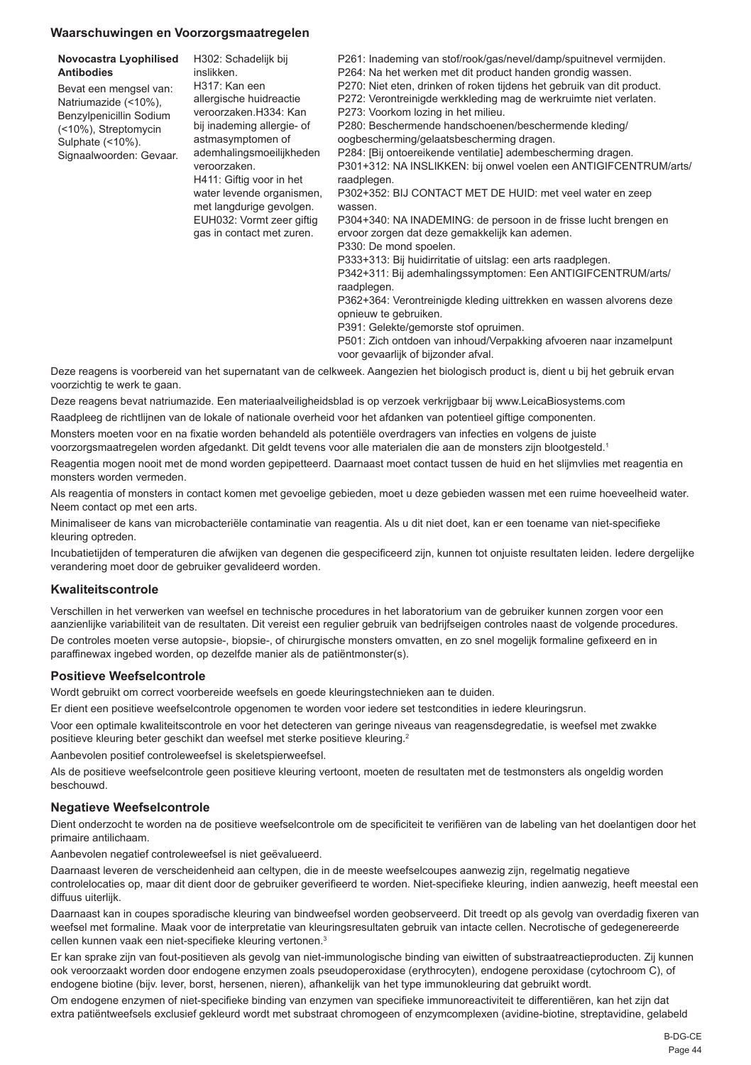## Waarschuwingen en Voorzorgsmaatregelen

| **Novocastra Lyophilised Antibodies** Bevat een mengsel van: Natriumazide (<10%), Benzylpenicillin Sodium (<10%), Streptomycin Sulphate (<10%). Signaalwoorden: Gevaar. | H302: Schadelijk bij inslikken. H317: Kan een allergische huidreactie veroorzaken.H334: Kan bij inademing allergie- of astmasymptomen of ademhalingsmoeilijkheden veroorzaken. H411: Giftig voor in het water levende organismen, met langdurige gevolgen. EUH032: Vormt zeer giftig gas in contact met zuren. | P261: Inademing van stof/rook/gas/nevel/damp/spuitnevel vermijden. P264: Na het werken met dit product handen grondig wassen. P270: Niet eten, drinken of roken tijdens het gebruik van dit product. P272: Verontreinigde werkkleding mag de werkruimte niet verlaten. P273: Voorkom lozing in het milieu. P280: Beschermende handschoenen/beschermende kleding/ oogbescherming/gelaatsbescherming dragen. P284: [Bij ontoereikende ventilatie] adembescherming dragen. P301+312: NA INSLIKKEN: bij onwel voelen een ANTIGIFCENTRUM/arts/ raadplegen. P302+352: BIJ CONTACT MET DE HUID: met veel water en zeep wassen. P304+340: NA INADEMING: de persoon in de frisse lucht brengen en ervoor zorgen dat deze gemakkelijk kan ademen. P330: De mond spoelen. P333+313: Bij huidirritatie of uitslag: een arts raadplegen. P342+311: Bij ademhalingssymptomen: Een ANTIGIFCENTRUM/arts/ raadplegen. P362+364: Verontreinigde kleding uittrekken en wassen alvorens deze opnieuw te gebruiken. P391: Gelekte/gemorste stof opruimen. P501: Zich ontdoen van inhoud/Verpakking afvoeren naar inzamelpunt voor gevaarlijk of bijzonder afval. |
|---|---|---|

Deze reagens is voorbereid van het supernatant van de celkweek. Aangezien het biologisch product is, dient u bij het gebruik ervan voorzichtig te werk te gaan.

Deze reagens bevat natriumazide. Een materiaalveiligheidsblad is op verzoek verkrijgbaar bij www.LeicaBiosystems.com

Raadpleeg de richtlijnen van de lokale of nationale overheid voor het afdanken van potentieel giftige componenten.

Monsters moeten voor en na fixatie worden behandeld als potentiële overdragers van infecties en volgens de juiste voorzorgsmaatregelen worden afgedankt. Dit geldt tevens voor alle materialen die aan de monsters zijn blootgesteld.[1]

Reagentia mogen nooit met de mond worden gepipetteerd. Daarnaast moet contact tussen de huid en het slijmvlies met reagentia en monsters worden vermeden.

Als reagentia of monsters in contact komen met gevoelige gebieden, moet u deze gebieden wassen met een ruime hoeveelheid water. Neem contact op met een arts.

Minimaliseer de kans van microbacteriële contaminatie van reagentia. Als u dit niet doet, kan er een toename van niet-specifieke kleuring optreden.

Incubatietijden of temperaturen die afwijken van degenen die gespecificeerd zijn, kunnen tot onjuiste resultaten leiden. Iedere dergelijke verandering moet door de gebruiker gevalideerd worden.

## Kwaliteitscontrole

Verschillen in het verwerken van weefsel en technische procedures in het laboratorium van de gebruiker kunnen zorgen voor een aanzienlijke variabiliteit van de resultaten. Dit vereist een regulier gebruik van bedrijfseigen controles naast de volgende procedures.

De controles moeten verse autopsie-, biopsie-, of chirurgische monsters omvatten, en zo snel mogelijk formaline gefixeerd en in paraffinewax ingebed worden, op dezelfde manier als de patiëntmonster(s).

## Positieve Weefselcontrole

Wordt gebruikt om correct voorbereide weefsels en goede kleuringstechnieken aan te duiden.

Er dient een positieve weefselcontrole opgenomen te worden voor iedere set testcondities in iedere kleuringsrun.

Voor een optimale kwaliteitscontrole en voor het detecteren van geringe niveaus van reagensdegradatie, is weefsel met zwakke positieve kleuring beter geschikt dan weefsel met sterke positieve kleuring.[2]

Aanbevolen positief controleweefsel is skeletspierweefsel.

Als de positieve weefselcontrole geen positieve kleuring vertoont, moeten de resultaten met de testmonsters als ongeldig worden beschouwd.

## Negatieve Weefselcontrole

Dient onderzocht te worden na de positieve weefselcontrole om de specificiteit te verifiëren van de labeling van het doelantigen door het primaire antilichaam.

Aanbevolen negatief controleweefsel is niet geëvalueerd.

Daarnaast leveren de verscheidenheid aan celtypen, die in de meeste weefselcoupes aanwezig zijn, regelmatig negatieve controlelocaties op, maar dit dient door de gebruiker geverifieerd te worden. Niet-specifieke kleuring, indien aanwezig, heeft meestal een diffuus uiterlijk.

Daarnaast kan in coupes sporadische kleuring van bindweefsel worden geobserveerd. Dit treedt op als gevolg van overdadig fixeren van weefsel met formaline. Maak voor de interpretatie van kleuringsresultaten gebruik van intacte cellen. Necrotische of gedegenereerde cellen kunnen vaak een niet-specifieke kleuring vertonen.[3]

Er kan sprake zijn van fout-positieven als gevolg van niet-immunologische binding van eiwitten of substraatreactieproducten. Zij kunnen ook veroorzaakt worden door endogene enzymen zoals pseudoperoxidase (erythrocyten), endogene peroxidase (cytochroom C), of endogene biotine (bijv. lever, borst, hersenen, nieren), afhankelijk van het type immunokleuring dat gebruikt wordt.

Om endogene enzymen of niet-specifieke binding van enzymen van specifieke immunoreactiviteit te differentiëren, kan het zijn dat extra patiëntweefsels exclusief gekleurd wordt met substraat chromogeen of enzymcomplexen (avidine-biotine, streptavidine, gelabeld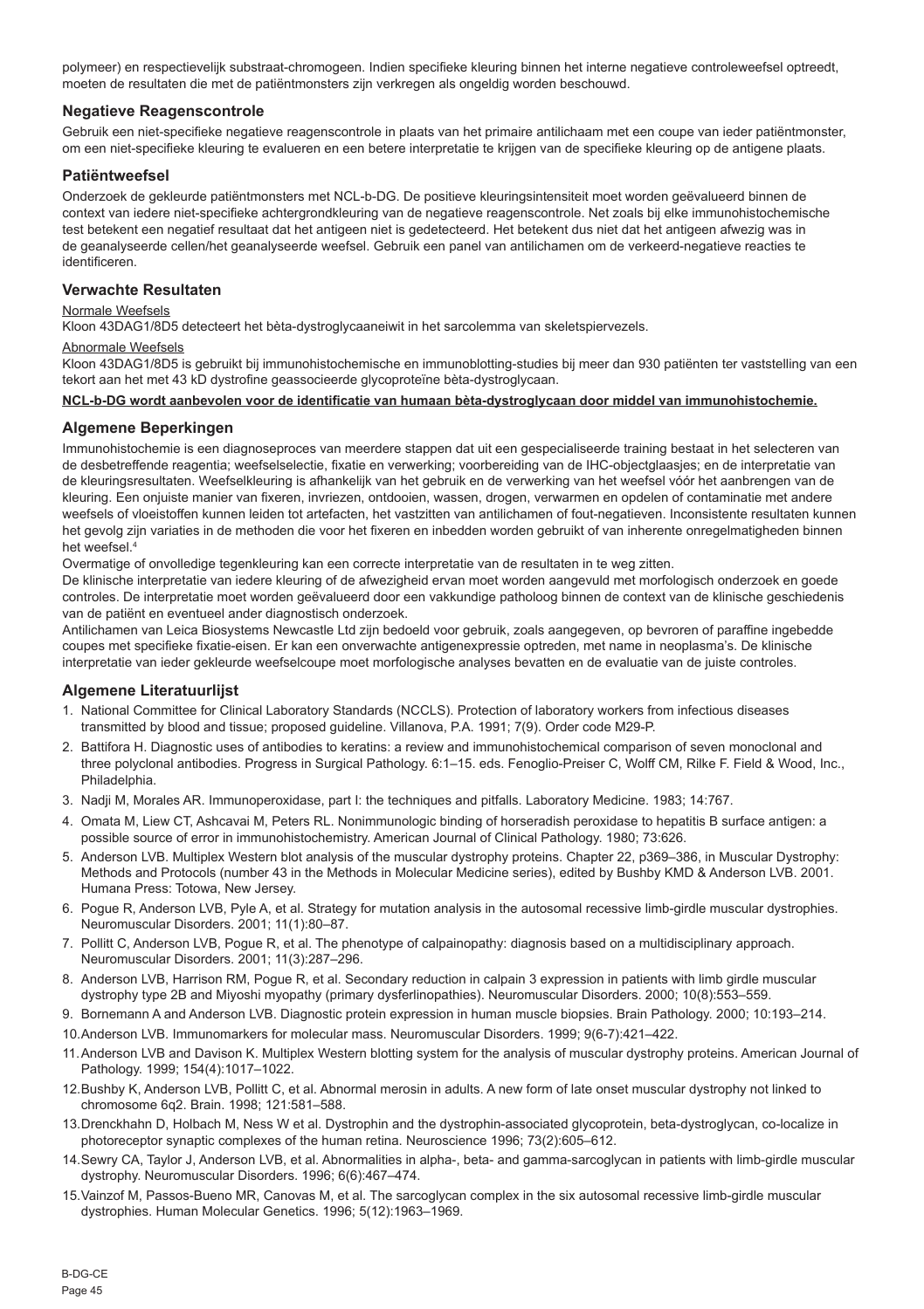polymeer) en respectievelijk substraat-chromogeen. Indien specifieke kleuring binnen het interne negatieve controleweefsel optreedt, moeten de resultaten die met de patiëntmonsters zijn verkregen als ongeldig worden beschouwd.

### Negatieve Reagenscontrole

Gebruik een niet-specifieke negatieve reagenscontrole in plaats van het primaire antilichaam met een coupe van ieder patiëntmonster, om een niet-specifieke kleuring te evalueren en een betere interpretatie te krijgen van de specifieke kleuring op de antigene plaats.

### Patiëntweefsel

Onderzoek de gekleurde patiëntmonsters met NCL-b-DG. De positieve kleuringsintensiteit moet worden geëvalueerd binnen de context van iedere niet-specifieke achtergrondkleuring van de negatieve reagenscontrole. Net zoals bij elke immunohistochemische test betekent een negatief resultaat dat het antigeen niet is gedetecteerd. Het betekent dus niet dat het antigeen afwezig was in de geanalyseerde cellen/het geanalyseerde weefsel. Gebruik een panel van antilichamen om de verkeerd-negatieve reacties te identificeren.

### Verwachte Resultaten

Normale Weefsels

Kloon 43DAG1/8D5 detecteert het bèta-dystroglycaaneiwit in het sarcolemma van skeletspiervezels.

Abnormale Weefsels

Kloon 43DAG1/8D5 is gebruikt bij immunohistochemische en immunoblotting-studies bij meer dan 930 patiënten ter vaststelling van een tekort aan het met 43 kD dystrofine geassocieerde glycoproteïne bèta-dystroglycaan.

**NCL-b-DG wordt aanbevolen voor de identificatie van humaan bèta-dystroglycaan door middel van immunohistochemie.**

### Algemene Beperkingen

Immunohistochemie is een diagnoseproces van meerdere stappen dat uit een gespecialiseerde training bestaat in het selecteren van de desbetreffende reagentia; weefselselectie, fixatie en verwerking; voorbereiding van de IHC-objectglaasjes; en de interpretatie van de kleuringsresultaten. Weefselkleuring is afhankelijk van het gebruik en de verwerking van het weefsel vóór het aanbrengen van de kleuring. Een onjuiste manier van fixeren, invriezen, ontdooien, wassen, drogen, verwarmen en opdelen of contaminatie met andere weefsels of vloeistoffen kunnen leiden tot artefacten, het vastzitten van antilichamen of fout-negatieven. Inconsistente resultaten kunnen het gevolg zijn variaties in de methoden die voor het fixeren en inbedden worden gebruikt of van inherente onregelmatigheden binnen het weefsel.[4]

Overmatige of onvolledige tegenkleuring kan een correcte interpretatie van de resultaten in te weg zitten.

De klinische interpretatie van iedere kleuring of de afwezigheid ervan moet worden aangevuld met morfologisch onderzoek en goede controles. De interpretatie moet worden geëvalueerd door een vakkundige patholoog binnen de context van de klinische geschiedenis van de patiënt en eventueel ander diagnostisch onderzoek.

Antilichamen van Leica Biosystems Newcastle Ltd zijn bedoeld voor gebruik, zoals aangegeven, op bevroren of paraffine ingebedde coupes met specifieke fixatie-eisen. Er kan een onverwachte antigenexpressie optreden, met name in neoplasma's. De klinische interpretatie van ieder gekleurde weefselcoupe moet morfologische analyses bevatten en de evaluatie van de juiste controles.

### Algemene Literatuurlijst

1. National Committee for Clinical Laboratory Standards (NCCLS). Protection of laboratory workers from infectious diseases transmitted by blood and tissue; proposed guideline. Villanova, P.A. 1991; 7(9). Order code M29-P.
2. Battifora H. Diagnostic uses of antibodies to keratins: a review and immunohistochemical comparison of seven monoclonal and three polyclonal antibodies. Progress in Surgical Pathology. 6:1–15. eds. Fenoglio-Preiser C, Wolff CM, Rilke F. Field & Wood, Inc., Philadelphia.
3. Nadji M, Morales AR. Immunoperoxidase, part I: the techniques and pitfalls. Laboratory Medicine. 1983; 14:767.
4. Omata M, Liew CT, Ashcavai M, Peters RL. Nonimmunologic binding of horseradish peroxidase to hepatitis B surface antigen: a possible source of error in immunohistochemistry. American Journal of Clinical Pathology. 1980; 73:626.
5. Anderson LVB. Multiplex Western blot analysis of the muscular dystrophy proteins. Chapter 22, p369–386, in Muscular Dystrophy: Methods and Protocols (number 43 in the Methods in Molecular Medicine series), edited by Bushby KMD & Anderson LVB. 2001. Humana Press: Totowa, New Jersey.
6. Pogue R, Anderson LVB, Pyle A, et al. Strategy for mutation analysis in the autosomal recessive limb-girdle muscular dystrophies. Neuromuscular Disorders. 2001; 11(1):80–87.
7. Pollitt C, Anderson LVB, Pogue R, et al. The phenotype of calpainopathy: diagnosis based on a multidisciplinary approach. Neuromuscular Disorders. 2001; 11(3):287–296.
8. Anderson LVB, Harrison RM, Pogue R, et al. Secondary reduction in calpain 3 expression in patients with limb girdle muscular dystrophy type 2B and Miyoshi myopathy (primary dysferlinopathies). Neuromuscular Disorders. 2000; 10(8):553–559.
9. Bornemann A and Anderson LVB. Diagnostic protein expression in human muscle biopsies. Brain Pathology. 2000; 10:193–214.
10. Anderson LVB. Immunomarkers for molecular mass. Neuromuscular Disorders. 1999; 9(6-7):421–422.
11. Anderson LVB and Davison K. Multiplex Western blotting system for the analysis of muscular dystrophy proteins. American Journal of Pathology. 1999; 154(4):1017–1022.
12. Bushby K, Anderson LVB, Pollitt C, et al. Abnormal merosin in adults. A new form of late onset muscular dystrophy not linked to chromosome 6q2. Brain. 1998; 121:581–588.
13. Drenckhahn D, Holbach M, Ness W et al. Dystrophin and the dystrophin-associated glycoprotein, beta-dystroglycan, co-localize in photoreceptor synaptic complexes of the human retina. Neuroscience 1996; 73(2):605–612.
14. Sewry CA, Taylor J, Anderson LVB, et al. Abnormalities in alpha-, beta- and gamma-sarcoglycan in patients with limb-girdle muscular dystrophy. Neuromuscular Disorders. 1996; 6(6):467–474.
15. Vainzof M, Passos-Bueno MR, Canovas M, et al. The sarcoglycan complex in the six autosomal recessive limb-girdle muscular dystrophies. Human Molecular Genetics. 1996; 5(12):1963–1969.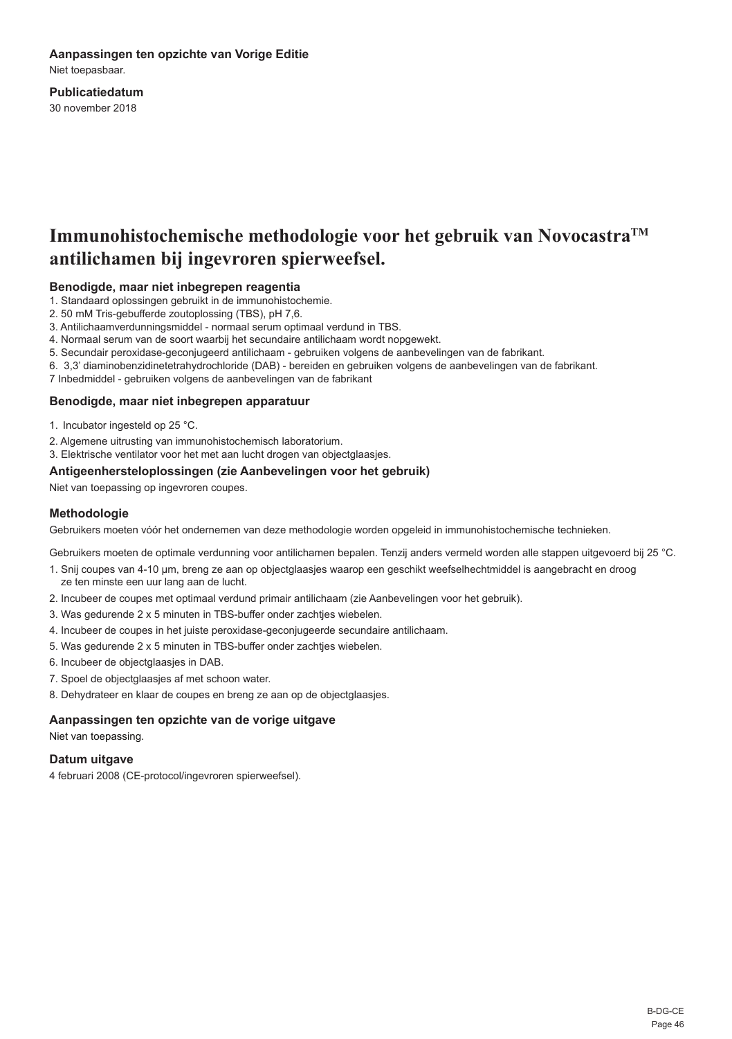**Aanpassingen ten opzichte van Vorige Editie**

Niet toepasbaar.

**Publicatiedatum**

30 november 2018

# Immunohistochemische methodologie voor het gebruik van Novocastra™ antilichamen bij ingevroren spierweefsel.

### Benodigde, maar niet inbegrepen reagentia

1. Standaard oplossingen gebruikt in de immunohistochemie.
2. 50 mM Tris-gebufferde zoutoplossing (TBS), pH 7,6.
3. Antilichaamverdunningsmiddel - normaal serum optimaal verdund in TBS.
4. Normaal serum van de soort waarbij het secundaire antilichaam wordt nopgewekt.
5. Secundair peroxidase-geconjugeerd antilichaam - gebruiken volgens de aanbevelingen van de fabrikant.
6. 3,3' diaminobenzidinetetrahydrochloride (DAB) - bereiden en gebruiken volgens de aanbevelingen van de fabrikant.
7 Inbedmiddel - gebruiken volgens de aanbevelingen van de fabrikant

### Benodigde, maar niet inbegrepen apparatuur

1. Incubator ingesteld op 25 °C.
2. Algemene uitrusting van immunohistochemisch laboratorium.
3. Elektrische ventilator voor het met aan lucht drogen van objectglaasjes.

### Antigeenhersteloplossingen (zie Aanbevelingen voor het gebruik)

Niet van toepassing op ingevroren coupes.

### Methodologie

Gebruikers moeten vóór het ondernemen van deze methodologie worden opgeleid in immunohistochemische technieken.

Gebruikers moeten de optimale verdunning voor antilichamen bepalen. Tenzij anders vermeld worden alle stappen uitgevoerd bij 25 °C.

1. Snij coupes van 4-10 µm, breng ze aan op objectglaasjes waarop een geschikt weefselhechtmiddel is aangebracht en droog ze ten minste een uur lang aan de lucht.
2. Incubeer de coupes met optimaal verdund primair antilichaam (zie Aanbevelingen voor het gebruik).
3. Was gedurende 2 x 5 minuten in TBS-buffer onder zachtjes wiebelen.
4. Incubeer de coupes in het juiste peroxidase-geconjugeerde secundaire antilichaam.
5. Was gedurende 2 x 5 minuten in TBS-buffer onder zachtjes wiebelen.
6. Incubeer de objectglaasjes in DAB.
7. Spoel de objectglaasjes af met schoon water.
8. Dehydrateer en klaar de coupes en breng ze aan op de objectglaasjes.

### Aanpassingen ten opzichte van de vorige uitgave

Niet van toepassing.

### Datum uitgave

4 februari 2008 (CE-protocol/ingevroren spierweefsel).

B-DG-CE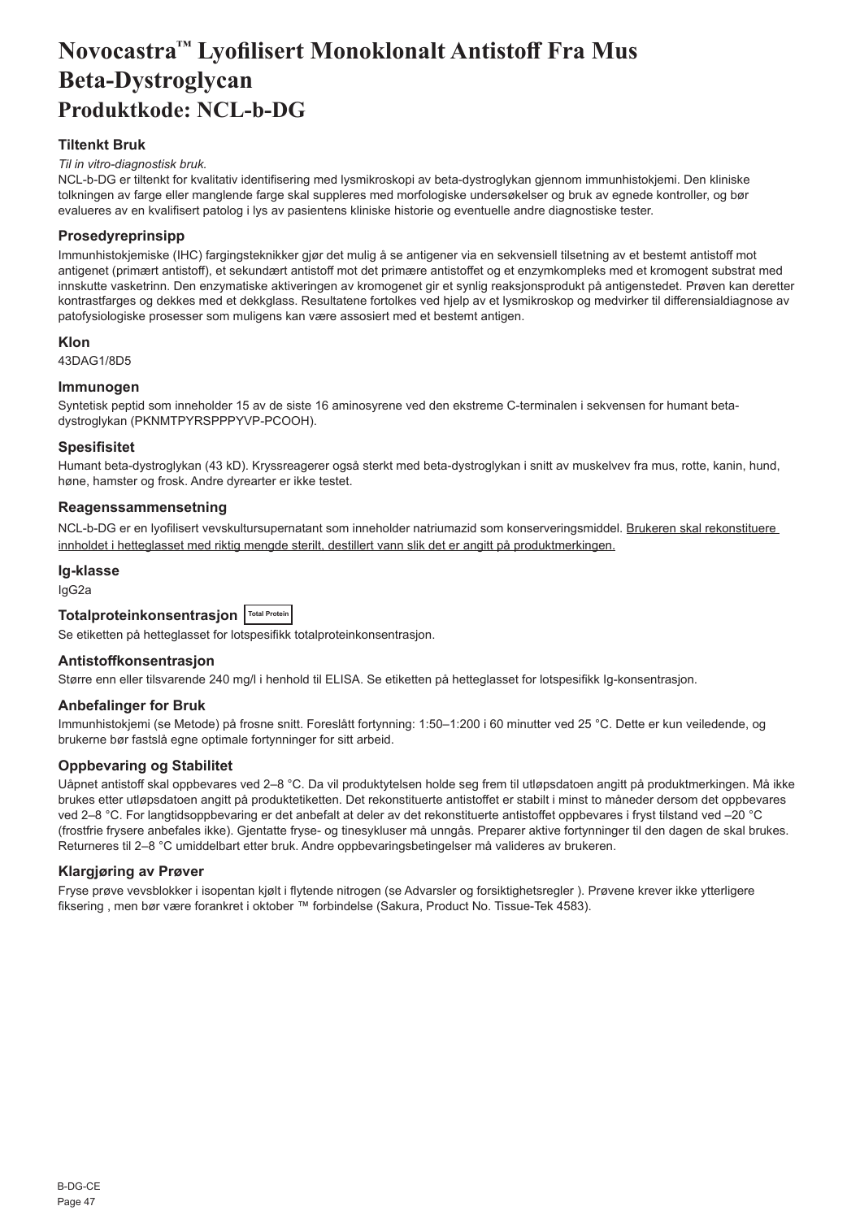# Novocastra™ Lyofilisert Monoklonalt Antistoff Fra Mus Beta-Dystroglycan
## Produktkode: NCL-b-DG

### Tiltenkt Bruk

*Til in vitro-diagnostisk bruk.*

NCL-b-DG er tiltenkt for kvalitativ identifisering med lysmikroskopi av beta-dystroglykan gjennom immunhistokjemi. Den kliniske tolkningen av farge eller manglende farge skal suppleres med morfologiske undersøkelser og bruk av egnede kontroller, og bør evalueres av en kvalifisert patolog i lys av pasientens kliniske historie og eventuelle andre diagnostiske tester.

### Prosedyreprinsipp

Immunhistokjemiske (IHC) fargingsteknikker gjør det mulig å se antigener via en sekvensiell tilsetning av et bestemt antistoff mot antigenet (primært antistoff), et sekundært antistoff mot det primære antistoffet og et enzymkompleks med et kromogent substrat med innskutte vasketrinn. Den enzymatiske aktiveringen av kromogenet gir et synlig reaksjonsprodukt på antigenstedet. Prøven kan deretter kontrastfarges og dekkes med et dekkglass. Resultatene fortolkes ved hjelp av et lysmikroskop og medvirker til differensialdiagnose av patofysiologiske prosesser som muligens kan være assosiert med et bestemt antigen.

### Klon

43DAG1/8D5

### Immunogen

Syntetisk peptid som inneholder 15 av de siste 16 aminosyrene ved den ekstreme C-terminalen i sekvensen for humant beta-dystroglykan (PKNMTPYRSPPPYVP-PCOOH).

### Spesifisitet

Humant beta-dystroglykan (43 kD). Kryssreagerer også sterkt med beta-dystroglykan i snitt av muskelvev fra mus, rotte, kanin, hund, høne, hamster og frosk. Andre dyrearter er ikke testet.

### Reagenssammensetning

NCL-b-DG er en lyofilisert vevskultursupernatant som inneholder natriumazid som konserveringsmiddel. Brukeren skal rekonstituere innholdet i hetteglasset med riktig mengde sterilt, destillert vann slik det er angitt på produktmerkingen.

### Ig-klasse

IgG2a

### Totalproteinkonsentrasjon Total Protein

Se etiketten på hetteglasset for lotspesifikk totalproteinkonsentrasjon.

### Antistoffkonsentrasjon

Større enn eller tilsvarende 240 mg/l i henhold til ELISA. Se etiketten på hetteglasset for lotspesifikk Ig-konsentrasjon.

### Anbefalinger for Bruk

Immunhistokjemi (se Metode) på frosne snitt. Foreslått fortynning: 1:50–1:200 i 60 minutter ved 25 °C. Dette er kun veiledende, og brukerne bør fastslå egne optimale fortynninger for sitt arbeid.

### Oppbevaring og Stabilitet

Uåpnet antistoff skal oppbevares ved 2–8 °C. Da vil produktytelsen holde seg frem til utløpsdatoen angitt på produktmerkingen. Må ikke brukes etter utløpsdatoen angitt på produktetiketten. Det rekonstituerte antistoffet er stabilt i minst to måneder dersom det oppbevares ved 2–8 °C. For langtidsoppbevaring er det anbefalt at deler av det rekonstituerte antistoffet oppbevares i fryst tilstand ved –20 °C (frostfrie frysere anbefales ikke). Gjentatte fryse- og tinesykluser må unngås. Preparer aktive fortynninger til den dagen de skal brukes. Returneres til 2–8 °C umiddelbart etter bruk. Andre oppbevaringsbetingelser må valideres av brukeren.

### Klargjøring av Prøver

Fryse prøve vevsblokker i isopentan kjølt i flytende nitrogen (se Advarsler og forsiktighetsregler ). Prøvene krever ikke ytterligere fiksering , men bør være forankret i oktober ™ forbindelse (Sakura, Product No. Tissue-Tek 4583).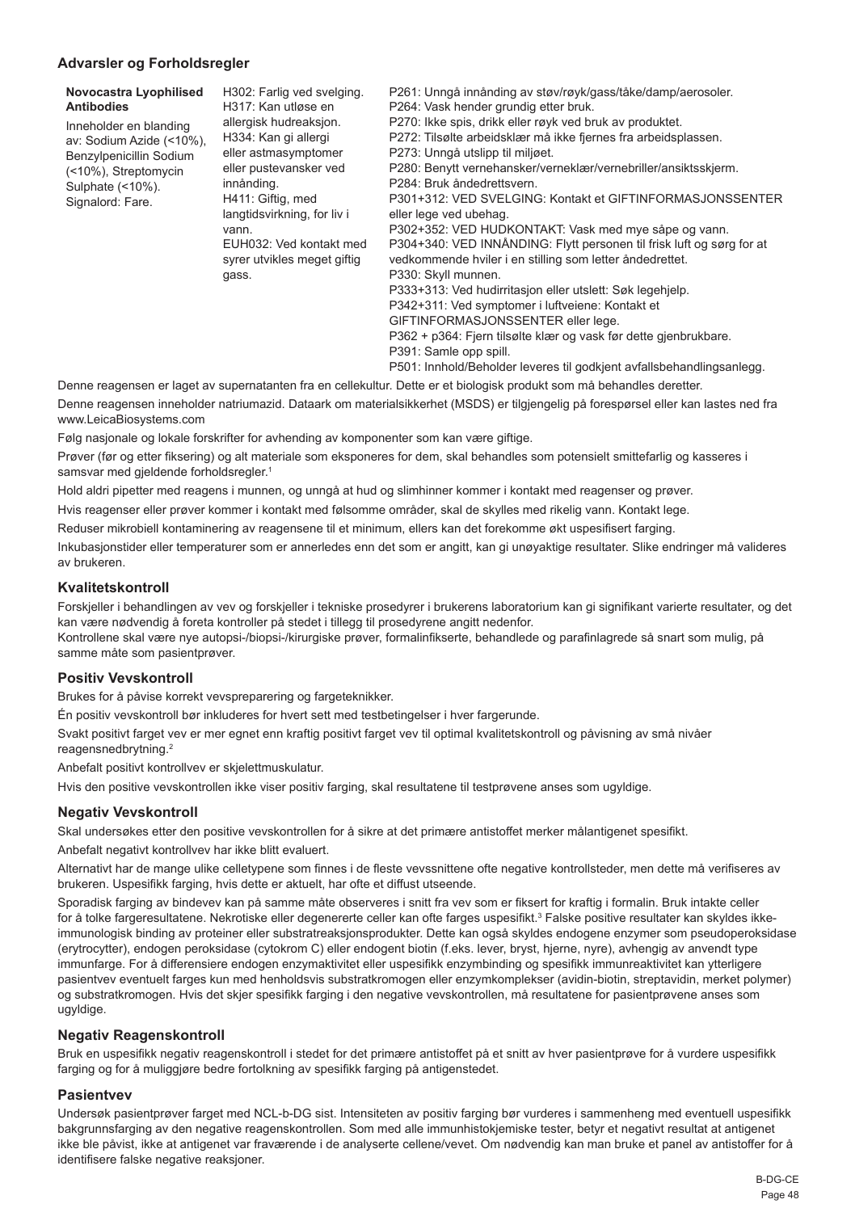## Advarsler og Forholdsregler

| Novocastra Lyophilised Antibodies<br>Inneholder en blanding av: Sodium Azide (<10%), Benzylpenicillin Sodium (<10%), Streptomycin Sulphate (<10%).<br>Signalord: Fare. | H302: Farlig ved svelging.<br>H317: Kan utløse en allergisk hudreaksjon.<br>H334: Kan gi allergi eller astmasymptomer eller pustevansker ved innånding.<br>H411: Giftig, med langtidsvirkning, for liv i vann.<br>EUH032: Ved kontakt med syrer utvikles meget giftig gass. | P261: Unngå innånding av støv/røyk/gass/tåke/damp/aerosoler.<br>P264: Vask hender grundig etter bruk.<br>P270: Ikke spis, drikk eller røyk ved bruk av produktet.<br>P272: Tilsølte arbeidsklær må ikke fjernes fra arbeidsplassen.<br>P273: Unngå utslipp til miljøet.<br>P280: Benytt vernehansker/verneklær/vernebriller/ansiktsskjerm.<br>P284: Bruk åndedrettsvern.<br>P301+312: VED SVELGING: Kontakt et GIFTINFORMASJONSSENTER eller lege ved ubehag.<br>P302+352: VED HUDKONTAKT: Vask med mye såpe og vann.<br>P304+340: VED INNÅNDING: Flytt personen til frisk luft og sørg for at vedkommende hviler i en stilling som letter åndedrettet.<br>P330: Skyll munnen.<br>P333+313: Ved hudirritasjon eller utslett: Søk legehjelp.<br>P342+311: Ved symptomer i luftveiene: Kontakt et GIFTINFORMASJONSSENTER eller lege.<br>P362 + p364: Fjern tilsølte klær og vask før dette gjenbrukbare.<br>P391: Samle opp spill.<br>P501: Innhold/Beholder leveres til godkjent avfallsbehandlingsanlegg. |
|---|---|---|

Denne reagensen er laget av supernatanten fra en cellekultur. Dette er et biologisk produkt som må behandles deretter.

Denne reagensen inneholder natriumazid. Dataark om materialsikkerhet (MSDS) er tilgjengelig på forespørsel eller kan lastes ned fra www.LeicaBiosystems.com

Følg nasjonale og lokale forskrifter for avhending av komponenter som kan være giftige.

Prøver (før og etter fiksering) og alt materiale som eksponeres for dem, skal behandles som potensielt smittefarlig og kasseres i samsvar med gjeldende forholdsregler.[1]

Hold aldri pipetter med reagens i munnen, og unngå at hud og slimhinner kommer i kontakt med reagenser og prøver.

Hvis reagenser eller prøver kommer i kontakt med følsomme områder, skal de skylles med rikelig vann. Kontakt lege.

Reduser mikrobiell kontaminering av reagensene til et minimum, ellers kan det forekomme økt uspesifisert farging.

Inkubasjonstider eller temperaturer som er annerledes enn det som er angitt, kan gi unøyaktige resultater. Slike endringer må valideres av brukeren.

## Kvalitetskontroll

Forskjeller i behandlingen av vev og forskjeller i tekniske prosedyrer i brukerens laboratorium kan gi signifikant varierte resultater, og det kan være nødvendig å foreta kontroller på stedet i tillegg til prosedyrene angitt nedenfor.
Kontrollene skal være nye autopsi-/biopsi-/kirurgiske prøver, formalinfikserte, behandlede og parafinlagrede så snart som mulig, på samme måte som pasientprøver.

## Positiv Vevskontroll

Brukes for å påvise korrekt vevspreparering og fargeteknikker.

Én positiv vevskontroll bør inkluderes for hvert sett med testbetingelser i hver fargerunde.

Svakt positivt farget vev er mer egnet enn kraftig positivt farget vev til optimal kvalitetskontroll og påvisning av små nivåer reagensnedbrytning.[2]

Anbefalt positivt kontrollvev er skjelettmuskulatur.

Hvis den positive vevskontrollen ikke viser positiv farging, skal resultatene til testprøvene anses som ugyldige.

## Negativ Vevskontroll

Skal undersøkes etter den positive vevskontrollen for å sikre at det primære antistoffet merker målantigenet spesifikt.

Anbefalt negativt kontrollvev har ikke blitt evaluert.

Alternativt har de mange ulike celletypene som finnes i de fleste vevssnittene ofte negative kontrollsteder, men dette må verifiseres av brukeren. Uspesifikk farging, hvis dette er aktuelt, har ofte et diffust utseende.

Sporadisk farging av bindevev kan på samme måte observeres i snitt fra vev som er fiksert for kraftig i formalin. Bruk intakte celler for å tolke fargeresultatene. Nekrotiske eller degenererte celler kan ofte farges uspesifikt.[3] Falske positive resultater kan skyldes ikke-immunologisk binding av proteiner eller substratreaksjonsprodukter. Dette kan også skyldes endogene enzymer som pseudoperoksidase (erytrocytter), endogen peroksidase (cytokrom C) eller endogent biotin (f.eks. lever, bryst, hjerne, nyre), avhengig av anvendt type immunfarge. For å differensiere endogen enzymaktivitet eller uspesifikk enzymbinding og spesifikk immunreaktivitet kan ytterligere pasientvev eventuelt farges kun med henholdsvis substratkromogen eller enzymkomplekser (avidin-biotin, streptavidin, merket polymer) og substratkromogen. Hvis det skjer spesifikk farging i den negative vevskontrollen, må resultatene for pasientprøvene anses som ugyldige.

## Negativ Reagenskontroll

Bruk en uspesifikk negativ reagenskontroll i stedet for det primære antistoffet på et snitt av hver pasientprøve for å vurdere uspesifikk farging og for å muliggjøre bedre fortolkning av spesifikk farging på antigenstedet.

## Pasientvev

Undersøk pasientprøver farget med NCL-b-DG sist. Intensiteten av positiv farging bør vurderes i sammenheng med eventuell uspesifikk bakgrunnsfarging av den negative reagenskontrollen. Som med alle immunhistokjemiske tester, betyr et negativt resultat at antigenet ikke ble påvist, ikke at antigenet var fraværende i de analyserte cellene/vevet. Om nødvendig kan man bruke et panel av antistoffer for å identifisere falske negative reaksjoner.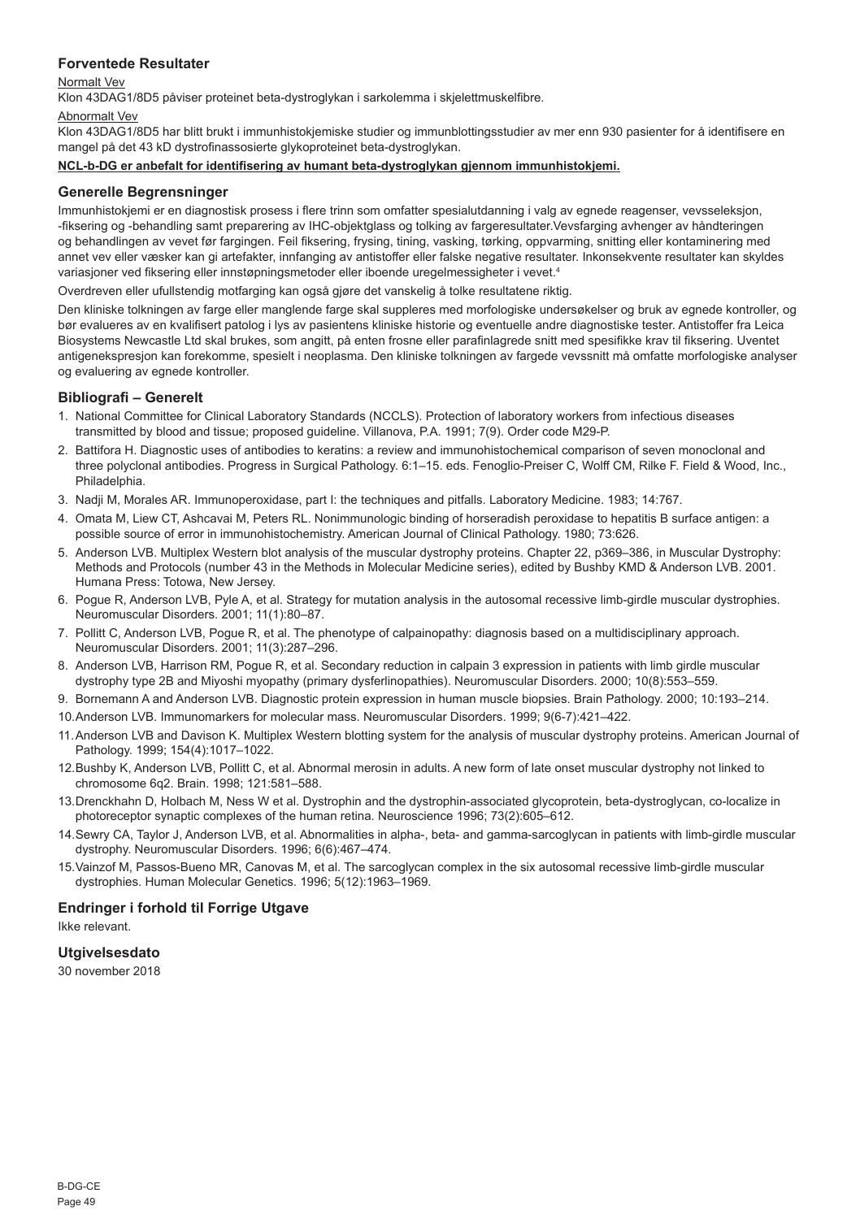## Forventede Resultater

Normalt Vev

Klon 43DAG1/8D5 påviser proteinet beta-dystroglykan i sarkolemma i skjelettmuskelfibre.

Abnormalt Vev

Klon 43DAG1/8D5 har blitt brukt i immunhistokjemiske studier og immunblottingsstudier av mer enn 930 pasienter for å identifisere en mangel på det 43 kD dystrofinassosierte glykoproteinet beta-dystroglykan.

**NCL-b-DG er anbefalt for identifisering av humant beta-dystroglykan gjennom immunhistokjemi.**

## Generelle Begrensninger

Immunhistokjemi er en diagnostisk prosess i flere trinn som omfatter spesialutdanning i valg av egnede reagenser, vevsseleksjon, -fiksering og -behandling samt preparering av IHC-objektglass og tolking av fargeresultater.Vevsfarging avhenger av håndteringen og behandlingen av vevet før fargingen. Feil fiksering, frysing, tining, vasking, tørking, oppvarming, snitting eller kontaminering med annet vev eller væsker kan gi artefakter, innfanging av antistoffer eller falske negative resultater. Inkonsekvente resultater kan skyldes variasjoner ved fiksering eller innstøpningsmetoder eller iboende uregelmessigheter i vevet.[4]

Overdreven eller ufullstendig motfarging kan også gjøre det vanskelig å tolke resultatene riktig.

Den kliniske tolkningen av farge eller manglende farge skal suppleres med morfologiske undersøkelser og bruk av egnede kontroller, og bør evalueres av en kvalifisert patolog i lys av pasientens kliniske historie og eventuelle andre diagnostiske tester. Antistoffer fra Leica Biosystems Newcastle Ltd skal brukes, som angitt, på enten frosne eller parafinlagrede snitt med spesifikke krav til fiksering. Uventet antigenekspresjon kan forekomme, spesielt i neoplasma. Den kliniske tolkningen av fargede vevssnitt må omfatte morfologiske analyser og evaluering av egnede kontroller.

## Bibliografi – Generelt

1. National Committee for Clinical Laboratory Standards (NCCLS). Protection of laboratory workers from infectious diseases transmitted by blood and tissue; proposed guideline. Villanova, P.A. 1991; 7(9). Order code M29-P.
2. Battifora H. Diagnostic uses of antibodies to keratins: a review and immunohistochemical comparison of seven monoclonal and three polyclonal antibodies. Progress in Surgical Pathology. 6:1–15. eds. Fenoglio-Preiser C, Wolff CM, Rilke F. Field & Wood, Inc., Philadelphia.
3. Nadji M, Morales AR. Immunoperoxidase, part I: the techniques and pitfalls. Laboratory Medicine. 1983; 14:767.
4. Omata M, Liew CT, Ashcavai M, Peters RL. Nonimmunologic binding of horseradish peroxidase to hepatitis B surface antigen: a possible source of error in immunohistochemistry. American Journal of Clinical Pathology. 1980; 73:626.
5. Anderson LVB. Multiplex Western blot analysis of the muscular dystrophy proteins. Chapter 22, p369–386, in Muscular Dystrophy: Methods and Protocols (number 43 in the Methods in Molecular Medicine series), edited by Bushby KMD & Anderson LVB. 2001. Humana Press: Totowa, New Jersey.
6. Pogue R, Anderson LVB, Pyle A, et al. Strategy for mutation analysis in the autosomal recessive limb-girdle muscular dystrophies. Neuromuscular Disorders. 2001; 11(1):80–87.
7. Pollitt C, Anderson LVB, Pogue R, et al. The phenotype of calpainopathy: diagnosis based on a multidisciplinary approach. Neuromuscular Disorders. 2001; 11(3):287–296.
8. Anderson LVB, Harrison RM, Pogue R, et al. Secondary reduction in calpain 3 expression in patients with limb girdle muscular dystrophy type 2B and Miyoshi myopathy (primary dysferlinopathies). Neuromuscular Disorders. 2000; 10(8):553–559.
9. Bornemann A and Anderson LVB. Diagnostic protein expression in human muscle biopsies. Brain Pathology. 2000; 10:193–214.
10. Anderson LVB. Immunomarkers for molecular mass. Neuromuscular Disorders. 1999; 9(6-7):421–422.
11. Anderson LVB and Davison K. Multiplex Western blotting system for the analysis of muscular dystrophy proteins. American Journal of Pathology. 1999; 154(4):1017–1022.
12. Bushby K, Anderson LVB, Pollitt C, et al. Abnormal merosin in adults. A new form of late onset muscular dystrophy not linked to chromosome 6q2. Brain. 1998; 121:581–588.
13. Drenckhahn D, Holbach M, Ness W et al. Dystrophin and the dystrophin-associated glycoprotein, beta-dystroglycan, co-localize in photoreceptor synaptic complexes of the human retina. Neuroscience 1996; 73(2):605–612.
14. Sewry CA, Taylor J, Anderson LVB, et al. Abnormalities in alpha-, beta- and gamma-sarcoglycan in patients with limb-girdle muscular dystrophy. Neuromuscular Disorders. 1996; 6(6):467–474.
15. Vainzof M, Passos-Bueno MR, Canovas M, et al. The sarcoglycan complex in the six autosomal recessive limb-girdle muscular dystrophies. Human Molecular Genetics. 1996; 5(12):1963–1969.

## Endringer i forhold til Forrige Utgave

Ikke relevant.

## Utgivelsesdato

30 november 2018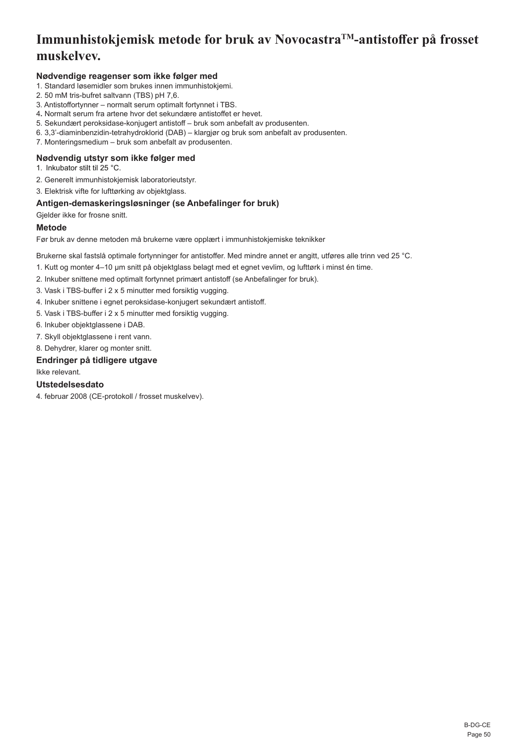# Immunhistokjemisk metode for bruk av Novocastra™-antistoffer på frosset muskelvev.

### Nødvendige reagenser som ikke følger med

1. Standard løsemidler som brukes innen immunhistokjemi.
2. 50 mM tris-bufret saltvann (TBS) pH 7,6.
3. Antistoffortynner – normalt serum optimalt fortynnet i TBS.
4. Normalt serum fra artene hvor det sekundære antistoffet er hevet.
5. Sekundært peroksidase-konjugert antistoff – bruk som anbefalt av produsenten.
6. 3,3'-diaminbenzidin-tetrahydroklorid (DAB) – klargjør og bruk som anbefalt av produsenten.
7. Monteringsmedium – bruk som anbefalt av produsenten.

### Nødvendig utstyr som ikke følger med

1. Inkubator stilt til 25 °C.
2. Generelt immunhistokjemisk laboratorieutstyr.
3. Elektrisk vifte for lufttørking av objektglass.

### Antigen-demaskeringsløsninger (se Anbefalinger for bruk)

Gjelder ikke for frosne snitt.

### Metode

Før bruk av denne metoden må brukerne være opplært i immunhistokjemiske teknikker

Brukerne skal fastslå optimale fortynninger for antistoffer. Med mindre annet er angitt, utføres alle trinn ved 25 °C.

1. Kutt og monter 4–10 µm snitt på objektglass belagt med et egnet vevlim, og lufttørk i minst én time.
2. Inkuber snittene med optimalt fortynnet primært antistoff (se Anbefalinger for bruk).
3. Vask i TBS-buffer i 2 x 5 minutter med forsiktig vugging.
4. Inkuber snittene i egnet peroksidase-konjugert sekundært antistoff.
5. Vask i TBS-buffer i 2 x 5 minutter med forsiktig vugging.
6. Inkuber objektglassene i DAB.
7. Skyll objektglassene i rent vann.
8. Dehydrer, klarer og monter snitt.

### Endringer på tidligere utgave

Ikke relevant.

### Utstedelsesdato

4. februar 2008 (CE-protokoll / frosset muskelvev).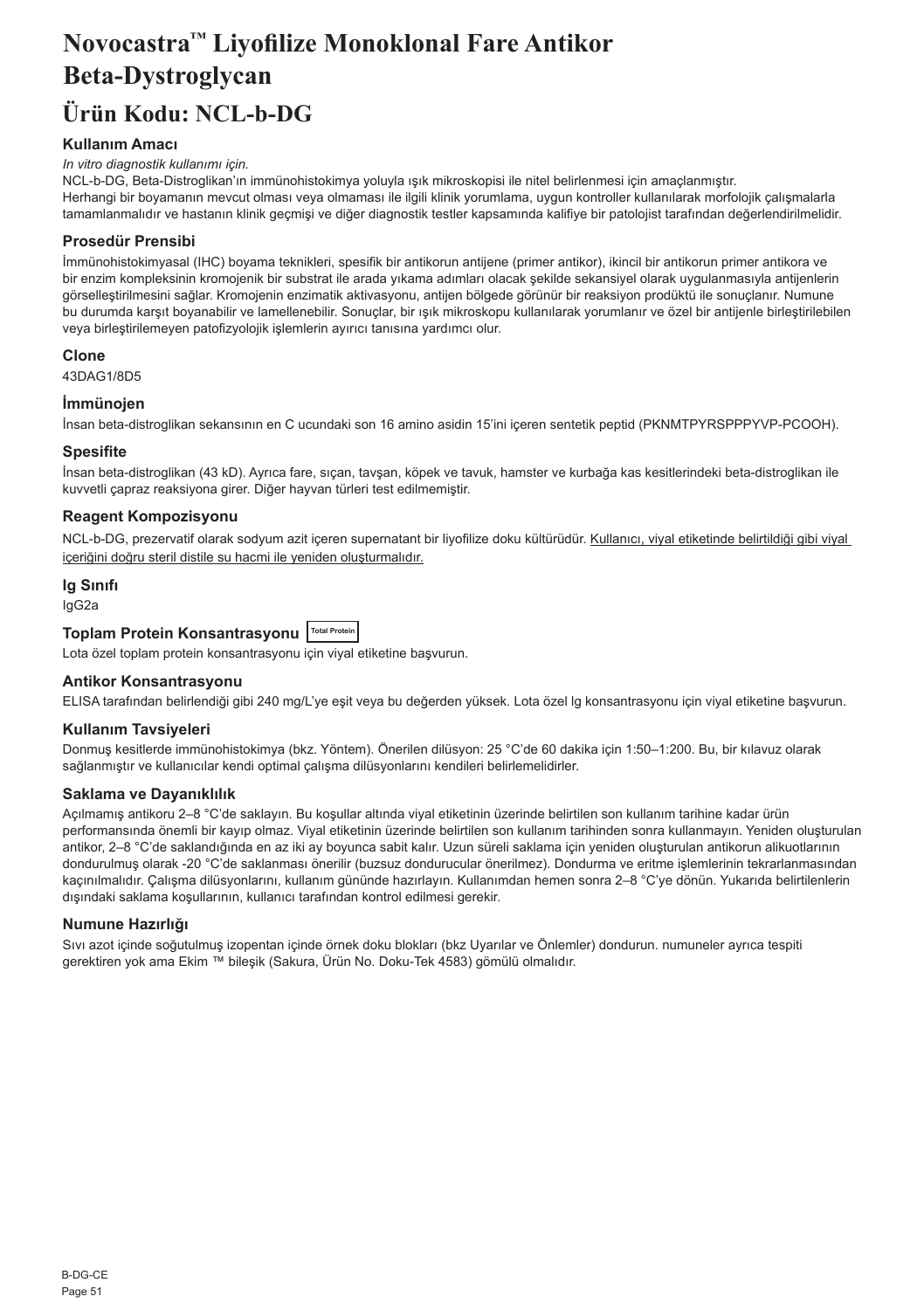# Novocastra™ Liyofilize Monoklonal Fare Antikor Beta-Dystroglycan

# Ürün Kodu: NCL-b-DG

### Kullanım Amacı

*In vitro diagnostik kullanımı için.*

NCL-b-DG, Beta-Distroglikan'ın immünohistokimya yoluyla ışık mikroskopisi ile nitel belirlenmesi için amaçlanmıştır. Herhangi bir boyamanın mevcut olması veya olmaması ile ilgili klinik yorumlama, uygun kontroller kullanılarak morfolojik çalışmalarla tamamlanmalıdır ve hastanın klinik geçmişi ve diğer diagnostik testler kapsamında kalifiye bir patolojist tarafından değerlendirilmelidir.

### Prosedür Prensibi

İmmünohistokimyasal (IHC) boyama teknikleri, spesifik bir antikorun antijene (primer antikor), ikincil bir antikorun primer antikora ve bir enzim kompleksinin kromojenik bir substrat ile arada yıkama adımları olacak şekilde sekansiyel olarak uygulanmasıyla antijenlerin görselleştirilmesini sağlar. Kromojenin enzimatik aktivasyonu, antijen bölgede görünür bir reaksiyon prodüktü ile sonuçlanır. Numune bu durumda karşıt boyanabilir ve lamellenebilir. Sonuçlar, bir ışık mikroskopu kullanılarak yorumlanır ve özel bir antijenle birleştirilebilen veya birleştirilemeyen patofizyolojik işlemlerin ayırıcı tanısına yardımcı olur.

### Clone

43DAG1/8D5

### İmmünojen

İnsan beta-distroglikan sekansının en C ucundaki son 16 amino asidin 15'ini içeren sentetik peptid (PKNMTPYRSPPPYVP-PCOOH).

### Spesifite

İnsan beta-distroglikan (43 kD). Ayrıca fare, sıçan, tavşan, köpek ve tavuk, hamster ve kurbağa kas kesitlerindeki beta-distroglikan ile kuvvetli çapraz reaksiyona girer. Diğer hayvan türleri test edilmemiştir.

### Reagent Kompozisyonu

NCL-b-DG, prezervatif olarak sodyum azit içeren supernatant bir liyofilize doku kültürüdür. Kullanıcı, viyal etiketinde belirtildiği gibi viyal içeriğini doğru steril distile su hacmi ile yeniden oluşturmalıdır.

### Ig Sınıfı

IgG2a

### Toplam Protein Konsantrasyonu Total Protein

Lota özel toplam protein konsantrasyonu için viyal etiketine başvurun.

### Antikor Konsantrasyonu

ELISA tarafından belirlendiği gibi 240 mg/L'ye eşit veya bu değerden yüksek. Lota özel Ig konsantrasyonu için viyal etiketine başvurun.

### Kullanım Tavsiyeleri

Donmuş kesitlerde immünohistokimya (bkz. Yöntem). Önerilen dilüsyon: 25 °C'de 60 dakika için 1:50–1:200. Bu, bir kılavuz olarak sağlanmıştır ve kullanıcılar kendi optimal çalışma dilüsyonlarını kendileri belirlemelidirler.

### Saklama ve Dayanıklılık

Açılmamış antikoru 2–8 °C'de saklayın. Bu koşullar altında viyal etiketinin üzerinde belirtilen son kullanım tarihine kadar ürün performansında önemli bir kayıp olmaz. Viyal etiketinin üzerinde belirtilen son kullanım tarihinden sonra kullanmayın. Yeniden oluşturulan antikor, 2–8 °C'de saklandığında en az iki ay boyunca sabit kalır. Uzun süreli saklama için yeniden oluşturulan antikorun alikuotlarının dondurulmuş olarak -20 °C'de saklanması önerilir (buzsuz dondurucular önerilmez). Dondurma ve eritme işlemlerinin tekrarlanmasından kaçınılmalıdır. Çalışma dilüsyonlarını, kullanım gününde hazırlayın. Kullanımdan hemen sonra 2–8 °C'ye dönün. Yukarıda belirtilenlerin dışındaki saklama koşullarının, kullanıcı tarafından kontrol edilmesi gerekir.

### Numune Hazırlığı

Sıvı azot içinde soğutulmuş izopentan içinde örnek doku blokları (bkz Uyarılar ve Önlemler) dondurun. numuneler ayrıca tespiti gerektiren yok ama Ekim ™ bileşik (Sakura, Ürün No. Doku-Tek 4583) gömülü olmalıdır.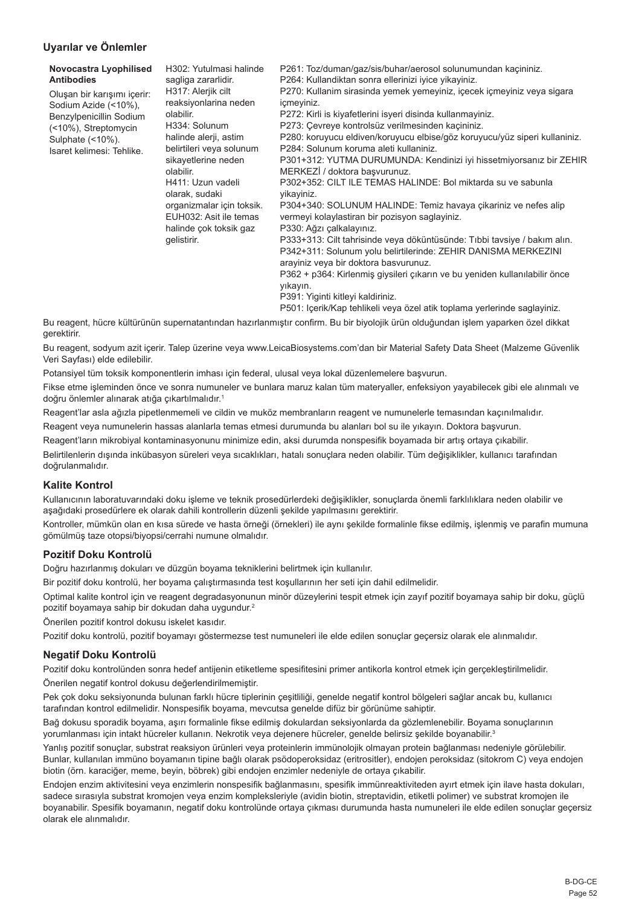## Uyarılar ve Önlemler

| **Novocastra Lyophilised Antibodies** Oluşan bir karışımı içerir: Sodium Azide (<10%), Benzylpenicillin Sodium (<10%), Streptomycin Sulphate (<10%). Isaret kelimesi: Tehlike. | H302: Yutulmasi halinde sagliga zararlidir. H317: Alerjik cilt reaksiyonlarina neden olabilir. H334: Solunum halinde alerji, astim belirtileri veya solunum sikayetlerine neden olabilir. H411: Uzun vadeli olarak, sudaki organizmalar için toksik. EUH032: Asit ile temas halinde çok toksik gaz gelistirir. | P261: Toz/duman/gaz/sis/buhar/aerosol solunumundan kaçininiz. P264: Kullandiktan sonra ellerinizi iyice yikayiniz. P270: Kullanim sirasinda yemek yemeyiniz, içecek içmeyiniz veya sigara içmeyiniz. P272: Kirli is kiyafetlerini isyeri disinda kullanmayiniz. P273: Çevreye kontrolsüz verilmesinden kaçininiz. P280: koruyucu eldiven/koruyucu elbise/göz koruyucu/yüz siperi kullaniniz. P284: Solunum koruma aleti kullaniniz. P301+312: YUTMA DURUMUNDA: Kendinizi iyi hissetmiyorsaniz bir ZEHIR MERKEZİ / doktora başvurunuz. P302+352: CILT ILE TEMAS HALINDE: Bol miktarda su ve sabunla yikayiniz. P304+340: SOLUNUM HALINDE: Temiz havaya çikariniz ve nefes alip vermeyi kolaylastiran bir pozisyon saglayiniz. P330: Ağzı çalkalayınız. P333+313: Cilt tahrisinde veya döküntüsünde: Tıbbi tavsiye / bakım alın. P342+311: Solunum yolu belirtilerinde: ZEHIR DANISMA MERKEZINI arayiniz veya bir doktora basvurunuz. P362 + p364: Kirlenmiş giysileri çıkarın ve bu yeniden kullanılabilir önce yıkayın. P391: Yiginti kitleyi kaldiriniz. P501: Içerik/Kap tehlikeli veya özel atik toplama yerlerinde saglayiniz. |
|---|---|---|

Bu reagent, hücre kültürünün supernatantından hazırlanmıştır confirm. Bu bir biyolojik ürün olduğundan işlem yaparken özel dikkat gerektirir.

Bu reagent, sodyum azit içerir. Talep üzerine veya www.LeicaBiosystems.com'dan bir Material Safety Data Sheet (Malzeme Güvenlik Veri Sayfası) elde edilebilir.

Potansiyel tüm toksik komponentlerin imhası için federal, ulusal veya lokal düzenlemelere başvurun.

Fikse etme işleminden önce ve sonra numuneler ve bunlara maruz kalan tüm materyaller, enfeksiyon yayabilecek gibi ele alınmalı ve doğru önlemler alınarak atığa çıkartılmalıdır.[1]

Reagent'lar asla ağızla pipetlenmemeli ve cildin ve muköz membranların reagent ve numunelerle temasından kaçınılmalıdır.

Reagent veya numunelerin hassas alanlarla temas etmesi durumunda bu alanları bol su ile yıkayın. Doktora başvurun.

Reagent'ların mikrobiyal kontaminasyonunu minimize edin, aksi durumda nonspesifik boyamada bir artış ortaya çıkabilir.

Belirtilenlerin dışında inkübasyon süreleri veya sıcaklıkları, hatalı sonuçlara neden olabilir. Tüm değişiklikler, kullanıcı tarafından doğrulanmalıdır.

## Kalite Kontrol

Kullanıcının laboratuvarındaki doku işleme ve teknik prosedürlerdeki değişiklikler, sonuçlarda önemli farklılıklara neden olabilir ve aşağıdaki prosedürlere ek olarak dahili kontrollerin düzenli şekilde yapılmasını gerektirir.

Kontroller, mümkün olan en kısa sürede ve hasta örneği (örnekleri) ile aynı şekilde formalinle fikse edilmiş, işlenmiş ve parafin mumuna gömülmüş taze otopsi/biyopsi/cerrahi numune olmalıdır.

## Pozitif Doku Kontrolü

Doğru hazırlanmış dokuları ve düzgün boyama tekniklerini belirtmek için kullanılır.

Bir pozitif doku kontrolü, her boyama çalıştırmasında test koşullarının her seti için dahil edilmelidir.

Optimal kalite kontrol için ve reagent degradasyonunun minör düzeylerini tespit etmek için zayıf pozitif boyamaya sahip bir doku, güçlü pozitif boyamaya sahip bir dokudan daha uygundur.[2]

Önerilen pozitif kontrol dokusu iskelet kasıdır.

Pozitif doku kontrolü, pozitif boyamayı göstermezse test numuneleri ile elde edilen sonuçlar geçersiz olarak ele alınmalıdır.

## Negatif Doku Kontrolü

Pozitif doku kontrolünden sonra hedef antijenin etiketleme spesifitesini primer antikorla kontrol etmek için gerçekleştirilmelidir.

Önerilen negatif kontrol dokusu değerlendirilmemiştir.

Pek çok doku seksiyonunda bulunan farklı hücre tiplerinin çeşitliliği, genelde negatif kontrol bölgeleri sağlar ancak bu, kullanıcı tarafından kontrol edilmelidir. Nonspesifik boyama, mevcutsa genelde difüz bir görünüme sahiptir.

Bağ dokusu sporadik boyama, aşırı formalinle fikse edilmiş dokulardan seksiyonlarda da gözlemlenebilir. Boyama sonuçlarının yorumlanması için intakt hücreler kullanın. Nekrotik veya dejenere hücreler, genelde belirsiz şekilde boyanabilir.[3]

Yanlış pozitif sonuçlar, substrat reaksiyon ürünleri veya proteinlerin immünolojik olmayan protein bağlanması nedeniyle görülebilir. Bunlar, kullanılan immüno boyamanın tipine bağlı olarak psödoperoksidaz (eritrositler), endojen peroksidaz (sitokrom C) veya endojen biotin (örn. karaciğer, meme, beyin, böbrek) gibi endojen enzimler nedeniyle de ortaya çıkabilir.

Endojen enzim aktivitesini veya enzimlerin nonspesifik bağlanmasını, spesifik immünreaktiviteden ayırt etmek için ilave hasta dokuları, sadece sırasıyla substrat kromojen veya enzim kompleksleriyle (avidin biotin, streptavidin, etiketli polimer) ve substrat kromojen ile boyanabilir. Spesifik boyamanın, negatif doku kontrolünde ortaya çıkması durumunda hasta numuneleri ile elde edilen sonuçlar geçersiz olarak ele alınmalıdır.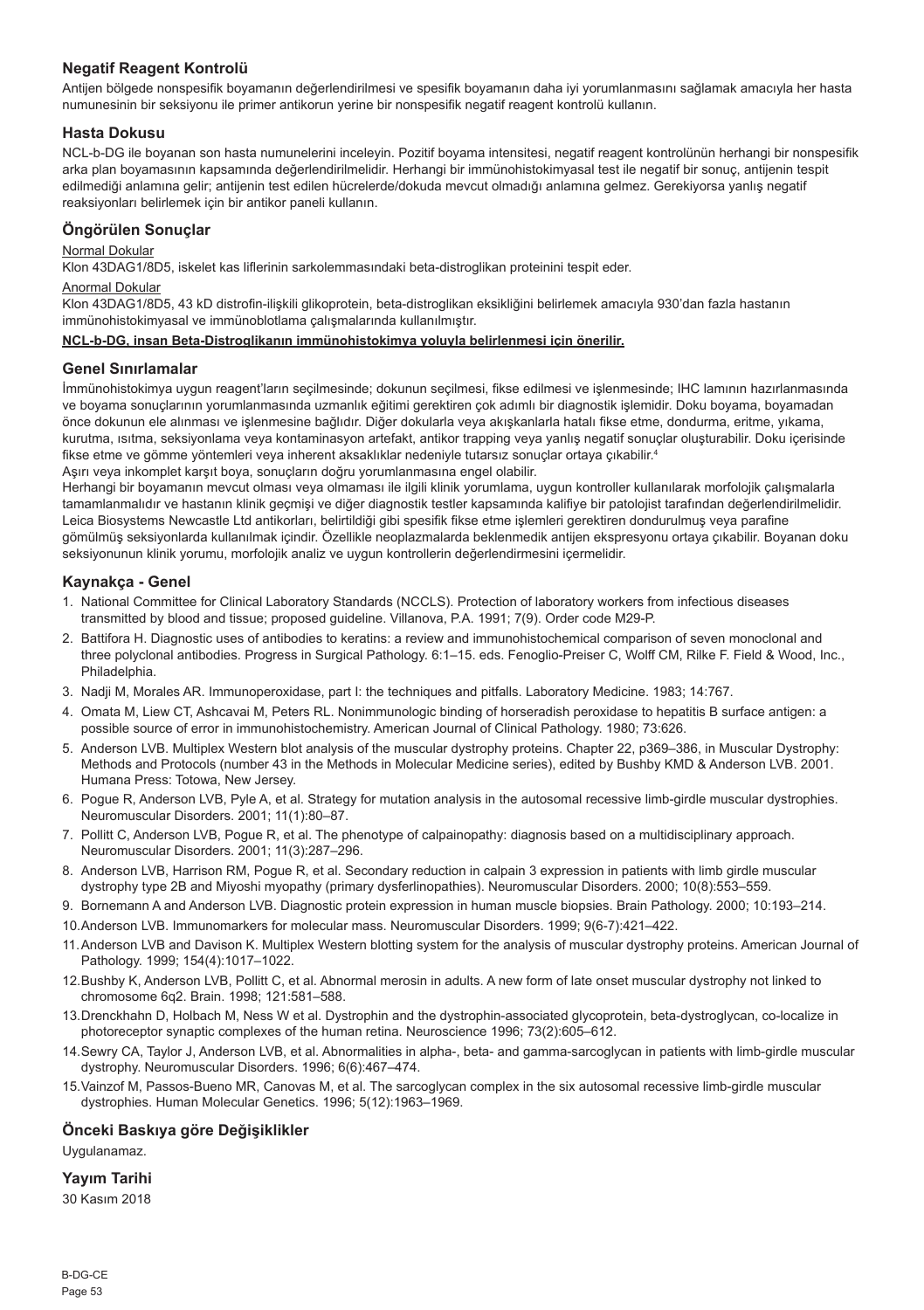## Negatif Reagent Kontrolü

Antijen bölgede nonspesifik boyamanın değerlendirilmesi ve spesifik boyamanın daha iyi yorumlanmasını sağlamak amacıyla her hasta numunesinin bir seksiyonu ile primer antikorun yerine bir nonspesifik negatif reagent kontrolü kullanın.

## Hasta Dokusu

NCL-b-DG ile boyanan son hasta numunelerini inceleyin. Pozitif boyama intensitesi, negatif reagent kontrolünün herhangi bir nonspesifik arka plan boyamasının kapsamında değerlendirilmelidir. Herhangi bir immünohistokimyasal test ile negatif bir sonuç, antijenin tespit edilmediği anlamına gelir; antijenin test edilen hücrelerde/dokuda mevcut olmadığı anlamına gelmez. Gerekiyorsa yanlış negatif reaksiyonları belirlemek için bir antikor paneli kullanın.

## Öngörülen Sonuçlar

Normal Dokular

Klon 43DAG1/8D5, iskelet kas liflerinin sarkolemmasındaki beta-distroglikan proteinini tespit eder.

Anormal Dokular

Klon 43DAG1/8D5, 43 kD distrofin-ilişkili glikoprotein, beta-distroglikan eksikliğini belirlemek amacıyla 930'dan fazla hastanın immünohistokimyasal ve immünoblotlama çalışmalarında kullanılmıştır.

**NCL-b-DG, insan Beta-Distroglikanın immünohistokimya yoluyla belirlenmesi için önerilir.**

## Genel Sınırlamalar

İmmünohistokimya uygun reagent'ların seçilmesinde; dokunun seçilmesi, fikse edilmesi ve işlenmesinde; IHC lamının hazırlanmasında ve boyama sonuçlarının yorumlanmasında uzmanlık eğitimi gerektiren çok adımlı bir diagnostik işlemidir. Doku boyama, boyamadan önce dokunun ele alınması ve işlenmesine bağlıdır. Diğer dokularla veya akışkanlarla hatalı fikse etme, dondurma, eritme, yıkama, kurutma, ısıtma, seksiyonlama veya kontaminasyon artefakt, antikor trapping veya yanlış negatif sonuçlar oluşturabilir. Doku içerisinde fikse etme ve gömme yöntemleri veya inherent aksaklıklar nedeniyle tutarsız sonuçlar ortaya çıkabilir.[4]

Aşırı veya inkomplet karşıt boya, sonuçların doğru yorumlanmasına engel olabilir.

Herhangi bir boyamanın mevcut olması veya olmaması ile ilgili klinik yorumlama, uygun kontroller kullanılarak morfolojik çalışmalarla tamamlanmalıdır ve hastanın klinik geçmişi ve diğer diagnostik testler kapsamında kalifiye bir patolojist tarafından değerlendirilmelidir. Leica Biosystems Newcastle Ltd antikorları, belirtildiği gibi spesifik fikse etme işlemleri gerektiren dondurulmuş veya parafine gömülmüş seksiyonlarda kullanılmak içindir. Özellikle neoplazmalarda beklenmedik antijen ekspresyonu ortaya çıkabilir. Boyanan doku seksiyonunun klinik yorumu, morfolojik analiz ve uygun kontrollerin değerlendirmesini içermelidir.

## Kaynakça - Genel

1. National Committee for Clinical Laboratory Standards (NCCLS). Protection of laboratory workers from infectious diseases transmitted by blood and tissue; proposed guideline. Villanova, P.A. 1991; 7(9). Order code M29-P.
2. Battifora H. Diagnostic uses of antibodies to keratins: a review and immunohistochemical comparison of seven monoclonal and three polyclonal antibodies. Progress in Surgical Pathology. 6:1–15. eds. Fenoglio-Preiser C, Wolff CM, Rilke F. Field & Wood, Inc., Philadelphia.
3. Nadji M, Morales AR. Immunoperoxidase, part I: the techniques and pitfalls. Laboratory Medicine. 1983; 14:767.
4. Omata M, Liew CT, Ashcavai M, Peters RL. Nonimmunologic binding of horseradish peroxidase to hepatitis B surface antigen: a possible source of error in immunohistochemistry. American Journal of Clinical Pathology. 1980; 73:626.
5. Anderson LVB. Multiplex Western blot analysis of the muscular dystrophy proteins. Chapter 22, p369–386, in Muscular Dystrophy: Methods and Protocols (number 43 in the Methods in Molecular Medicine series), edited by Bushby KMD & Anderson LVB. 2001. Humana Press: Totowa, New Jersey.
6. Pogue R, Anderson LVB, Pyle A, et al. Strategy for mutation analysis in the autosomal recessive limb-girdle muscular dystrophies. Neuromuscular Disorders. 2001; 11(1):80–87.
7. Pollitt C, Anderson LVB, Pogue R, et al. The phenotype of calpainopathy: diagnosis based on a multidisciplinary approach. Neuromuscular Disorders. 2001; 11(3):287–296.
8. Anderson LVB, Harrison RM, Pogue R, et al. Secondary reduction in calpain 3 expression in patients with limb girdle muscular dystrophy type 2B and Miyoshi myopathy (primary dysferlinopathies). Neuromuscular Disorders. 2000; 10(8):553–559.
9. Bornemann A and Anderson LVB. Diagnostic protein expression in human muscle biopsies. Brain Pathology. 2000; 10:193–214.
10. Anderson LVB. Immunomarkers for molecular mass. Neuromuscular Disorders. 1999; 9(6-7):421–422.
11. Anderson LVB and Davison K. Multiplex Western blotting system for the analysis of muscular dystrophy proteins. American Journal of Pathology. 1999; 154(4):1017–1022.
12. Bushby K, Anderson LVB, Pollitt C, et al. Abnormal merosin in adults. A new form of late onset muscular dystrophy not linked to chromosome 6q2. Brain. 1998; 121:581–588.
13. Drenckhahn D, Holbach M, Ness W et al. Dystrophin and the dystrophin-associated glycoprotein, beta-dystroglycan, co-localize in photoreceptor synaptic complexes of the human retina. Neuroscience 1996; 73(2):605–612.
14. Sewry CA, Taylor J, Anderson LVB, et al. Abnormalities in alpha-, beta- and gamma-sarcoglycan in patients with limb-girdle muscular dystrophy. Neuromuscular Disorders. 1996; 6(6):467–474.
15. Vainzof M, Passos-Bueno MR, Canovas M, et al. The sarcoglycan complex in the six autosomal recessive limb-girdle muscular dystrophies. Human Molecular Genetics. 1996; 5(12):1963–1969.

## Önceki Baskıya göre Değişiklikler

Uygulanamaz.

## Yayım Tarihi

30 Kasım 2018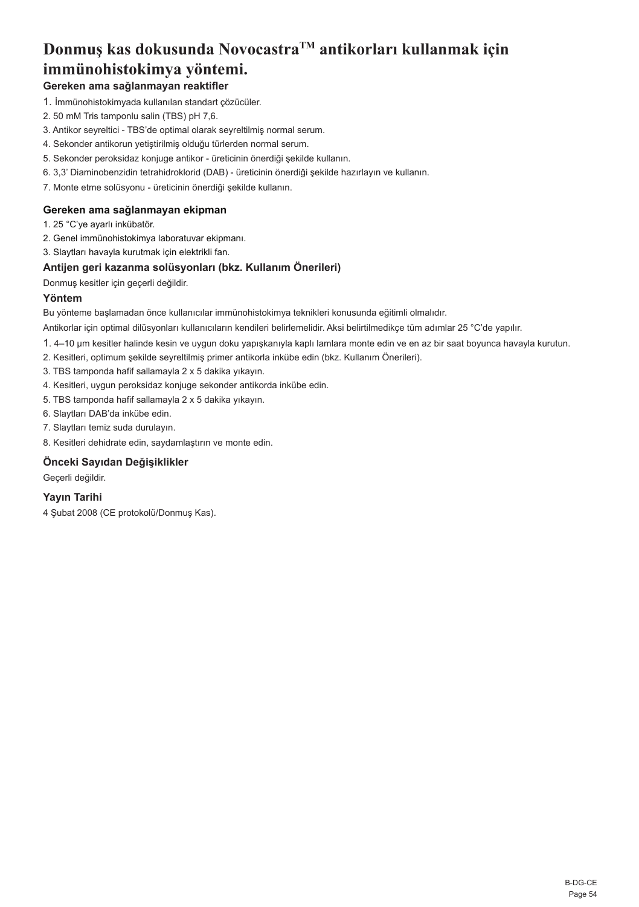# Donmuş kas dokusunda Novocastra$^{TM}$ antikorları kullanmak için immünohistokimya yöntemi.

### Gereken ama sağlanmayan reaktifler

1. İmmünohistokimyada kullanılan standart çözücüler.
2. 50 mM Tris tamponlu salin (TBS) pH 7,6.
3. Antikor seyreltici - TBS'de optimal olarak seyreltilmiş normal serum.
4. Sekonder antikorun yetiştirilmiş olduğu türlerden normal serum.
5. Sekonder peroksidaz konjuge antikor - üreticinin önerdiği şekilde kullanın.
6. 3,3' Diaminobenzidin tetrahidroklorid (DAB) - üreticinin önerdiği şekilde hazırlayın ve kullanın.
7. Monte etme solüsyonu - üreticinin önerdiği şekilde kullanın.

### Gereken ama sağlanmayan ekipman

1. 25 °C'ye ayarlı inkübatör.
2. Genel immünohistokimya laboratuvar ekipmanı.
3. Slaytları havayla kurutmak için elektrikli fan.

### Antijen geri kazanma solüsyonları (bkz. Kullanım Önerileri)

Donmuş kesitler için geçerli değildir.

### Yöntem

Bu yönteme başlamadan önce kullanıcılar immünohistokimya teknikleri konusunda eğitimli olmalıdır.

Antikorlar için optimal dilüsyonları kullanıcıların kendileri belirlemelidir. Aksi belirtilmedikçe tüm adımlar 25 °C'de yapılır.

1. 4–10 µm kesitler halinde kesin ve uygun doku yapışkanıyla kaplı lamlara monte edin ve en az bir saat boyunca havayla kurutun.
2. Kesitleri, optimum şekilde seyreltilmiş primer antikorla inkübe edin (bkz. Kullanım Önerileri).
3. TBS tamponda hafif sallamayla 2 x 5 dakika yıkayın.
4. Kesitleri, uygun peroksidaz konjuge sekonder antikorda inkübe edin.
5. TBS tamponda hafif sallamayla 2 x 5 dakika yıkayın.
6. Slaytları DAB'da inkübe edin.
7. Slaytları temiz suda durulayın.
8. Kesitleri dehidrate edin, saydamlaştırın ve monte edin.

### Önceki Sayıdan Değişiklikler

Geçerli değildir.

### Yayın Tarihi

4 Şubat 2008 (CE protokolü/Donmuş Kas).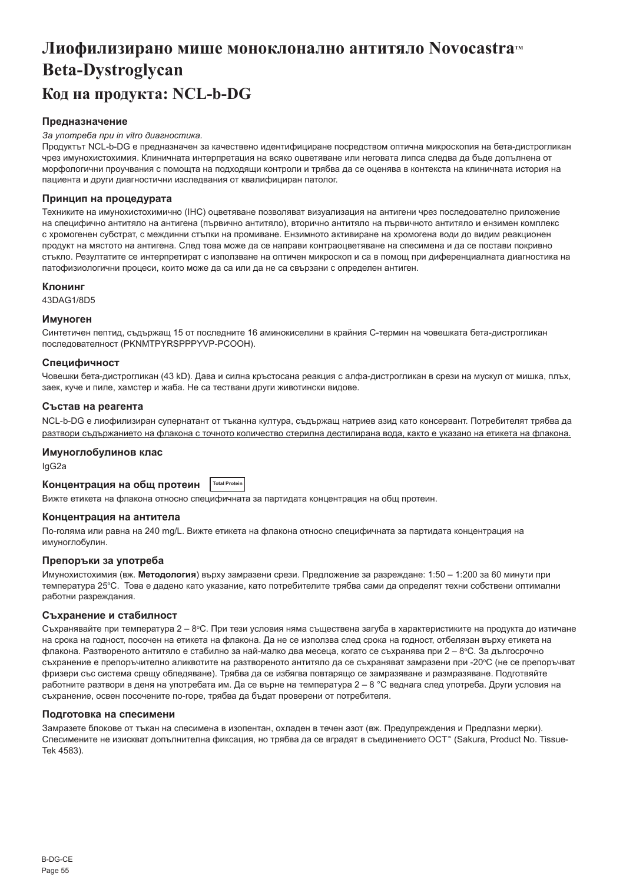# Лиофилизирано мише моноклонално антитяло Novocastra™ Beta-Dystroglycan

## Код на продукта: NCL-b-DG

### Предназначение

*За употреба при in vitro диагностика.*

Продуктът NCL-b-DG е предназначен за качествено идентифициране посредством оптична микроскопия на бета-дистрогликан чрез имунохистохимия. Клиничната интерпретация на всяко оцветяване или неговата липса следва да бъде допълнена от морфологични проучвания с помощта на подходящи контроли и трябва да се оценява в контекста на клиничната история на пациента и други диагностични изследвания от квалифициран патолог.

### Принцип на процедурата

Техниките на имунохистохимично (IHC) оцветяване позволяват визуализация на антигени чрез последователно приложение на специфично антитяло на антигена (първично антитяло), вторично антитяло на първичното антитяло и ензимен комплекс с хромогенен субстрат, с междинни стъпки на промиване. Ензимното активиране на хромогена води до видим реакционен продукт на мястото на антигена. След това може да се направи контраоцветяване на спесимена и да се постави покривно стъкло. Резултатите се интерпретират с използване на оптичен микроскоп и са в помощ при диференциалната диагностика на патофизиологични процеси, които може да са или да не са свързани с определен антиген.

### Клонинг

43DAG1/8D5

### Имуноген

Синтетичен пептид, съдържащ 15 от последните 16 аминокиселини в крайния С-термин на човешката бета-дистрогликан последователност (PKNMTPYRSPPPYVP-PCOOH).

### Специфичност

Човешки бета-дистрогликан (43 kD). Дава и силна кръстосана реакция с алфа-дистрогликан в срези на мускул от мишка, плъх, заек, куче и пиле, хамстер и жаба. Не са тествани други животински видове.

### Състав на реагента

NCL-b-DG е лиофилизиран супернатант от тъканна култура, съдържащ натриев азид като консервант. Потребителят трябва да разтвори съдържанието на флакона с точното количество стерилна дестилирана вода, както е указано на етикета на флакона.

### Имуноглобулинов клас

IgG2a

### Концентрация на общ протеин Total Protein

Вижте етикета на флакона относно специфичната за партидата концентрация на общ протеин.

### Концентрация на антитела

По-голяма или равна на 240 mg/L. Вижте етикета на флакона относно специфичната за партидата концентрация на имуноглобулин.

### Препоръки за употреба

Имунохистохимия (вж. **Методология**) върху замразени срези. Предложение за разреждане: 1:50 – 1:200 за 60 минути при температура 25°C. Това е дадено като указание, като потребителите трябва сами да определят техни собствени оптимални работни разреждания.

### Съхранение и стабилност

Съхранявайте при температура 2 – 8°C. При тези условия няма съществена загуба в характеристиките на продукта до изтичане на срока на годност, посочен на етикета на флакона. Да не се използва след срока на годност, отбелязан върху етикета на флакона. Разтвореното антитяло е стабилно за най-малко два месеца, когато се съхранява при 2 – 8°C. За дългосрочно съхранение е препоръчително аликвотите на разтвореното антитяло да се съхраняват замразени при -20°C (не се препоръчват фризери със система срещу обледяване). Трябва да се избягва повтарящо се замразяване и размразяване. Подготвяйте работните разтвори в деня на употребата им. Да се върне на температура 2 – 8 °C веднага след употреба. Други условия на съхранение, освен посочените по-горе, трябва да бъдат проверени от потребителя.

### Подготовка на спесимени

Замразете блокове от тъкан на спесимена в изопентан, охладен в течен азот (вж. Предупреждения и Предпазни мерки). Спесимените не изискват допълнителна фиксация, но трябва да се вградят в съединението OCT™ (Sakura, Product No. Tissue-Tek 4583).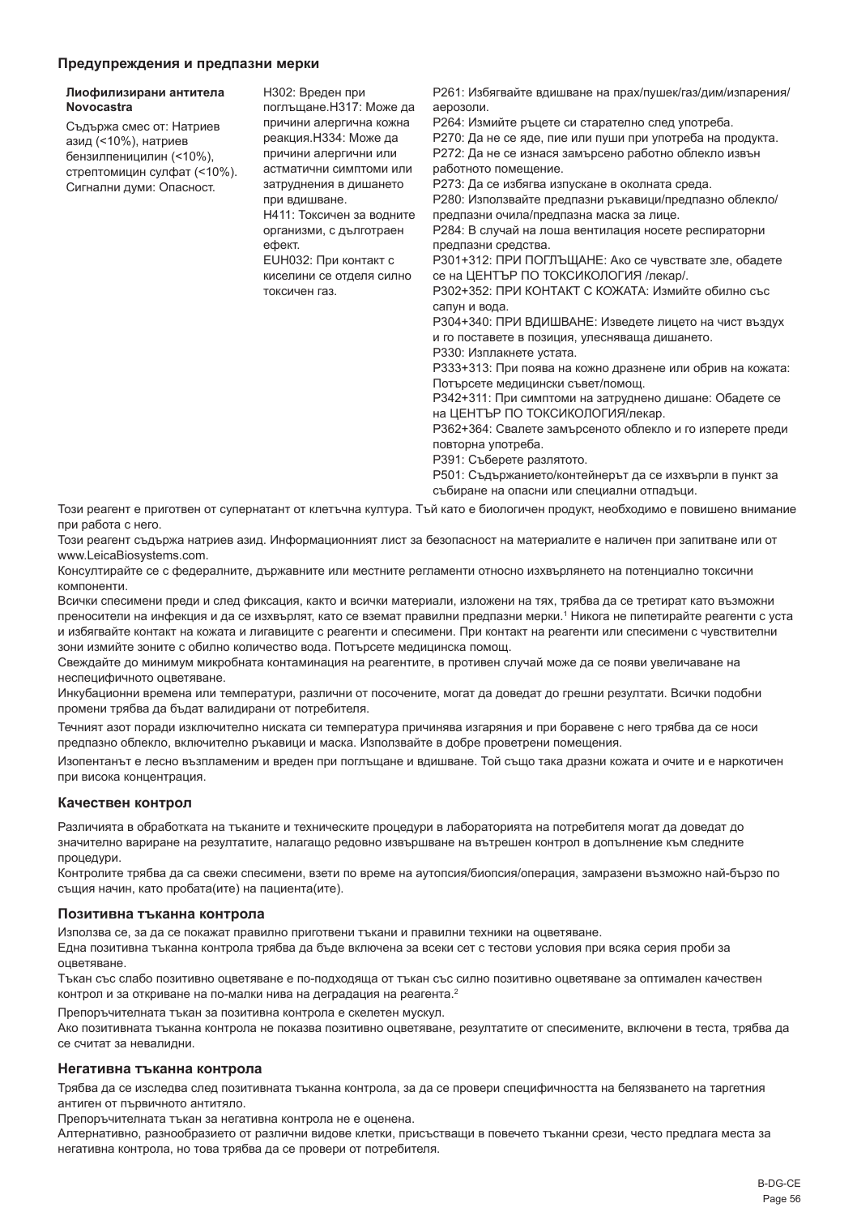### Предупреждения и предпазни мерки

| Лиофилизирани антитела Novocastra | | |
| --- | --- | --- |
| Съдържа смес от: Натриев азид (<10%), натриев бензилпеницилин (<10%), стрептомицин сулфат (<10%). Сигнални думи: Опасност. | H302: Вреден при поглъщане.H317: Може да причини алергична кожна реакция.H334: Може да причини алергични или астматични симптоми или затруднения в дишането при вдишване. H411: Токсичен за водните организми, с дълготраен ефект. EUH032: При контакт с киселини се отделя силно токсичен газ. | P261: Избягвайте вдишване на прах/пушек/газ/дим/изпарения/аерозоли. P264: Измийте ръцете си старателно след употреба. P270: Да не се яде, пие или пуши при употреба на продукта. P272: Да не се изнася замърсено работно облекло извън работното помещение. P273: Да се избягва изпускане в околната среда. P280: Използвайте предпазни ръкавици/предпазно облекло/предпазни очила/предпазна маска за лице. P284: В случай на лоша вентилация носете респираторни предпазни средства. P301+312: ПРИ ПОГЛЪЩАНЕ: Ако се чувствате зле, обадете се на ЦЕНТЪР ПО ТОКСИКОЛОГИЯ /лекар/. P302+352: ПРИ КОНТАКТ С КОЖАТА: Измийте обилно със сапун и вода. P304+340: ПРИ ВДИШВАНЕ: Изведете лицето на чист въздух и го поставете в позиция, улесняваща дишането. P330: Изплакнете устата. P333+313: При поява на кожно дразнене или обрив на кожата: Потърсете медицински съвет/помощ. P342+311: При симптоми на затруднено дишане: Обадете се на ЦЕНТЪР ПО ТОКСИКОЛОГИЯ/лекар. P362+364: Свалете замърсеното облекло и го изперете преди повторна употреба. P391: Съберете разлятото. P501: Съдържанието/контейнерът да се изхвърли в пункт за събиране на опасни или специални отпадъци. |

Този реагент е приготвен от супернатант от клетъчна култура. Тъй като е биологичен продукт, необходимо е повишено внимание при работа с него.

Този реагент съдържа натриев азид. Информационният лист за безопасност на материалите е наличен при запитване или от www.LeicaBiosystems.com.

Консултирайте се с федералните, държавните или местните регламенти относно изхвърлянето на потенциално токсични компоненти.

Всички спесимени преди и след фиксация, както и всички материали, изложени на тях, трябва да се третират като възможни преносители на инфекция и да се изхвърлят, като се вземат правилни предпазни мерки.[1] Никога не пипетирайте реагенти с уста и избягвайте контакт на кожата и лигавиците с реагенти и спесимени. При контакт на реагенти или спесимени с чувствителни зони измийте зоните с обилно количество вода. Потърсете медицинска помощ.

Свеждайте до минимум микробната контаминация на реагентите, в противен случай може да се появи увеличаване на неспецифичното оцветяване.

Инкубационни времена или температури, различни от посочените, могат да доведат до грешни резултати. Всички подобни промени трябва да бъдат валидирани от потребителя.

Течният азот поради изключително ниската си температура причинява изгаряния и при боравене с него трябва да се носи предпазно облекло, включително ръкавици и маска. Използвайте в добре проветрени помещения.

Изопентанът е лесно възпламеним и вреден при поглъщане и вдишване. Той също така дразни кожата и очите и е наркотичен при висока концентрация.

### Качествен контрол

Различията в обработката на тъканите и техническите процедури в лабораторията на потребителя могат да доведат до значително вариране на резултатите, налагащо редовно извършване на вътрешен контрол в допълнение към следните процедури.

Контролите трябва да са свежи спесимени, взети по време на аутопсия/биопсия/операция, замразени възможно най-бързо по същия начин, като пробата(ите) на пациента(ите).

### Позитивна тъканна контрола

Използва се, за да се покажат правилно приготвени тъкани и правилни техники на оцветяване.

Една позитивна тъканна контрола трябва да бъде включена за всеки сет с тестови условия при всяка серия проби за оцветяване.

Тъкан със слабо позитивно оцветяване е по-подходяща от тъкан със силно позитивно оцветяване за оптимален качествен контрол и за откриване на по-малки нива на деградация на реагента.[2]

Препоръчителната тъкан за позитивна контрола е скелетен мускул.

Ако позитивната тъканна контрола не показва позитивно оцветяване, резултатите от спесимените, включени в теста, трябва да се считат за невалидни.

### Негативна тъканна контрола

Трябва да се изследва след позитивната тъканна контрола, за да се провери специфичността на белязването на таргетния антиген от първичното антитяло.

Препоръчителната тъкан за негативна контрола не е оценена.

Алтернативно, разнообразието от различни видове клетки, присъстващи в повечето тъканни срези, често предлага места за негативна контрола, но това трябва да се провери от потребителя.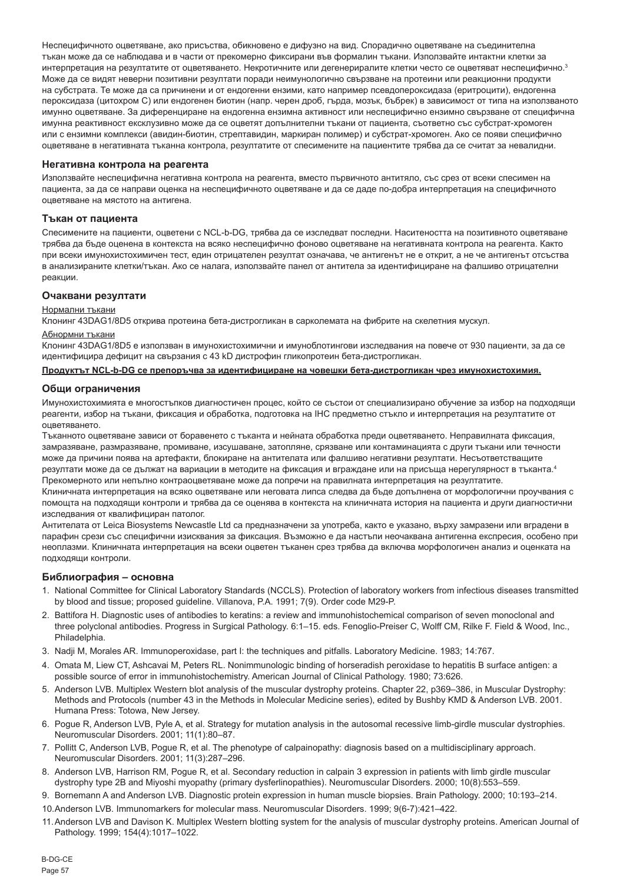Неспецифичното оцветяване, ако присъства, обикновено е дифузно на вид. Спорадично оцветяване на съединителна тъкан може да се наблюдава и в части от прекомерно фиксирани във формалин тъкани. Използвайте интактни клетки за интерпретация на резултатите от оцветяването. Некротичните или дегенериралите клетки често се оцветяват неспецифично.[3] Може да се видят неверни позитивни резултати поради неимунологично свързване на протеини или реакционни продукти на субстрата. Те може да са причинени и от ендогенни ензими, като например псевдопероксидаза (еритроцити), ендогенна пероксидаза (цитохром C) или ендогенен биотин (напр. черен дроб, гърда, мозък, бъбрек) в зависимост от типа на използваното имунно оцветяване. За диференциране на ендогенна ензимна активност или неспецифично ензимно свързване от специфична имунна реактивност ексклузивно може да се оцветят допълнителни тъкани от пациента, съответно със субстрат-хромоген или с ензимни комплекси (авидин-биотин, стрептавидин, маркиран полимер) и субстрат-хромоген. Ако се появи специфично оцветяване в негативната тъканна контрола, резултатите от спесимените на пациентите трябва да се считат за невалидни.

## Негативна контрола на реагента

Използвайте неспецифична негативна контрола на реагента, вместо първичното антитяло, със срез от всеки спесимен на пациента, за да се направи оценка на неспецифичното оцветяване и да се даде по-добра интерпретация на специфичното оцветяване на мястото на антигена.

## Тъкан от пациента

Спесимените на пациенти, оцветени с NCL-b-DG, трябва да се изследват последни. Наситеността на позитивното оцветяване трябва да бъде оценена в контекста на всяко неспецифично фоново оцветяване на негативната контрола на реагента. Както при всеки имунохистохимичен тест, един отрицателен резултат означава, че антигенът не е открит, а не че антигенът отсъства в анализираните клетки/тъкан. Ако се налага, използвайте панел от антитела за идентифициране на фалшиво отрицателни реакции.

## Очаквани резултати

Нормални тъкани

Клонинг 43DAG1/8D5 открива протеина бета-дистрогликан в сарколемата на фибрите на скелетния мускул.

Абнормни тъкани

Клонинг 43DAG1/8D5 е използван в имунохистохимични и имуноблотингови изследвания на повече от 930 пациенти, за да се идентифицира дефицит на свързания с 43 kD дистрофин гликопротеин бета-дистрогликан.

**Продуктът NCL-b-DG се препоръчва за идентифициране на човешки бета-дистрогликан чрез имунохистохимия.**

## Общи ограничения

Имунохистохимията е многостъпков диагностичен процес, който се състои от специализирано обучение за избор на подходящи реагенти, избор на тъкани, фиксация и обработка, подготовка на IHC предметно стъкло и интерпретация на резултатите от оцветяването.

Тъканното оцветяване зависи от боравенето с тъканта и нейната обработка преди оцветяването. Неправилната фиксация, замразяване, размразяване, промиване, изсушаване, затопляне, срязване или контаминацията с други тъкани или течности може да причини поява на артефакти, блокиране на антителата или фалшиво негативни резултати. Несъответстващите резултати може да се дължат на вариации в методите на фиксация и вграждане или на присъща нерегулярност в тъканта.[4] Прекомерното или непълно контраоцветяване може да попречи на правилната интерпретация на резултатите.

Клиничната интерпретация на всяко оцветяване или неговата липса следва да бъде допълнена от морфологични проучвания с помощта на подходящи контроли и трябва да се оценява в контекста на клиничната история на пациента и други диагностични изследвания от квалифициран патолог.

Антителата от Leica Biosystems Newcastle Ltd са предназначени за употреба, както е указано, върху замразени или вградени в парафин срези със специфични изисквания за фиксация. Възможно е да настъпи неочаквана антигенна експресия, особено при неоплазми. Клиничната интерпретация на всеки оцветен тъканен срез трябва да включва морфологичен анализ и оценката на подходящи контроли.

## Библиография – основна

1. National Committee for Clinical Laboratory Standards (NCCLS). Protection of laboratory workers from infectious diseases transmitted by blood and tissue; proposed guideline. Villanova, P.A. 1991; 7(9). Order code M29-P.
2. Battifora H. Diagnostic uses of antibodies to keratins: a review and immunohistochemical comparison of seven monoclonal and three polyclonal antibodies. Progress in Surgical Pathology. 6:1–15. eds. Fenoglio-Preiser C, Wolff CM, Rilke F. Field & Wood, Inc., Philadelphia.
3. Nadji M, Morales AR. Immunoperoxidase, part I: the techniques and pitfalls. Laboratory Medicine. 1983; 14:767.
4. Omata M, Liew CT, Ashcavai M, Peters RL. Nonimmunologic binding of horseradish peroxidase to hepatitis B surface antigen: a possible source of error in immunohistochemistry. American Journal of Clinical Pathology. 1980; 73:626.
5. Anderson LVB. Multiplex Western blot analysis of the muscular dystrophy proteins. Chapter 22, p369–386, in Muscular Dystrophy: Methods and Protocols (number 43 in the Methods in Molecular Medicine series), edited by Bushby KMD & Anderson LVB. 2001. Humana Press: Totowa, New Jersey.
6. Pogue R, Anderson LVB, Pyle A, et al. Strategy for mutation analysis in the autosomal recessive limb-girdle muscular dystrophies. Neuromuscular Disorders. 2001; 11(1):80–87.
7. Pollitt C, Anderson LVB, Pogue R, et al. The phenotype of calpainopathy: diagnosis based on a multidisciplinary approach. Neuromuscular Disorders. 2001; 11(3):287–296.
8. Anderson LVB, Harrison RM, Pogue R, et al. Secondary reduction in calpain 3 expression in patients with limb girdle muscular dystrophy type 2B and Miyoshi myopathy (primary dysferlinopathies). Neuromuscular Disorders. 2000; 10(8):553–559.
9. Bornemann A and Anderson LVB. Diagnostic protein expression in human muscle biopsies. Brain Pathology. 2000; 10:193–214.
10. Anderson LVB. Immunomarkers for molecular mass. Neuromuscular Disorders. 1999; 9(6-7):421–422.
11. Anderson LVB and Davison K. Multiplex Western blotting system for the analysis of muscular dystrophy proteins. American Journal of Pathology. 1999; 154(4):1017–1022.

B-DG-CE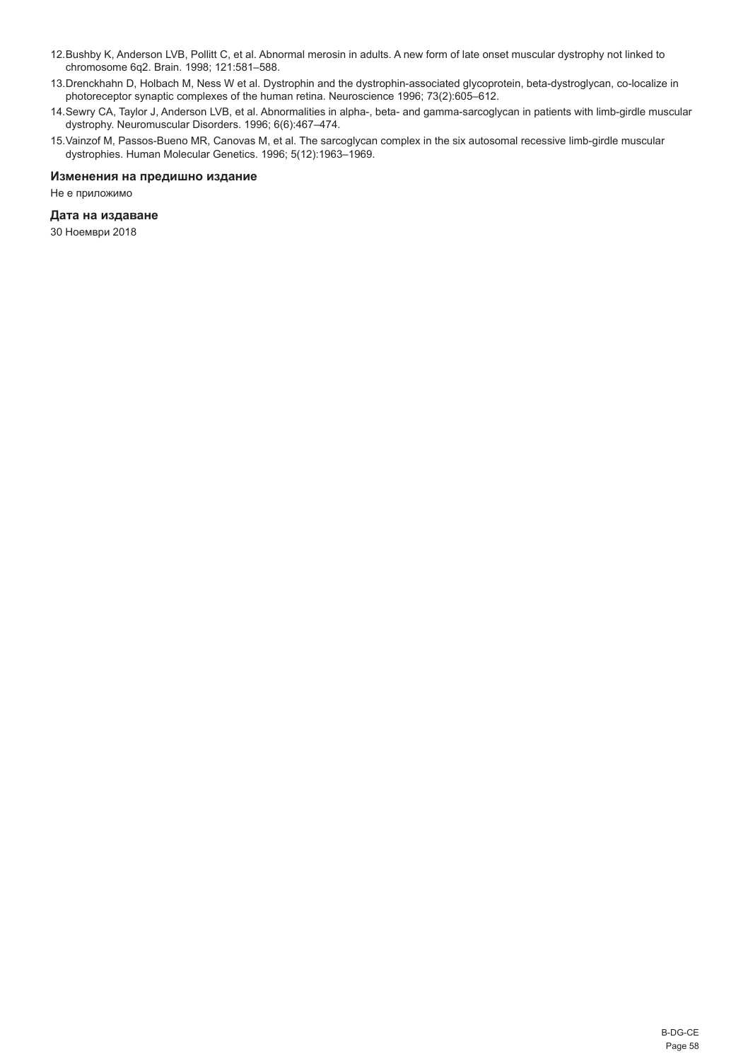12. Bushby K, Anderson LVB, Pollitt C, et al. Abnormal merosin in adults. A new form of late onset muscular dystrophy not linked to chromosome 6q2. Brain. 1998; 121:581–588.
13. Drenckhahn D, Holbach M, Ness W et al. Dystrophin and the dystrophin-associated glycoprotein, beta-dystroglycan, co-localize in photoreceptor synaptic complexes of the human retina. Neuroscience 1996; 73(2):605–612.
14. Sewry CA, Taylor J, Anderson LVB, et al. Abnormalities in alpha-, beta- and gamma-sarcoglycan in patients with limb-girdle muscular dystrophy. Neuromuscular Disorders. 1996; 6(6):467–474.
15. Vainzof M, Passos-Bueno MR, Canovas M, et al. The sarcoglycan complex in the six autosomal recessive limb-girdle muscular dystrophies. Human Molecular Genetics. 1996; 5(12):1963–1969.

### Изменения на предишно издание

Не е приложимо

### Дата на издаване

30 Ноември 2018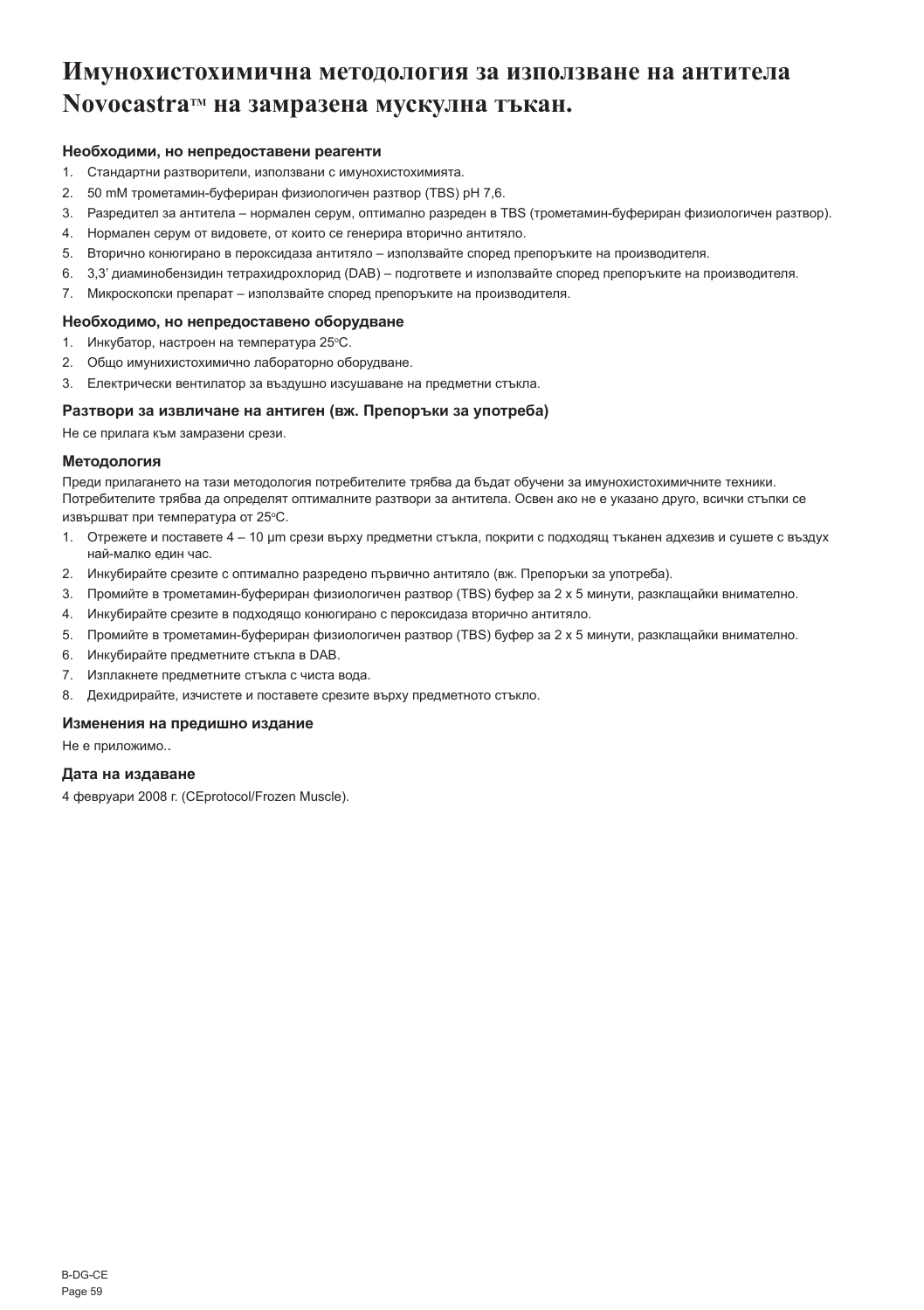# Имунохистохимична методология за използване на антитела Novocastra™ на замразена мускулна тъкан.

### Необходими, но непредоставени реагенти

1. Стандартни разтворители, използвани с имунохистохимията.
2. 50 mM трометамин-буфериран физиологичен разтвор (TBS) pH 7,6.
3. Разредител за антитела – нормален серум, оптимално разреден в TBS (трометамин-буфериран физиологичен разтвор).
4. Нормален серум от видовете, от които се генерира вторично антитяло.
5. Вторично конюгирано в пероксидаза антитяло – използвайте според препоръките на производителя.
6. 3,3' диаминобензидин тетрахидрохлорид (DAB) – подгответе и използвайте според препоръките на производителя.
7. Микроскопски препарат – използвайте според препоръките на производителя.

### Необходимо, но непредоставено оборудване

1. Инкубатор, настроен на температура 25°C.
2. Общо имунихистохимично лабораторно оборудване.
3. Електрически вентилатор за въздушно изсушаване на предметни стъкла.

### Разтвори за извличане на антиген (вж. Препоръки за употреба)

Не се прилага към замразени срези.

### Методология

Преди прилагането на тази методология потребителите трябва да бъдат обучени за имунохистохимичните техники. Потребителите трябва да определят оптималните разтвори за антитела. Освен ако не е указано друго, всички стъпки се извършват при температура от 25°C.

1. Отрежете и поставете 4 – 10 µm срези върху предметни стъкла, покрити с подходящ тъканен адхезив и сушете с въздух най-малко един час.
2. Инкубирайте срезите с оптимално разредено първично антитяло (вж. Препоръки за употреба).
3. Промийте в трометамин-буфериран физиологичен разтвор (TBS) буфер за 2 x 5 минути, разклащайки внимателно.
4. Инкубирайте срезите в подходящо конюгирано с пероксидаза вторично антитяло.
5. Промийте в трометамин-буфериран физиологичен разтвор (TBS) буфер за 2 x 5 минути, разклащайки внимателно.
6. Инкубирайте предметните стъкла в DAB.
7. Изплакнете предметните стъкла с чиста вода.
8. Дехидрирайте, изчистете и поставете срезите върху предметното стъкло.

### Изменения на предишно издание

Не е приложимо..

### Дата на издаване

4 февруари 2008 г. (CEprotocol/Frozen Muscle).

B-DG-CE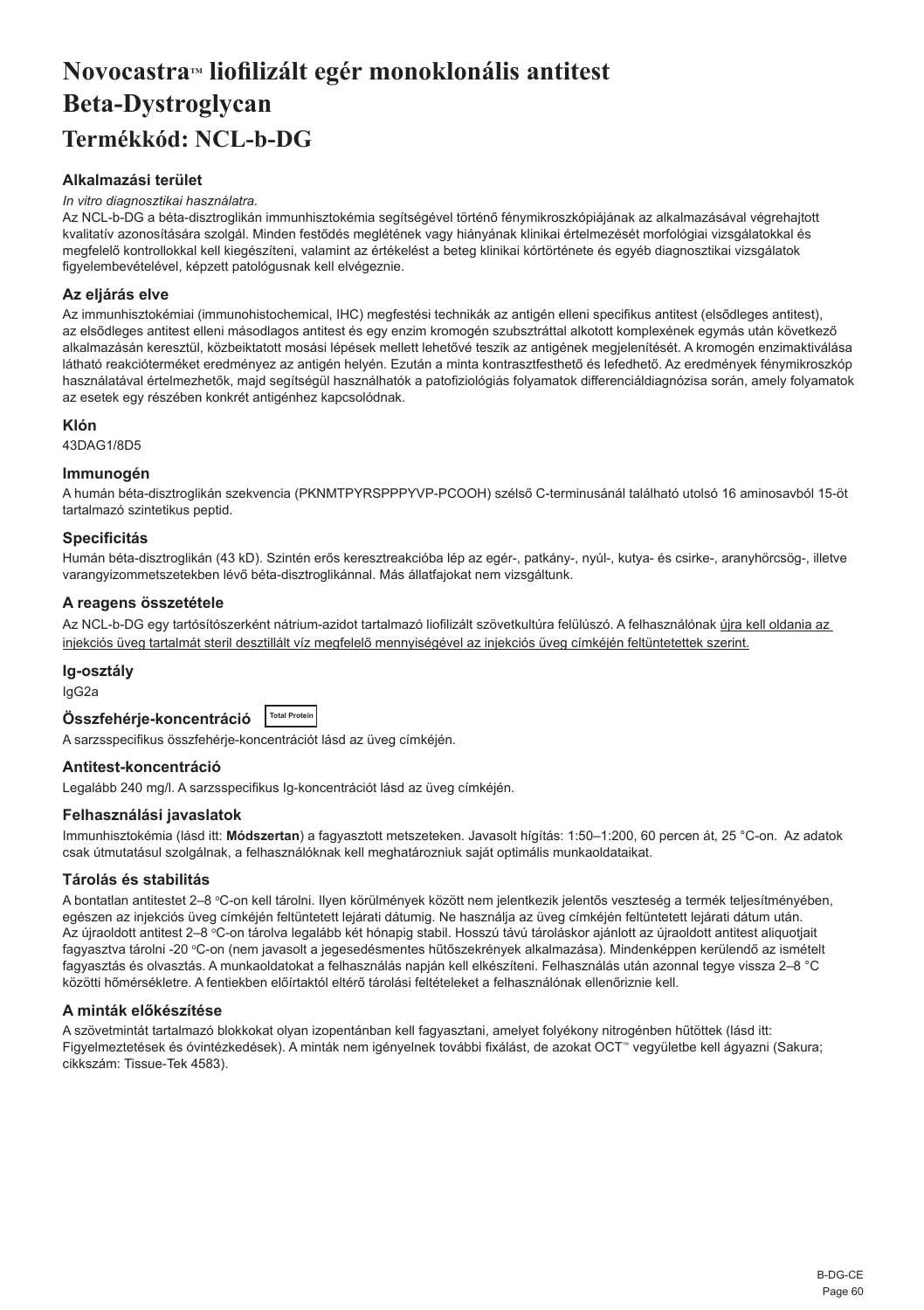# Novocastra™ liofilizált egér monoklonális antitest Beta-Dystroglycan

## Termékkód: NCL-b-DG

### Alkalmazási terület

*In vitro diagnosztikai használatra.*

Az NCL-b-DG a béta-disztroglikán immunhisztokémia segítségével történő fénymikroszkópiájának az alkalmazásával végrehajtott kvalitatív azonosítására szolgál. Minden festődés meglétének vagy hiányának klinikai értelmezését morfológiai vizsgálatokkal és megfelelő kontrollokkal kell kiegészíteni, valamint az értékelést a beteg klinikai kórtörténete és egyéb diagnosztikai vizsgálatok figyelembevételével, képzett patológusnak kell elvégeznie.

### Az eljárás elve

Az immunhisztokémiai (immunohistochemical, IHC) megfestési technikák az antigén elleni specifikus antitest (elsődleges antitest), az elsődleges antitest elleni másodlagos antitest és egy enzim kromogén szubsztráttal alkotott komplexének egymás után következő alkalmazásán keresztül, közbeiktatott mosási lépések mellett lehetővé teszik az antigének megjelenítését. A kromogén enzimaktiválása látható reakcióterméket eredményez az antigén helyén. Ezután a minta kontrasztfesthető és lefedhető. Az eredmények fénymikroszkóp használatával értelmezhetők, majd segítségül használhatók a patofiziológiás folyamatok differenciáldiagnózisa során, amely folyamatok az esetek egy részében konkrét antigénhez kapcsolódnak.

### Klón

43DAG1/8D5

### Immunogén

A humán béta-disztroglikán szekvencia (PKNMTPYRSPPPYVP-PCOOH) szélső C-terminusánál található utolsó 16 aminosavból 15-öt tartalmazó szintetikus peptid.

### Specificitás

Humán béta-disztroglikán (43 kD). Szintén erős keresztreakcióba lép az egér-, patkány-, nyúl-, kutya- és csirke-, aranyhörcsög-, illetve varangyizommetszetekben lévő béta-disztroglikánnal. Más állatfajokat nem vizsgáltunk.

### A reagens összetétele

Az NCL-b-DG egy tartósítószerként nátrium-azidot tartalmazó liofilizált szövetkultúra felülúszó. A felhasználónak újra kell oldania az injekciós üveg tartalmát steril desztillált víz megfelelő mennyiségével az injekciós üveg címkéjén feltüntetettek szerint.

### Ig-osztály

IgG2a

### Összfehérje-koncentráció Total Protein

A sarzsspecifikus összfehérje-koncentrációt lásd az üveg címkéjén.

### Antitest-koncentráció

Legalább 240 mg/l. A sarzsspecifikus Ig-koncentrációt lásd az üveg címkéjén.

### Felhasználási javaslatok

Immunhisztokémia (lásd itt: **Módszertan**) a fagyasztott metszeteken. Javasolt hígítás: 1:50–1:200, 60 percen át, 25 °C-on. Az adatok csak útmutatásul szolgálnak, a felhasználóknak kell meghatározniuk saját optimális munkaoldataikat.

### Tárolás és stabilitás

A bontatlan antitestet 2–8 °C-on kell tárolni. Ilyen körülmények között nem jelentkezik jelentős veszteség a termék teljesítményében, egészen az injekciós üveg címkéjén feltüntetett lejárati dátumig. Ne használja az üveg címkéjén feltüntetett lejárati dátum után. Az újraoldott antitest 2–8 °C-on tárolva legalább két hónapig stabil. Hosszú távú tároláskor ajánlott az újraoldott antitest aliquotjait fagyasztva tárolni -20 °C-on (nem javasolt a jegesedésmentes hűtőszekrények alkalmazása). Mindenképpen kerülendő az ismételt fagyasztás és olvasztás. A munkaoldatokat a felhasználás napján kell elkészíteni. Felhasználás után azonnal tegye vissza 2–8 °C közötti hőmérsékletre. A fentiekben előírtaktól eltérő tárolási feltételeket a felhasználónak ellenőriznie kell.

### A minták előkészítése

A szövetmintát tartalmazó blokkokat olyan izopentánban kell fagyasztani, amelyet folyékony nitrogénben hűtöttek (lásd itt: Figyelmeztetések és óvintézkedések). A minták nem igényelnek további fixálást, de azokat OCT™ vegyületbe kell ágyazni (Sakura; cikkszám: Tissue-Tek 4583).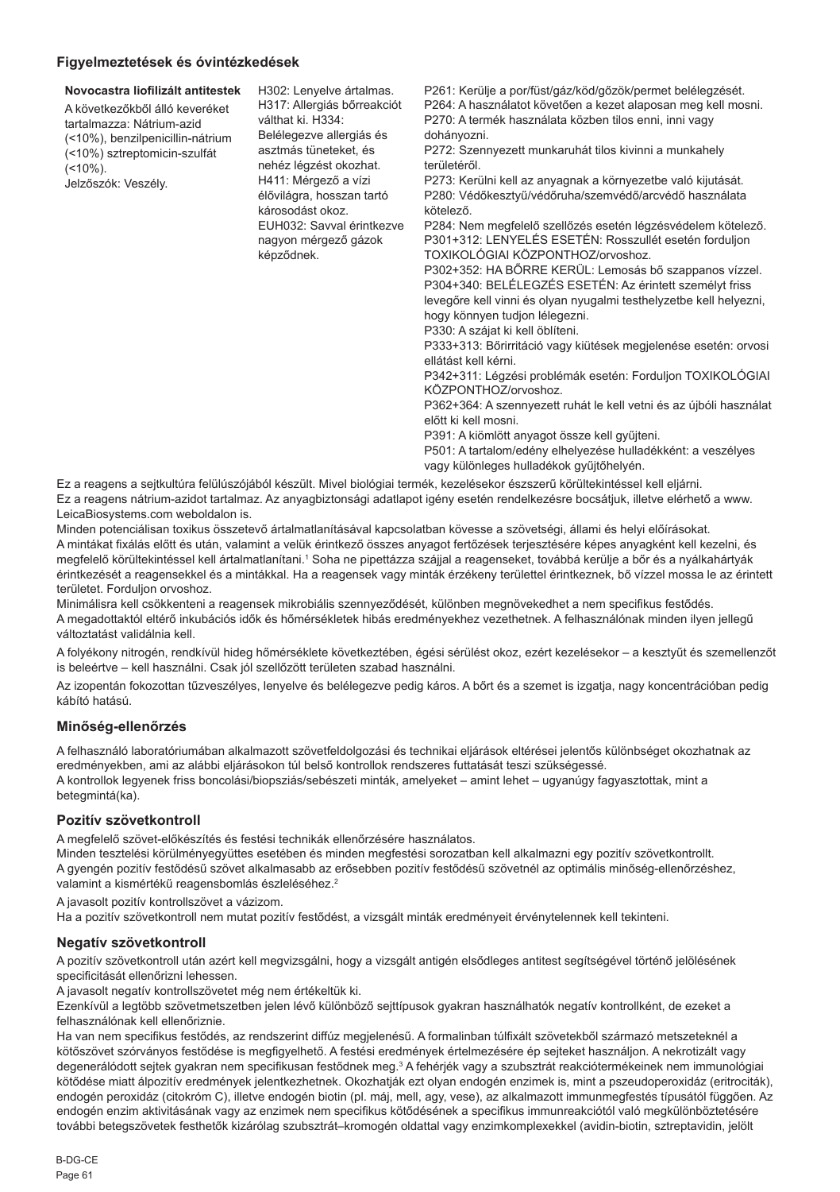## Figyelmeztetések és óvintézkedések

| Novocastra liofilizált antitestek | | |
|---|---|---|
| A következőkből álló keveréket tartalmazza: Nátrium-azid (<10%), benzilpenicillin-nátrium (<10%) sztreptomicin-szulfát (<10%).<br>Jelzőszók: Veszély. | H302: Lenyelve ártalmas. H317: Allergiás bőrreakciót válthat ki. H334: Belélegezve allergiás és asztmás tüneteket, és nehéz légzést okozhat. H411: Mérgező a vízi élővilágra, hosszan tartó károsodást okoz. EUH032: Savval érintkezve nagyon mérgező gázok képződnek. | P261: Kerülje a por/füst/gáz/köd/gőzök/permet belélegzését.<br>P264: A használatot követően a kezet alaposan meg kell mosni.<br>P270: A termék használata közben tilos enni, inni vagy dohányozni.<br>P272: Szennyezett munkaruhát tilos kivinni a munkahely területéről.<br>P273: Kerülni kell az anyagnak a környezetbe való kijutását.<br>P280: Védőkesztyű/védőruha/szemvédő/arcvédő használata kötelező.<br>P284: Nem megfelelő szellőzés esetén légzésvédelem kötelező.<br>P301+312: LENYELÉS ESETÉN: Rosszullét esetén forduljon TOXIKOLÓGIAI KÖZPONTHOZ/orvoshoz.<br>P302+352: HA BŐRRE KERÜL: Lemosás bő szappanos vízzel.<br>P304+340: BELÉLEGZÉS ESETÉN: Az érintett személyt friss levegőre kell vinni és olyan nyugalmi testhelyzetbe kell helyezni, hogy könnyen tudjon lélegezni.<br>P330: A száját ki kell öblíteni.<br>P333+313: Bőrirritáció vagy kiütések megjelenése esetén: orvosi ellátást kell kérni.<br>P342+311: Légzési problémák esetén: Forduljon TOXIKOLÓGIAI KÖZPONTHOZ/orvoshoz.<br>P362+364: A szennyezett ruhát le kell vetni és az újbóli használat előtt ki kell mosni.<br>P391: A kiömlött anyagot össze kell gyűjteni.<br>P501: A tartalom/edény elhelyezése hulladékként: a veszélyes vagy különleges hulladékok gyűjtőhelyén. |

Ez a reagens a sejtkultúra felülúszójából készült. Mivel biológiai termék, kezelésekor észszerű körültekintéssel kell eljárni.
Ez a reagens nátrium-azidot tartalmaz. Az anyagbiztonsági adatlapot igény esetén rendelkezésre bocsátjuk, illetve elérhető a www. LeicaBiosystems.com weboldalon is.
Minden potenciálisan toxikus összetevő ártalmatlanításával kapcsolatban kövesse a szövetségi, állami és helyi előírásokat.
A mintákat fixálás előtt és után, valamint a velük érintkező összes anyagot fertőzések terjesztésére képes anyagként kell kezelni, és megfelelő körültekintéssel kell ártalmatlanítani.[1] Soha ne pipettázza szájjal a reagenseket, továbbá kerülje a bőr és a nyálkahártyák érintkezését a reagensekkel és a mintákkal. Ha a reagensek vagy minták érzékeny területtel érintkeznek, bő vízzel mossa le az érintett területet. Forduljon orvoshoz.
Minimálisra kell csökkenteni a reagensek mikrobiális szennyeződését, különben megnövekedhet a nem specifikus festődés.
A megadottaktól eltérő inkubációs idők és hőmérsékletek hibás eredményekhez vezethetnek. A felhasználónak minden ilyen jellegű változtatást validálnia kell.

A folyékony nitrogén, rendkívül hideg hőmérséklete következtében, égési sérülést okoz, ezért kezelésekor – a kesztyűt és szemellenzőt is beleértve – kell használni. Csak jól szellőzött területen szabad használni.

Az izopentán fokozottan tűzveszélyes, lenyelve és belélegezve pedig káros. A bőrt és a szemet is izgatja, nagy koncentrációban pedig kábító hatású.

## Minőség-ellenőrzés

A felhasználó laboratóriumában alkalmazott szövetfeldolgozási és technikai eljárások eltérései jelentős különbséget okozhatnak az eredményekben, ami az alábbi eljárásokon túl belső kontrollok rendszeres futtatását teszi szükségessé.
A kontrollok legyenek friss boncolási/biopsziás/sebészeti minták, amelyeket – amint lehet – ugyanúgy fagyasztottak, mint a betegmintá(ka).

### Pozitív szövetkontroll

A megfelelő szövet-előkészítés és festési technikák ellenőrzésére használatos.
Minden tesztelési körülményegyüttes esetében és minden megfestési sorozatban kell alkalmazni egy pozitív szövetkontrollt.
A gyengén pozitív festődésű szövet alkalmasabb az erősebben pozitív festődésű szövetnél az optimális minőség-ellenőrzéshez, valamint a kismértékű reagensbomlás észleléséhez.[2]

A javasolt pozitív kontrollszövet a vázizom.
Ha a pozitív szövetkontroll nem mutat pozitív festődést, a vizsgált minták eredményeit érvénytelennek kell tekinteni.

### Negatív szövetkontroll

A pozitív szövetkontroll után azért kell megvizsgálni, hogy a vizsgált antigén elsődleges antitest segítségével történő jelölésének specificitását ellenőrizni lehessen.
A javasolt negatív kontrollszövetet még nem értékeltük ki.
Ezenkívül a legtöbb szövetmetszetben jelen lévő különböző sejttípusok gyakran használhatók negatív kontrollként, de ezeket a felhasználónak kell ellenőriznie.
Ha van nem specifikus festődés, az rendszerint diffúz megjelenésű. A formalinban túlfixált szövetekből származó metszeteknél a kötőszövet szórványos festődése is megfigyelhető. A festési eredmények értelmezésére ép sejteket használjon. A nekrotizált vagy degenerálódott sejtek gyakran nem specifikusan festődnek meg.[3] A fehérjék vagy a szubsztrát reakciótermékeinek nem immunológiai kötődése miatt álpozitív eredmények jelentkezhetnek. Okozhatják ezt olyan endogén enzimek is, mint a pszeudoperoxidáz (eritrociták), endogén peroxidáz (citokróm C), illetve endogén biotin (pl. máj, mell, agy, vese), az alkalmazott immunmegfestés típusától függően. Az endogén enzim aktivitásának vagy az enzimek nem specifikus kötődésének a specifikus immunreakciótól való megkülönböztetésére további betegszövetek festhetők kizárólag szubsztrát–kromogén oldattal vagy enzimkomplexekkel (avidin-biotin, sztreptavidin, jelölt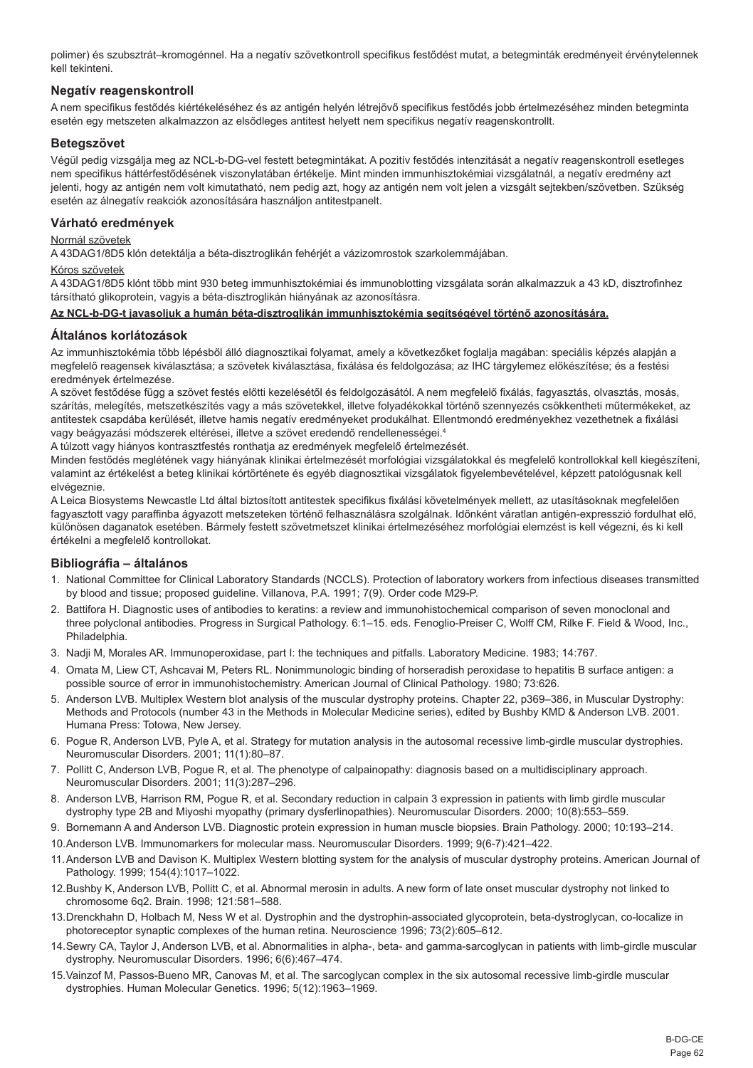polimer) és szubsztrát–kromogénnel. Ha a negatív szövetkontroll specifikus festődést mutat, a betegminták eredményeit érvénytelennek kell tekinteni.

## Negatív reagenskontroll

A nem specifikus festődés kiértékeléséhez és az antigén helyén létrejövő specifikus festődés jobb értelmezéséhez minden betegminta esetén egy metszeten alkalmazzon az elsődleges antitest helyett nem specifikus negatív reagenskontrollt.

## Betegszövet

Végül pedig vizsgálja meg az NCL-b-DG-vel festett betegmintákat. A pozitív festődés intenzitását a negatív reagenskontroll esetleges nem specifikus háttérfestődésének viszonylatában értékelje. Mint minden immunhisztokémiai vizsgálatnál, a negatív eredmény azt jelenti, hogy az antigén nem volt kimutatható, nem pedig azt, hogy az antigén nem volt jelen a vizsgált sejtekben/szövetben. Szükség esetén az álnegatív reakciók azonosítására használjon antitestpanelt.

## Várható eredmények

Normál szövetek

A 43DAG1/8D5 klón detektálja a béta-disztroglikán fehérjét a vázizomrostok szarkolemmájában.

Kóros szövetek

A 43DAG1/8D5 klónt több mint 930 beteg immunhisztokémiai és immunoblotting vizsgálata során alkalmazzuk a 43 kD, disztrofinhez társítható glikoprotein, vagyis a béta-disztroglikán hiányának az azonosításra.

**Az NCL-b-DG-t javasoljuk a humán béta-disztroglikán immunhisztokémia segítségével történő azonosítására.**

## Általános korlátozások

Az immunhisztokémia több lépésből álló diagnosztikai folyamat, amely a következőket foglalja magában: speciális képzés alapján a megfelelő reagensek kiválasztása; a szövetek kiválasztása, fixálása és feldolgozása; az IHC tárgylemez előkészítése; és a festési eredmények értelmezése.

A szövet festődése függ a szövet festés előtti kezelésétől és feldolgozásától. A nem megfelelő fixálás, fagyasztás, olvasztás, mosás, szárítás, melegítés, metszetkészítés vagy a más szövetekkel, illetve folyadékokkal történő szennyezés csökkentheti műtermékeket, az antitestek csapdába kerülését, illetve hamis negatív eredményeket produkálhat. Ellentmondó eredményekhez vezethetnek a fixálási vagy beágyazási módszerek eltérései, illetve a szövet eredendő rendellenességei.[4]

A túlzott vagy hiányos kontrasztfestés ronthatja az eredmények megfelelő értelmezését.

Minden festődés meglétének vagy hiányának klinikai értelmezését morfológiai vizsgálatokkal és megfelelő kontrollokkal kell kiegészíteni, valamint az értékelést a beteg klinikai kórtörténete és egyéb diagnosztikai vizsgálatok figyelembevételével, képzett patológusnak kell elvégeznie.

A Leica Biosystems Newcastle Ltd által biztosított antitestek specifikus fixálási követelmények mellett, az utasításoknak megfelelően fagyasztott vagy paraffinba ágyazott metszeteken történő felhasználásra szolgálnak. Időnként váratlan antigén-expresszió fordulhat elő, különösen daganatok esetében. Bármely festett szövetmetszet klinikai értelmezéséhez morfológiai elemzést is kell végezni, és ki kell értékelni a megfelelő kontrollokat.

## Bibliográfia – általános

1. National Committee for Clinical Laboratory Standards (NCCLS). Protection of laboratory workers from infectious diseases transmitted by blood and tissue; proposed guideline. Villanova, P.A. 1991; 7(9). Order code M29-P.
2. Battifora H. Diagnostic uses of antibodies to keratins: a review and immunohistochemical comparison of seven monoclonal and three polyclonal antibodies. Progress in Surgical Pathology. 6:1–15. eds. Fenoglio-Preiser C, Wolff CM, Rilke F. Field & Wood, Inc., Philadelphia.
3. Nadji M, Morales AR. Immunoperoxidase, part I: the techniques and pitfalls. Laboratory Medicine. 1983; 14:767.
4. Omata M, Liew CT, Ashcavai M, Peters RL. Nonimmunologic binding of horseradish peroxidase to hepatitis B surface antigen: a possible source of error in immunohistochemistry. American Journal of Clinical Pathology. 1980; 73:626.
5. Anderson LVB. Multiplex Western blot analysis of the muscular dystrophy proteins. Chapter 22, p369–386, in Muscular Dystrophy: Methods and Protocols (number 43 in the Methods in Molecular Medicine series), edited by Bushby KMD & Anderson LVB. 2001. Humana Press: Totowa, New Jersey.
6. Pogue R, Anderson LVB, Pyle A, et al. Strategy for mutation analysis in the autosomal recessive limb-girdle muscular dystrophies. Neuromuscular Disorders. 2001; 11(1):80–87.
7. Pollitt C, Anderson LVB, Pogue R, et al. The phenotype of calpainopathy: diagnosis based on a multidisciplinary approach. Neuromuscular Disorders. 2001; 11(3):287–296.
8. Anderson LVB, Harrison RM, Pogue R, et al. Secondary reduction in calpain 3 expression in patients with limb girdle muscular dystrophy type 2B and Miyoshi myopathy (primary dysferlinopathies). Neuromuscular Disorders. 2000; 10(8):553–559.
9. Bornemann A and Anderson LVB. Diagnostic protein expression in human muscle biopsies. Brain Pathology. 2000; 10:193–214.
10. Anderson LVB. Immunomarkers for molecular mass. Neuromuscular Disorders. 1999; 9(6-7):421–422.
11. Anderson LVB and Davison K. Multiplex Western blotting system for the analysis of muscular dystrophy proteins. American Journal of Pathology. 1999; 154(4):1017–1022.
12. Bushby K, Anderson LVB, Pollitt C, et al. Abnormal merosin in adults. A new form of late onset muscular dystrophy not linked to chromosome 6q2. Brain. 1998; 121:581–588.
13. Drenckhahn D, Holbach M, Ness W et al. Dystrophin and the dystrophin-associated glycoprotein, beta-dystroglycan, co-localize in photoreceptor synaptic complexes of the human retina. Neuroscience 1996; 73(2):605–612.
14. Sewry CA, Taylor J, Anderson LVB, et al. Abnormalities in alpha-, beta- and gamma-sarcoglycan in patients with limb-girdle muscular dystrophy. Neuromuscular Disorders. 1996; 6(6):467–474.
15. Vainzof M, Passos-Bueno MR, Canovas M, et al. The sarcoglycan complex in the six autosomal recessive limb-girdle muscular dystrophies. Human Molecular Genetics. 1996; 5(12):1963–1969.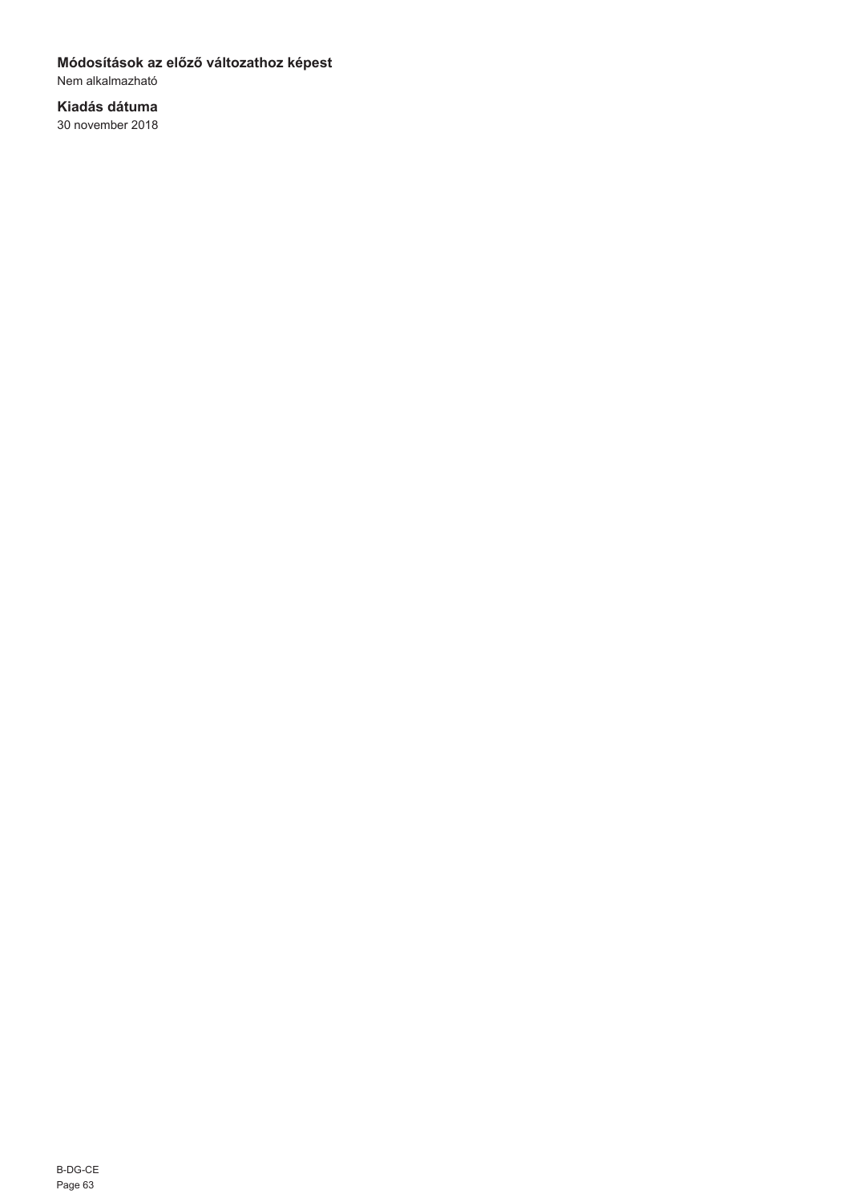**Módosítások az előző változathoz képest**

Nem alkalmazható

**Kiadás dátuma**

30 november 2018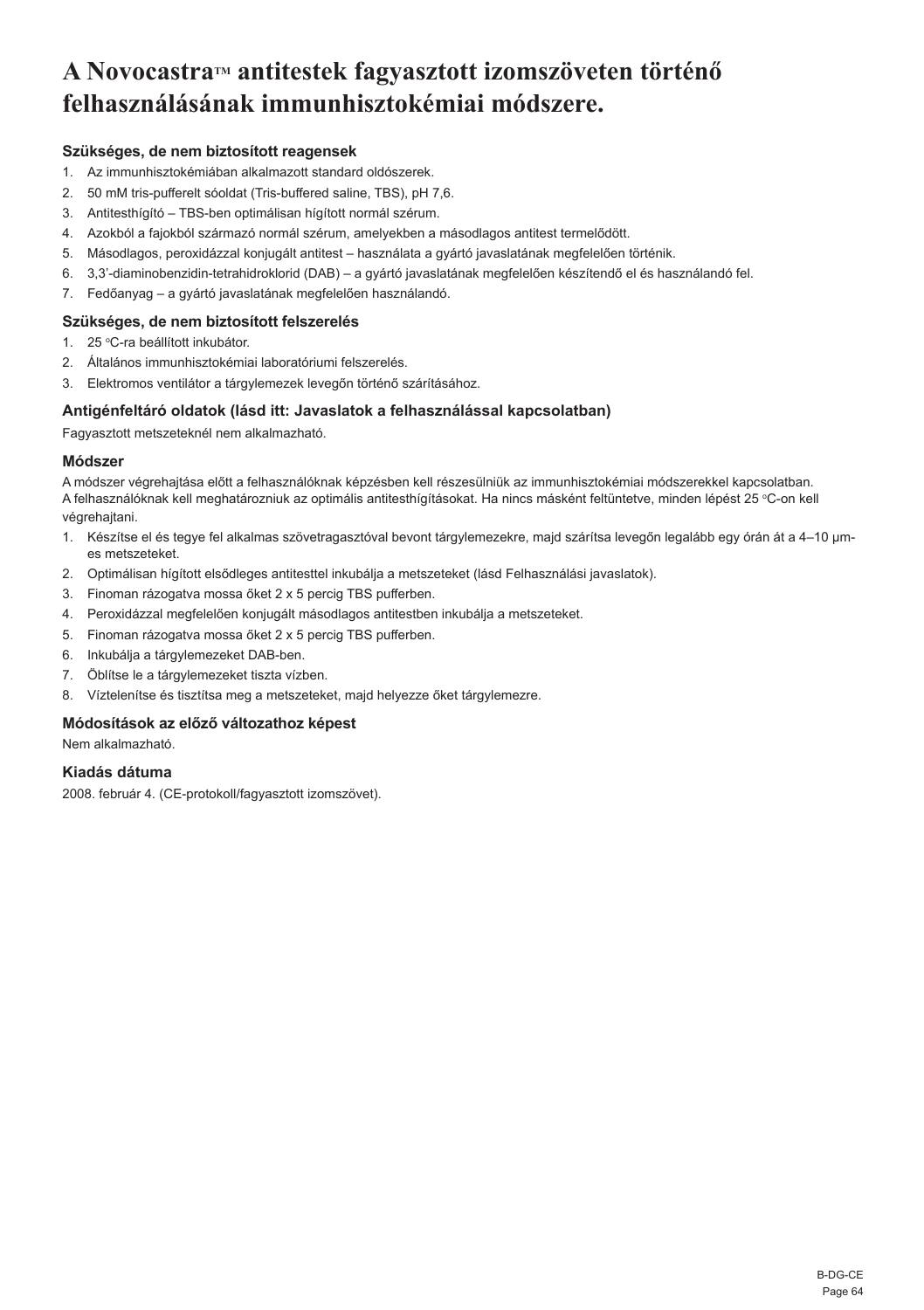# A Novocastra™ antitestek fagyasztott izomszöveten történő felhasználásának immunhisztokémiai módszere.

### Szükséges, de nem biztosított reagensek

1. Az immunhisztokémiában alkalmazott standard oldószerek.
2. 50 mM tris-pufferelt sóoldat (Tris-buffered saline, TBS), pH 7,6.
3. Antitesthígító – TBS-ben optimálisan hígított normál szérum.
4. Azokból a fajokból származó normál szérum, amelyekben a másodlagos antitest termelődött.
5. Másodlagos, peroxidázzal konjugált antitest – használata a gyártó javaslatának megfelelően történik.
6. 3,3'-diaminobenzidin-tetrahidroklorid (DAB) – a gyártó javaslatának megfelelően készítendő el és használandó fel.
7. Fedőanyag – a gyártó javaslatának megfelelően használandó.

### Szükséges, de nem biztosított felszerelés

1. 25 °C-ra beállított inkubátor.
2. Általános immunhisztokémiai laboratóriumi felszerelés.
3. Elektromos ventilátor a tárgylemezek levegőn történő szárításához.

### Antigénfeltáró oldatok (lásd itt: Javaslatok a felhasználással kapcsolatban)

Fagyasztott metszeteknél nem alkalmazható.

### Módszer

A módszer végrehajtása előtt a felhasználóknak képzésben kell részesülniük az immunhisztokémiai módszerekkel kapcsolatban. A felhasználóknak kell meghatározniuk az optimális antitesthígításokat. Ha nincs másként feltüntetve, minden lépést 25 °C-on kell végrehajtani.

1. Készítse el és tegye fel alkalmas szövetragasztóval bevont tárgylemezekre, majd szárítsa levegőn legalább egy órán át a 4–10 μm-es metszeteket.
2. Optimálisan hígított elsődleges antitesttel inkubálja a metszeteket (lásd Felhasználási javaslatok).
3. Finoman rázogatva mossa őket 2 x 5 percig TBS pufferben.
4. Peroxidázzal megfelelően konjugált másodlagos antitestben inkubálja a metszeteket.
5. Finoman rázogatva mossa őket 2 x 5 percig TBS pufferben.
6. Inkubálja a tárgylemezeket DAB-ben.
7. Öblítse le a tárgylemezeket tiszta vízben.
8. Víztelenítse és tisztítsa meg a metszeteket, majd helyezze őket tárgylemezre.

### Módosítások az előző változathoz képest

Nem alkalmazható.

### Kiadás dátuma

2008. február 4. (CE-protokoll/fagyasztott izomszövet).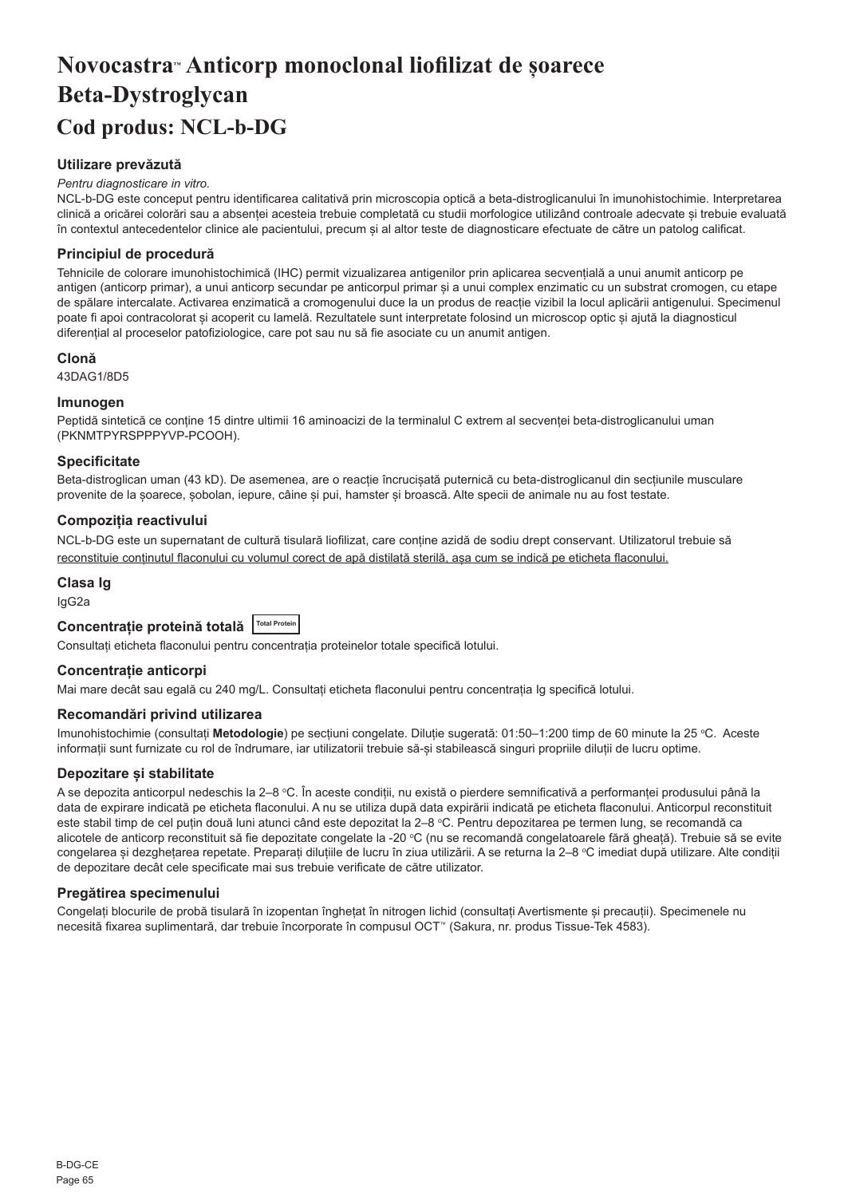# Novocastra™ Anticorp monoclonal liofilizat de șoarece Beta-Dystroglycan

## Cod produs: NCL-b-DG

### Utilizare prevăzută

*Pentru diagnosticare in vitro.*

NCL-b-DG este conceput pentru identificarea calitativă prin microscopia optică a beta-distroglicanului în imunohistochimie. Interpretarea clinică a oricărei colorări sau a absenței acesteia trebuie completată cu studii morfologice utilizând controale adecvate și trebuie evaluată în contextul antecedentelor clinice ale pacientului, precum și al altor teste de diagnosticare efectuate de către un patolog calificat.

### Principiul de procedură

Tehnicile de colorare imunohistochimică (IHC) permit vizualizarea antigenilor prin aplicarea secvențială a unui anumit anticorp pe antigen (anticorp primar), a unui anticorp secundar pe anticorpul primar și a unui complex enzimatic cu un substrat cromogen, cu etape de spălare intercalate. Activarea enzimatică a cromogenului duce la un produs de reacție vizibil la locul aplicării antigenului. Specimenul poate fi apoi contracolorat și acoperit cu lamelă. Rezultatele sunt interpretate folosind un microscop optic și ajută la diagnosticul diferențial al proceselor patofiziologice, care pot sau nu să fie asociate cu un anumit antigen.

### Clonă

43DAG1/8D5

### Imunogen

Peptidă sintetică ce conține 15 dintre ultimii 16 aminoacizi de la terminalul C extrem al secvenței beta-distroglicanului uman (PKNMTPYRSPPPYVP-PCOOH).

### Specificitate

Beta-distroglican uman (43 kD). De asemenea, are o reacție încrucișată puternică cu beta-distroglicanul din secțiunile musculare provenite de la șoarece, șobolan, iepure, câine și pui, hamster și broască. Alte specii de animale nu au fost testate.

### Compoziția reactivului

NCL-b-DG este un supernatant de cultură tisulară liofilizat, care conține azidă de sodiu drept conservant. Utilizatorul trebuie să reconstituie conținutul flaconului cu volumul corect de apă distilată sterilă, așa cum se indică pe eticheta flaconului.

### Clasa Ig

IgG2a

### Concentrație proteină totală Total Protein

Consultați eticheta flaconului pentru concentrația proteinelor totale specifică lotului.

### Concentrație anticorpi

Mai mare decât sau egală cu 240 mg/L. Consultați eticheta flaconului pentru concentrația Ig specifică lotului.

### Recomandări privind utilizarea

Imunohistochimie (consultați **Metodologie**) pe secțiuni congelate. Diluție sugerată: 01:50–1:200 timp de 60 minute la 25 °C. Aceste informații sunt furnizate cu rol de îndrumare, iar utilizatorii trebuie să-și stabilească singuri propriile diluții de lucru optime.

### Depozitare și stabilitate

A se depozita anticorpul nedeschis la 2–8 °C. În aceste condiții, nu există o pierdere semnificativă a performanței produsului până la data de expirare indicată pe eticheta flaconului. A nu se utiliza după data expirării indicată pe eticheta flaconului. Anticorpul reconstituit este stabil timp de cel puțin două luni atunci când este depozitat la 2–8 °C. Pentru depozitarea pe termen lung, se recomandă ca alicotele de anticorp reconstituit să fie depozitate congelate la -20 °C (nu se recomandă congelatoarele fără gheață). Trebuie să se evite congelarea și dezghețarea repetate. Preparați diluțiile de lucru în ziua utilizării. A se returna la 2–8 °C imediat după utilizare. Alte condiții de depozitare decât cele specificate mai sus trebuie verificate de către utilizator.

### Pregătirea specimenului

Congelați blocurile de probă tisulară în izopentan înghețat în nitrogen lichid (consultați Avertismente și precauții). Specimenele nu necesită fixarea suplimentară, dar trebuie încorporate în compusul OCT™ (Sakura, nr. produs Tissue-Tek 4583).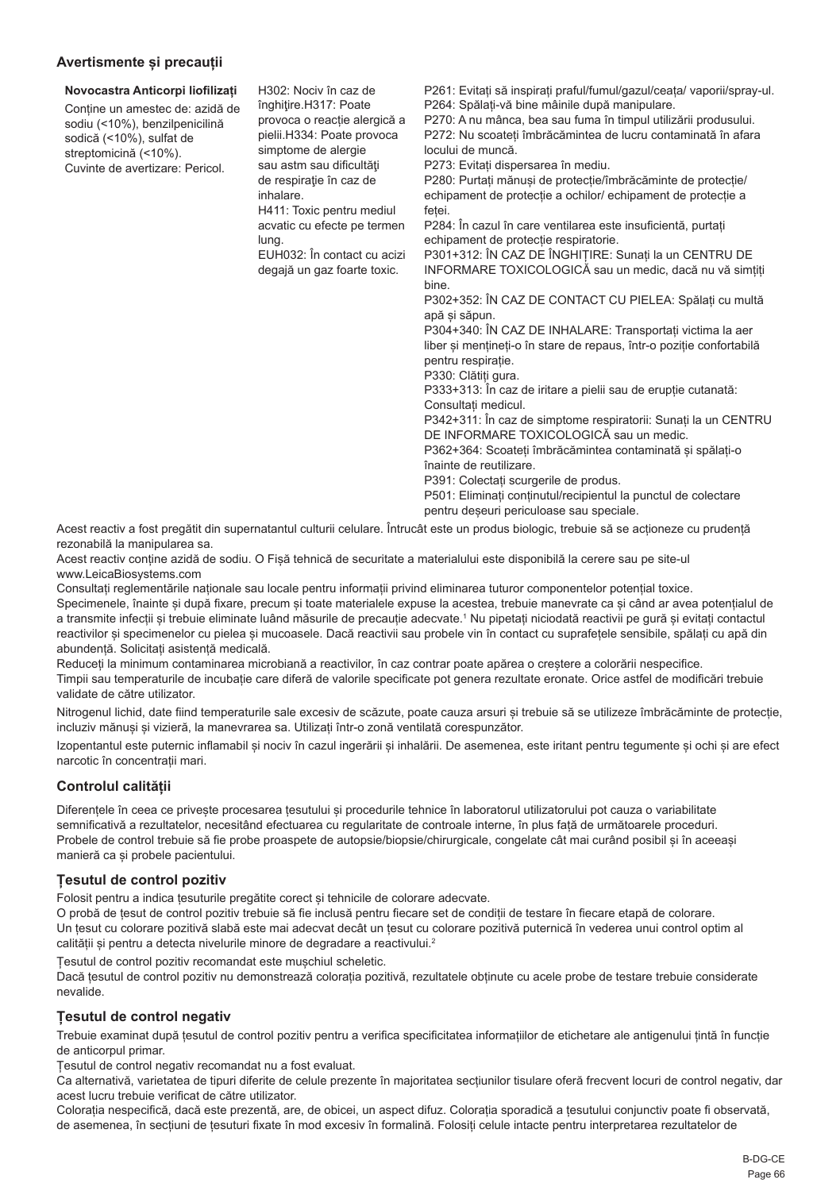## Avertismente și precauții

| Novocastra Anticorpi liofilizați<br>Conține un amestec de: azidă de sodiu (<10%), benzilpenicilină sodică (<10%), sulfat de streptomicină (<10%).<br>Cuvinte de avertizare: Pericol. | H302: Nociv în caz de înghițire.H317: Poate provoca o reacție alergică a pielii.H334: Poate provoca simptome de alergie sau astm sau dificultăţi de respiraţie în caz de inhalare.<br>H411: Toxic pentru mediul acvatic cu efecte pe termen lung.<br>EUH032: În contact cu acizi degajă un gaz foarte toxic. | P261: Evitați să inspirați praful/fumul/gazul/ceața/ vaporii/spray-ul.<br>P264: Spălați-vă bine mâinile după manipulare.<br>P270: A nu mânca, bea sau fuma în timpul utilizării produsului.<br>P272: Nu scoateți îmbrăcămintea de lucru contaminată în afara locului de muncă.<br>P273: Evitați dispersarea în mediu.<br>P280: Purtați mănuși de protecție/îmbrăcăminte de protecție/ echipament de protecție a ochilor/ echipament de protecție a feței.<br>P284: În cazul în care ventilarea este insuficientă, purtați echipament de protecție respiratorie.<br>P301+312: ÎN CAZ DE ÎNGHIȚIRE: Sunați la un CENTRU DE INFORMARE TOXICOLOGICĂ sau un medic, dacă nu vă simțiți bine.<br>P302+352: ÎN CAZ DE CONTACT CU PIELEA: Spălați cu multă apă și săpun.<br>P304+340: ÎN CAZ DE INHALARE: Transportați victima la aer liber și mențineți-o în stare de repaus, într-o poziție confortabilă pentru respirație.<br>P330: Clătiți gura.<br>P333+313: În caz de iritare a pielii sau de erupție cutanată: Consultați medicul.<br>P342+311: În caz de simptome respiratorii: Sunați la un CENTRU DE INFORMARE TOXICOLOGICĂ sau un medic.<br>P362+364: Scoateți îmbrăcămintea contaminată și spălați-o înainte de reutilizare.<br>P391: Colectați scurgerile de produs.<br>P501: Eliminați conținutul/recipientul la punctul de colectare pentru deșeuri periculoase sau speciale. |
|---|---|---|

Acest reactiv a fost pregătit din supernatantul culturii celulare. Întrucât este un produs biologic, trebuie să se acționeze cu prudență rezonabilă la manipularea sa.

Acest reactiv conține azidă de sodiu. O Fișă tehnică de securitate a materialului este disponibilă la cerere sau pe site-ul www.LeicaBiosystems.com

Consultați reglementările naționale sau locale pentru informații privind eliminarea tuturor componentelor potențial toxice.

Specimenele, înainte și după fixare, precum și toate materialele expuse la acestea, trebuie manevrate ca și când ar avea potențialul de a transmite infecții și trebuie eliminate luând măsurile de precauție adecvate.[1] Nu pipetați niciodată reactivii pe gură și evitați contactul reactivilor și specimenelor cu pielea și mucoasele. Dacă reactivii sau probele vin în contact cu suprafețele sensibile, spălați cu apă din abundență. Solicitați asistență medicală.

Reduceți la minimum contaminarea microbiană a reactivilor, în caz contrar poate apărea o creștere a colorării nespecifice.

Timpii sau temperaturile de incubație care diferă de valorile specificate pot genera rezultate eronate. Orice astfel de modificări trebuie validate de către utilizator.

Nitrogenul lichid, date fiind temperaturile sale excesiv de scăzute, poate cauza arsuri și trebuie să se utilizeze îmbrăcăminte de protecție, incluziv mănuși și vizieră, la manevrarea sa. Utilizați într-o zonă ventilată corespunzător.

Izopentantul este puternic inflamabil și nociv în cazul ingerării și inhalării. De asemenea, este iritant pentru tegumente și ochi și are efect narcotic în concentrații mari.

## Controlul calității

Diferențele în ceea ce privește procesarea țesutului și procedurile tehnice în laboratorul utilizatorului pot cauza o variabilitate semnificativă a rezultatelor, necesitând efectuarea cu regularitate de controale interne, în plus față de următoarele proceduri.

Probele de control trebuie să fie probe proaspete de autopsie/biopsie/chirurgicale, congelate cât mai curând posibil și în aceeași manieră ca și probele pacientului.

### Țesutul de control pozitiv

Folosit pentru a indica țesuturile pregătite corect și tehnicile de colorare adecvate.

O probă de țesut de control pozitiv trebuie să fie inclusă pentru fiecare set de condiții de testare în fiecare etapă de colorare.

Un țesut cu colorare pozitivă slabă este mai adecvat decât un țesut cu colorare pozitivă puternică în vederea unui control optim al calității și pentru a detecta nivelurile minore de degradare a reactivului.[2]

Țesutul de control pozitiv recomandat este mușchiul scheletic.

Dacă țesutul de control pozitiv nu demonstrează colorația pozitivă, rezultatele obținute cu acele probe de testare trebuie considerate nevalide.

### Țesutul de control negativ

Trebuie examinat după țesutul de control pozitiv pentru a verifica specificitatea informațiilor de etichetare ale antigenului țintă în funcție de anticorpul primar.

Țesutul de control negativ recomandat nu a fost evaluat.

Ca alternativă, varietatea de tipuri diferite de celule prezente în majoritatea secțiunilor tisulare oferă frecvent locuri de control negativ, dar acest lucru trebuie verificat de către utilizator.

Colorația nespecifică, dacă este prezentă, are, de obicei, un aspect difuz. Colorația sporadică a țesutului conjunctiv poate fi observată, de asemenea, în secțiuni de țesuturi fixate în mod excesiv în formalină. Folosiți celule intacte pentru interpretarea rezultatelor de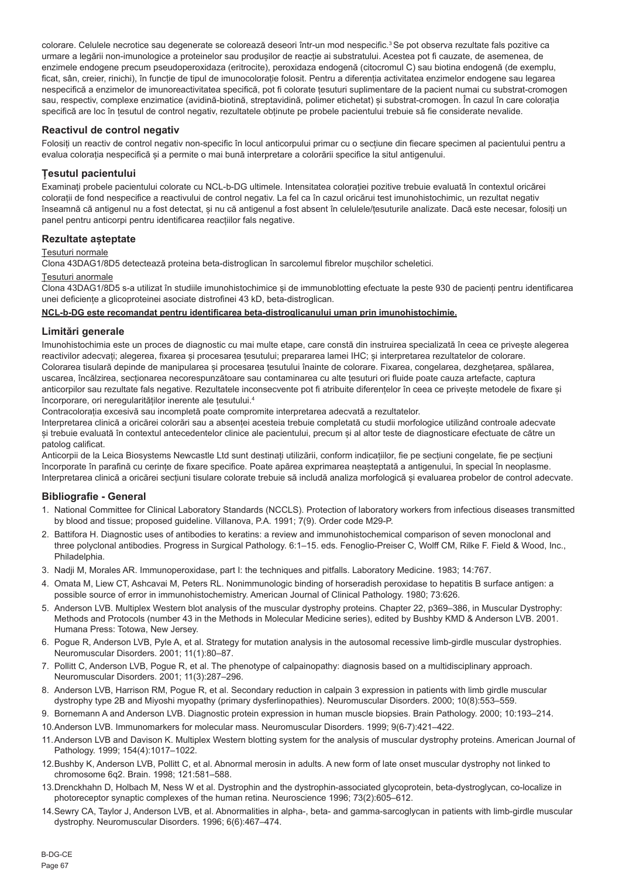colorare. Celulele necrotice sau degenerate se colorează deseori într-un mod nespecific.[3] Se pot observa rezultate fals pozitive ca urmare a legării non-imunologice a proteinelor sau produșilor de reacție ai substratului. Acestea pot fi cauzate, de asemenea, de enzimele endogene precum pseudoperoxidaza (eritrocite), peroxidaza endogenă (citocromul C) sau biotina endogenă (de exemplu, ficat, sân, creier, rinichi), în funcție de tipul de imunocolorație folosit. Pentru a diferenția activitatea enzimelor endogene sau legarea nespecifică a enzimelor de imunoreactivitatea specifică, pot fi colorate țesuturi suplimentare de la pacient numai cu substrat-cromogen sau, respectiv, complexe enzimatice (avidină-biotină, streptavidină, polimer etichetat) și substrat-cromogen. În cazul în care colorația specifică are loc în țesutul de control negativ, rezultatele obținute pe probele pacientului trebuie să fie considerate nevalide.

## Reactivul de control negativ

Folosiți un reactiv de control negativ non-specific în locul anticorpului primar cu o secțiune din fiecare specimen al pacientului pentru a evalua colorația nespecifică și a permite o mai bună interpretare a colorării specifice la situl antigenului.

## Țesutul pacientului

Examinați probele pacientului colorate cu NCL-b-DG ultimele. Intensitatea colorației pozitive trebuie evaluată în contextul oricărei colorații de fond nespecifice a reactivului de control negativ. La fel ca în cazul oricărui test imunohistochimic, un rezultat negativ înseamnă că antigenul nu a fost detectat, și nu că antigenul a fost absent în celulele/țesuturile analizate. Dacă este necesar, folosiți un panel pentru anticorpi pentru identificarea reacțiilor fals negative.

## Rezultate așteptate

Țesuturi normale

Clona 43DAG1/8D5 detectează proteina beta-distroglican în sarcolemul fibrelor mușchilor scheletici.

Țesuturi anormale

Clona 43DAG1/8D5 s-a utilizat în studiile imunohistochimice și de immunoblotting efectuate la peste 930 de pacienți pentru identificarea unei deficiențe a glicoproteinei asociate distrofinei 43 kD, beta-distroglican.

**NCL-b-DG este recomandat pentru identificarea beta-distroglicanului uman prin imunohistochimie.**

## Limitări generale

Imunohistochimia este un proces de diagnostic cu mai multe etape, care constă din instruirea specializată în ceea ce privește alegerea reactivilor adecvați; alegerea, fixarea și procesarea țesutului; prepararea lamei IHC; și interpretarea rezultatelor de colorare.
Colorarea tisulară depinde de manipularea și procesarea țesutului înainte de colorare. Fixarea, congelarea, dezghețarea, spălarea, uscarea, încălzirea, secționarea necorespunzătoare sau contaminarea cu alte țesuturi ori fluide poate cauza artefacte, captura anticorpilor sau rezultate fals negative. Rezultatele inconsecvente pot fi atribuite diferențelor în ceea ce privește metodele de fixare și încorporare, ori neregularităților inerente ale țesutului.[4]
Contracolorația excesivă sau incompletă poate compromite interpretarea adecvată a rezultatelor.
Interpretarea clinică a oricărei colorări sau a absenței acesteia trebuie completată cu studii morfologice utilizând controale adecvate și trebuie evaluată în contextul antecedentelor clinice ale pacientului, precum și al altor teste de diagnosticare efectuate de către un patolog calificat.
Anticorpii de la Leica Biosystems Newcastle Ltd sunt destinați utilizării, conform indicațiilor, fie pe secțiuni congelate, fie pe secțiuni încorporate în parafină cu cerințe de fixare specifice. Poate apărea exprimarea neașteptată a antigenului, în special în neoplasme. Interpretarea clinică a oricărei secțiuni tisulare colorate trebuie să includă analiza morfologică și evaluarea probelor de control adecvate.

## Bibliografie - General

1. National Committee for Clinical Laboratory Standards (NCCLS). Protection of laboratory workers from infectious diseases transmitted by blood and tissue; proposed guideline. Villanova, P.A. 1991; 7(9). Order code M29-P.
2. Battifora H. Diagnostic uses of antibodies to keratins: a review and immunohistochemical comparison of seven monoclonal and three polyclonal antibodies. Progress in Surgical Pathology. 6:1–15. eds. Fenoglio-Preiser C, Wolff CM, Rilke F. Field & Wood, Inc., Philadelphia.
3. Nadji M, Morales AR. Immunoperoxidase, part I: the techniques and pitfalls. Laboratory Medicine. 1983; 14:767.
4. Omata M, Liew CT, Ashcavai M, Peters RL. Nonimmunologic binding of horseradish peroxidase to hepatitis B surface antigen: a possible source of error in immunohistochemistry. American Journal of Clinical Pathology. 1980; 73:626.
5. Anderson LVB. Multiplex Western blot analysis of the muscular dystrophy proteins. Chapter 22, p369–386, in Muscular Dystrophy: Methods and Protocols (number 43 in the Methods in Molecular Medicine series), edited by Bushby KMD & Anderson LVB. 2001. Humana Press: Totowa, New Jersey.
6. Pogue R, Anderson LVB, Pyle A, et al. Strategy for mutation analysis in the autosomal recessive limb-girdle muscular dystrophies. Neuromuscular Disorders. 2001; 11(1):80–87.
7. Pollitt C, Anderson LVB, Pogue R, et al. The phenotype of calpainopathy: diagnosis based on a multidisciplinary approach. Neuromuscular Disorders. 2001; 11(3):287–296.
8. Anderson LVB, Harrison RM, Pogue R, et al. Secondary reduction in calpain 3 expression in patients with limb girdle muscular dystrophy type 2B and Miyoshi myopathy (primary dysferlinopathies). Neuromuscular Disorders. 2000; 10(8):553–559.
9. Bornemann A and Anderson LVB. Diagnostic protein expression in human muscle biopsies. Brain Pathology. 2000; 10:193–214.
10. Anderson LVB. Immunomarkers for molecular mass. Neuromuscular Disorders. 1999; 9(6-7):421–422.
11. Anderson LVB and Davison K. Multiplex Western blotting system for the analysis of muscular dystrophy proteins. American Journal of Pathology. 1999; 154(4):1017–1022.
12. Bushby K, Anderson LVB, Pollitt C, et al. Abnormal merosin in adults. A new form of late onset muscular dystrophy not linked to chromosome 6q2. Brain. 1998; 121:581–588.
13. Drenckhahn D, Holbach M, Ness W et al. Dystrophin and the dystrophin-associated glycoprotein, beta-dystroglycan, co-localize in photoreceptor synaptic complexes of the human retina. Neuroscience 1996; 73(2):605–612.
14. Sewry CA, Taylor J, Anderson LVB, et al. Abnormalities in alpha-, beta- and gamma-sarcoglycan in patients with limb-girdle muscular dystrophy. Neuromuscular Disorders. 1996; 6(6):467–474.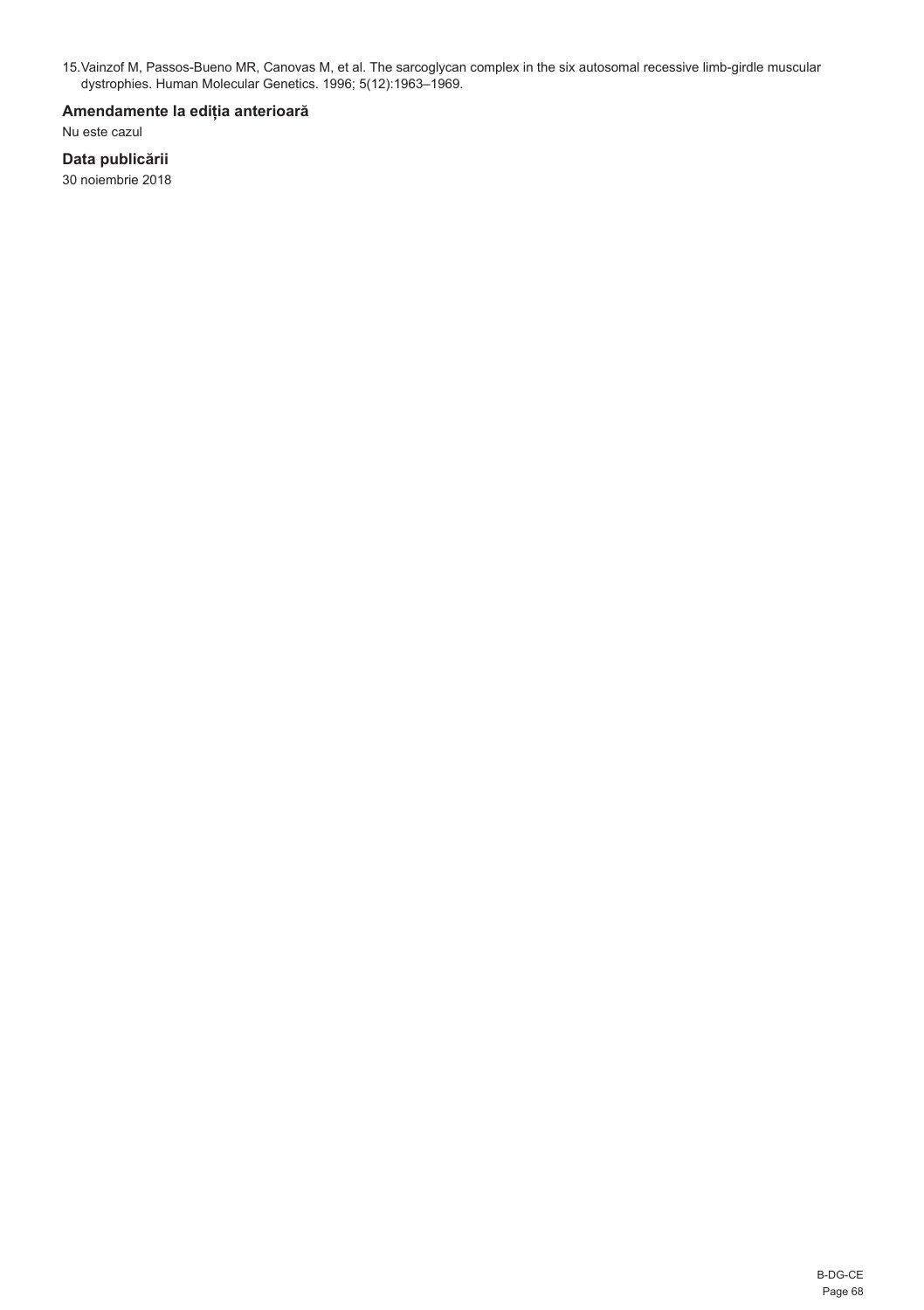15. Vainzof M, Passos-Bueno MR, Canovas M, et al. The sarcoglycan complex in the six autosomal recessive limb-girdle muscular dystrophies. Human Molecular Genetics. 1996; 5(12):1963–1969.

### Amendamente la ediția anterioară

Nu este cazul

### Data publicării

30 noiembrie 2018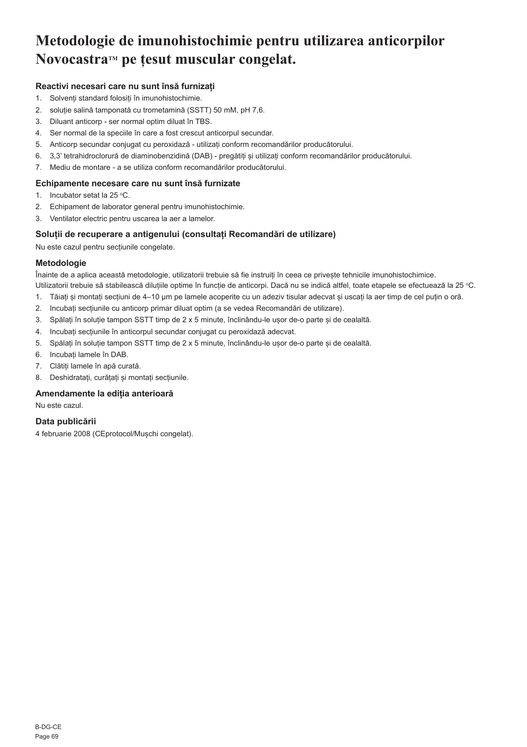# Metodologie de imunohistochimie pentru utilizarea anticorpilor Novocastra™ pe țesut muscular congelat.

### Reactivi necesari care nu sunt însă furnizați

1. Solvenți standard folosiți în imunohistochimie.
2. soluție salină tamponată cu trometamină (SSTT) 50 mM, pH 7,6.
3. Diluant anticorp - ser normal optim diluat în TBS.
4. Ser normal de la speciile în care a fost crescut anticorpul secundar.
5. Anticorp secundar conjugat cu peroxidază - utilizați conform recomandărilor producătorului.
6. 3,3' tetrahidroclorură de diaminobenzidină (DAB) - pregătiți și utilizați conform recomandărilor producătorului.
7. Mediu de montare - a se utiliza conform recomandărilor producătorului.

### Echipamente necesare care nu sunt însă furnizate

1. Incubator setat la 25 °C.
2. Echipament de laborator general pentru imunohistochimie.
3. Ventilator electric pentru uscarea la aer a lamelor.

### Soluții de recuperare a antigenului (consultați Recomandări de utilizare)

Nu este cazul pentru secțiunile congelate.

### Metodologie

Înainte de a aplica această metodologie, utilizatorii trebuie să fie instruiți în ceea ce privește tehnicile imunohistochimice.
Utilizatorii trebuie să stabilească diluțiile optime în funcție de anticorpi. Dacă nu se indică altfel, toate etapele se efectuează la 25 °C.

1. Tăiați și montați secțiuni de 4–10 µm pe lamele acoperite cu un adeziv tisular adecvat și uscați la aer timp de cel puțin o oră.
2. Incubați secțiunile cu anticorp primar diluat optim (a se vedea Recomandări de utilizare).
3. Spălați în soluție tampon SSTT timp de 2 x 5 minute, înclinându-le ușor de-o parte și de cealaltă.
4. Incubați secțiunile în anticorpul secundar conjugat cu peroxidază adecvat.
5. Spălați în soluție tampon SSTT timp de 2 x 5 minute, înclinându-le ușor de-o parte și de cealaltă.
6. Incubați lamele în DAB.
7. Clătiți lamele în apă curată.
8. Deshidratați, curățați și montați secțiunile.

### Amendamente la ediția anterioară

Nu este cazul.

### Data publicării

4 februarie 2008 (CEprotocol/Mușchi congelat).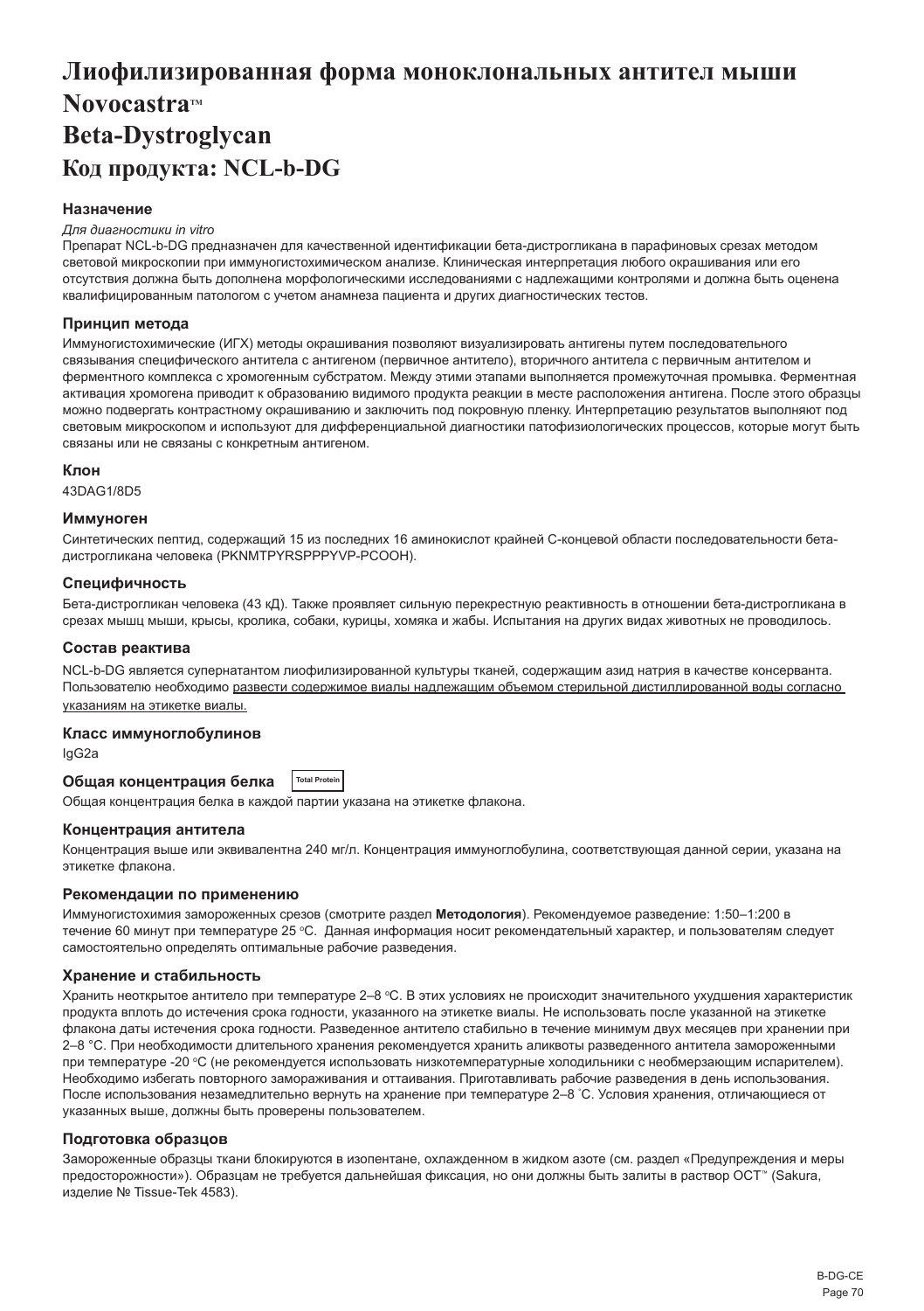# Лиофилизированная форма моноклональных антител мыши Novocastra™ Beta-Dystroglycan
# Код продукта: NCL-b-DG

### Назначение

*Для диагностики in vitro*

Препарат NCL-b-DG предназначен для качественной идентификации бета-дистрогликана в парафиновых срезах методом световой микроскопии при иммуногистохимическом анализе. Клиническая интерпретация любого окрашивания или его отсутствия должна быть дополнена морфологическими исследованиями с надлежащими контролями и должна быть оценена квалифицированным патологом с учетом анамнеза пациента и других диагностических тестов.

### Принцип метода

Иммуногистохимические (ИГХ) методы окрашивания позволяют визуализировать антигены путем последовательного связывания специфического антитела с антигеном (первичное антитело), вторичного антитела с первичным антителом и ферментного комплекса с хромогенным субстратом. Между этими этапами выполняется промежуточная промывка. Ферментная активация хромогена приводит к образованию видимого продукта реакции в месте расположения антигена. После этого образцы можно подвергать контрастному окрашиванию и заключить под покровную пленку. Интерпретацию результатов выполняют под световым микроскопом и используют для дифференциальной диагностики патофизиологических процессов, которые могут быть связаны или не связаны с конкретным антигеном.

### Клон

43DAG1/8D5

### Иммуноген

Синтетических пептид, содержащий 15 из последних 16 аминокислот крайней С-концевой области последовательности бета-дистрогликана человека (PKNMTPYRSPPPYVP-PCOOH).

### Специфичность

Бета-дистрогликан человека (43 кД). Также проявляет сильную перекрестную реактивность в отношении бета-дистрогликана в срезах мышц мыши, крысы, кролика, собаки, курицы, хомяка и жабы. Испытания на других видах животных не проводилось.

### Состав реактива

NCL-b-DG является супернатантом лиофилизированной культуры тканей, содержащим азид натрия в качестве консерванта. Пользователю необходимо <u>развести содержимое виалы надлежащим объемом стерильной дистиллированной воды согласно указаниям на этикетке виалы.</u>

### Класс иммуноглобулинов

IgG2a

### Общая концентрация белка

Общая концентрация белка в каждой партии указана на этикетке флакона.

### Концентрация антитела

Концентрация выше или эквивалентна 240 мг/л. Концентрация иммуноглобулина, соответствующая данной серии, указана на этикетке флакона.

### Рекомендации по применению

Иммуногистохимия замороженных срезов (смотрите раздел **Методология**). Рекомендуемое разведение: 1:50–1:200 в течение 60 минут при температуре 25 °C. Данная информация носит рекомендательный характер, и пользователям следует самостоятельно определять оптимальные рабочие разведения.

### Хранение и стабильность

Хранить неоткрытое антитело при температуре 2–8 °C. В этих условиях не происходит значительного ухудшения характеристик продукта вплоть до истечения срока годности, указанного на этикетке виалы. Не использовать после указанной на этикетке флакона даты истечения срока годности. Разведенное антитело стабильно в течение минимум двух месяцев при хранении при 2–8 °C. При необходимости длительного хранения рекомендуется хранить аликвоты разведенного антитела замороженными при температуре -20 °C (не рекомендуется использовать низкотемпературные холодильники с необмерзающим испарителем). Необходимо избегать повторного замораживания и оттаивания. Приготавливать рабочие разведения в день использования. После использования незамедлительно вернуть на хранение при температуре 2–8 °C. Условия хранения, отличающиеся от указанных выше, должны быть проверены пользователем.

### Подготовка образцов

Замороженные образцы ткани блокируются в изопентане, охлажденном в жидком азоте (см. раздел «Предупреждения и меры предосторожности»). Образцам не требуется дальнейшая фиксация, но они должны быть залиты в раствор OCT™ (Sakura, изделие № Tissue-Tek 4583).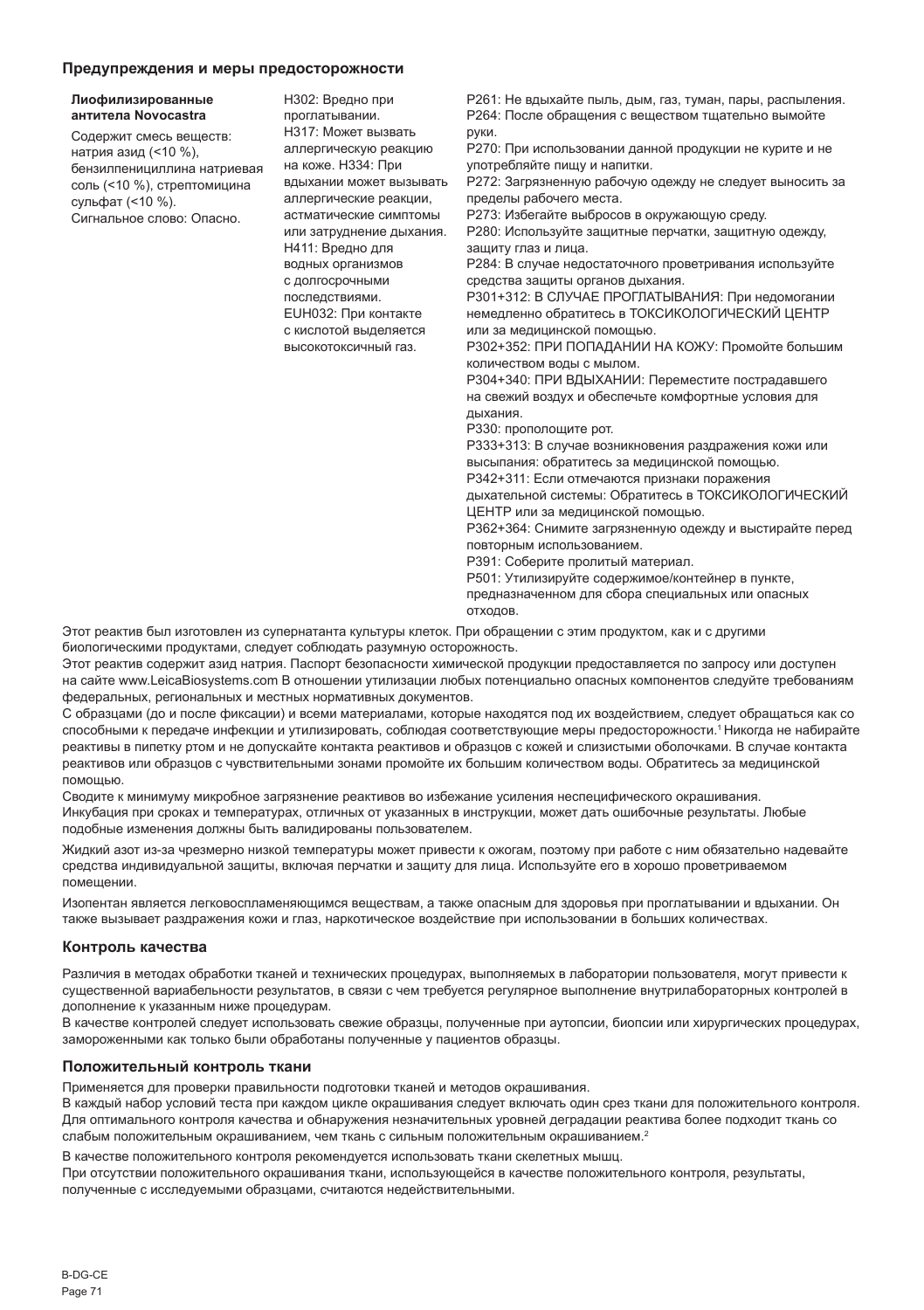## Предупреждения и меры предосторожности

| **Лиофилизированные антитела Novocastra**<br><br>Содержит смесь веществ: натрия азид (<10 %), бензилпенициллина натриевая соль (<10 %), стрептомицина сульфат (<10 %).<br>Сигнальное слово: Опасно. | H302: Вредно при проглатывании.<br>H317: Может вызвать аллергическую реакцию на коже. H334: При вдыхании может вызывать аллергические реакции, астматические симптомы или затруднение дыхания.<br>H411: Вредно для водных организмов с долгосрочными последствиями.<br>EUH032: При контакте с кислотой выделяется высокотоксичный газ. | P261: Не вдыхайте пыль, дым, газ, туман, пары, распыления.<br>P264: После обращения с веществом тщательно вымойте руки.<br>P270: При использовании данной продукции не курите и не употребляйте пищу и напитки.<br>P272: Загрязненную рабочую одежду не следует выносить за пределы рабочего места.<br>P273: Избегайте выбросов в окружающую среду.<br>P280: Используйте защитные перчатки, защитную одежду, защиту глаз и лица.<br>P284: В случае недостаточного проветривания используйте средства защиты органов дыхания.<br>P301+312: В СЛУЧАЕ ПРОГЛАТЫВАНИЯ: При недомогании немедленно обратитесь в ТОКСИКОЛОГИЧЕСКИЙ ЦЕНТР или за медицинской помощью.<br>P302+352: ПРИ ПОПАДАНИИ НА КОЖУ: Промойте большим количеством воды с мылом.<br>P304+340: ПРИ ВДЫХАНИИ: Переместите пострадавшего на свежий воздух и обеспечьте комфортные условия для дыхания.<br>P330: прополощите рот.<br>P333+313: В случае возникновения раздражения кожи или высыпания: обратитесь за медицинской помощью.<br>P342+311: Если отмечаются признаки поражения дыхательной системы: Обратитесь в ТОКСИКОЛОГИЧЕСКИЙ ЦЕНТР или за медицинской помощью.<br>P362+364: Снимите загрязненную одежду и выстирайте перед повторным использованием.<br>P391: Соберите пролитый материал.<br>P501: Утилизируйте содержимое/контейнер в пункте, предназначенном для сбора специальных или опасных отходов. |
|---|---|---|

Этот реактив был изготовлен из супернатанта культуры клеток. При обращении с этим продуктом, как и с другими биологическими продуктами, следует соблюдать разумную осторожность.

Этот реактив содержит азид натрия. Паспорт безопасности химической продукции предоставляется по запросу или доступен на сайте www.LeicaBiosystems.com В отношении утилизации любых потенциально опасных компонентов следуйте требованиям федеральных, региональных и местных нормативных документов.

С образцами (до и после фиксации) и всеми материалами, которые находятся под их воздействием, следует обращаться как со способными к передаче инфекции и утилизировать, соблюдая соответствующие меры предосторожности.[1] Никогда не набирайте реактивы в пипетку ртом и не допускайте контакта реактивов и образцов с кожей и слизистыми оболочками. В случае контакта реактивов или образцов с чувствительными зонами промойте их большим количеством воды. Обратитесь за медицинской помощью.

Сводите к минимуму микробное загрязнение реактивов во избежание усиления неспецифического окрашивания.

Инкубация при сроках и температурах, отличных от указанных в инструкции, может дать ошибочные результаты. Любые подобные изменения должны быть валидированы пользователем.

Жидкий азот из-за чрезмерно низкой температуры может привести к ожогам, поэтому при работе с ним обязательно надевайте средства индивидуальной защиты, включая перчатки и защиту для лица. Используйте его в хорошо проветриваемом помещении.

Изопентан является легковоспламеняющимся веществам, а также опасным для здоровья при проглатывании и вдыхании. Он также вызывает раздражения кожи и глаз, наркотическое воздействие при использовании в больших количествах.

## Контроль качества

Различия в методах обработки тканей и технических процедурах, выполняемых в лаборатории пользователя, могут привести к существенной вариабельности результатов, в связи с чем требуется регулярное выполнение внутрилабораторных контролей в дополнение к указанным ниже процедурам.

В качестве контролей следует использовать свежие образцы, полученные при аутопсии, биопсии или хирургических процедурах, замороженными как только были обработаны полученные у пациентов образцы.

## Положительный контроль ткани

Применяется для проверки правильности подготовки тканей и методов окрашивания.

В каждый набор условий теста при каждом цикле окрашивания следует включать один срез ткани для положительного контроля. Для оптимального контроля качества и обнаружения незначительных уровней деградации реактива более подходит ткань со слабым положительным окрашиванием, чем ткань с сильным положительным окрашиванием.[2]

В качестве положительного контроля рекомендуется использовать ткани скелетных мышц.

При отсутствии положительного окрашивания ткани, использующейся в качестве положительного контроля, результаты, полученные с исследуемыми образцами, считаются недействительными.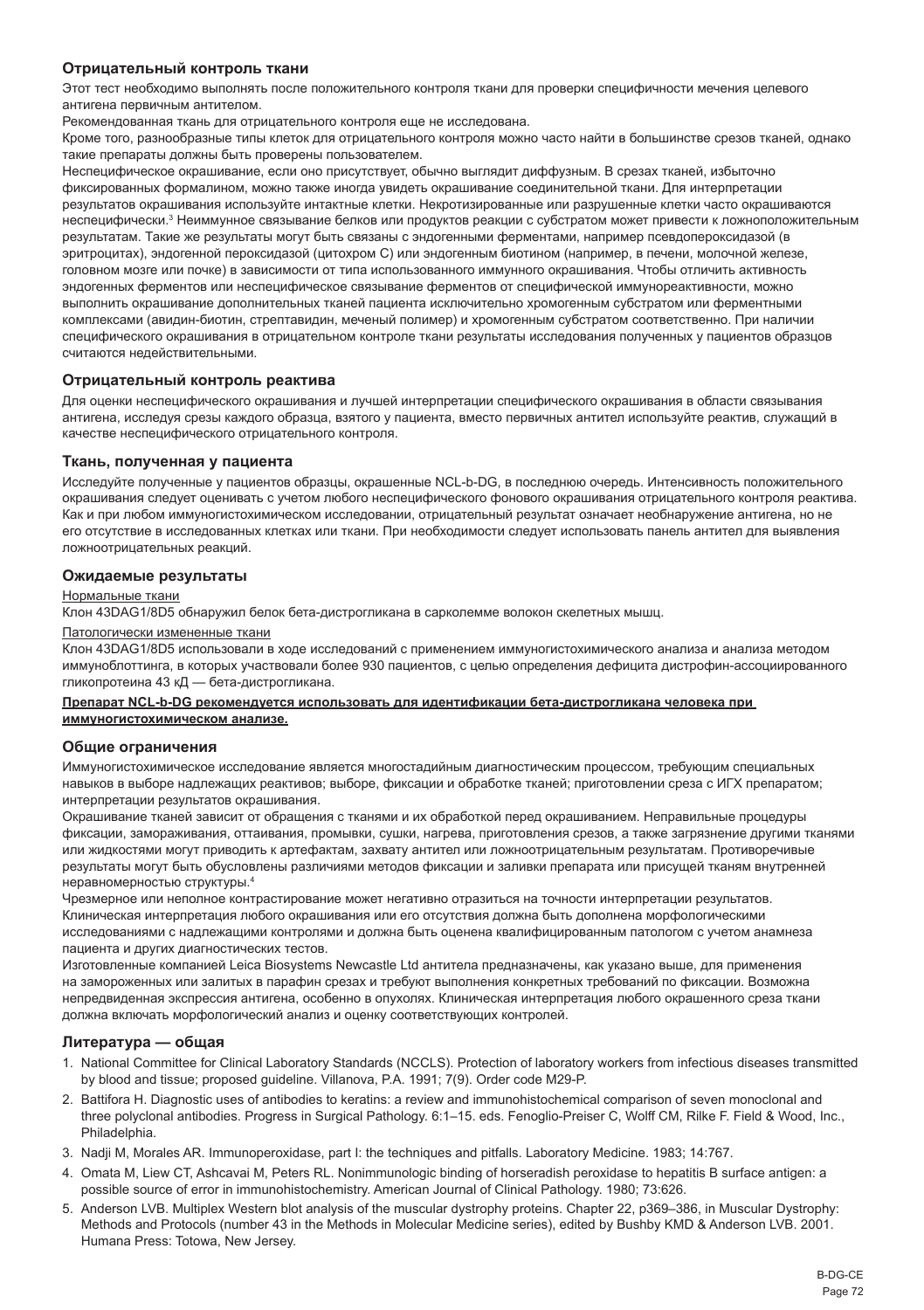### Отрицательный контроль ткани

Этот тест необходимо выполнять после положительного контроля ткани для проверки специфичности мечения целевого антигена первичным антителом.

Рекомендованная ткань для отрицательного контроля еще не исследована.

Кроме того, разнообразные типы клеток для отрицательного контроля можно часто найти в большинстве срезов тканей, однако такие препараты должны быть проверены пользователем.

Неспецифическое окрашивание, если оно присутствует, обычно выглядит диффузным. В срезах тканей, избыточно фиксированных формалином, можно также иногда увидеть окрашивание соединительной ткани. Для интерпретации результатов окрашивания используйте интактные клетки. Некротизированные или разрушенные клетки часто окрашиваются неспецифически.[3] Неиммунное связывание белков или продуктов реакции с субстратом может привести к ложноположительным результатам. Такие же результаты могут быть связаны с эндогенными ферментами, например псевдопероксидазой (в эритроцитах), эндогенной пероксидазой (цитохром C) или эндогенным биотином (например, в печени, молочной железе, головном мозге или почке) в зависимости от типа использованного иммунного окрашивания. Чтобы отличить активность эндогенных ферментов или неспецифическое связывание ферментов от специфической иммунореактивности, можно выполнить окрашивание дополнительных тканей пациента исключительно хромогенным субстратом или ферментными комплексами (авидин-биотин, стрептавидин, меченый полимер) и хромогенным субстратом соответственно. При наличии специфического окрашивания в отрицательном контроле ткани результаты исследования полученных у пациентов образцов считаются недействительными.

### Отрицательный контроль реактива

Для оценки неспецифического окрашивания и лучшей интерпретации специфического окрашивания в области связывания антигена, исследуя срезы каждого образца, взятого у пациента, вместо первичных антител используйте реактив, служащий в качестве неспецифического отрицательного контроля.

### Ткань, полученная у пациента

Исследуйте полученные у пациентов образцы, окрашенные NCL-b-DG, в последнюю очередь. Интенсивность положительного окрашивания следует оценивать с учетом любого неспецифического фонового окрашивания отрицательного контроля реактива. Как и при любом иммуногистохимическом исследовании, отрицательный результат означает необнаружение антигена, но не его отсутствие в исследованных клетках или ткани. При необходимости следует использовать панель антител для выявления ложноотрицательных реакций.

### Ожидаемые результаты

Нормальные ткани

Клон 43DAG1/8D5 обнаружил белок бета-дистрогликана в сарколемме волокон скелетных мышц.

Патологически измененные ткани

Клон 43DAG1/8D5 использовали в ходе исследований с применением иммуногистохимического анализа и анализа методом иммуноблоттинга, в которых участвовали более 930 пациентов, с целью определения дефицита дистрофин-ассоциированного гликопротеина 43 кД — бета-дистрогликана.

**Препарат NCL-b-DG рекомендуется использовать для идентификации бета-дистрогликана человека при иммуногистохимическом анализе.**

### Общие ограничения

Иммуногистохимическое исследование является многостадийным диагностическим процессом, требующим специальных навыков в выборе надлежащих реактивов; выборе, фиксации и обработке тканей; приготовлении среза с ИГХ препаратом; интерпретации результатов окрашивания.

Окрашивание тканей зависит от обращения с тканями и их обработкой перед окрашиванием. Неправильные процедуры фиксации, замораживания, оттаивания, промывки, сушки, нагрева, приготовления срезов, а также загрязнение другими тканями или жидкостями могут приводить к артефактам, захвату антител или ложноотрицательным результатам. Противоречивые результаты могут быть обусловлены различиями методов фиксации и заливки препарата или присущей тканям внутренней неравномерностью структуры.[4]

Чрезмерное или неполное контрастирование может негативно отразиться на точности интерпретации результатов. Клиническая интерпретация любого окрашивания или его отсутствия должна быть дополнена морфологическими исследованиями с надлежащими контролями и должна быть оценена квалифицированным патологом с учетом анамнеза пациента и других диагностических тестов.

Изготовленные компанией Leica Biosystems Newcastle Ltd антитела предназначены, как указано выше, для применения на замороженных или залитых в парафин срезах и требуют выполнения конкретных требований по фиксации. Возможна непредвиденная экспрессия антигена, особенно в опухолях. Клиническая интерпретация любого окрашенного среза ткани должна включать морфологический анализ и оценку соответствующих контролей.

### Литература — общая

1. National Committee for Clinical Laboratory Standards (NCCLS). Protection of laboratory workers from infectious diseases transmitted by blood and tissue; proposed guideline. Villanova, P.A. 1991; 7(9). Order code M29-P.
2. Battifora H. Diagnostic uses of antibodies to keratins: a review and immunohistochemical comparison of seven monoclonal and three polyclonal antibodies. Progress in Surgical Pathology. 6:1–15. eds. Fenoglio-Preiser C, Wolff CM, Rilke F. Field & Wood, Inc., Philadelphia.
3. Nadji M, Morales AR. Immunoperoxidase, part I: the techniques and pitfalls. Laboratory Medicine. 1983; 14:767.
4. Omata M, Liew CT, Ashcavai M, Peters RL. Nonimmunologic binding of horseradish peroxidase to hepatitis B surface antigen: a possible source of error in immunohistochemistry. American Journal of Clinical Pathology. 1980; 73:626.
5. Anderson LVB. Multiplex Western blot analysis of the muscular dystrophy proteins. Chapter 22, p369–386, in Muscular Dystrophy: Methods and Protocols (number 43 in the Methods in Molecular Medicine series), edited by Bushby KMD & Anderson LVB. 2001. Humana Press: Totowa, New Jersey.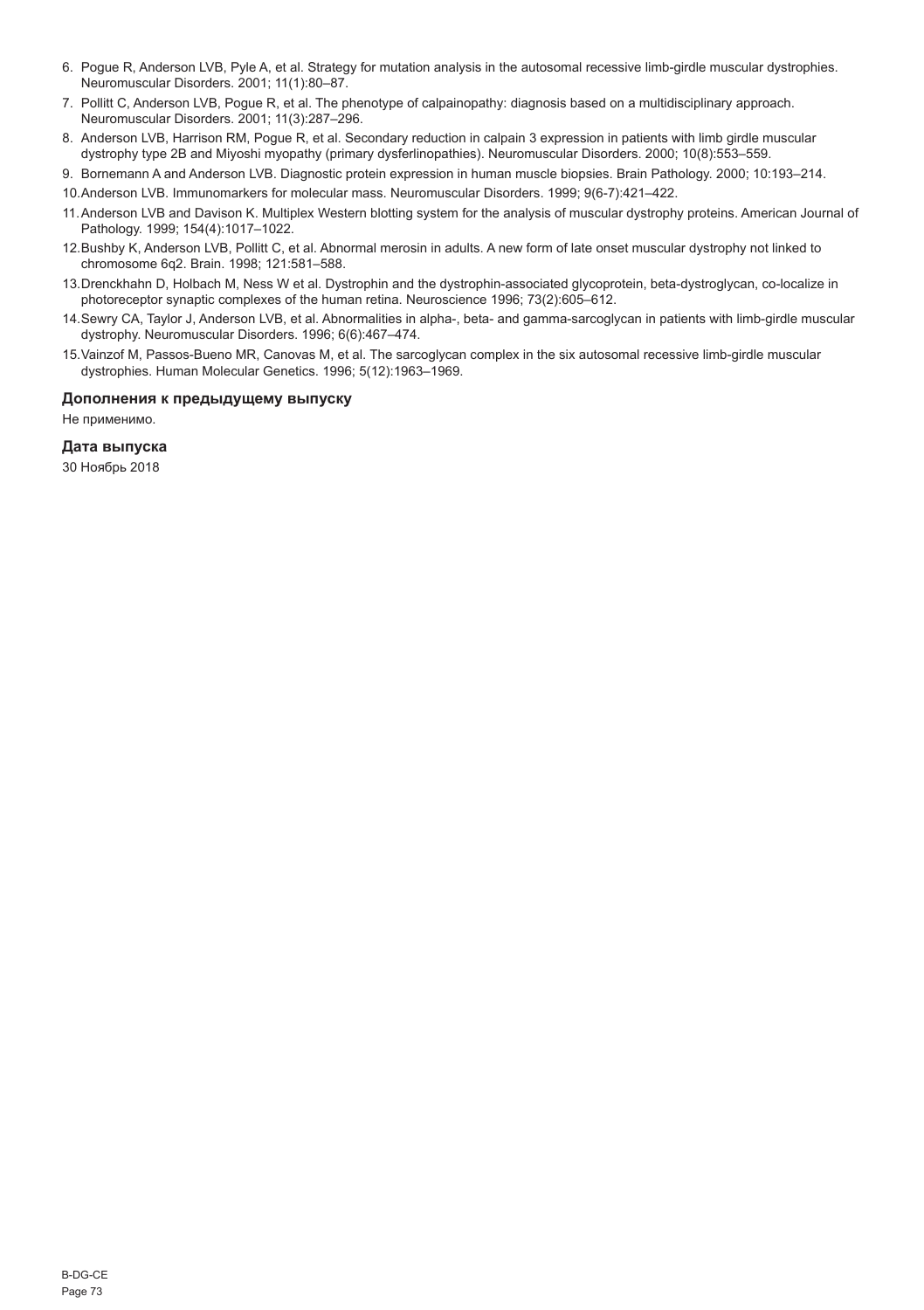6. Pogue R, Anderson LVB, Pyle A, et al. Strategy for mutation analysis in the autosomal recessive limb-girdle muscular dystrophies. Neuromuscular Disorders. 2001; 11(1):80–87.
7. Pollitt C, Anderson LVB, Pogue R, et al. The phenotype of calpainopathy: diagnosis based on a multidisciplinary approach. Neuromuscular Disorders. 2001; 11(3):287–296.
8. Anderson LVB, Harrison RM, Pogue R, et al. Secondary reduction in calpain 3 expression in patients with limb girdle muscular dystrophy type 2B and Miyoshi myopathy (primary dysferlinopathies). Neuromuscular Disorders. 2000; 10(8):553–559.
9. Bornemann A and Anderson LVB. Diagnostic protein expression in human muscle biopsies. Brain Pathology. 2000; 10:193–214.
10. Anderson LVB. Immunomarkers for molecular mass. Neuromuscular Disorders. 1999; 9(6-7):421–422.
11. Anderson LVB and Davison K. Multiplex Western blotting system for the analysis of muscular dystrophy proteins. American Journal of Pathology. 1999; 154(4):1017–1022.
12. Bushby K, Anderson LVB, Pollitt C, et al. Abnormal merosin in adults. A new form of late onset muscular dystrophy not linked to chromosome 6q2. Brain. 1998; 121:581–588.
13. Drenckhahn D, Holbach M, Ness W et al. Dystrophin and the dystrophin-associated glycoprotein, beta-dystroglycan, co-localize in photoreceptor synaptic complexes of the human retina. Neuroscience 1996; 73(2):605–612.
14. Sewry CA, Taylor J, Anderson LVB, et al. Abnormalities in alpha-, beta- and gamma-sarcoglycan in patients with limb-girdle muscular dystrophy. Neuromuscular Disorders. 1996; 6(6):467–474.
15. Vainzof M, Passos-Bueno MR, Canovas M, et al. The sarcoglycan complex in the six autosomal recessive limb-girdle muscular dystrophies. Human Molecular Genetics. 1996; 5(12):1963–1969.

### Дополнения к предыдущему выпуску

Не применимо.

### Дата выпуска

30 Ноябрь 2018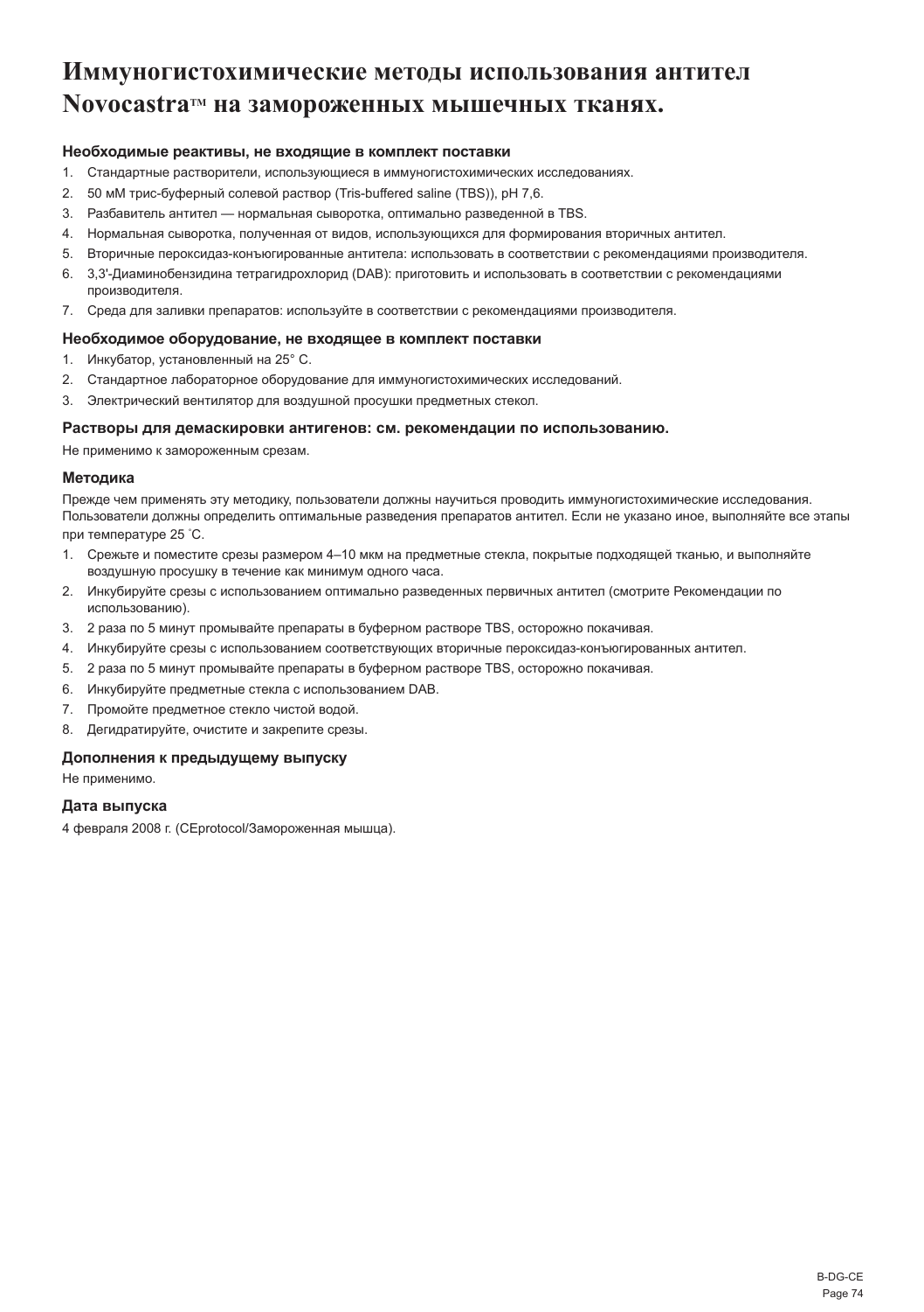# Иммуногистохимические методы использования антител Novocastra™ на замороженных мышечных тканях.

### Необходимые реактивы, не входящие в комплект поставки

1. Стандартные растворители, использующиеся в иммуногистохимических исследованиях.
2. 50 мМ трис-буферный солевой раствор (Tris-buffered saline (TBS)), pH 7,6.
3. Разбавитель антител — нормальная сыворотка, оптимально разведенной в TBS.
4. Нормальная сыворотка, полученная от видов, использующихся для формирования вторичных антител.
5. Вторичные пероксидаз-конъюгированные антитела: использовать в соответствии с рекомендациями производителя.
6. 3,3'-Диаминобензидина тетрагидрохлорид (DAB): приготовить и использовать в соответствии с рекомендациями производителя.
7. Среда для заливки препаратов: используйте в соответствии с рекомендациями производителя.

### Необходимое оборудование, не входящее в комплект поставки

1. Инкубатор, установленный на 25° C.
2. Стандартное лабораторное оборудование для иммуногистохимических исследований.
3. Электрический вентилятор для воздушной просушки предметных стекол.

### Растворы для демаскировки антигенов: см. рекомендации по использованию.

Не применимо к замороженным срезам.

### Методика

Прежде чем применять эту методику, пользователи должны научиться проводить иммуногистохимические исследования. Пользователи должны определить оптимальные разведения препаратов антител. Если не указано иное, выполняйте все этапы при температуре 25 ˚C.

1. Срежьте и поместите срезы размером 4–10 мкм на предметные стекла, покрытые подходящей тканью, и выполняйте воздушную просушку в течение как минимум одного часа.
2. Инкубируйте срезы с использованием оптимально разведенных первичных антител (смотрите Рекомендации по использованию).
3. 2 раза по 5 минут промывайте препараты в буферном растворе TBS, осторожно покачивая.
4. Инкубируйте срезы с использованием соответствующих вторичные пероксидаз-конъюгированных антител.
5. 2 раза по 5 минут промывайте препараты в буферном растворе TBS, осторожно покачивая.
6. Инкубируйте предметные стекла с использованием DAB.
7. Промойте предметное стекло чистой водой.
8. Дегидратируйте, очистите и закрепите срезы.

### Дополнения к предыдущему выпуску

Не применимо.

### Дата выпуска

4 февраля 2008 г. (CEprotocol/Замороженная мышца).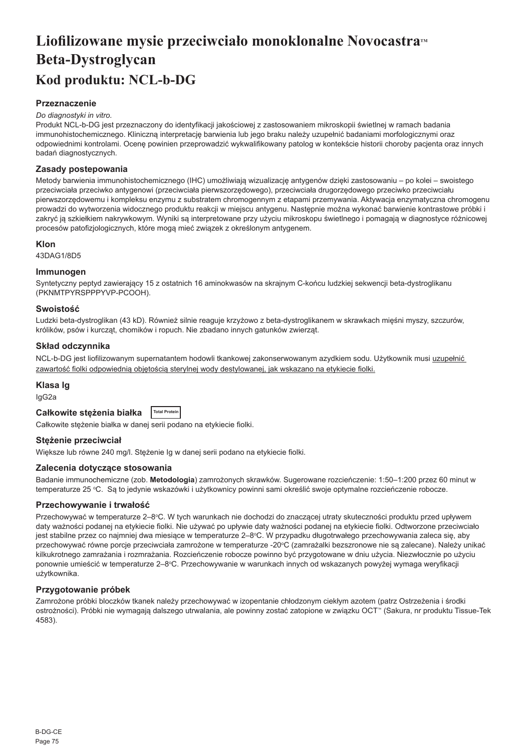# Liofilizowane mysie przeciwciało monoklonalne Novocastra™ Beta-Dystroglycan

## Kod produktu: NCL-b-DG

### Przeznaczenie

*Do diagnostyki in vitro.*

Produkt NCL-b-DG jest przeznaczony do identyfikacji jakościowej z zastosowaniem mikroskopii świetlnej w ramach badania immunohistochemicznego. Kliniczną interpretację barwienia lub jego braku należy uzupełnić badaniami morfologicznymi oraz odpowiednimi kontrolami. Ocenę powinien przeprowadzić wykwalifikowany patolog w kontekście historii choroby pacjenta oraz innych badań diagnostycznych.

### Zasady postepowania

Metody barwienia immunohistochemicznego (IHC) umożliwiają wizualizację antygenów dzięki zastosowaniu – po kolei – swoistego przeciwciała przeciwko antygenowi (przeciwciała pierwszorzędowego), przeciwciała drugorzędowego przeciwko przeciwciału pierwszorzędowemu i kompleksu enzymu z substratem chromogennym z etapami przemywania. Aktywacja enzymatyczna chromogenu prowadzi do wytworzenia widocznego produktu reakcji w miejscu antygenu. Następnie można wykonać barwienie kontrastowe próbki i zakryć ją szkiełkiem nakrywkowym. Wyniki są interpretowane przy użyciu mikroskopu świetlnego i pomagają w diagnostyce różnicowej procesów patofizjologicznych, które mogą mieć związek z określonym antygenem.

### Klon

43DAG1/8D5

### Immunogen

Syntetyczny peptyd zawierający 15 z ostatnich 16 aminokwasów na skrajnym C-końcu ludzkiej sekwencji beta-dystroglikanu (PKNMTPYRSPPPYVP-PCOOH).

### Swoistość

Ludzki beta-dystroglikan (43 kD). Również silnie reaguje krzyżowo z beta-dystroglikanem w skrawkach mięśni myszy, szczurów, królików, psów i kurcząt, chomików i ropuch. Nie zbadano innych gatunków zwierząt.

### Skład odczynnika

NCL-b-DG jest liofilizowanym supernatantem hodowli tkankowej zakonserwowanym azydkiem sodu. Użytkownik musi uzupełnić zawartość fiolki odpowiednią objętością sterylnej wody destylowanej, jak wskazano na etykiecie fiolki.

### Klasa Ig

IgG2a

### Całkowite stężenia białka

Total Protein

Całkowite stężenie białka w danej serii podano na etykiecie fiolki.

### Stężenie przeciwciał

Większe lub równe 240 mg/l. Stężenie Ig w danej serii podano na etykiecie fiolki.

### Zalecenia dotyczące stosowania

Badanie immunochemiczne (zob. **Metodologia**) zamrożonych skrawków. Sugerowane rozcieńczenie: 1:50–1:200 przez 60 minut w temperaturze 25 °C. Są to jedynie wskazówki i użytkownicy powinni sami określić swoje optymalne rozcieńczenie robocze.

### Przechowywanie i trwałość

Przechowywać w temperaturze 2–8°C. W tych warunkach nie dochodzi do znaczącej utraty skuteczności produktu przed upływem daty ważności podanej na etykiecie fiolki. Nie używać po upływie daty ważności podanej na etykiecie fiolki. Odtworzone przeciwciało jest stabilne przez co najmniej dwa miesiące w temperaturze 2–8°C. W przypadku długotrwałego przechowywania zaleca się, aby przechowywać równe porcje przeciwciała zamrożone w temperaturze -20°C (zamrażalki bezszronowe nie są zalecane). Należy unikać kilkukrotnego zamrażania i rozmrażania. Rozcieńczenie robocze powinno być przygotowane w dniu użycia. Niezwłocznie po użyciu ponownie umieścić w temperaturze 2–8°C. Przechowywanie w warunkach innych od wskazanych powyżej wymaga weryfikacji użytkownika.

### Przygotowanie próbek

Zamrożone próbki bloczków tkanek należy przechowywać w izopentanie chłodzonym ciekłym azotem (patrz Ostrzeżenia i środki ostrożności). Próbki nie wymagają dalszego utrwalania, ale powinny zostać zatopione w związku OCT™ (Sakura, nr produktu Tissue-Tek 4583).

B-DG-CE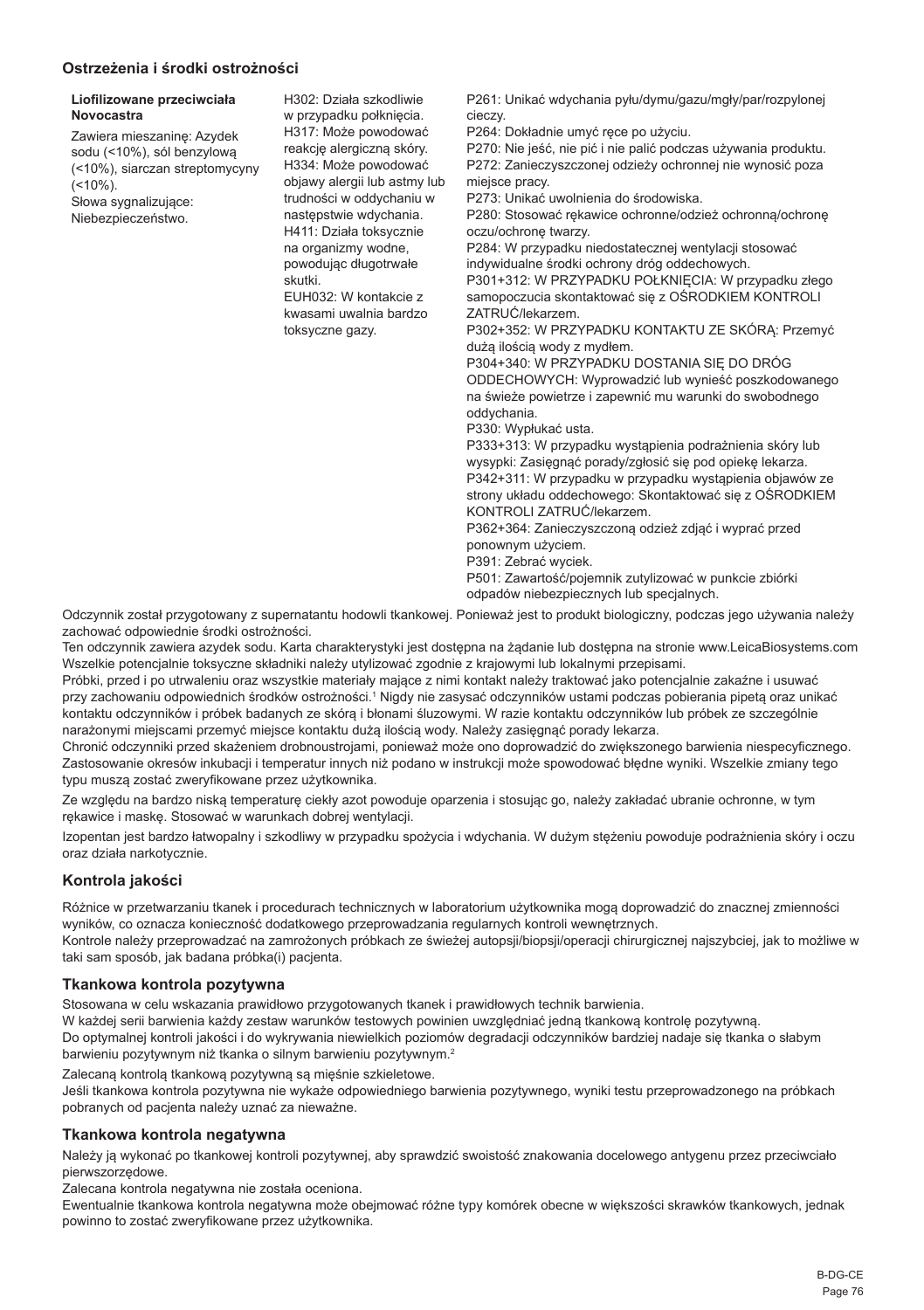## Ostrzeżenia i środki ostrożności

| Liofilizowane przeciwciała Novocastra | | |
|---|---|---|
| Zawiera mieszaninę: Azydek sodu (<10%), sól benzylową (<10%), siarczan streptomycyny (<10%).<br>Słowa sygnalizujące: Niebezpieczeństwo. | H302: Działa szkodliwie w przypadku połknięcia.<br>H317: Może powodować reakcję alergiczną skóry.<br>H334: Może powodować objawy alergii lub astmy lub trudności w oddychaniu w następstwie wdychania.<br>H411: Działa toksycznie na organizmy wodne, powodując długotrwałe skutki.<br>EUH032: W kontakcie z kwasami uwalnia bardzo toksyczne gazy. | P261: Unikać wdychania pyłu/dymu/gazu/mgły/par/rozpylonej cieczy.<br>P264: Dokładnie umyć ręce po użyciu.<br>P270: Nie jeść, nie pić i nie palić podczas używania produktu.<br>P272: Zanieczyszczonej odzieży ochronnej nie wynosić poza miejsce pracy.<br>P273: Unikać uwolnienia do środowiska.<br>P280: Stosować rękawice ochronne/odzież ochronną/ochronę oczu/ochronę twarzy.<br>P284: W przypadku niedostatecznej wentylacji stosować indywidualne środki ochrony dróg oddechowych.<br>P301+312: W PRZYPADKU POŁKNIĘCIA: W przypadku złego samopoczucia skontaktować się z OŚRODKIEM KONTROLI ZATRUĆ/lekarzem.<br>P302+352: W PRZYPADKU KONTAKTU ZE SKÓRĄ: Przemyć dużą ilością wody z mydłem.<br>P304+340: W PRZYPADKU DOSTANIA SIĘ DO DRÓG ODDECHOWYCH: Wyprowadzić lub wynieść poszkodowanego na świeże powietrze i zapewnić mu warunki do swobodnego oddychania.<br>P330: Wypłukać usta.<br>P333+313: W przypadku wystąpienia podrażnienia skóry lub wysypki: Zasięgnąć porady/zgłosić się pod opiekę lekarza.<br>P342+311: W przypadku w przypadku wystąpienia objawów ze strony układu oddechowego: Skontaktować się z OŚRODKIEM KONTROLI ZATRUĆ/lekarzem.<br>P362+364: Zanieczyszczoną odzież zdjąć i wyprać przed ponownym użyciem.<br>P391: Zebrać wyciek.<br>P501: Zawartość/pojemnik zutylizować w punkcie zbiórki odpadów niebezpiecznych lub specjalnych. |

Odczynnik został przygotowany z supernatantu hodowli tkankowej. Ponieważ jest to produkt biologiczny, podczas jego używania należy zachować odpowiednie środki ostrożności.
Ten odczynnik zawiera azydek sodu. Karta charakterystyki jest dostępna na żądanie lub dostępna na stronie www.LeicaBiosystems.com
Wszelkie potencjalnie toksyczne składniki należy utylizować zgodnie z krajowymi lub lokalnymi przepisami.
Próbki, przed i po utrwaleniu oraz wszystkie materiały mające z nimi kontakt należy traktować jako potencjalnie zakaźne i usuwać przy zachowaniu odpowiednich środków ostrożności.[1] Nigdy nie zasysać odczynników ustami podczas pobierania pipetą oraz unikać kontaktu odczynników i próbek badanych ze skórą i błonami śluzowymi. W razie kontaktu odczynników lub próbek ze szczególnie narażonymi miejscami przemyć miejsce kontaktu dużą ilością wody. Należy zasięgnąć porady lekarza.
Chronić odczynniki przed skażeniem drobnoustrojami, ponieważ może ono doprowadzić do zwiększonego barwienia niespecyficznego. Zastosowanie okresów inkubacji i temperatur innych niż podano w instrukcji może spowodować błędne wyniki. Wszelkie zmiany tego typu muszą zostać zweryfikowane przez użytkownika.

Ze względu na bardzo niską temperaturę ciekły azot powoduje oparzenia i stosując go, należy zakładać ubranie ochronne, w tym rękawice i maskę. Stosować w warunkach dobrej wentylacji.

Izopentan jest bardzo łatwopalny i szkodliwy w przypadku spożycia i wdychania. W dużym stężeniu powoduje podrażnienia skóry i oczu oraz działa narkotycznie.

## Kontrola jakości

Różnice w przetwarzaniu tkanek i procedurach technicznych w laboratorium użytkownika mogą doprowadzić do znacznej zmienności wyników, co oznacza konieczność dodatkowego przeprowadzania regularnych kontroli wewnętrznych.
Kontrole należy przeprowadzać na zamrożonych próbkach ze świeżej autopsji/biopsji/operacji chirurgicznej najszybciej, jak to możliwe w taki sam sposób, jak badana próbka(i) pacjenta.

## Tkankowa kontrola pozytywna

Stosowana w celu wskazania prawidłowo przygotowanych tkanek i prawidłowych technik barwienia.
W każdej serii barwienia każdy zestaw warunków testowych powinien uwzględniać jedną tkankową kontrolę pozytywną.
Do optymalnej kontroli jakości i do wykrywania niewielkich poziomów degradacji odczynników bardziej nadaje się tkanka o słabym barwieniu pozytywnym niż tkanka o silnym barwieniu pozytywnym.[2]

Zalecaną kontrolą tkankową pozytywną są mięśnie szkieletowe.
Jeśli tkankowa kontrola pozytywna nie wykaże odpowiedniego barwienia pozytywnego, wyniki testu przeprowadzonego na próbkach pobranych od pacjenta należy uznać za nieważne.

## Tkankowa kontrola negatywna

Należy ją wykonać po tkankowej kontroli pozytywnej, aby sprawdzić swoistość znakowania docelowego antygenu przez przeciwciało pierwszorzędowe.
Zalecana kontrola negatywna nie została oceniona.
Ewentualnie tkankowa kontrola negatywna może obejmować różne typy komórek obecne w większości skrawków tkankowych, jednak powinno to zostać zweryfikowane przez użytkownika.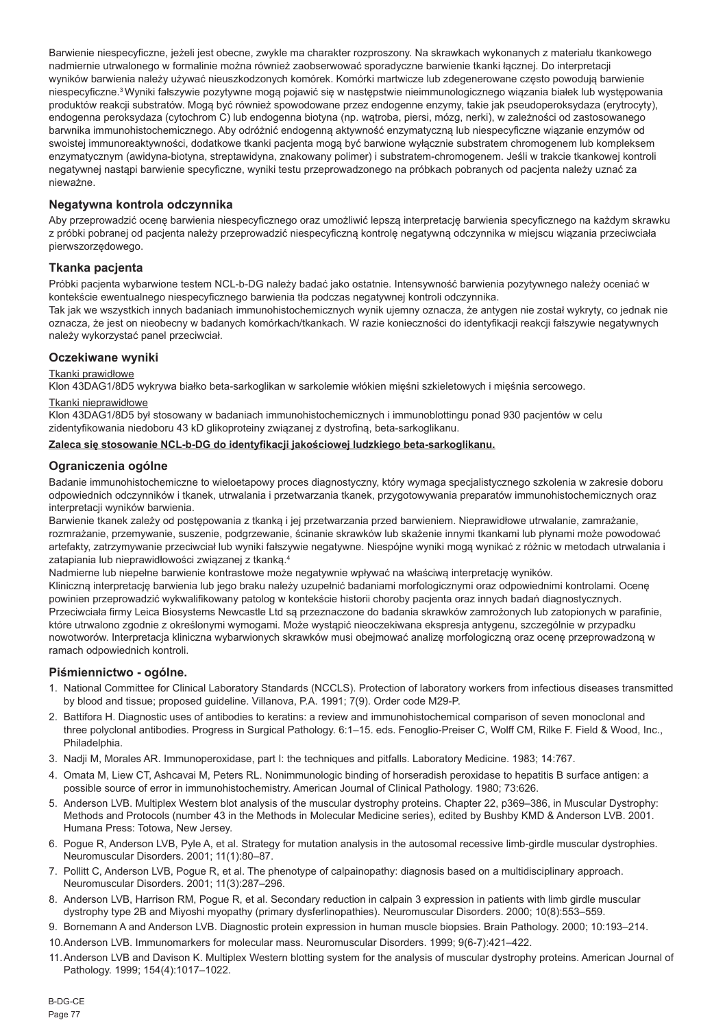Barwienie niespecyficzne, jeżeli jest obecne, zwykle ma charakter rozproszony. Na skrawkach wykonanych z materiału tkankowego nadmiernie utrwalonego w formalinie można również zaobserwować sporadyczne barwienie tkanki łącznej. Do interpretacji wyników barwienia należy używać nieuszkodzonych komórek. Komórki martwicze lub zdegenerowane często powodują barwienie niespecyficzne.[3] Wyniki fałszywie pozytywne mogą pojawić się w następstwie nieimmunologicznego wiązania białek lub występowania produktów reakcji substratów. Mogą być również spowodowane przez endogenne enzymy, takie jak pseudoperoksydaza (erytrocyty), endogenna peroksydaza (cytochrom C) lub endogenna biotyna (np. wątroba, piersi, mózg, nerki), w zależności od zastosowanego barwnika immunohistochemicznego. Aby odróżnić endogenną aktywność enzymatyczną lub niespecyficzne wiązanie enzymów od swoistej immunoreaktywności, dodatkowe tkanki pacjenta mogą być barwione wyłącznie substratem chromogenem lub kompleksem enzymatycznym (awidyna-biotyna, streptawidyna, znakowany polimer) i substratem-chromogenem. Jeśli w trakcie tkankowej kontroli negatywnej nastąpi barwienie specyficzne, wyniki testu przeprowadzonego na próbkach pobranych od pacjenta należy uznać za nieważne.

## Negatywna kontrola odczynnika

Aby przeprowadzić ocenę barwienia niespecyficznego oraz umożliwić lepszą interpretację barwienia specyficznego na każdym skrawku z próbki pobranej od pacjenta należy przeprowadzić niespecyficzną kontrolę negatywną odczynnika w miejscu wiązania przeciwciała pierwszorzędowego.

## Tkanka pacjenta

Próbki pacjenta wybarwione testem NCL-b-DG należy badać jako ostatnie. Intensywność barwienia pozytywnego należy oceniać w kontekście ewentualnego niespecyficznego barwienia tła podczas negatywnej kontroli odczynnika.

Tak jak we wszystkich innych badaniach immunohistochemicznych wynik ujemny oznacza, że antygen nie został wykryty, co jednak nie oznacza, że jest on nieobecny w badanych komórkach/tkankach. W razie konieczności do identyfikacji reakcji fałszywie negatywnych należy wykorzystać panel przeciwciał.

## Oczekiwane wyniki

Tkanki prawidłowe

Klon 43DAG1/8D5 wykrywa białko beta-sarkoglikan w sarkolemie włókien mięśni szkieletowych i mięśnia sercowego.

Tkanki nieprawidłowe

Klon 43DAG1/8D5 był stosowany w badaniach immunohistochemicznych i immunoblottingu ponad 930 pacjentów w celu zidentyfikowania niedoboru 43 kD glikoproteiny związanej z dystrofiną, beta-sarkoglikanu.

**Zaleca się stosowanie NCL-b-DG do identyfikacji jakościowej ludzkiego beta-sarkoglikanu.**

## Ograniczenia ogólne

Badanie immunohistochemiczne to wieloetapowy proces diagnostyczny, który wymaga specjalistycznego szkolenia w zakresie doboru odpowiednich odczynników i tkanek, utrwalania i przetwarzania tkanek, przygotowywania preparatów immunohistochemicznych oraz interpretacji wyników barwienia.

Barwienie tkanek zależy od postępowania z tkanką i jej przetwarzania przed barwieniem. Nieprawidłowe utrwalanie, zamrażanie, rozmrażanie, przemywanie, suszenie, podgrzewanie, ścinanie skrawków lub skażenie innymi tkankami lub płynami może powodować artefakty, zatrzymywanie przeciwciał lub wyniki fałszywie negatywne. Niespójne wyniki mogą wynikać z różnic w metodach utrwalania i zatapiania lub nieprawidłowości związanej z tkanką.[4]

Nadmierne lub niepełne barwienie kontrastowe może negatywnie wpływać na właściwą interpretację wyników.

Kliniczną interpretację barwienia lub jego braku należy uzupełnić badaniami morfologicznymi oraz odpowiednimi kontrolami. Ocenę powinien przeprowadzić wykwalifikowany patolog w kontekście historii choroby pacjenta oraz innych badań diagnostycznych.

Przeciwciała firmy Leica Biosystems Newcastle Ltd są przeznaczone do badania skrawków zamrożonych lub zatopionych w parafinie, które utrwalono zgodnie z określonymi wymogami. Może wystąpić nieoczekiwana ekspresja antygenu, szczególnie w przypadku nowotworów. Interpretacja kliniczna wybarwionych skrawków musi obejmować analizę morfologiczną oraz ocenę przeprowadzoną w ramach odpowiednich kontroli.

## Piśmiennictwo - ogólne.

1. National Committee for Clinical Laboratory Standards (NCCLS). Protection of laboratory workers from infectious diseases transmitted by blood and tissue; proposed guideline. Villanova, P.A. 1991; 7(9). Order code M29-P.
2. Battifora H. Diagnostic uses of antibodies to keratins: a review and immunohistochemical comparison of seven monoclonal and three polyclonal antibodies. Progress in Surgical Pathology. 6:1–15. eds. Fenoglio-Preiser C, Wolff CM, Rilke F. Field & Wood, Inc., Philadelphia.
3. Nadji M, Morales AR. Immunoperoxidase, part I: the techniques and pitfalls. Laboratory Medicine. 1983; 14:767.
4. Omata M, Liew CT, Ashcavai M, Peters RL. Nonimmunologic binding of horseradish peroxidase to hepatitis B surface antigen: a possible source of error in immunohistochemistry. American Journal of Clinical Pathology. 1980; 73:626.
5. Anderson LVB. Multiplex Western blot analysis of the muscular dystrophy proteins. Chapter 22, p369–386, in Muscular Dystrophy: Methods and Protocols (number 43 in the Methods in Molecular Medicine series), edited by Bushby KMD & Anderson LVB. 2001. Humana Press: Totowa, New Jersey.
6. Pogue R, Anderson LVB, Pyle A, et al. Strategy for mutation analysis in the autosomal recessive limb-girdle muscular dystrophies. Neuromuscular Disorders. 2001; 11(1):80–87.
7. Pollitt C, Anderson LVB, Pogue R, et al. The phenotype of calpainopathy: diagnosis based on a multidisciplinary approach. Neuromuscular Disorders. 2001; 11(3):287–296.
8. Anderson LVB, Harrison RM, Pogue R, et al. Secondary reduction in calpain 3 expression in patients with limb girdle muscular dystrophy type 2B and Miyoshi myopathy (primary dysferlinopathies). Neuromuscular Disorders. 2000; 10(8):553–559.
9. Bornemann A and Anderson LVB. Diagnostic protein expression in human muscle biopsies. Brain Pathology. 2000; 10:193–214.
10. Anderson LVB. Immunomarkers for molecular mass. Neuromuscular Disorders. 1999; 9(6-7):421–422.
11. Anderson LVB and Davison K. Multiplex Western blotting system for the analysis of muscular dystrophy proteins. American Journal of Pathology. 1999; 154(4):1017–1022.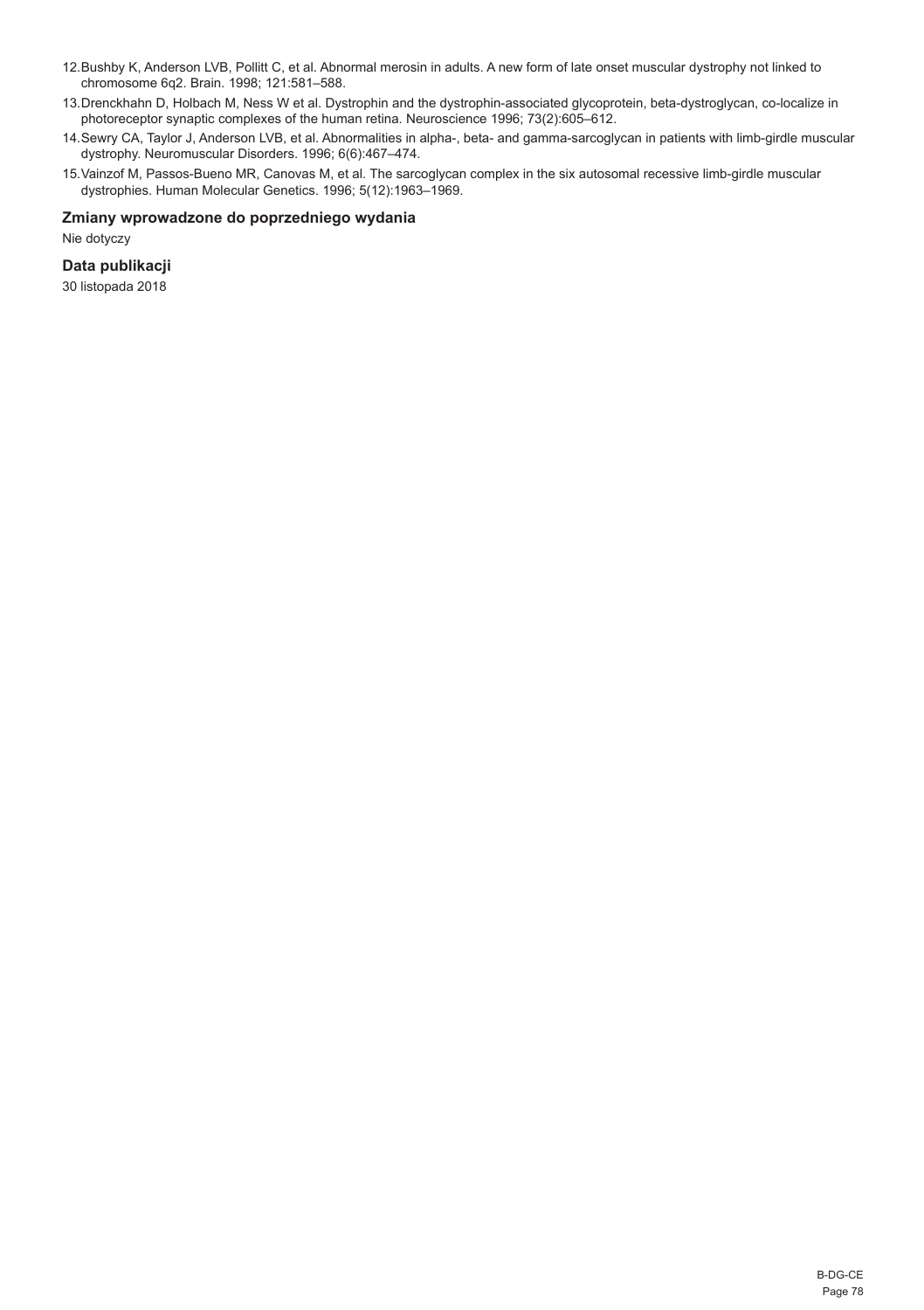12. Bushby K, Anderson LVB, Pollitt C, et al. Abnormal merosin in adults. A new form of late onset muscular dystrophy not linked to chromosome 6q2. Brain. 1998; 121:581–588.
13. Drenckhahn D, Holbach M, Ness W et al. Dystrophin and the dystrophin-associated glycoprotein, beta-dystroglycan, co-localize in photoreceptor synaptic complexes of the human retina. Neuroscience 1996; 73(2):605–612.
14. Sewry CA, Taylor J, Anderson LVB, et al. Abnormalities in alpha-, beta- and gamma-sarcoglycan in patients with limb-girdle muscular dystrophy. Neuromuscular Disorders. 1996; 6(6):467–474.
15. Vainzof M, Passos-Bueno MR, Canovas M, et al. The sarcoglycan complex in the six autosomal recessive limb-girdle muscular dystrophies. Human Molecular Genetics. 1996; 5(12):1963–1969.

### Zmiany wprowadzone do poprzedniego wydania

Nie dotyczy

### Data publikacji

30 listopada 2018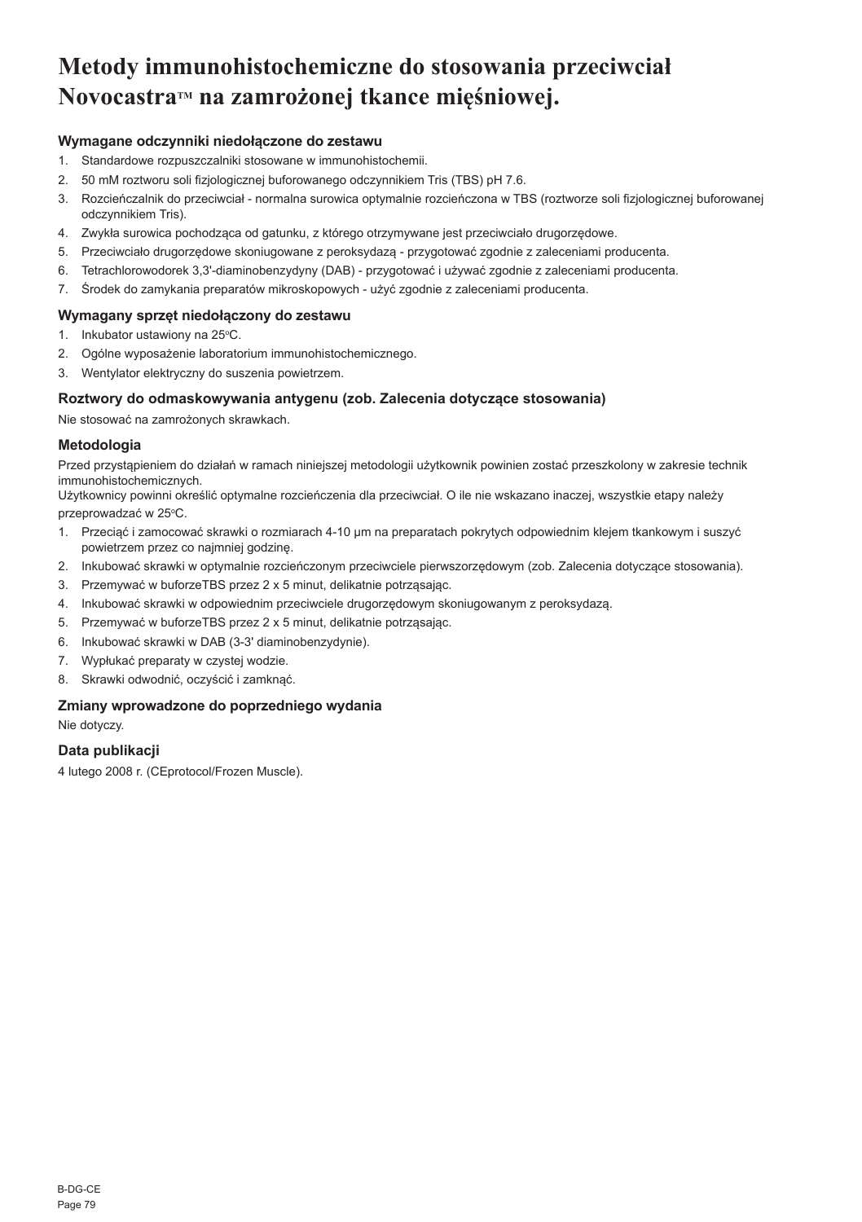# Metody immunohistochemiczne do stosowania przeciwciał Novocastra™ na zamrożonej tkance mięśniowej.

### Wymagane odczynniki niedołączone do zestawu

1. Standardowe rozpuszczalniki stosowane w immunohistochemii.
2. 50 mM roztworu soli fizjologicznej buforowanego odczynnikiem Tris (TBS) pH 7.6.
3. Rozcieńczalnik do przeciwciał - normalna surowica optymalnie rozcieńczona w TBS (roztworze soli fizjologicznej buforowanej odczynnikiem Tris).
4. Zwykła surowica pochodząca od gatunku, z którego otrzymywane jest przeciwciało drugorzędowe.
5. Przeciwciało drugorzędowe skoniugowane z peroksydazą - przygotować zgodnie z zaleceniami producenta.
6. Tetrachlorowodorek 3,3'-diaminobenzydyny (DAB) - przygotować i używać zgodnie z zaleceniami producenta.
7. Środek do zamykania preparatów mikroskopowych - użyć zgodnie z zaleceniami producenta.

### Wymagany sprzęt niedołączony do zestawu

1. Inkubator ustawiony na 25°C.
2. Ogólne wyposażenie laboratorium immunohistochemicznego.
3. Wentylator elektryczny do suszenia powietrzem.

### Roztwory do odmaskowywania antygenu (zob. Zalecenia dotyczące stosowania)

Nie stosować na zamrożonych skrawkach.

### Metodologia

Przed przystąpieniem do działań w ramach niniejszej metodologii użytkownik powinien zostać przeszkolony w zakresie technik immunohistochemicznych.
Użytkownicy powinni określić optymalne rozcieńczenia dla przeciwciał. O ile nie wskazano inaczej, wszystkie etapy należy przeprowadzać w 25°C.

1. Przeciąć i zamocować skrawki o rozmiarach 4-10 μm na preparatach pokrytych odpowiednim klejem tkankowym i suszyć powietrzem przez co najmniej godzinę.
2. Inkubować skrawki w optymalnie rozcieńczonym przeciwciele pierwszorzędowym (zob. Zalecenia dotyczące stosowania).
3. Przemywać w buforzeTBS przez 2 x 5 minut, delikatnie potrząsając.
4. Inkubować skrawki w odpowiednim przeciwciele drugorzędowym skoniugowanym z peroksydazą.
5. Przemywać w buforzeTBS przez 2 x 5 minut, delikatnie potrząsając.
6. Inkubować skrawki w DAB (3-3' diaminobenzydynie).
7. Wypłukać preparaty w czystej wodzie.
8. Skrawki odwodnić, oczyścić i zamknąć.

### Zmiany wprowadzone do poprzedniego wydania

Nie dotyczy.

### Data publikacji

4 lutego 2008 r. (CEprotocol/Frozen Muscle).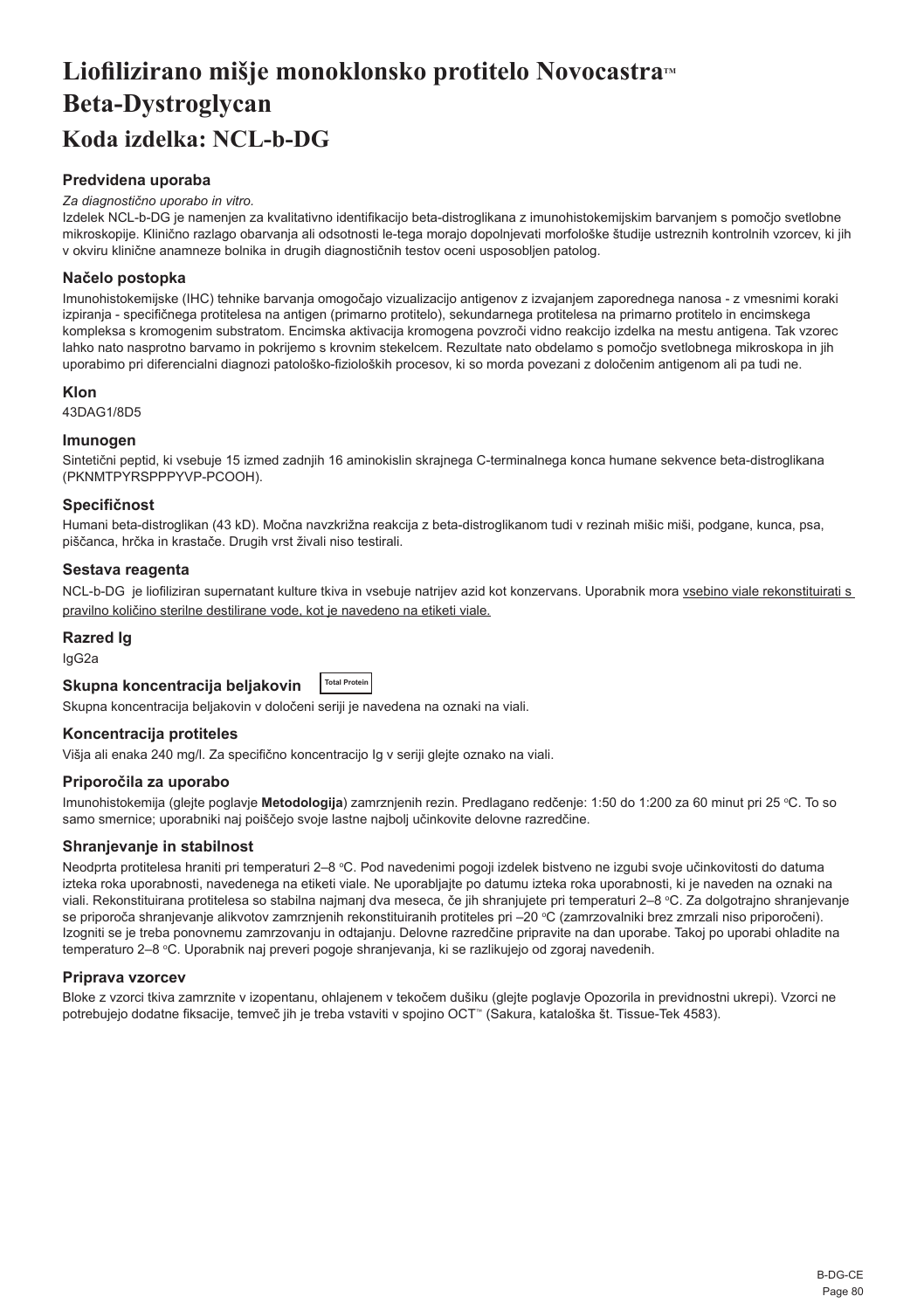# Liofilizirano mišje monoklonsko protitelo Novocastra™ Beta-Dystroglycan

## Koda izdelka: NCL-b-DG

### Predvidena uporaba

*Za diagnostično uporabo in vitro.*

Izdelek NCL-b-DG je namenjen za kvalitativno identifikacijo beta-distroglikana z imunohistokemijskim barvanjem s pomočjo svetlobne mikroskopije. Klinično razlago obarvanja ali odsotnosti le-tega morajo dopolnjevati morfološke študije ustreznih kontrolnih vzorcev, ki jih v okviru klinične anamneze bolnika in drugih diagnostičnih testov oceni usposobljen patolog.

### Načelo postopka

Imunohistokemijske (IHC) tehnike barvanja omogočajo vizualizacijo antigenov z izvajanjem zaporednega nanosa - z vmesnimi koraki izpiranja - specifičnega protitelesa na antigen (primarno protitelo), sekundarnega protitelesa na primarno protitelo in encimskega kompleksa s kromogenim substratom. Encimska aktivacija kromogena povzroči vidno reakcijo izdelka na mestu antigena. Tak vzorec lahko nato nasprotno barvamo in pokrijemo s krovnim stekelcem. Rezultate nato obdelamo s pomočjo svetlobnega mikroskopa in jih uporabimo pri diferencialni diagnozi patološko-fizioloških procesov, ki so morda povezani z določenim antigenom ali pa tudi ne.

### Klon

43DAG1/8D5

### Imunogen

Sintetični peptid, ki vsebuje 15 izmed zadnjih 16 aminokislin skrajnega C-terminalnega konca humane sekvence beta-distroglikana (PKNMTPYRSPPPYVP-PCOOH).

### Specifičnost

Humani beta-distroglikan (43 kD). Močna navzkrižna reakcija z beta-distroglikanom tudi v rezinah mišic miši, podgane, kunca, psa, piščanca, hrčka in krastače. Drugih vrst živali niso testirali.

### Sestava reagenta

NCL-b-DG je liofiliziran supernatant kulture tkiva in vsebuje natrijev azid kot konzervans. Uporabnik mora vsebino viale rekonstituirati s pravilno količino sterilne destilirane vode, kot je navedeno na etiketi viale.

### Razred Ig

IgG2a

### Skupna koncentracija beljakovin Total Protein

Skupna koncentracija beljakovin v določeni seriji je navedena na oznaki na viali.

### Koncentracija protiteles

Višja ali enaka 240 mg/l. Za specifično koncentracijo Ig v seriji glejte oznako na viali.

### Priporočila za uporabo

Imunohistokemija (glejte poglavje **Metodologija**) zamrznjenih rezin. Predlagano redčenje: 1:50 do 1:200 za 60 minut pri 25 °C. To so samo smernice; uporabniki naj poiščejo svoje lastne najbolj učinkovite delovne razredčine.

### Shranjevanje in stabilnost

Neodprta protitelesa hraniti pri temperaturi 2–8 °C. Pod navedenimi pogoji izdelek bistveno ne izgubi svoje učinkovitosti do datuma izteka roka uporabnosti, navedenega na etiketi viale. Ne uporabljajte po datumu izteka roka uporabnosti, ki je naveden na oznaki na viali. Rekonstituirana protitelesa so stabilna najmanj dva meseca, če jih shranjujete pri temperaturi 2–8 °C. Za dolgotrajno shranjevanje se priporoča shranjevanje alikvotov zamrznjenih rekonstituiranih protiteles pri –20 °C (zamrzovalniki brez zmrzali niso priporočeni). Izogniti se je treba ponovnemu zamrzovanju in odtajanju. Delovne razredčine pripravite na dan uporabe. Takoj po uporabi ohladite na temperaturo 2–8 °C. Uporabnik naj preveri pogoje shranjevanja, ki se razlikujejo od zgoraj navedenih.

### Priprava vzorcev

Bloke z vzorci tkiva zamrznite v izopentanu, ohlajenem v tekočem dušiku (glejte poglavje Opozorila in previdnostni ukrepi). Vzorci ne potrebujejo dodatne fiksacije, temveč jih je treba vstaviti v spojino OCT™ (Sakura, kataloška št. Tissue-Tek 4583).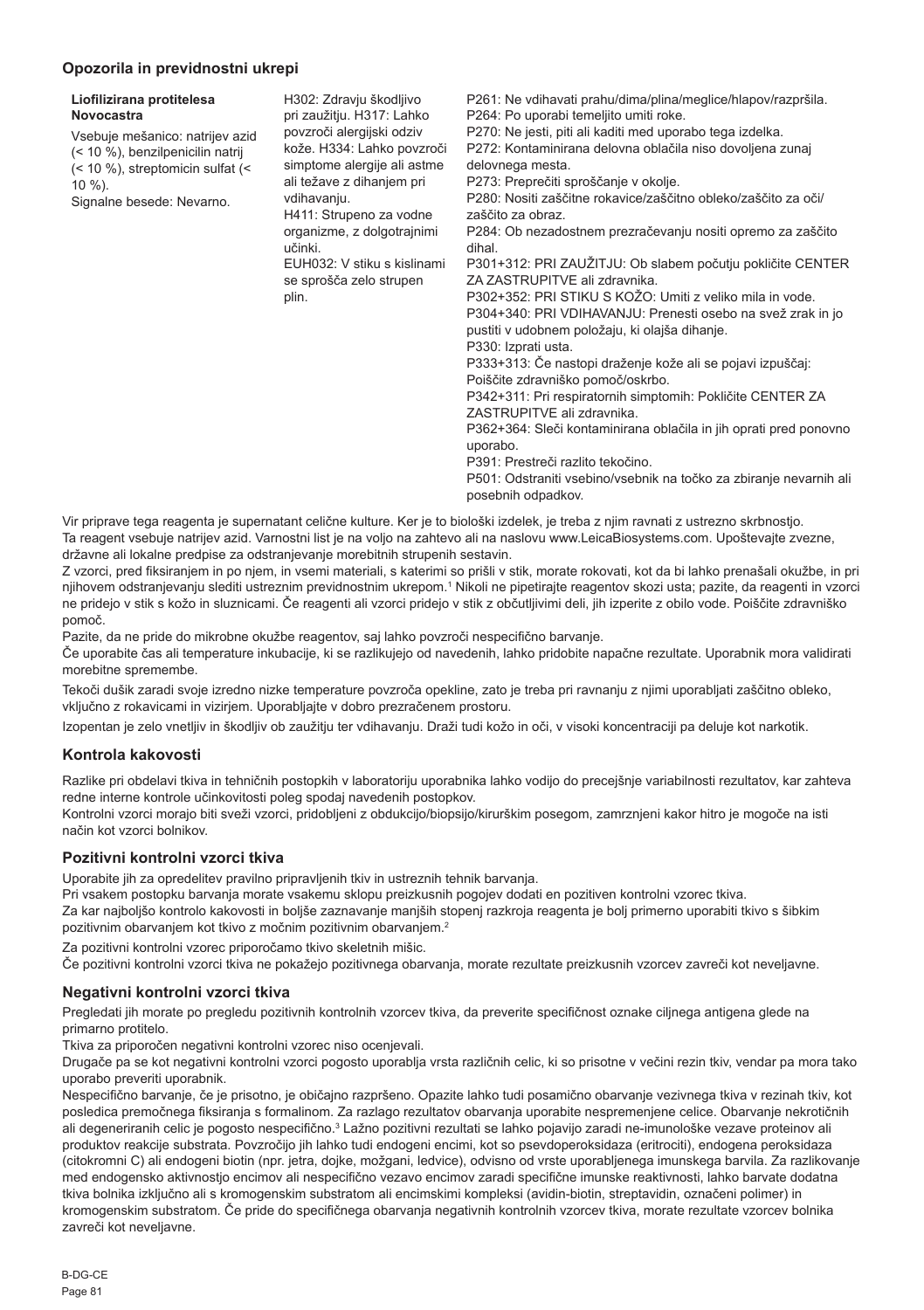## Opozorila in previdnostni ukrepi

| **Liofilizirana protitelesa Novocastra**<br><br>Vsebuje mešanico: natrijev azid (< 10 %), benzilpenicilin natrij (< 10 %), streptomicin sulfat (< 10 %).<br>Signalne besede: Nevarno. | H302: Zdravju škodljivo pri zaužitju. H317: Lahko povzroči alergijski odziv kože. H334: Lahko povzroči simptome alergije ali astme ali težave z dihanjem pri vdihavanju.<br>H411: Strupeno za vodne organizme, z dolgotrajnimi učinki.<br>EUH032: V stiku s kislinami se sprošča zelo strupen plin. | P261: Ne vdihavati prahu/dima/plina/meglice/hlapov/razpršila.<br>P264: Po uporabi temeljito umiti roke.<br>P270: Ne jesti, piti ali kaditi med uporabo tega izdelka.<br>P272: Kontaminirana delovna oblačila niso dovoljena zunaj delovnega mesta.<br>P273: Preprečiti sproščanje v okolje.<br>P280: Nositi zaščitne rokavice/zaščitno obleko/zaščito za oči/zaščito za obraz.<br>P284: Ob nezadostnem prezračevanju nositi opremo za zaščito dihal.<br>P301+312: PRI ZAUŽITJU: Ob slabem počutju pokličite CENTER ZA ZASTRUPITVE ali zdravnika.<br>P302+352: PRI STIKU S KOŽO: Umiti z veliko mila in vode.<br>P304+340: PRI VDIHAVANJU: Prenesti osebo na svež zrak in jo pustiti v udobnem položaju, ki olajša dihanje.<br>P330: Izprati usta.<br>P333+313: Če nastopi draženje kože ali se pojavi izpuščaj: Poiščite zdravniško pomoč/oskrbo.<br>P342+311: Pri respiratornih simptomih: Pokličite CENTER ZA ZASTRUPITVE ali zdravnika.<br>P362+364: Sleči kontaminirana oblačila in jih oprati pred ponovno uporabo.<br>P391: Prestreči razlito tekočino.<br>P501: Odstraniti vsebino/vsebnik na točko za zbiranje nevarnih ali posebnih odpadkov. |
|---|---|---|

Vir priprave tega reagenta je supernatant celične kulture. Ker je to biološki izdelek, je treba z njim ravnati z ustrezno skrbnostjo.
Ta reagent vsebuje natrijev azid. Varnostni list je na voljo na zahtevo ali na naslovu www.LeicaBiosystems.com. Upoštevajte zvezne, državne ali lokalne predpise za odstranjevanje morebitnih strupenih sestavin.
Z vzorci, pred fiksiranjem in po njem, in vsemi materiali, s katerimi so prišli v stik, morate rokovati, kot da bi lahko prenašali okužbe, in pri njihovem odstranjevanju slediti ustreznim previdnostnim ukrepom.[1] Nikoli ne pipetirajte reagentov skozi usta; pazite, da reagenti in vzorci ne pridejo v stik s kožo in sluznicami. Če reagenti ali vzorci pridejo v stik z občutljivimi deli, jih izperite z obilo vode. Poiščite zdravniško pomoč.
Pazite, da ne pride do mikrobne okužbe reagentov, saj lahko povzroči nespecifično barvanje.
Če uporabite čas ali temperature inkubacije, ki se razlikujejo od navedenih, lahko pridobite napačne rezultate. Uporabnik mora validirati morebitne spremembe.

Tekoči dušik zaradi svoje izredno nizke temperature povzroča opekline, zato je treba pri ravnanju z njimi uporabljati zaščitno obleko, vključno z rokavicami in vizirjem. Uporabljajte v dobro prezračenem prostoru.

Izopentan je zelo vnetljiv in škodljiv ob zaužitju ter vdihavanju. Draži tudi kožo in oči, v visoki koncentraciji pa deluje kot narkotik.

## Kontrola kakovosti

Razlike pri obdelavi tkiva in tehničnih postopkih v laboratoriju uporabnika lahko vodijo do precejšnje variabilnosti rezultatov, kar zahteva redne interne kontrole učinkovitosti poleg spodaj navedenih postopkov.
Kontrolni vzorci morajo biti sveži vzorci, pridobljeni z obdukcijo/biopsijo/kirurškim posegom, zamrznjeni kakor hitro je mogoče na isti način kot vzorci bolnikov.

## Pozitivni kontrolni vzorci tkiva

Uporabite jih za opredelitev pravilno pripravljenih tkiv in ustreznih tehnik barvanja.
Pri vsakem postopku barvanja morate vsakemu sklopu preizkusnih pogojev dodati en pozitiven kontrolni vzorec tkiva.
Za kar najboljšo kontrolo kakovosti in boljše zaznavanje manjših stopenj razkroja reagenta je bolj primerno uporabiti tkivo s šibkim pozitivnim obarvanjem kot tkivo z močnim pozitivnim obarvanjem.[2]

Za pozitivni kontrolni vzorec priporočamo tkivo skeletnih mišic.
Če pozitivni kontrolni vzorci tkiva ne pokažejo pozitivnega obarvanja, morate rezultate preizkusnih vzorcev zavreči kot neveljavne.

## Negativni kontrolni vzorci tkiva

Pregledati jih morate po pregledu pozitivnih kontrolnih vzorcev tkiva, da preverite specifičnost oznake ciljnega antigena glede na primarno protitelo.
Tkiva za priporočen negativni kontrolni vzorec niso ocenjevali.
Drugače pa se kot negativni kontrolni vzorci pogosto uporablja vrsta različnih celic, ki so prisotne v večini rezin tkiv, vendar pa mora tako uporabo preveriti uporabnik.
Nespecifično barvanje, če je prisotno, je običajno razpršeno. Opazite lahko tudi posamično obarvanje vezivnega tkiva v rezinah tkiv, kot posledica premočnega fiksiranja s formalinom. Za razlago rezultatov obarvanja uporabite nespremenjene celice. Obarvanje nekrotičnih ali degeneriranih celic je pogosto nespecifično.[3] Lažno pozitivni rezultati se lahko pojavijo zaradi ne-imunološke vezave proteinov ali produktov reakcije substrata. Povzročijo jih lahko tudi endogeni encimi, kot so psevdoperoksidaza (eritrociti), endogena peroksidaza (citokromni C) ali endogeni biotin (npr. jetra, dojke, možgani, ledvice), odvisno od vrste uporabljenega imunskega barvila. Za razlikovanje med endogensko aktivnostjo encimov ali nespecifično vezavo encimov zaradi specifične imunske reaktivnosti, lahko barvate dodatna tkiva bolnika izključno ali s kromogenskim substratom ali encimskimi kompleksi (avidin-biotin, streptavidin, označeni polimer) in kromogenskim substratom. Če pride do specifičnega obarvanja negativnih kontrolnih vzorcev tkiva, morate rezultate vzorcev bolnika zavreči kot neveljavne.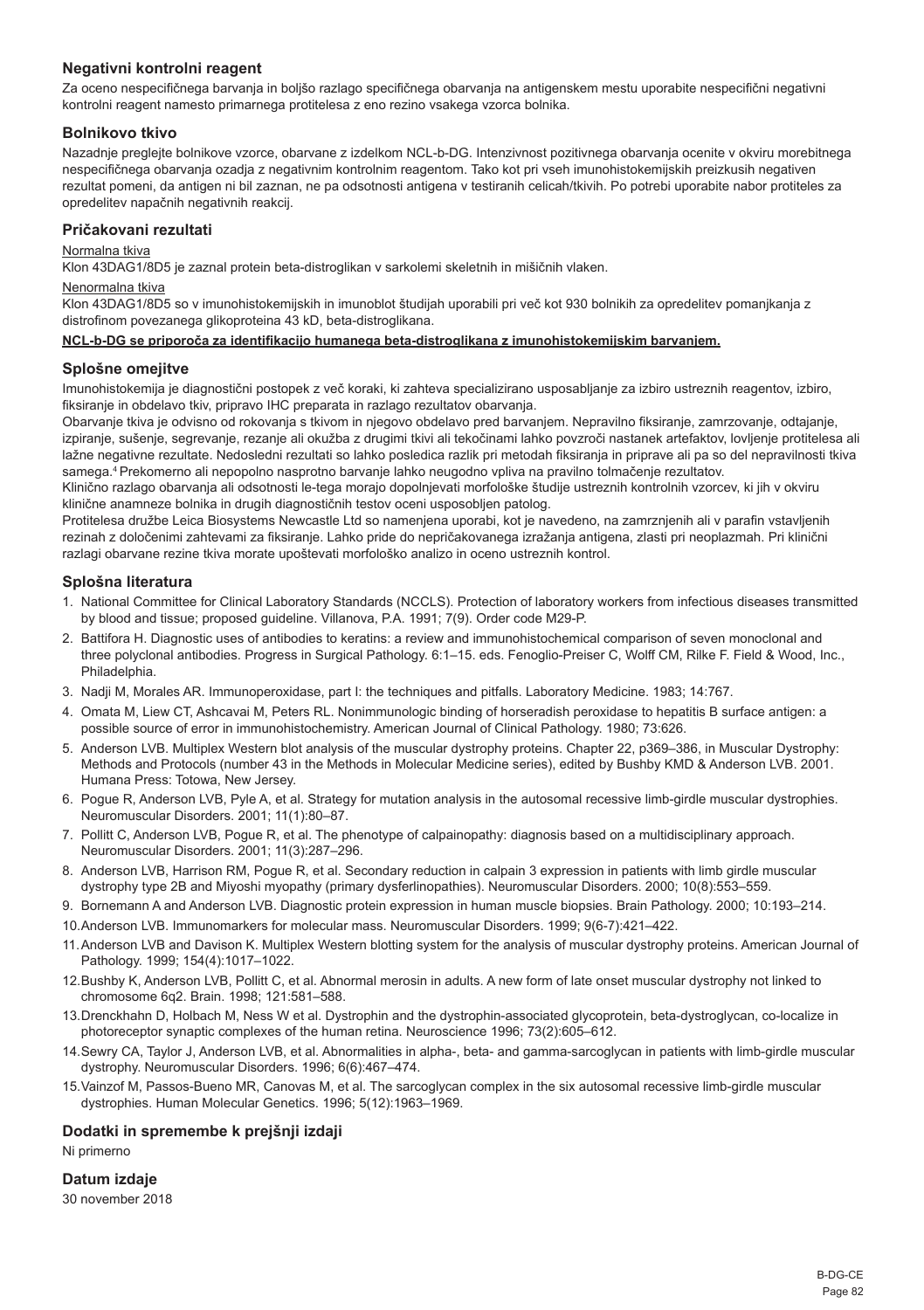### Negativni kontrolni reagent

Za oceno nespecifičnega barvanja in boljšo razlago specifičnega obarvanja na antigenskem mestu uporabite nespecifični negativni kontrolni reagent namesto primarnega protitelesa z eno rezino vsakega vzorca bolnika.

### Bolnikovo tkivo

Nazadnje preglejte bolnikove vzorce, obarvane z izdelkom NCL-b-DG. Intenzivnost pozitivnega obarvanja ocenite v okviru morebitnega nespecifičnega obarvanja ozadja z negativnim kontrolnim reagentom. Tako kot pri vseh imunohistokemijskih preizkusih negativen rezultat pomeni, da antigen ni bil zaznan, ne pa odsotnosti antigena v testiranih celicah/tkivih. Po potrebi uporabite nabor protiteles za opredelitev napačnih negativnih reakcij.

### Pričakovani rezultati

Normalna tkiva

Klon 43DAG1/8D5 je zaznal protein beta-distroglikan v sarkolemi skeletnih in mišičnih vlaken.

Nenormalna tkiva

Klon 43DAG1/8D5 so v imunohistokemijskih in imunoblot študijah uporabili pri več kot 930 bolnikih za opredelitev pomanjkanja z distrofinom povezanega glikoproteina 43 kD, beta-distroglikana.

**NCL-b-DG se priporoča za identifikacijo humanega beta-distroglikana z imunohistokemijskim barvanjem.**

### Splošne omejitve

Imunohistokemija je diagnostični postopek z več koraki, ki zahteva specializirano usposabljanje za izbiro ustreznih reagentov, izbiro, fiksiranje in obdelavo tkiv, pripravo IHC preparata in razlago rezultatov obarvanja.

Obarvanje tkiva je odvisno od rokovanja s tkivom in njegovo obdelavo pred barvanjem. Nepravilno fiksiranje, zamrzovanje, odtajanje, izpiranje, sušenje, segrevanje, rezanje ali okužba z drugimi tkivi ali tekočinami lahko povzroči nastanek artefaktov, lovljenje protitelesa ali lažne negativne rezultate. Nedosledni rezultati so lahko posledica razlik pri metodah fiksiranja in priprave ali pa so del nepravilnosti tkiva samega.[4] Prekomerno ali nepopolno nasprotno barvanje lahko neugodno vpliva na pravilno tolmačenje rezultatov.

Klinično razlago obarvanja ali odsotnosti le-tega morajo dopolnjevati morfološke študije ustreznih kontrolnih vzorcev, ki jih v okviru klinične anamneze bolnika in drugih diagnostičnih testov oceni usposobljen patolog.

Protitelesa družbe Leica Biosystems Newcastle Ltd so namenjena uporabi, kot je navedeno, na zamrznjenih ali v parafin vstavljenih rezinah z določenimi zahtevami za fiksiranje. Lahko pride do nepričakovanega izražanja antigena, zlasti pri neoplazmah. Pri klinični razlagi obarvane rezine tkiva morate upoštevati morfološko analizo in oceno ustreznih kontrol.

### Splošna literatura

1. National Committee for Clinical Laboratory Standards (NCCLS). Protection of laboratory workers from infectious diseases transmitted by blood and tissue; proposed guideline. Villanova, P.A. 1991; 7(9). Order code M29-P.
2. Battifora H. Diagnostic uses of antibodies to keratins: a review and immunohistochemical comparison of seven monoclonal and three polyclonal antibodies. Progress in Surgical Pathology. 6:1–15. eds. Fenoglio-Preiser C, Wolff CM, Rilke F. Field & Wood, Inc., Philadelphia.
3. Nadji M, Morales AR. Immunoperoxidase, part I: the techniques and pitfalls. Laboratory Medicine. 1983; 14:767.
4. Omata M, Liew CT, Ashcavai M, Peters RL. Nonimmunologic binding of horseradish peroxidase to hepatitis B surface antigen: a possible source of error in immunohistochemistry. American Journal of Clinical Pathology. 1980; 73:626.
5. Anderson LVB. Multiplex Western blot analysis of the muscular dystrophy proteins. Chapter 22, p369–386, in Muscular Dystrophy: Methods and Protocols (number 43 in the Methods in Molecular Medicine series), edited by Bushby KMD & Anderson LVB. 2001. Humana Press: Totowa, New Jersey.
6. Pogue R, Anderson LVB, Pyle A, et al. Strategy for mutation analysis in the autosomal recessive limb-girdle muscular dystrophies. Neuromuscular Disorders. 2001; 11(1):80–87.
7. Pollitt C, Anderson LVB, Pogue R, et al. The phenotype of calpainopathy: diagnosis based on a multidisciplinary approach. Neuromuscular Disorders. 2001; 11(3):287–296.
8. Anderson LVB, Harrison RM, Pogue R, et al. Secondary reduction in calpain 3 expression in patients with limb girdle muscular dystrophy type 2B and Miyoshi myopathy (primary dysferlinopathies). Neuromuscular Disorders. 2000; 10(8):553–559.
9. Bornemann A and Anderson LVB. Diagnostic protein expression in human muscle biopsies. Brain Pathology. 2000; 10:193–214.
10. Anderson LVB. Immunomarkers for molecular mass. Neuromuscular Disorders. 1999; 9(6-7):421–422.
11. Anderson LVB and Davison K. Multiplex Western blotting system for the analysis of muscular dystrophy proteins. American Journal of Pathology. 1999; 154(4):1017–1022.
12. Bushby K, Anderson LVB, Pollitt C, et al. Abnormal merosin in adults. A new form of late onset muscular dystrophy not linked to chromosome 6q2. Brain. 1998; 121:581–588.
13. Drenckhahn D, Holbach M, Ness W et al. Dystrophin and the dystrophin-associated glycoprotein, beta-dystroglycan, co-localize in photoreceptor synaptic complexes of the human retina. Neuroscience 1996; 73(2):605–612.
14. Sewry CA, Taylor J, Anderson LVB, et al. Abnormalities in alpha-, beta- and gamma-sarcoglycan in patients with limb-girdle muscular dystrophy. Neuromuscular Disorders. 1996; 6(6):467–474.
15. Vainzof M, Passos-Bueno MR, Canovas M, et al. The sarcoglycan complex in the six autosomal recessive limb-girdle muscular dystrophies. Human Molecular Genetics. 1996; 5(12):1963–1969.

### Dodatki in spremembe k prejšnji izdaji

Ni primerno

### Datum izdaje

30 november 2018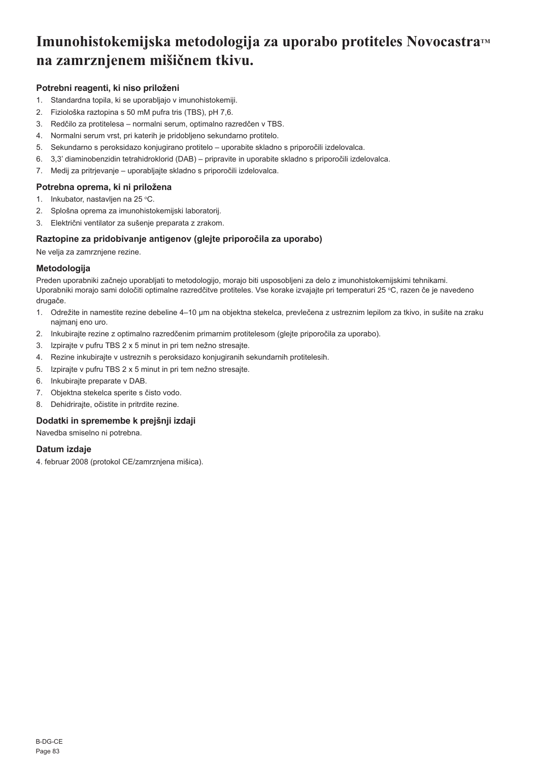# Imunohistokemijska metodologija za uporabo protiteles Novocastra™ na zamrznjenem mišičnem tkivu.

## Potrebni reagenti, ki niso priloženi

1. Standardna topila, ki se uporabljajo v imunohistokemiji.
2. Fiziološka raztopina s 50 mM pufra tris (TBS), pH 7,6.
3. Redčilo za protitelesa – normalni serum, optimalno razredčen v TBS.
4. Normalni serum vrst, pri katerih je pridobljeno sekundarno protitelo.
5. Sekundarno s peroksidazo konjugirano protitelo – uporabite skladno s priporočili izdelovalca.
6. 3,3' diaminobenzidin tetrahidroklorid (DAB) – pripravite in uporabite skladno s priporočili izdelovalca.
7. Medij za pritrjevanje – uporabljajte skladno s priporočili izdelovalca.

## Potrebna oprema, ki ni priložena

1. Inkubator, nastavljen na 25 °C.
2. Splošna oprema za imunohistokemijski laboratorij.
3. Električni ventilator za sušenje preparata z zrakom.

## Raztopine za pridobivanje antigenov (glejte priporočila za uporabo)

Ne velja za zamrznjene rezine.

## Metodologija

Preden uporabniki začnejo uporabljati to metodologijo, morajo biti usposobljeni za delo z imunohistokemijskimi tehnikami. Uporabniki morajo sami določiti optimalne razredčitve protiteles. Vse korake izvajajte pri temperaturi 25 °C, razen če je navedeno drugače.

1. Odrežite in namestite rezine debeline 4–10 µm na objektna stekelca, prevlečena z ustreznim lepilom za tkivo, in sušite na zraku najmanj eno uro.
2. Inkubirajte rezine z optimalno razredčenim primarnim protitelesom (glejte priporočila za uporabo).
3. Izpirajte v pufru TBS 2 x 5 minut in pri tem nežno stresajte.
4. Rezine inkubirajte v ustreznih s peroksidazo konjugiranih sekundarnih protitelesih.
5. Izpirajte v pufru TBS 2 x 5 minut in pri tem nežno stresajte.
6. Inkubirajte preparate v DAB.
7. Objektna stekelca sperite s čisto vodo.
8. Dehidrirajte, očistite in pritrdite rezine.

## Dodatki in spremembe k prejšnji izdaji

Navedba smiselno ni potrebna.

## Datum izdaje

4. februar 2008 (protokol CE/zamrznjena mišica).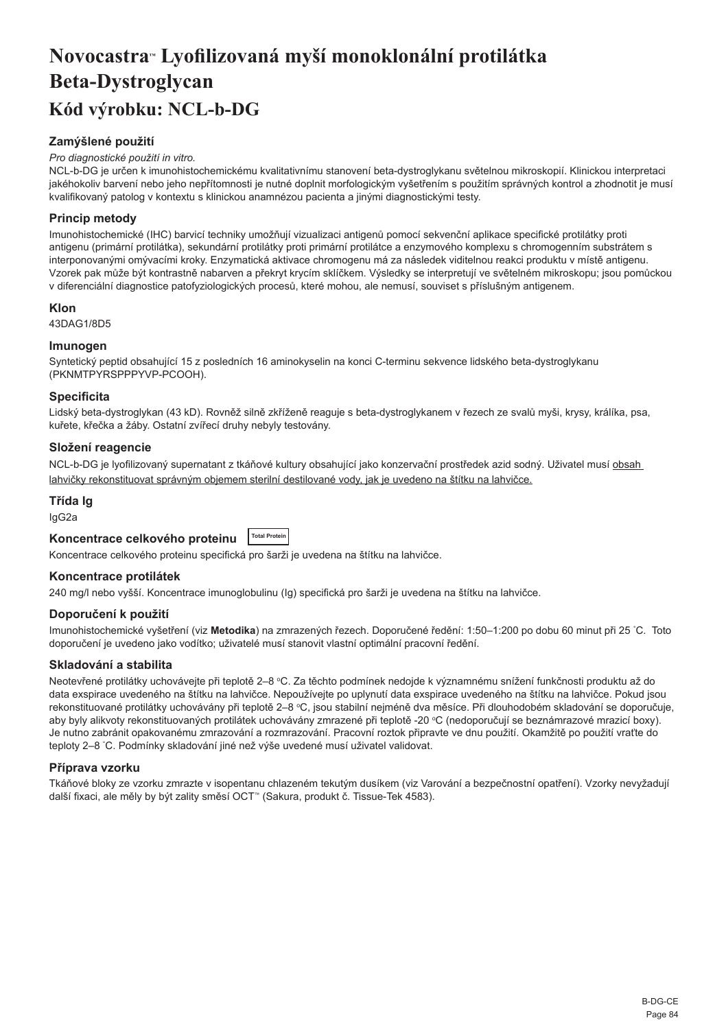# Novocastra™ Lyofilizovaná myší monoklonální protilátka Beta-Dystroglycan

# Kód výrobku: NCL-b-DG

### Zamýšlené použití

*Pro diagnostické použití in vitro.*

NCL-b-DG je určen k imunohistochemickému kvalitativnímu stanovení beta-dystroglykanu světelnou mikroskopií. Klinickou interpretaci jakéhokoliv barvení nebo jeho nepřítomnosti je nutné doplnit morfologickým vyšetřením s použitím správných kontrol a zhodnotit je musí kvalifikovaný patolog v kontextu s klinickou anamnézou pacienta a jinými diagnostickými testy.

### Princip metody

Imunohistochemické (IHC) barvicí techniky umožňují vizualizaci antigenů pomocí sekvenční aplikace specifické protilátky proti antigenu (primární protilátka), sekundární protilátky proti primární protilátce a enzymového komplexu s chromogenním substrátem s interponovanými omývacími kroky. Enzymatická aktivace chromogenu má za následek viditelnou reakci produktu v místě antigenu. Vzorek pak může být kontrastně nabarven a překryt krycím sklíčkem. Výsledky se interpretují ve světelném mikroskopu; jsou pomůckou v diferenciální diagnostice patofyziologických procesů, které mohou, ale nemusí, souviset s příslušným antigenem.

### Klon

43DAG1/8D5

### Imunogen

Syntetický peptid obsahující 15 z posledních 16 aminokyselin na konci C-terminu sekvence lidského beta-dystroglykanu (PKNMTPYRSPPPYVP-PCOOH).

### Specificita

Lidský beta-dystroglykan (43 kD). Rovněž silně zkříženě reaguje s beta-dystroglykanem v řezech ze svalů myši, krysy, králíka, psa, kuřete, křečka a žáby. Ostatní zvířecí druhy nebyly testovány.

### Složení reagencie

NCL-b-DG je lyofilizovaný supernatant z tkáňové kultury obsahující jako konzervační prostředek azid sodný. Uživatel musí obsah lahvičky rekonstituovat správným objemem sterilní destilované vody, jak je uvedeno na štítku na lahvičce.

### Třída Ig

IgG2a

### Koncentrace celkového proteinu Total Protein

Koncentrace celkového proteinu specifická pro šarži je uvedena na štítku na lahvičce.

### Koncentrace protilátek

240 mg/l nebo vyšší. Koncentrace imunoglobulinu (Ig) specifická pro šarži je uvedena na štítku na lahvičce.

### Doporučení k použití

Imunohistochemické vyšetření (viz **Metodika**) na zmrazených řezech. Doporučené ředění: 1:50–1:200 po dobu 60 minut při 25 °C. Toto doporučení je uvedeno jako vodítko; uživatelé musí stanovit vlastní optimální pracovní ředění.

### Skladování a stabilita

Neotevřené protilátky uchovávejte při teplotě 2–8 °C. Za těchto podmínek nedojde k významnému snížení funkčnosti produktu až do data exspirace uvedeného na štítku na lahvičce. Nepoužívejte po uplynutí data exspirace uvedeného na štítku na lahvičce. Pokud jsou rekonstituované protilátky uchovávány při teplotě 2–8 °C, jsou stabilní nejméně dva měsíce. Při dlouhodobém skladování se doporučuje, aby byly alikvoty rekonstituovaných protilátek uchovávány zmrazené při teplotě -20 °C (nedoporučují se beznámrazové mrazicí boxy). Je nutno zabránit opakovanému zmrazování a rozmrazování. Pracovní roztok připravte ve dnu použití. Okamžitě po použití vraťte do teploty 2–8 °C. Podmínky skladování jiné než výše uvedené musí uživatel validovat.

### Příprava vzorku

Tkáňové bloky ze vzorku zmrazte v isopentanu chlazeném tekutým dusíkem (viz Varování a bezpečnostní opatření). Vzorky nevyžadují další fixaci, ale měly by být zality směsí OCT™ (Sakura, produkt č. Tissue-Tek 4583).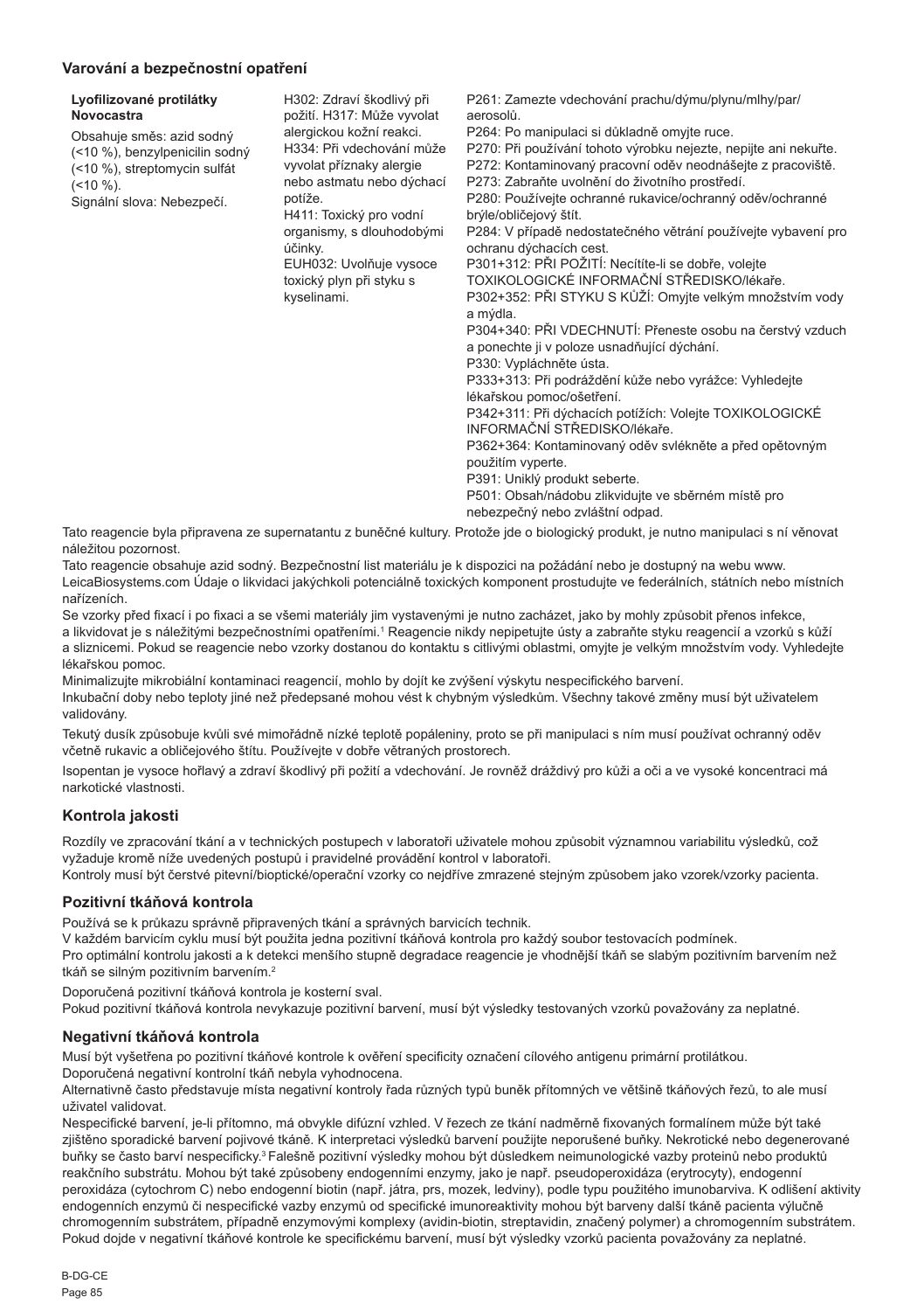## Varování a bezpečnostní opatření

| **Lyofilizované protilátky Novocastra**<br><br>Obsahuje směs: azid sodný (<10 %), benzylpenicilin sodný (<10 %), streptomycin sulfát (<10 %).<br>Signální slova: Nebezpečí. | H302: Zdraví škodlivý při požití. H317: Může vyvolat alergickou kožní reakci.<br>H334: Při vdechování může vyvolat příznaky alergie nebo astmatu nebo dýchací potíže.<br>H411: Toxický pro vodní organismy, s dlouhodobými účinky.<br>EUH032: Uvolňuje vysoce toxický plyn při styku s kyselinami. | P261: Zamezte vdechování prachu/dýmu/plynu/mlhy/par/aerosolů.<br>P264: Po manipulaci si důkladně omyjte ruce.<br>P270: Při používání tohoto výrobku nejezte, nepijte ani nekuřte.<br>P272: Kontaminovaný pracovní oděv neodnášejte z pracoviště.<br>P273: Zabraňte uvolnění do životního prostředí.<br>P280: Používejte ochranné rukavice/ochranný oděv/ochranné brýle/obličejový štít.<br>P284: V případě nedostatečného větrání používejte vybavení pro ochranu dýchacích cest.<br>P301+312: PŘI POŽITÍ: Necítíte-li se dobře, volejte TOXIKOLOGICKÉ INFORMAČNÍ STŘEDISKO/lékaře.<br>P302+352: PŘI STYKU S KŮŽÍ: Omyjte velkým množstvím vody a mýdla.<br>P304+340: PŘI VDECHNUTÍ: Přeneste osobu na čerstvý vzduch a ponechte ji v poloze usnadňující dýchání.<br>P330: Vypláchněte ústa.<br>P333+313: Při podráždění kůže nebo vyrážce: Vyhledejte lékařskou pomoc/ošetření.<br>P342+311: Při dýchacích potížích: Volejte TOXIKOLOGICKÉ INFORMAČNÍ STŘEDISKO/lékaře.<br>P362+364: Kontaminovaný oděv svlékněte a před opětovným použitím vyperte.<br>P391: Uniklý produkt seberte.<br>P501: Obsah/nádobu zlikvidujte ve sběrném místě pro nebezpečný nebo zvláštní odpad. |
|---|---|---|

Tato reagencie byla připravena ze supernatantu z buněčné kultury. Protože jde o biologický produkt, je nutno manipulaci s ní věnovat náležitou pozornost.

Tato reagencie obsahuje azid sodný. Bezpečnostní list materiálu je k dispozici na požádání nebo je dostupný na webu www. LeicaBiosystems.com Údaje o likvidaci jakýchkoli potenciálně toxických komponent prostudujte ve federálních, státních nebo místních nařízeních.

Se vzorky před fixací i po fixaci a se všemi materiály jim vystavenými je nutno zacházet, jako by mohly způsobit přenos infekce, a likvidovat je s náležitými bezpečnostními opatřeními.[1] Reagencie nikdy nepipetujte ústy a zabraňte styku reagencií a vzorků s kůží a sliznicemi. Pokud se reagencie nebo vzorky dostanou do kontaktu s citlivými oblastmi, omyjte je velkým množstvím vody. Vyhledejte lékařskou pomoc.

Minimalizujte mikrobiální kontaminaci reagencií, mohlo by dojít ke zvýšení výskytu nespecifického barvení.

Inkubační doby nebo teploty jiné než předepsané mohou vést k chybným výsledkům. Všechny takové změny musí být uživatelem validovány.

Tekutý dusík způsobuje kvůli své mimořádně nízké teplotě popáleniny, proto se při manipulaci s ním musí používat ochranný oděv včetně rukavic a obličejového štítu. Používejte v dobře větraných prostorech.

Isopentan je vysoce hořlavý a zdraví škodlivý při požití a vdechování. Je rovněž dráždivý pro kůži a oči a ve vysoké koncentraci má narkotické vlastnosti.

## Kontrola jakosti

Rozdíly ve zpracování tkání a v technických postupech v laboratoři uživatele mohou způsobit významnou variabilitu výsledků, což vyžaduje kromě níže uvedených postupů i pravidelné provádění kontrol v laboratoři.

Kontroly musí být čerstvé pitevní/bioptické/operační vzorky co nejdříve zmrazené stejným způsobem jako vzorek/vzorky pacienta.

## Pozitivní tkáňová kontrola

Používá se k průkazu správně připravených tkání a správných barvicích technik.

V každém barvicím cyklu musí být použita jedna pozitivní tkáňová kontrola pro každý soubor testovacích podmínek.

Pro optimální kontrolu jakosti a k detekci menšího stupně degradace reagencie je vhodnější tkáň se slabým pozitivním barvením než tkáň se silným pozitivním barvením.[2]

Doporučená pozitivní tkáňová kontrola je kosterní sval.

Pokud pozitivní tkáňová kontrola nevykazuje pozitivní barvení, musí být výsledky testovaných vzorků považovány za neplatné.

## Negativní tkáňová kontrola

Musí být vyšetřena po pozitivní tkáňové kontrole k ověření specificity označení cílového antigenu primární protilátkou.

Doporučená negativní kontrolní tkáň nebyla vyhodnocena.

Alternativně často představuje místa negativní kontroly řada různých typů buněk přítomných ve většině tkáňových řezů, to ale musí uživatel validovat.

Nespecifické barvení, je-li přítomno, má obvykle difúzní vzhled. V řezech ze tkání nadměrně fixovaných formalínem může být také zjištěno sporadické barvení pojivové tkáně. K interpretaci výsledků barvení použijte neporušené buňky. Nekrotické nebo degenerované buňky se často barví nespecificky.[3] Falešně pozitivní výsledky mohou být důsledkem neimunologické vazby proteinů nebo produktů reakčního substrátu. Mohou být také způsobeny endogenními enzymy, jako je např. pseudoperoxidáza (erytrocyty), endogenní peroxidáza (cytochrom C) nebo endogenní biotin (např. játra, prs, mozek, ledviny), podle typu použitého imunobarviva. K odlišení aktivity endogenních enzymů či nespecifické vazby enzymů od specifické imunoreaktivity mohou být barveny další tkáně pacienta výlučně chromogenním substrátem, případně enzymovými komplexy (avidin-biotin, streptavidin, značený polymer) a chromogenním substrátem. Pokud dojde v negativní tkáňové kontrole ke specifickému barvení, musí být výsledky vzorků pacienta považovány za neplatné.

B-DG-CE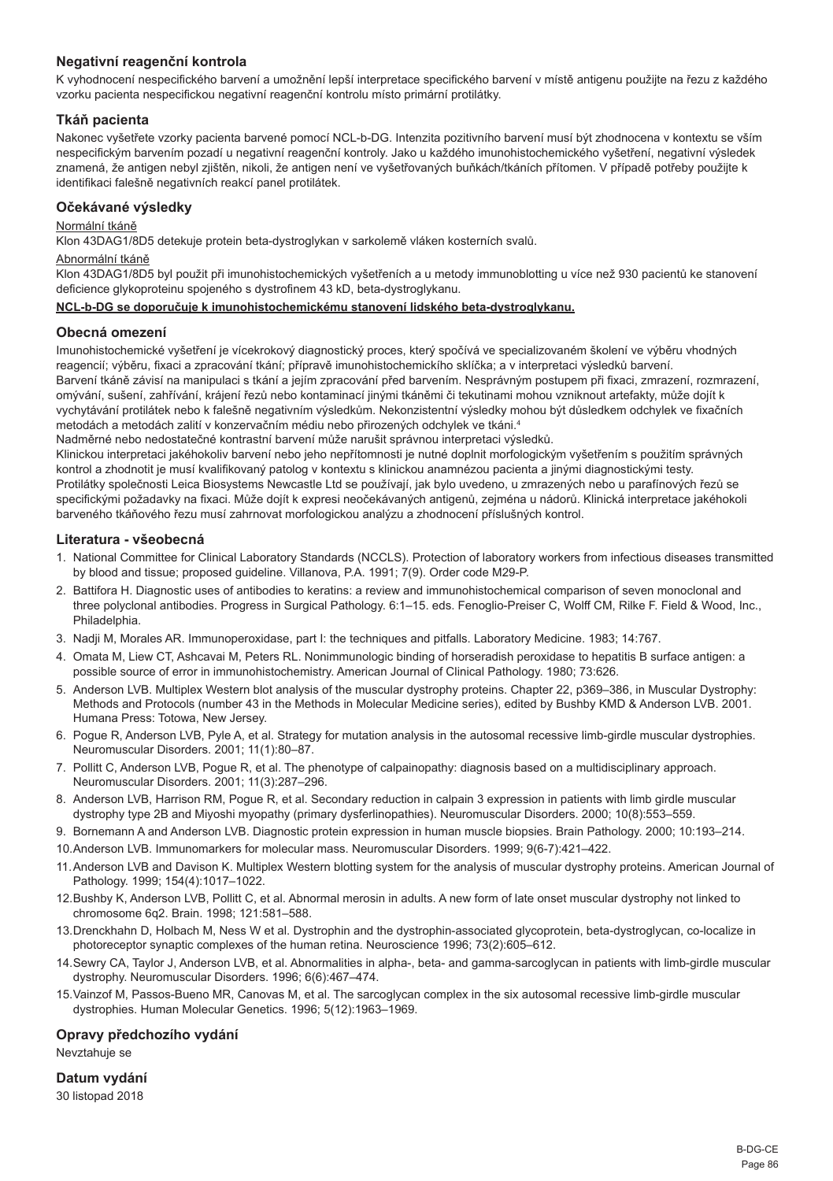## Negativní reagenční kontrola

K vyhodnocení nespecifického barvení a umožnění lepší interpretace specifického barvení v místě antigenu použijte na řezu z každého vzorku pacienta nespecifickou negativní reagenční kontrolu místo primární protilátky.

## Tkáň pacienta

Nakonec vyšetřete vzorky pacienta barvené pomocí NCL-b-DG. Intenzita pozitivního barvení musí být zhodnocena v kontextu se vším nespecifickým barvením pozadí u negativní reagenční kontroly. Jako u každého imunohistochemického vyšetření, negativní výsledek znamená, že antigen nebyl zjištěn, nikoli, že antigen není ve vyšetřovaných buňkách/tkáních přítomen. V případě potřeby použijte k identifikaci falešně negativních reakcí panel protilátek.

## Očekávané výsledky

Normální tkáně

Klon 43DAG1/8D5 detekuje protein beta-dystroglykan v sarkolemě vláken kosterních svalů.

Abnormální tkáně

Klon 43DAG1/8D5 byl použit při imunohistochemických vyšetřeních a u metody immunoblotting u více než 930 pacientů ke stanovení deficience glykoproteinu spojeného s dystrofinem 43 kD, beta-dystroglykanu.

**NCL-b-DG se doporučuje k imunohistochemickému stanovení lidského beta-dystroglykanu.**

## Obecná omezení

Imunohistochemické vyšetření je vícekrokový diagnostický proces, který spočívá ve specializovaném školení ve výběru vhodných reagencií; výběru, fixaci a zpracování tkání; přípravě imunohistochemickího sklíčka; a v interpretaci výsledků barvení.

Barvení tkáně závisí na manipulaci s tkání a jejím zpracování před barvením. Nesprávným postupem při fixaci, zmrazení, rozmrazení, omývání, sušení, zahřívání, krájení řezů nebo kontaminací jinými tkáněmi či tekutinami mohou vzniknout artefakty, může dojít k vychytávání protilátek nebo k falešně negativním výsledkům. Nekonzistentní výsledky mohou být důsledkem odchylek ve fixačních metodách a metodách zalití v konzervačním médiu nebo přirozených odchylek ve tkáni.[4]

Nadměrné nebo nedostatečné kontrastní barvení může narušit správnou interpretaci výsledků.

Klinickou interpretaci jakéhokoliv barvení nebo jeho nepřítomnosti je nutné doplnit morfologickým vyšetřením s použitím správných kontrol a zhodnotit je musí kvalifikovaný patolog v kontextu s klinickou anamnézou pacienta a jinými diagnostickými testy.

Protilátky společnosti Leica Biosystems Newcastle Ltd se používají, jak bylo uvedeno, u zmrazených nebo u parafínových řezů se specifickými požadavky na fixaci. Může dojít k expresi neočekávaných antigenů, zejména u nádorů. Klinická interpretace jakéhokoli barveného tkáňového řezu musí zahrnovat morfologickou analýzu a zhodnocení příslušných kontrol.

## Literatura - všeobecná

1. National Committee for Clinical Laboratory Standards (NCCLS). Protection of laboratory workers from infectious diseases transmitted by blood and tissue; proposed guideline. Villanova, P.A. 1991; 7(9). Order code M29-P.
2. Battifora H. Diagnostic uses of antibodies to keratins: a review and immunohistochemical comparison of seven monoclonal and three polyclonal antibodies. Progress in Surgical Pathology. 6:1–15. eds. Fenoglio-Preiser C, Wolff CM, Rilke F. Field & Wood, Inc., Philadelphia.
3. Nadji M, Morales AR. Immunoperoxidase, part I: the techniques and pitfalls. Laboratory Medicine. 1983; 14:767.
4. Omata M, Liew CT, Ashcavai M, Peters RL. Nonimmunologic binding of horseradish peroxidase to hepatitis B surface antigen: a possible source of error in immunohistochemistry. American Journal of Clinical Pathology. 1980; 73:626.
5. Anderson LVB. Multiplex Western blot analysis of the muscular dystrophy proteins. Chapter 22, p369–386, in Muscular Dystrophy: Methods and Protocols (number 43 in the Methods in Molecular Medicine series), edited by Bushby KMD & Anderson LVB. 2001. Humana Press: Totowa, New Jersey.
6. Pogue R, Anderson LVB, Pyle A, et al. Strategy for mutation analysis in the autosomal recessive limb-girdle muscular dystrophies. Neuromuscular Disorders. 2001; 11(1):80–87.
7. Pollitt C, Anderson LVB, Pogue R, et al. The phenotype of calpainopathy: diagnosis based on a multidisciplinary approach. Neuromuscular Disorders. 2001; 11(3):287–296.
8. Anderson LVB, Harrison RM, Pogue R, et al. Secondary reduction in calpain 3 expression in patients with limb girdle muscular dystrophy type 2B and Miyoshi myopathy (primary dysferlinopathies). Neuromuscular Disorders. 2000; 10(8):553–559.
9. Bornemann A and Anderson LVB. Diagnostic protein expression in human muscle biopsies. Brain Pathology. 2000; 10:193–214.
10. Anderson LVB. Immunomarkers for molecular mass. Neuromuscular Disorders. 1999; 9(6-7):421–422.
11. Anderson LVB and Davison K. Multiplex Western blotting system for the analysis of muscular dystrophy proteins. American Journal of Pathology. 1999; 154(4):1017–1022.
12. Bushby K, Anderson LVB, Pollitt C, et al. Abnormal merosin in adults. A new form of late onset muscular dystrophy not linked to chromosome 6q2. Brain. 1998; 121:581–588.
13. Drenckhahn D, Holbach M, Ness W et al. Dystrophin and the dystrophin-associated glycoprotein, beta-dystroglycan, co-localize in photoreceptor synaptic complexes of the human retina. Neuroscience 1996; 73(2):605–612.
14. Sewry CA, Taylor J, Anderson LVB, et al. Abnormalities in alpha-, beta- and gamma-sarcoglycan in patients with limb-girdle muscular dystrophy. Neuromuscular Disorders. 1996; 6(6):467–474.
15. Vainzof M, Passos-Bueno MR, Canovas M, et al. The sarcoglycan complex in the six autosomal recessive limb-girdle muscular dystrophies. Human Molecular Genetics. 1996; 5(12):1963–1969.

## Opravy předchozího vydání

Nevztahuje se

## Datum vydání

30 listopad 2018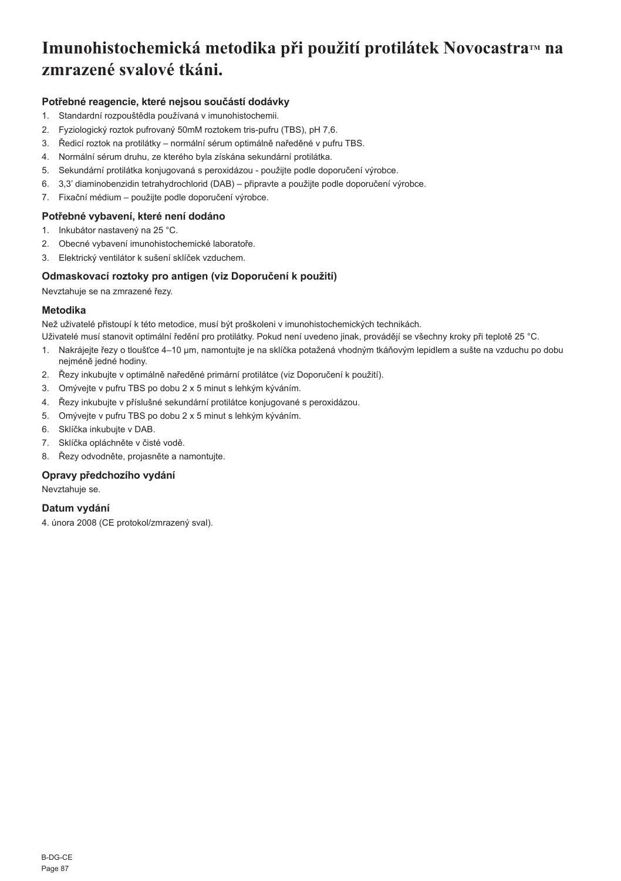# Imunohistochemická metodika při použití protilátek Novocastra™ na zmrazené svalové tkáni.

### Potřebné reagencie, které nejsou součástí dodávky

1. Standardní rozpouštědla používaná v imunohistochemii.
2. Fyziologický roztok pufrovaný 50mM roztokem tris-pufru (TBS), pH 7,6.
3. Ředicí roztok na protilátky – normální sérum optimálně naředěné v pufru TBS.
4. Normální sérum druhu, ze kterého byla získána sekundární protilátka.
5. Sekundární protilátka konjugovaná s peroxidázou - použijte podle doporučení výrobce.
6. 3,3' diaminobenzidin tetrahydrochlorid (DAB) – připravte a použijte podle doporučení výrobce.
7. Fixační médium – použijte podle doporučení výrobce.

### Potřebné vybavení, které není dodáno

1. Inkubátor nastavený na 25 °C.
2. Obecné vybavení imunohistochemické laboratoře.
3. Elektrický ventilátor k sušení sklíček vzduchem.

### Odmaskovací roztoky pro antigen (viz Doporučení k použití)

Nevztahuje se na zmrazené řezy.

### Metodika

Než uživatelé přistoupí k této metodice, musí být proškoleni v imunohistochemických technikách.
Uživatelé musí stanovit optimální ředění pro protilátky. Pokud není uvedeno jinak, provádějí se všechny kroky při teplotě 25 °C.

1. Nakrájejte řezy o tloušťce 4–10 µm, namontujte je na sklíčka potažená vhodným tkáňovým lepidlem a sušte na vzduchu po dobu nejméně jedné hodiny.
2. Řezy inkubujte v optimálně naředěné primární protilátce (viz Doporučení k použití).
3. Omývejte v pufru TBS po dobu 2 x 5 minut s lehkým kýváním.
4. Řezy inkubujte v příslušné sekundární protilátce konjugované s peroxidázou.
5. Omývejte v pufru TBS po dobu 2 x 5 minut s lehkým kýváním.
6. Sklíčka inkubujte v DAB.
7. Sklíčka opláchněte v čisté vodě.
8. Řezy odvodněte, projasněte a namontujte.

### Opravy předchozího vydání

Nevztahuje se.

### Datum vydání

4. února 2008 (CE protokol/zmrazený sval).

B-DG-CE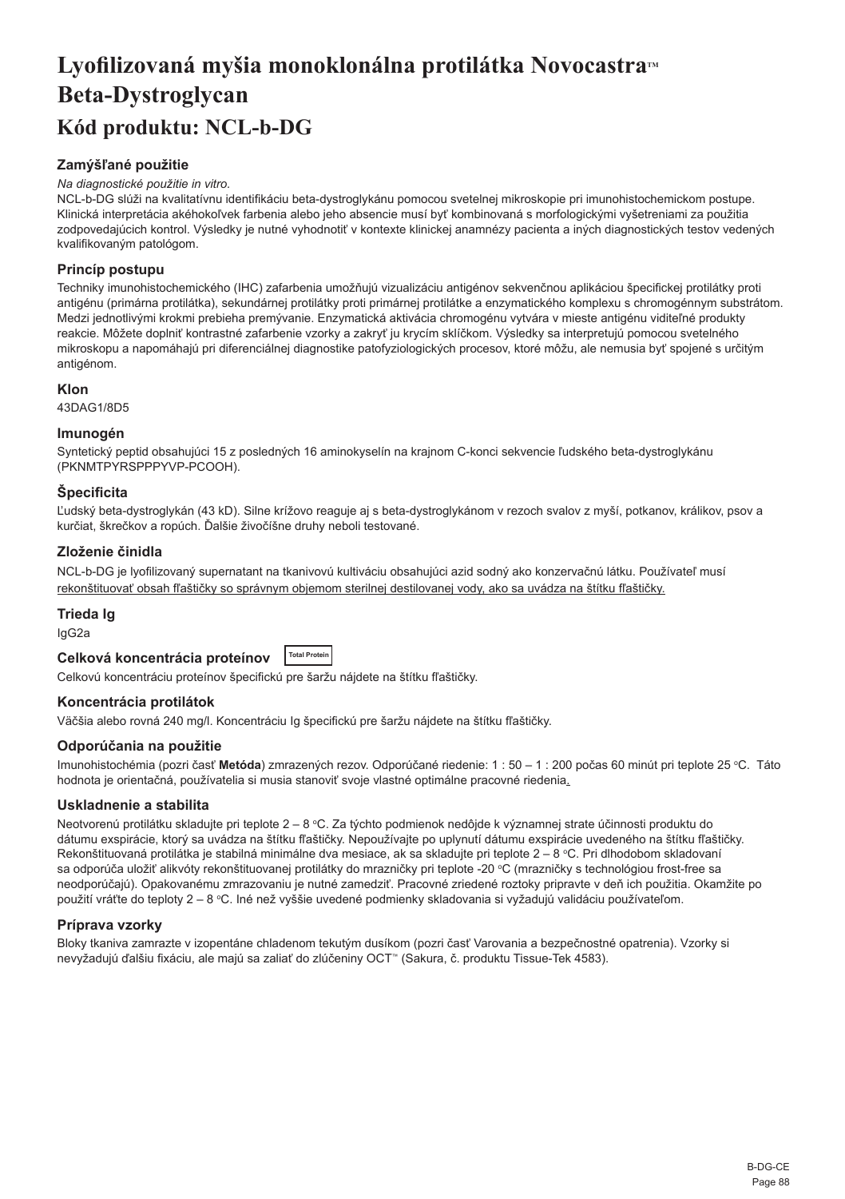# Lyofilizovaná myšia monoklonálna protilátka Novocastra™ Beta-Dystroglycan

# Kód produktu: NCL-b-DG

### Zamýšľané použitie

*Na diagnostické použitie in vitro.*

NCL-b-DG slúži na kvalitatívnu identifikáciu beta-dystroglykánu pomocou svetelnej mikroskopie pri imunohistochemickom postupe. Klinická interpretácia akéhokoľvek farbenia alebo jeho absencie musí byť kombinovaná s morfologickými vyšetreniami za použitia zodpovedajúcich kontrol. Výsledky je nutné vyhodnotiť v kontexte klinickej anamnézy pacienta a iných diagnostických testov vedených kvalifikovaným patológom.

### Princíp postupu

Techniky imunohistochemického (IHC) zafarbenia umožňujú vizualizáciu antigénov sekvenčnou aplikáciou špecifickej protilátky proti antigénu (primárna protilátka), sekundárnej protilátky proti primárnej protilátke a enzymatického komplexu s chromogénnym substrátom. Medzi jednotlivými krokmi prebieha premývanie. Enzymatická aktivácia chromogénu vytvára v mieste antigénu viditeľné produkty reakcie. Môžete doplniť kontrastné zafarbenie vzorky a zakryť ju krycím sklíčkom. Výsledky sa interpretujú pomocou svetelného mikroskopu a napomáhajú pri diferenciálnej diagnostike patofyziologických procesov, ktoré môžu, ale nemusia byť spojené s určitým antigénom.

### Klon

43DAG1/8D5

### Imunogén

Syntetický peptid obsahujúci 15 z posledných 16 aminokyselín na krajnom C-konci sekvencie ľudského beta-dystroglykánu (PKNMTPYRSPPPYVP-PCOOH).

### Špecificita

Ľudský beta-dystroglykán (43 kD). Silne krížovo reaguje aj s beta-dystroglykánom v rezoch svalov z myší, potkanov, králikov, psov a kurčiat, škrečkov a ropúch. Ďalšie živočíšne druhy neboli testované.

### Zloženie činidla

NCL-b-DG je lyofilizovaný supernatant na tkanivovú kultiváciu obsahujúci azid sodný ako konzervačnú látku. Používateľ musí rekonštituovať obsah fľaštičky so správnym objemom sterilnej destilovanej vody, ako sa uvádza na štítku fľaštičky.

### Trieda Ig

IgG2a

### Celková koncentrácia proteínov Total Protein

Celkovú koncentráciu proteínov špecifickú pre šaržu nájdete na štítku fľaštičky.

### Koncentrácia protilátok

Väčšia alebo rovná 240 mg/l. Koncentráciu Ig špecifickú pre šaržu nájdete na štítku fľaštičky.

### Odporúčania na použitie

Imunohistochémia (pozri časť **Metóda**) zmrazených rezov. Odporúčané riedenie: 1 : 50 – 1 : 200 počas 60 minút pri teplote 25 °C. Táto hodnota je orientačná, používatelia si musia stanoviť svoje vlastné optimálne pracovné riedenia.

### Uskladnenie a stabilita

Neotvorenú protilátku skladujte pri teplote 2 – 8 °C. Za týchto podmienok nedôjde k významnej strate účinnosti produktu do dátumu exspirácie, ktorý sa uvádza na štítku fľaštičky. Nepoužívajte po uplynutí dátumu exspirácie uvedeného na štítku fľaštičky. Rekonštituovaná protilátka je stabilná minimálne dva mesiace, ak sa skladujte pri teplote 2 – 8 °C. Pri dlhodobom skladovaní sa odporúča uložiť alikvóty rekonštituovanej protilátky do mrazničky pri teplote -20 °C (mrazničky s technológiou frost-free sa neodporúčajú). Opakovanému zmrazovaniu je nutné zamedziť. Pracovné zriedené roztoky pripravte v deň ich použitia. Okamžite po použití vráťte do teploty 2 – 8 °C. Iné než vyššie uvedené podmienky skladovania si vyžadujú validáciu používateľom.

### Príprava vzorky

Bloky tkaniva zamrazte v izopentáne chladenom tekutým dusíkom (pozri časť Varovania a bezpečnostné opatrenia). Vzorky si nevyžadujú ďalšiu fixáciu, ale majú sa zaliať do zlúčeniny OCT™ (Sakura, č. produktu Tissue-Tek 4583).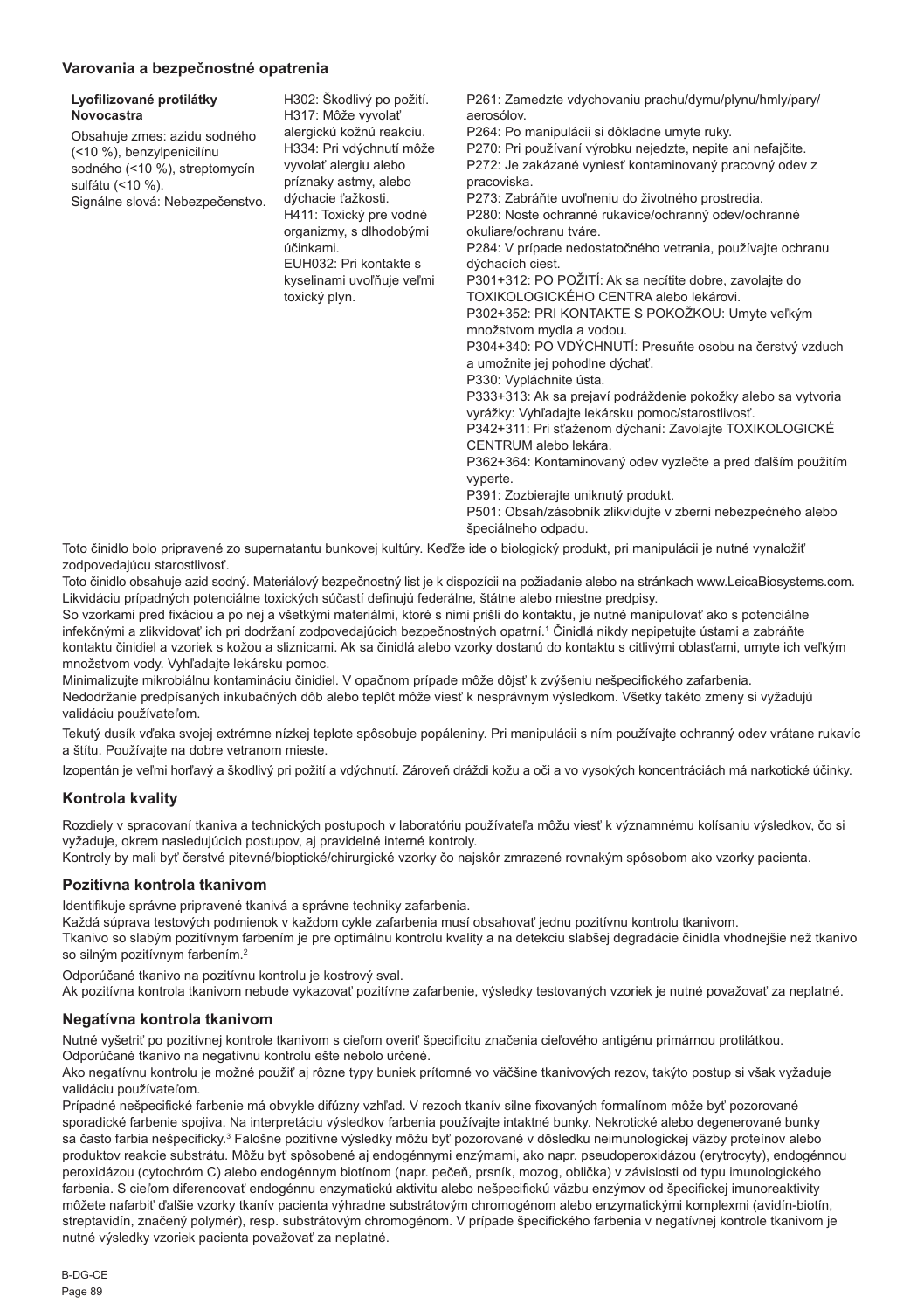## Varovania a bezpečnostné opatrenia

| **Lyofilizované protilátky Novocastra**<br><br>Obsahuje zmes: azidu sodného (<10 %), benzylpenicilínu sodného (<10 %), streptomycín sulfátu (<10 %).<br>Signálne slová: Nebezpečenstvo. | H302: Škodlivý po požití.<br>H317: Môže vyvolať alergickú kožnú reakciu.<br>H334: Pri vdýchnutí môže vyvolať alergiu alebo príznaky astmy, alebo dýchacie ťažkosti.<br>H411: Toxický pre vodné organizmy, s dlhodobými účinkami.<br>EUH032: Pri kontakte s kyselinami uvoľňuje veľmi toxický plyn. | P261: Zamedzte vdychovaniu prachu/dymu/plynu/hmly/pary/aerosólov.<br>P264: Po manipulácii si dôkladne umyte ruky.<br>P270: Pri používaní výrobku nejedzte, nepite ani nefajčite.<br>P272: Je zakázané vyniesť kontaminovaný pracovný odev z pracoviska.<br>P273: Zabráňte uvoľneniu do životného prostredia.<br>P280: Noste ochranné rukavice/ochranný odev/ochranné okuliare/ochranu tváre.<br>P284: V prípade nedostatočného vetrania, používajte ochranu dýchacích ciest.<br>P301+312: PO POŽITÍ: Ak sa necítite dobre, zavolajte do TOXIKOLOGICKÉHO CENTRA alebo lekárovi.<br>P302+352: PRI KONTAKTE S POKOŽKOU: Umyte veľkým množstvom mydla a vodou.<br>P304+340: PO VDÝCHNUTÍ: Presuňte osobu na čerstvý vzduch a umožnite jej pohodlne dýchať.<br>P330: Vypláchnite ústa.<br>P333+313: Ak sa prejaví podráždenie pokožky alebo sa vytvoria vyrážky: Vyhľadajte lekársku pomoc/starostlivosť.<br>P342+311: Pri sťaženom dýchaní: Zavolajte TOXIKOLOGICKÉ CENTRUM alebo lekára.<br>P362+364: Kontaminovaný odev vyzlečte a pred ďalším použitím vyperte.<br>P391: Zozbierajte uniknutý produkt.<br>P501: Obsah/zásobník zlikvidujte v zberni nebezpečného alebo špeciálneho odpadu. |
|---|---|---|

Toto činidlo bolo pripravené zo supernatantu bunkovej kultúry. Keďže ide o biologický produkt, pri manipulácii je nutné vynaložiť zodpovedajúcu starostlivosť.

Toto činidlo obsahuje azid sodný. Materiálový bezpečnostný list je k dispozícii na požiadanie alebo na stránkach www.LeicaBiosystems.com.

Likvidáciu prípadných potenciálne toxických súčastí definujú federálne, štátne alebo miestne predpisy.

So vzorkami pred fixáciou a po nej a všetkými materiálmi, ktoré s nimi prišli do kontaktu, je nutné manipulovať ako s potenciálne infekčnými a zlikvidovať ich pri dodržaní zodpovedajúcich bezpečnostných opatrní.[1] Činidlá nikdy nepipetujte ústami a zabráňte kontaktu činidiel a vzoriek s kožou a sliznicami. Ak sa činidlá alebo vzorky dostanú do kontaktu s citlivými oblasťami, umyte ich veľkým množstvom vody. Vyhľadajte lekársku pomoc.

Minimalizujte mikrobiálnu kontamináciu činidiel. V opačnom prípade môže dôjsť k zvýšeniu nešpecifického zafarbenia.

Nedodržanie predpísaných inkubačných dôb alebo teplôt môže viesť k nesprávnym výsledkom. Všetky takéto zmeny si vyžadujú validáciu používateľom.

Tekutý dusík vďaka svojej extrémne nízkej teplote spôsobuje popáleniny. Pri manipulácii s ním používajte ochranný odev vrátane rukavíc a štítu. Používajte na dobre vetranom mieste.

Izopentán je veľmi horľavý a škodlivý pri požití a vdýchnutí. Zároveň dráždi kožu a oči a vo vysokých koncentráciách má narkotické účinky.

## Kontrola kvality

Rozdiely v spracovaní tkaniva a technických postupoch v laboratóriu používateľa môžu viesť k významnému kolísaniu výsledkov, čo si vyžaduje, okrem nasledujúcich postupov, aj pravidelné interné kontroly.

Kontroly by mali byť čerstvé pitevné/bioptické/chirurgické vzorky čo najskôr zmrazené rovnakým spôsobom ako vzorky pacienta.

## Pozitívna kontrola tkanivom

Identifikuje správne pripravené tkanivá a správne techniky zafarbenia.

Každá súprava testových podmienok v každom cykle zafarbenia musí obsahovať jednu pozitívnu kontrolu tkanivom.

Tkanivo so slabým pozitívnym farbením je pre optimálnu kontrolu kvality a na detekciu slabšej degradácie činidla vhodnejšie než tkanivo so silným pozitívnym farbením.[2]

Odporúčané tkanivo na pozitívnu kontrolu je kostrový sval.

Ak pozitívna kontrola tkanivom nebude vykazovať pozitívne zafarbenie, výsledky testovaných vzoriek je nutné považovať za neplatné.

## Negatívna kontrola tkanivom

Nutné vyšetriť po pozitívnej kontrole tkanivom s cieľom overiť špecificitu značenia cieľového antigénu primárnou protilátkou.

Odporúčané tkanivo na negatívnu kontrolu ešte nebolo určené.

Ako negatívnu kontrolu je možné použiť aj rôzne typy buniek prítomné vo väčšine tkanivových rezov, takýto postup si však vyžaduje validáciu používateľom.

Prípadné nešpecifické farbenie má obvykle difúzny vzhľad. V rezoch tkanív silne fixovaných formalínom môže byť pozorované sporadické farbenie spojiva. Na interpretáciu výsledkov farbenia používajte intaktné bunky. Nekrotické alebo degenerované bunky sa často farbia nešpecificky.[3] Falošne pozitívne výsledky môžu byť pozorované v dôsledku neimunologickej väzby proteínov alebo produktov reakcie substrátu. Môžu byť spôsobené aj endogénnymi enzýmami, ako napr. pseudoperoxidázou (erytrocyty), endogénnou peroxidázou (cytochróm C) alebo endogénnym biotínom (napr. pečeň, prsník, mozog, oblička) v závislosti od typu imunologického farbenia. S cieľom diferencovať endogénnu enzymatickú aktivitu alebo nešpecifickú väzbu enzýmov od špecifickej imunoreaktivity môžete nafarbiť ďalšie vzorky tkanív pacienta výhradne substrátovým chromogénom alebo enzymatickými komplexmi (avidín-biotín, streptavidín, značený polymér), resp. substrátovým chromogénom. V prípade špecifického farbenia v negatívnej kontrole tkanivom je nutné výsledky vzoriek pacienta považovať za neplatné.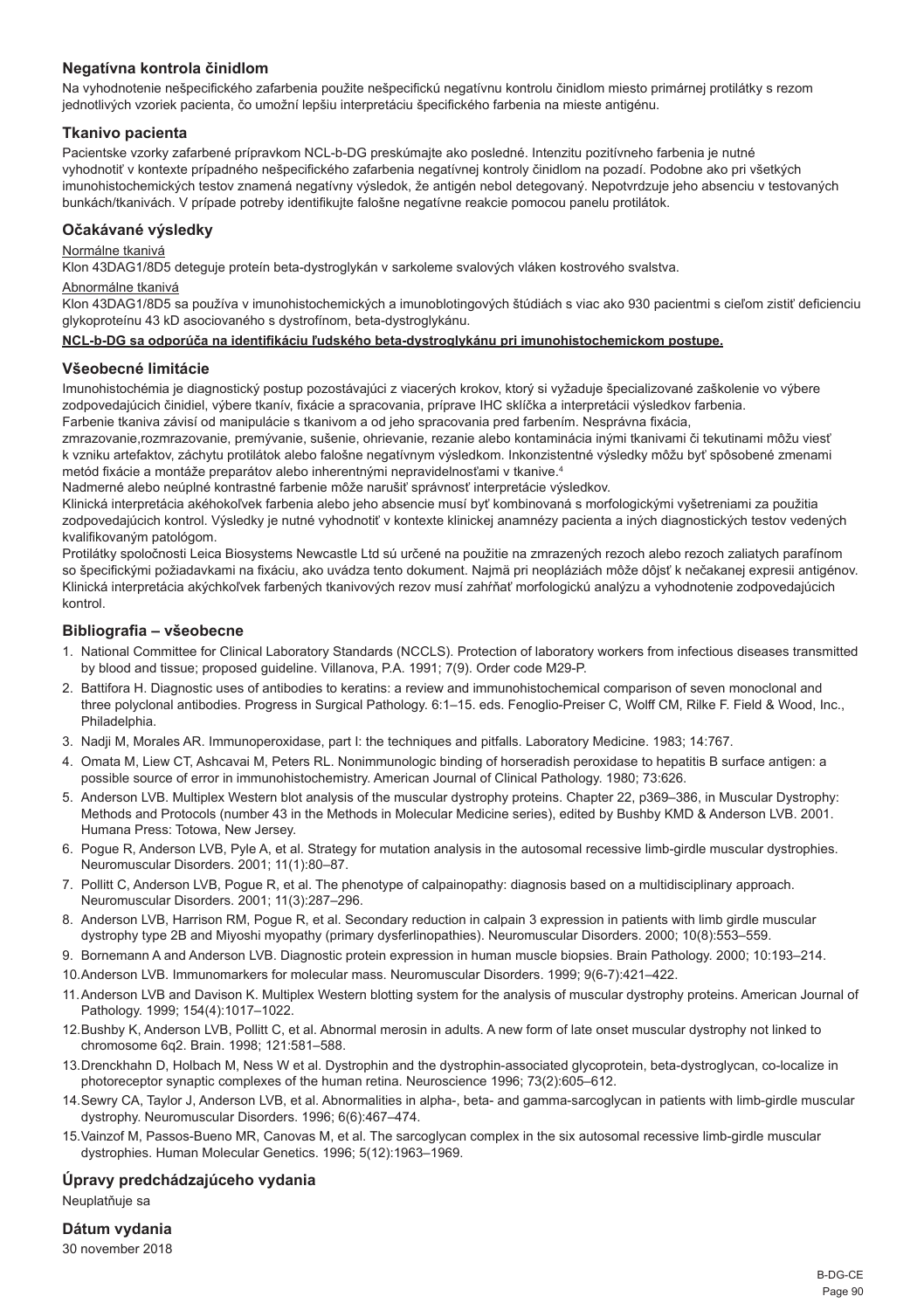### Negatívna kontrola činidlom

Na vyhodnotenie nešpecifického zafarbenia použite nešpecifickú negatívnu kontrolu činidlom miesto primárnej protilátky s rezom jednotlivých vzoriek pacienta, čo umožní lepšiu interpretáciu špecifického farbenia na mieste antigénu.

### Tkanivo pacienta

Pacientske vzorky zafarbené prípravkom NCL-b-DG preskúmajte ako posledné. Intenzitu pozitívneho farbenia je nutné vyhodnotiť v kontexte prípadného nešpecifického zafarbenia negatívnej kontroly činidlom na pozadí. Podobne ako pri všetkých imunohistochemických testov znamená negatívny výsledok, že antigén nebol detegovaný. Nepotvrdzuje jeho absenciu v testovaných bunkách/tkanivách. V prípade potreby identifikujte falošne negatívne reakcie pomocou panelu protilátok.

### Očakávané výsledky

Normálne tkanivá

Klon 43DAG1/8D5 deteguje proteín beta-dystroglykán v sarkoleme svalových vláken kostrového svalstva.

Abnormálne tkanivá

Klon 43DAG1/8D5 sa používa v imunohistochemických a imunoblotingových štúdiách s viac ako 930 pacientmi s cieľom zistiť deficienciu glykoproteínu 43 kD asociovaného s dystrofínom, beta-dystroglykánu.

**NCL-b-DG sa odporúča na identifikáciu ľudského beta-dystroglykánu pri imunohistochemickom postupe.**

### Všeobecné limitácie

Imunohistochémia je diagnostický postup pozostávajúci z viacerých krokov, ktorý si vyžaduje špecializované zaškolenie vo výbere zodpovedajúcich činidiel, výbere tkanív, fixácie a spracovania, príprave IHC sklíčka a interpretácii výsledkov farbenia.

Farbenie tkaniva závisí od manipulácie s tkanivom a od jeho spracovania pred farbením. Nesprávna fixácia, zmrazovanie,rozmrazovanie, premývanie, sušenie, ohrievanie, rezanie alebo kontaminácia inými tkanivami či tekutinami môžu viesť k vzniku artefaktov, záchytu protilátok alebo falošne negatívnym výsledkom. Inkonzistentné výsledky môžu byť spôsobené zmenami metód fixácie a montáže preparátov alebo inherentnými nepravidelnosťami v tkanive.[4]

Nadmerné alebo neúplné kontrastné farbenie môže narušiť správnosť interpretácie výsledkov.

Klinická interpretácia akéhokoľvek farbenia alebo jeho absencie musí byť kombinovaná s morfologickými vyšetreniami za použitia zodpovedajúcich kontrol. Výsledky je nutné vyhodnotiť v kontexte klinickej anamnézy pacienta a iných diagnostických testov vedených kvalifikovaným patológom.

Protilátky spoločnosti Leica Biosystems Newcastle Ltd sú určené na použitie na zmrazených rezoch alebo rezoch zaliatych parafínom so špecifickými požiadavkami na fixáciu, ako uvádza tento dokument. Najmä pri neopláziách môže dôjsť k nečakanej expresii antigénov. Klinická interpretácia akýchkoľvek farbených tkanivových rezov musí zahŕňať morfologickú analýzu a vyhodnotenie zodpovedajúcich kontrol.

### Bibliografia – všeobecne

1. National Committee for Clinical Laboratory Standards (NCCLS). Protection of laboratory workers from infectious diseases transmitted by blood and tissue; proposed guideline. Villanova, P.A. 1991; 7(9). Order code M29-P.
2. Battifora H. Diagnostic uses of antibodies to keratins: a review and immunohistochemical comparison of seven monoclonal and three polyclonal antibodies. Progress in Surgical Pathology. 6:1–15. eds. Fenoglio-Preiser C, Wolff CM, Rilke F. Field & Wood, Inc., Philadelphia.
3. Nadji M, Morales AR. Immunoperoxidase, part I: the techniques and pitfalls. Laboratory Medicine. 1983; 14:767.
4. Omata M, Liew CT, Ashcavai M, Peters RL. Nonimmunologic binding of horseradish peroxidase to hepatitis B surface antigen: a possible source of error in immunohistochemistry. American Journal of Clinical Pathology. 1980; 73:626.
5. Anderson LVB. Multiplex Western blot analysis of the muscular dystrophy proteins. Chapter 22, p369–386, in Muscular Dystrophy: Methods and Protocols (number 43 in the Methods in Molecular Medicine series), edited by Bushby KMD & Anderson LVB. 2001. Humana Press: Totowa, New Jersey.
6. Pogue R, Anderson LVB, Pyle A, et al. Strategy for mutation analysis in the autosomal recessive limb-girdle muscular dystrophies. Neuromuscular Disorders. 2001; 11(1):80–87.
7. Pollitt C, Anderson LVB, Pogue R, et al. The phenotype of calpainopathy: diagnosis based on a multidisciplinary approach. Neuromuscular Disorders. 2001; 11(3):287–296.
8. Anderson LVB, Harrison RM, Pogue R, et al. Secondary reduction in calpain 3 expression in patients with limb girdle muscular dystrophy type 2B and Miyoshi myopathy (primary dysferlinopathies). Neuromuscular Disorders. 2000; 10(8):553–559.
9. Bornemann A and Anderson LVB. Diagnostic protein expression in human muscle biopsies. Brain Pathology. 2000; 10:193–214.
10. Anderson LVB. Immunomarkers for molecular mass. Neuromuscular Disorders. 1999; 9(6-7):421–422.
11. Anderson LVB and Davison K. Multiplex Western blotting system for the analysis of muscular dystrophy proteins. American Journal of Pathology. 1999; 154(4):1017–1022.
12. Bushby K, Anderson LVB, Pollitt C, et al. Abnormal merosin in adults. A new form of late onset muscular dystrophy not linked to chromosome 6q2. Brain. 1998; 121:581–588.
13. Drenckhahn D, Holbach M, Ness W et al. Dystrophin and the dystrophin-associated glycoprotein, beta-dystroglycan, co-localize in photoreceptor synaptic complexes of the human retina. Neuroscience 1996; 73(2):605–612.
14. Sewry CA, Taylor J, Anderson LVB, et al. Abnormalities in alpha-, beta- and gamma-sarcoglycan in patients with limb-girdle muscular dystrophy. Neuromuscular Disorders. 1996; 6(6):467–474.
15. Vainzof M, Passos-Bueno MR, Canovas M, et al. The sarcoglycan complex in the six autosomal recessive limb-girdle muscular dystrophies. Human Molecular Genetics. 1996; 5(12):1963–1969.

### Úpravy predchádzajúceho vydania

Neuplatňuje sa

### Dátum vydania

30 november 2018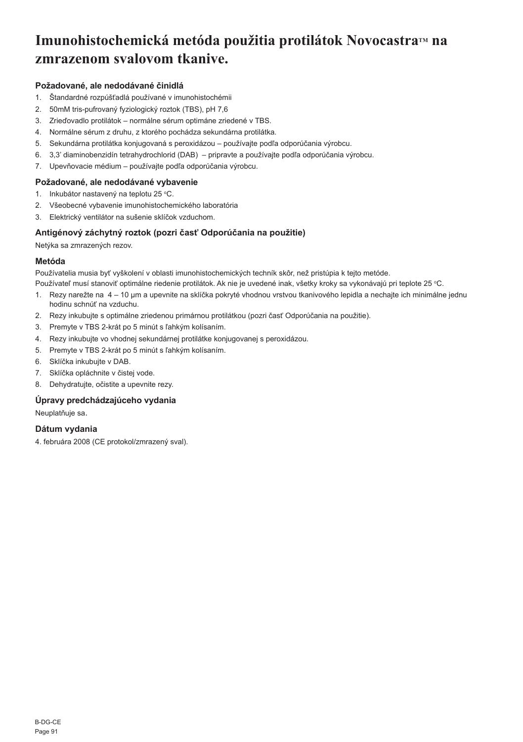# Imunohistochemická metóda použitia protilátok Novocastra™ na zmrazenom svalovom tkanive.

### Požadované, ale nedodávané činidlá

1. Štandardné rozpúšťadlá používané v imunohistochémii
2. 50mM tris-pufrovaný fyziologický roztok (TBS), pH 7,6
3. Zrieďovadlo protilátok – normálne sérum optimáne zriedené v TBS.
4. Normálne sérum z druhu, z ktorého pochádza sekundárna protilátka.
5. Sekundárna protilátka konjugovaná s peroxidázou – používajte podľa odporúčania výrobcu.
6. 3,3' diaminobenzidín tetrahydrochlorid (DAB) – pripravte a používajte podľa odporúčania výrobcu.
7. Upevňovacie médium – používajte podľa odporúčania výrobcu.

### Požadované, ale nedodávané vybavenie

1. Inkubátor nastavený na teplotu 25 °C.
2. Všeobecné vybavenie imunohistochemického laboratória
3. Elektrický ventilátor na sušenie sklíčok vzduchom.

### Antigénový záchytný roztok (pozri časť Odporúčania na použitie)

Netýka sa zmrazených rezov.

### Metóda

Používatelia musia byť vyškolení v oblasti imunohistochemických techník skôr, než pristúpia k tejto metóde.
Používateľ musí stanoviť optimálne riedenie protilátok. Ak nie je uvedené inak, všetky kroky sa vykonávajú pri teplote 25 °C.

1. Rezy narežte na 4 – 10 µm a upevnite na sklíčka pokryté vhodnou vrstvou tkanivového lepidla a nechajte ich minimálne jednu hodinu schnúť na vzduchu.
2. Rezy inkubujte s optimálne zriedenou primárnou protilátkou (pozri časť Odporúčania na použitie).
3. Premyte v TBS 2-krát po 5 minút s ľahkým kolísaním.
4. Rezy inkubujte vo vhodnej sekundárnej protilátke konjugovanej s peroxidázou.
5. Premyte v TBS 2-krát po 5 minút s ľahkým kolísaním.
6. Sklíčka inkubujte v DAB.
7. Sklíčka opláchnite v čistej vode.
8. Dehydratujte, očistite a upevnite rezy.

### Úpravy predchádzajúceho vydania

Neuplatňuje sa.

### Dátum vydania

4. februára 2008 (CE protokol/zmrazený sval).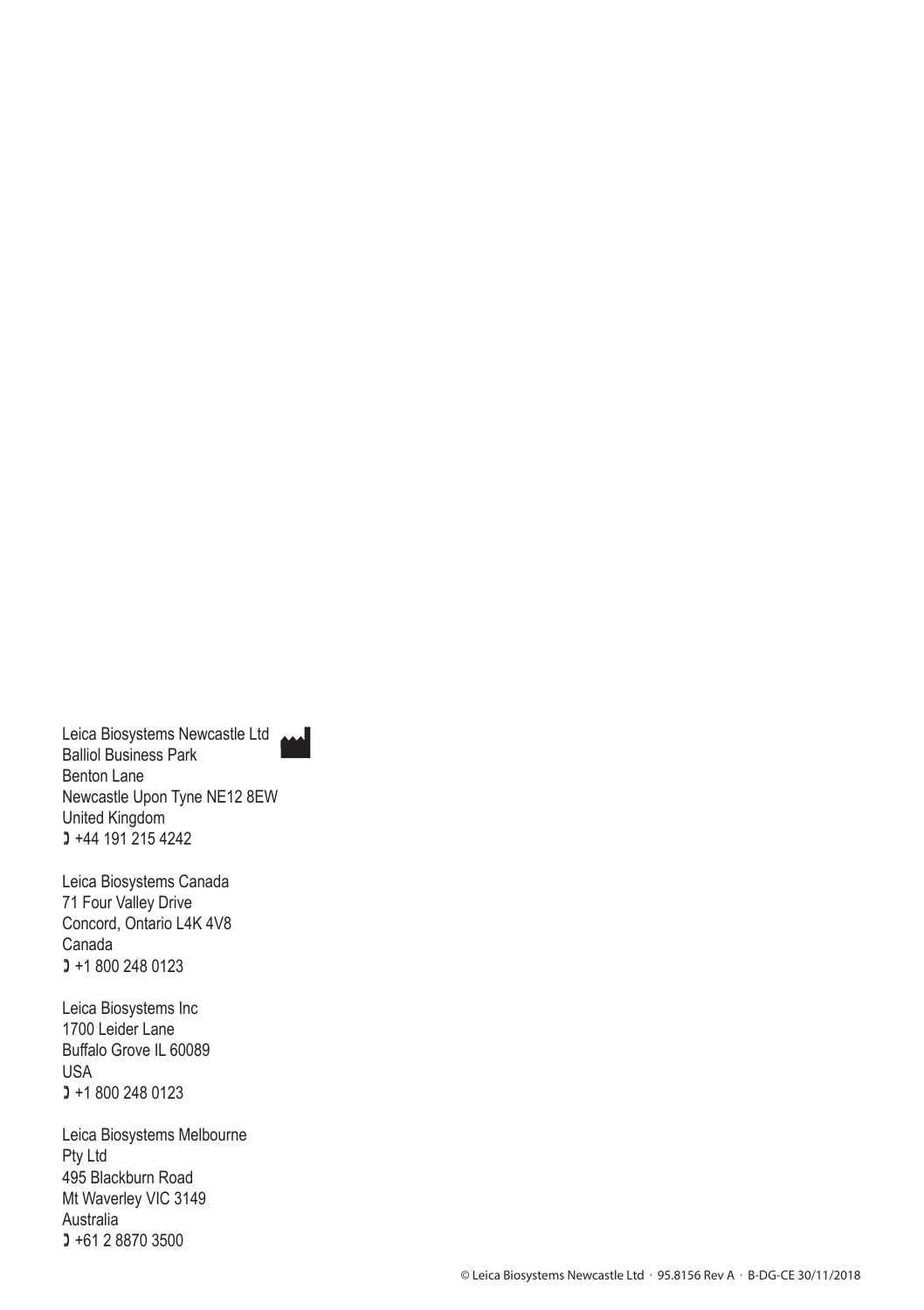Leica Biosystems Newcastle Ltd
Balliol Business Park
Benton Lane
Newcastle Upon Tyne NE12 8EW
United Kingdom
+44 191 215 4242

Leica Biosystems Canada
71 Four Valley Drive
Concord, Ontario L4K 4V8
Canada
+1 800 248 0123

Leica Biosystems Inc
1700 Leider Lane
Buffalo Grove IL 60089
USA
+1 800 248 0123

Leica Biosystems Melbourne
Pty Ltd
495 Blackburn Road
Mt Waverley VIC 3149
Australia
+61 2 8870 3500

© Leica Biosystems Newcastle Ltd · 95.8156 Rev A · B-DG-CE 30/11/2018